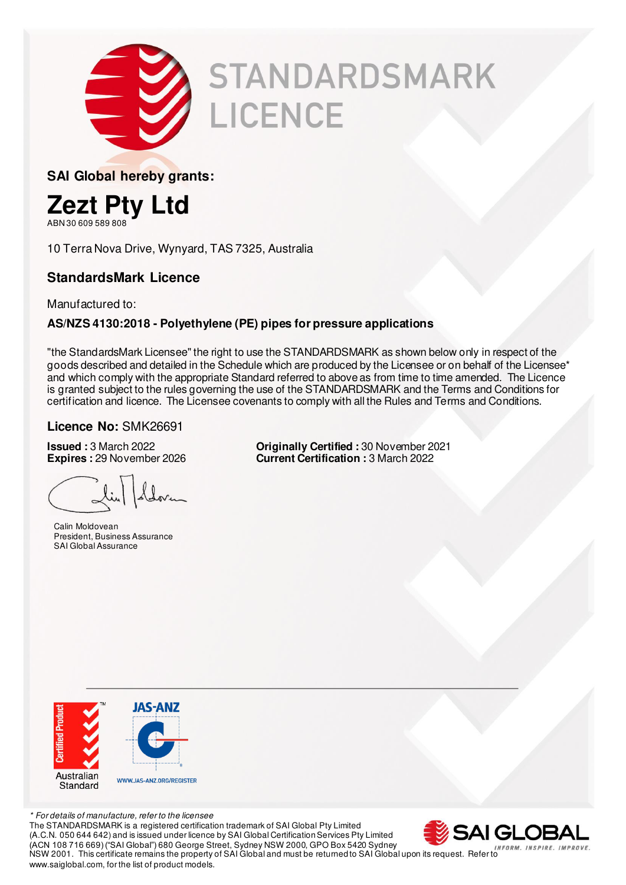# STANDARDSMARK LICENCE

**SAI Global hereby grants:**

# Zezt Pty Ltd

ABN 30 609 589 808

10 Terra Nova Drive, Wynyard, TAS 7325, Australia

## StandardsMark Licence

Manufactured to:

**AS/NZS 4130:2018 - Polyethylene (PE) pipes for pressure applications**

"the StandardsMark Licensee" the right to use the STANDARDSMARK as shown below only in respect of the goods described and detailed in the Schedule which are produced by the Licensee or on behalf of the Licensee* and which comply with the appropriate Standard referred to above as from time to time amended. The Licence is granted subject to the rules governing the use of the STANDARDSMARK and the Terms and Conditions for certification and licence. The Licensee covenants to comply with all the Rules and Terms and Conditions.

**Licence No:** SMK26691

**Issued :** 3 March 2022
**Expires :** 29 November 2026

**Originally Certified :** 30 November 2021
**Current Certification :** 3 March 2022

Calin Moldovean
President, Business Assurance
SAI Global Assurance

Certified Product
Australian Standard

JAS-ANZ
WWW.JAS-ANZ.ORG/REGISTER

*\* For details of manufacture, refer to the licensee*

The STANDARDSMARK is a registered certification trademark of SAI Global Pty Limited (A.C.N. 050 644 642) and is issued under licence by SAI Global Certification Services Pty Limited (ACN 108 716 669) ("SAI Global") 680 George Street, Sydney NSW 2000, GPO Box 5420 Sydney NSW 2001. This certificate remains the property of SAI Global and must be returned to SAI Global upon its request. Refer to www.saiglobal.com, for the list of product models.

SAI GLOBAL
INFORM. INSPIRE. IMPROVE.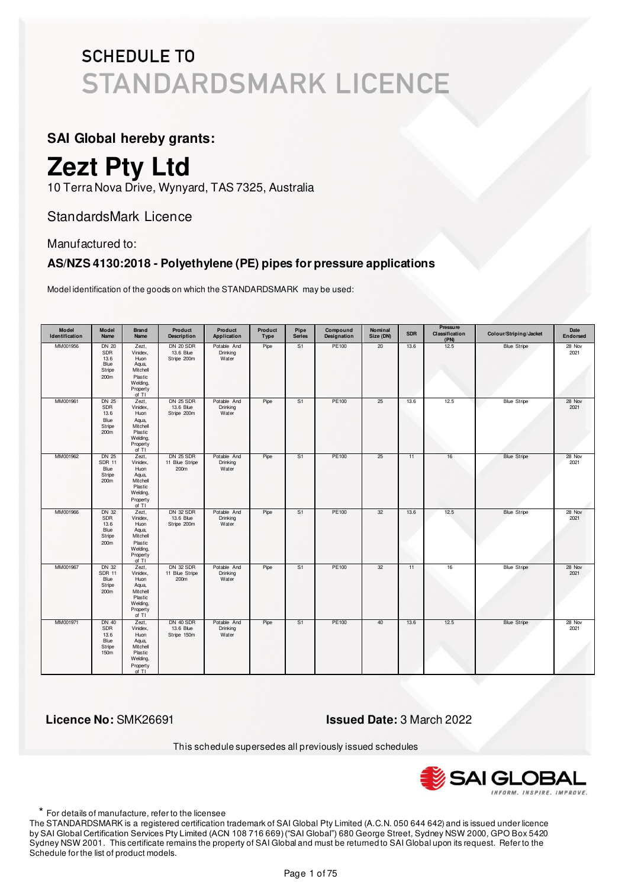# SCHEDULE TO STANDARDSMARK LICENCE

**SAI Global hereby grants:**

# Zezt Pty Ltd

10 Terra Nova Drive, Wynyard, TAS 7325, Australia

StandardsMark Licence

Manufactured to:

### AS/NZS 4130:2018 - Polyethylene (PE) pipes for pressure applications

Model identification of the goods on which the STANDARDSMARK may be used:

| Model Identification | Model Name | Brand Name | Product Description | Product Application | Product Type | Pipe Series | Compound Designation | Nominal Size (DN) | SDR | Pressure Classification (PN) | Colour/Striping/Jacket | Date Endorsed |
|---|---|---|---|---|---|---|---|---|---|---|---|---|
| MM001956 | DN 20 SDR 13.6 Blue Stripe 200m | Zezt, Vinidex, Huon Aqua, Mitchell Plastic Welding, Property of TI | DN 20 SDR 13.6 Blue Stripe 200m | Potable And Drinking Water | Pipe | S1 | PE100 | 20 | 13.6 | 12.5 | Blue Stripe | 28 Nov 2021 |
| MM001961 | DN 25 SDR 13.6 Blue Stripe 200m | Zezt, Vinidex, Huon Aqua, Mitchell Plastic Welding, Property of TI | DN 25 SDR 13.6 Blue Stripe 200m | Potable And Drinking Water | Pipe | S1 | PE100 | 25 | 13.6 | 12.5 | Blue Stripe | 28 Nov 2021 |
| MM001962 | DN 25 SDR 11 Blue Stripe 200m | Zezt, Vinidex, Huon Aqua, Mitchell Plastic Welding, Property of TI | DN 25 SDR 11 Blue Stripe 200m | Potable And Drinking Water | Pipe | S1 | PE100 | 25 | 11 | 16 | Blue Stripe | 28 Nov 2021 |
| MM001966 | DN 32 SDR 13.6 Blue Stripe 200m | Zezt, Vinidex, Huon Aqua, Mitchell Plastic Welding, Property of TI | DN 32 SDR 13.6 Blue Stripe 200m | Potable And Drinking Water | Pipe | S1 | PE100 | 32 | 13.6 | 12.5 | Blue Stripe | 28 Nov 2021 |
| MM001967 | DN 32 SDR 11 Blue Stripe 200m | Zezt, Vinidex, Huon Aqua, Mitchell Plastic Welding, Property of TI | DN 32 SDR 11 Blue Stripe 200m | Potable And Drinking Water | Pipe | S1 | PE100 | 32 | 11 | 16 | Blue Stripe | 28 Nov 2021 |
| MM001971 | DN 40 SDR 13.6 Blue Stripe 150m | Zezt, Vinidex, Huon Aqua, Mitchell Plastic Welding, Property of TI | DN 40 SDR 13.6 Blue Stripe 150m | Potable And Drinking Water | Pipe | S1 | PE100 | 40 | 13.6 | 12.5 | Blue Stripe | 28 Nov 2021 |

**Licence No:** SMK26691

**Issued Date:** 3 March 2022

This schedule supersedes all previously issued schedules

SAI GLOBAL — INFORM. INSPIRE. IMPROVE.

\* For details of manufacture, refer to the licensee

The STANDARDSMARK is a registered certification trademark of SAI Global Pty Limited (A.C.N. 050 644 642) and is issued under licence by SAI Global Certification Services Pty Limited (ACN 108 716 669) ("SAI Global") 680 George Street, Sydney NSW 2000, GPO Box 5420 Sydney NSW 2001. This certificate remains the property of SAI Global and must be returned to SAI Global upon its request. Refer to the Schedule for the list of product models.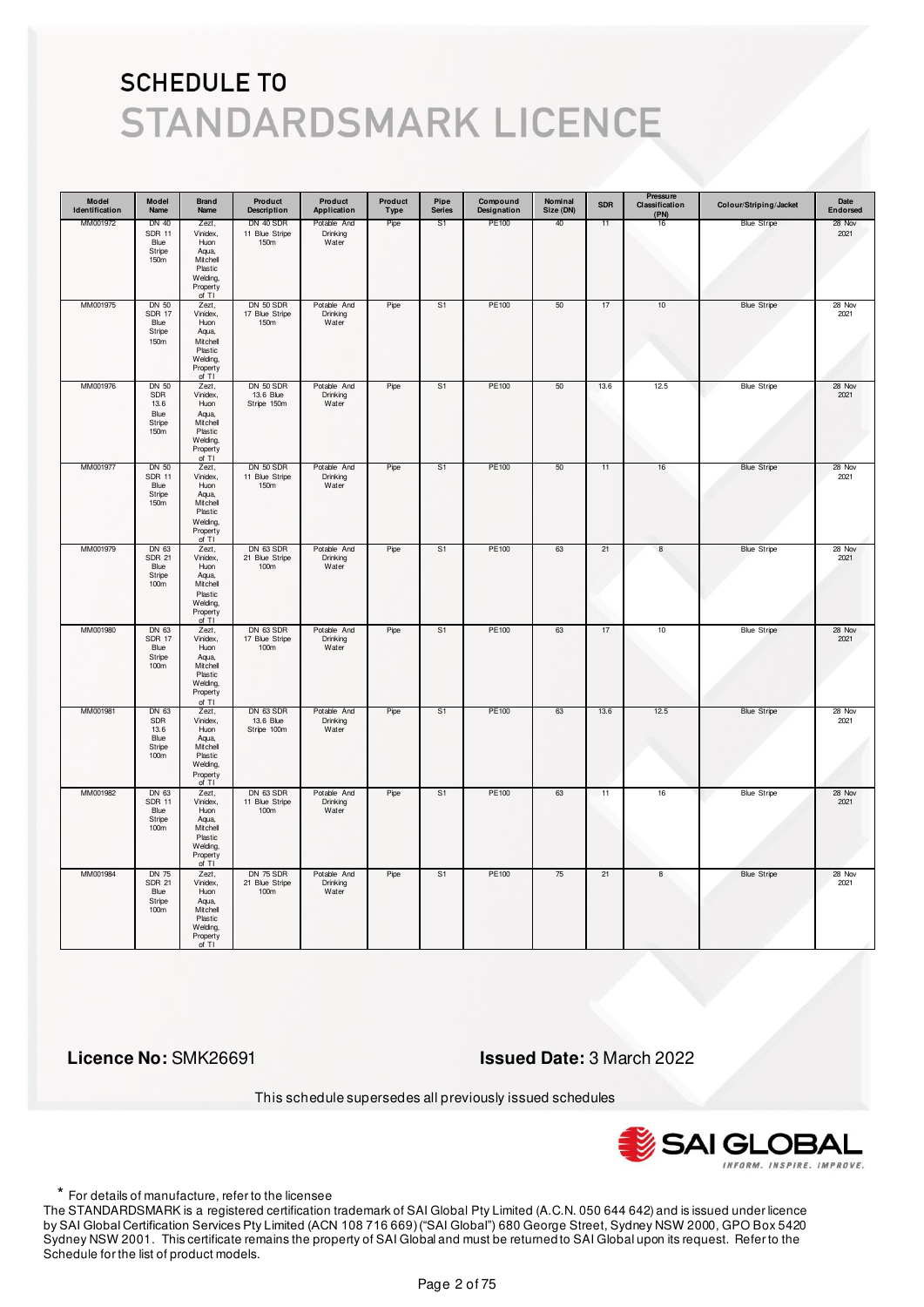# SCHEDULE TO

# STANDARDSMARK LICENCE

| Model Identification | Model Name | Brand Name | Product Description | Product Application | Product Type | Pipe Series | Compound Designation | Nominal Size (DN) | SDR | Pressure Classification (PN) | Colour/Striping/Jacket | Date Endorsed |
|---|---|---|---|---|---|---|---|---|---|---|---|---|
| MM001972 | DN 40 SDR 11 Blue Stripe 150m | Zezt, Vinidex, Huon Aqua, Mitchell Plastic Welding, Property of TI | DN 40 SDR 11 Blue Stripe 150m | Potable And Drinking Water | Pipe | S1 | PE100 | 40 | 11 | 16 | Blue Stripe | 28 Nov 2021 |
| MM001975 | DN 50 SDR 17 Blue Stripe 150m | Zezt, Vinidex, Huon Aqua, Mitchell Plastic Welding, Property of TI | DN 50 SDR 17 Blue Stripe 150m | Potable And Drinking Water | Pipe | S1 | PE100 | 50 | 17 | 10 | Blue Stripe | 28 Nov 2021 |
| MM001976 | DN 50 SDR 13.6 Blue Stripe 150m | Zezt, Vinidex, Huon Aqua, Mitchell Plastic Welding, Property of TI | DN 50 SDR 13.6 Blue Stripe 150m | Potable And Drinking Water | Pipe | S1 | PE100 | 50 | 13.6 | 12.5 | Blue Stripe | 28 Nov 2021 |
| MM001977 | DN 50 SDR 11 Blue Stripe 150m | Zezt, Vinidex, Huon Aqua, Mitchell Plastic Welding, Property of TI | DN 50 SDR 11 Blue Stripe 150m | Potable And Drinking Water | Pipe | S1 | PE100 | 50 | 11 | 16 | Blue Stripe | 28 Nov 2021 |
| MM001979 | DN 63 SDR 21 Blue Stripe 100m | Zezt, Vinidex, Huon Aqua, Mitchell Plastic Welding, Property of TI | DN 63 SDR 21 Blue Stripe 100m | Potable And Drinking Water | Pipe | S1 | PE100 | 63 | 21 | 8 | Blue Stripe | 28 Nov 2021 |
| MM001980 | DN 63 SDR 17 Blue Stripe 100m | Zezt, Vinidex, Huon Aqua, Mitchell Plastic Welding, Property of TI | DN 63 SDR 17 Blue Stripe 100m | Potable And Drinking Water | Pipe | S1 | PE100 | 63 | 17 | 10 | Blue Stripe | 28 Nov 2021 |
| MM001981 | DN 63 SDR 13.6 Blue Stripe 100m | Zezt, Vinidex, Huon Aqua, Mitchell Plastic Welding, Property of TI | DN 63 SDR 13.6 Blue Stripe 100m | Potable And Drinking Water | Pipe | S1 | PE100 | 63 | 13.6 | 12.5 | Blue Stripe | 28 Nov 2021 |
| MM001982 | DN 63 SDR 11 Blue Stripe 100m | Zezt, Vinidex, Huon Aqua, Mitchell Plastic Welding, Property of TI | DN 63 SDR 11 Blue Stripe 100m | Potable And Drinking Water | Pipe | S1 | PE100 | 63 | 11 | 16 | Blue Stripe | 28 Nov 2021 |
| MM001984 | DN 75 SDR 21 Blue Stripe 100m | Zezt, Vinidex, Huon Aqua, Mitchell Plastic Welding, Property of TI | DN 75 SDR 21 Blue Stripe 100m | Potable And Drinking Water | Pipe | S1 | PE100 | 75 | 21 | 8 | Blue Stripe | 28 Nov 2021 |

**Licence No:** SMK26691

**Issued Date:** 3 March 2022

This schedule supersedes all previously issued schedules

SAI GLOBAL
INFORM. INSPIRE. IMPROVE.

* For details of manufacture, refer to the licensee

The STANDARDSMARK is a registered certification trademark of SAI Global Pty Limited (A.C.N. 050 644 642) and is issued under licence by SAI Global Certification Services Pty Limited (ACN 108 716 669) ("SAI Global") 680 George Street, Sydney NSW 2000, GPO Box 5420 Sydney NSW 2001. This certificate remains the property of SAI Global and must be returned to SAI Global upon its request. Refer to the Schedule for the list of product models.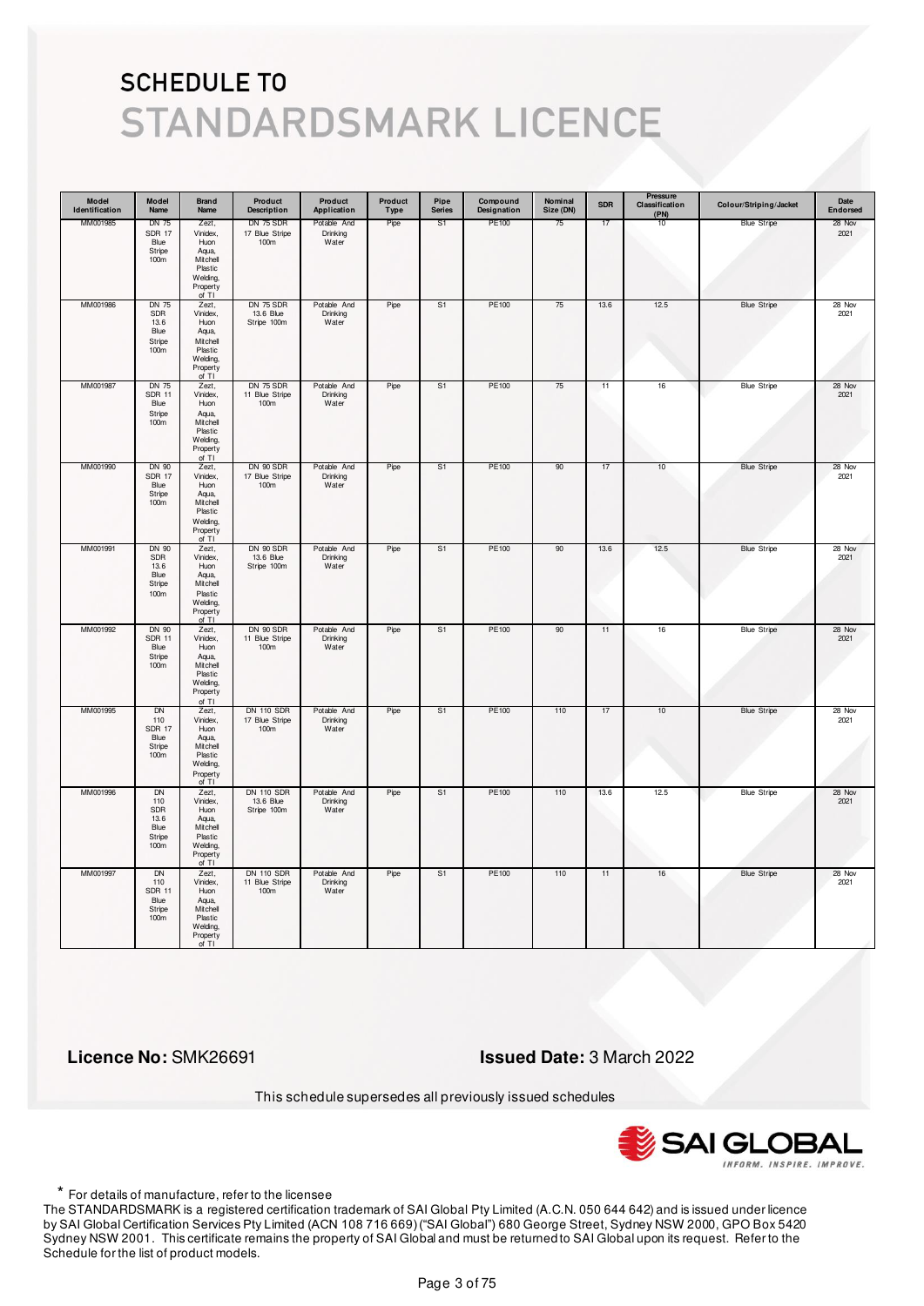# SCHEDULE TO

# STANDARDSMARK LICENCE

| Model Identification | Model Name | Brand Name | Product Description | Product Application | Product Type | Pipe Series | Compound Designation | Nominal Size (DN) | SDR | Pressure Classification (PN) | Colour/Striping/Jacket | Date Endorsed |
|---|---|---|---|---|---|---|---|---|---|---|---|---|
| MM001985 | DN 75 SDR 17 Blue Stripe 100m | Zezt, Vinidex, Huon Aqua, Mitchell Plastic Welding, Property of TI | DN 75 SDR 17 Blue Stripe 100m | Potable And Drinking Water | Pipe | S1 | PE100 | 75 | 17 | 10 | Blue Stripe | 28 Nov 2021 |
| MM001986 | DN 75 SDR 13.6 Blue Stripe 100m | Zezt, Vinidex, Huon Aqua, Mitchell Plastic Welding, Property of TI | DN 75 SDR 13.6 Blue Stripe 100m | Potable And Drinking Water | Pipe | S1 | PE100 | 75 | 13.6 | 12.5 | Blue Stripe | 28 Nov 2021 |
| MM001987 | DN 75 SDR 11 Blue Stripe 100m | Zezt, Vinidex, Huon Aqua, Mitchell Plastic Welding, Property of TI | DN 75 SDR 11 Blue Stripe 100m | Potable And Drinking Water | Pipe | S1 | PE100 | 75 | 11 | 16 | Blue Stripe | 28 Nov 2021 |
| MM001990 | DN 90 SDR 17 Blue Stripe 100m | Zezt, Vinidex, Huon Aqua, Mitchell Plastic Welding, Property of TI | DN 90 SDR 17 Blue Stripe 100m | Potable And Drinking Water | Pipe | S1 | PE100 | 90 | 17 | 10 | Blue Stripe | 28 Nov 2021 |
| MM001991 | DN 90 SDR 13.6 Blue Stripe 100m | Zezt, Vinidex, Huon Aqua, Mitchell Plastic Welding, Property of TI | DN 90 SDR 13.6 Blue Stripe 100m | Potable And Drinking Water | Pipe | S1 | PE100 | 90 | 13.6 | 12.5 | Blue Stripe | 28 Nov 2021 |
| MM001992 | DN 90 SDR 11 Blue Stripe 100m | Zezt, Vinidex, Huon Aqua, Mitchell Plastic Welding, Property of TI | DN 90 SDR 11 Blue Stripe 100m | Potable And Drinking Water | Pipe | S1 | PE100 | 90 | 11 | 16 | Blue Stripe | 28 Nov 2021 |
| MM001995 | DN 110 SDR 17 Blue Stripe 100m | Zezt, Vinidex, Huon Aqua, Mitchell Plastic Welding, Property of TI | DN 110 SDR 17 Blue Stripe 100m | Potable And Drinking Water | Pipe | S1 | PE100 | 110 | 17 | 10 | Blue Stripe | 28 Nov 2021 |
| MM001996 | DN 110 SDR 13.6 Blue Stripe 100m | Zezt, Vinidex, Huon Aqua, Mitchell Plastic Welding, Property of TI | DN 110 SDR 13.6 Blue Stripe 100m | Potable And Drinking Water | Pipe | S1 | PE100 | 110 | 13.6 | 12.5 | Blue Stripe | 28 Nov 2021 |
| MM001997 | DN 110 SDR 11 Blue Stripe 100m | Zezt, Vinidex, Huon Aqua, Mitchell Plastic Welding, Property of TI | DN 110 SDR 11 Blue Stripe 100m | Potable And Drinking Water | Pipe | S1 | PE100 | 110 | 11 | 16 | Blue Stripe | 28 Nov 2021 |

**Licence No:** SMK26691

**Issued Date:** 3 March 2022

This schedule supersedes all previously issued schedules

\* For details of manufacture, refer to the licensee

The STANDARDSMARK is a registered certification trademark of SAI Global Pty Limited (A.C.N. 050 644 642) and is issued under licence by SAI Global Certification Services Pty Limited (ACN 108 716 669) ("SAI Global") 680 George Street, Sydney NSW 2000, GPO Box 5420 Sydney NSW 2001. This certificate remains the property of SAI Global and must be returned to SAI Global upon its request. Refer to the Schedule for the list of product models.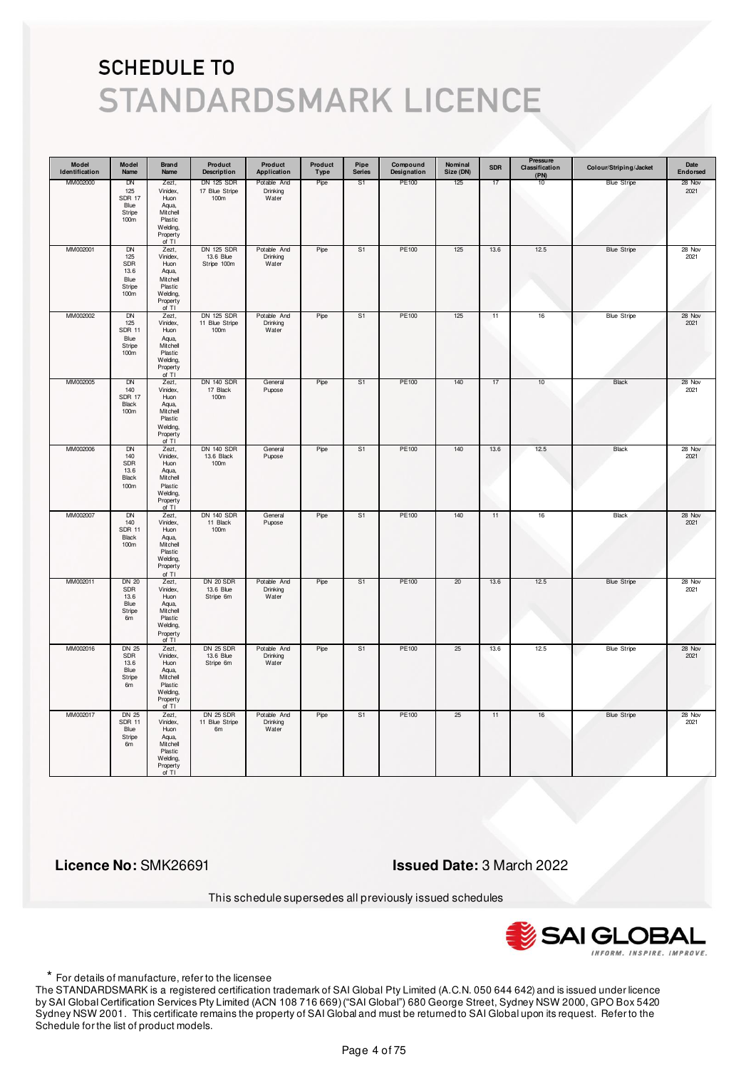# SCHEDULE TO
# STANDARDSMARK LICENCE

| Model Identification | Model Name | Brand Name | Product Description | Product Application | Product Type | Pipe Series | Compound Designation | Nominal Size (DN) | SDR | Pressure Classification (PN) | Colour/Striping/Jacket | Date Endorsed |
|---|---|---|---|---|---|---|---|---|---|---|---|---|
| MM002000 | DN 125 SDR 17 Blue Stripe 100m | Zezt, Vinidex, Huon Aqua, Mitchell Plastic Welding, Property of TI | DN 125 SDR 17 Blue Stripe 100m | Potable And Drinking Water | Pipe | S1 | PE100 | 125 | 17 | 10 | Blue Stripe | 28 Nov 2021 |
| MM002001 | DN 125 SDR 13.6 Blue Stripe 100m | Zezt, Vinidex, Huon Aqua, Mitchell Plastic Welding, Property of TI | DN 125 SDR 13.6 Blue Stripe 100m | Potable And Drinking Water | Pipe | S1 | PE100 | 125 | 13.6 | 12.5 | Blue Stripe | 28 Nov 2021 |
| MM002002 | DN 125 SDR 11 Blue Stripe 100m | Zezt, Vinidex, Huon Aqua, Mitchell Plastic Welding, Property of TI | DN 125 SDR 11 Blue Stripe 100m | Potable And Drinking Water | Pipe | S1 | PE100 | 125 | 11 | 16 | Blue Stripe | 28 Nov 2021 |
| MM002005 | DN 140 SDR 17 Black 100m | Zezt, Vinidex, Huon Aqua, Mitchell Plastic Welding, Property of TI | DN 140 SDR 17 Black 100m | General Pupose | Pipe | S1 | PE100 | 140 | 17 | 10 | Black | 28 Nov 2021 |
| MM002006 | DN 140 SDR 13.6 Black 100m | Zezt, Vinidex, Huon Aqua, Mitchell Plastic Welding, Property of TI | DN 140 SDR 13.6 Black 100m | General Pupose | Pipe | S1 | PE100 | 140 | 13.6 | 12.5 | Black | 28 Nov 2021 |
| MM002007 | DN 140 SDR 11 Black 100m | Zezt, Vinidex, Huon Aqua, Mitchell Plastic Welding, Property of TI | DN 140 SDR 11 Black 100m | General Pupose | Pipe | S1 | PE100 | 140 | 11 | 16 | Black | 28 Nov 2021 |
| MM002011 | DN 20 SDR 13.6 Blue Stripe 6m | Zezt, Vinidex, Huon Aqua, Mitchell Plastic Welding, Property of TI | DN 20 SDR 13.6 Blue Stripe 6m | Potable And Drinking Water | Pipe | S1 | PE100 | 20 | 13.6 | 12.5 | Blue Stripe | 28 Nov 2021 |
| MM002016 | DN 25 SDR 13.6 Blue Stripe 6m | Zezt, Vinidex, Huon Aqua, Mitchell Plastic Welding, Property of TI | DN 25 SDR 13.6 Blue Stripe 6m | Potable And Drinking Water | Pipe | S1 | PE100 | 25 | 13.6 | 12.5 | Blue Stripe | 28 Nov 2021 |
| MM002017 | DN 25 SDR 11 Blue Stripe 6m | Zezt, Vinidex, Huon Aqua, Mitchell Plastic Welding, Property of TI | DN 25 SDR 11 Blue Stripe 6m | Potable And Drinking Water | Pipe | S1 | PE100 | 25 | 11 | 16 | Blue Stripe | 28 Nov 2021 |

**Licence No:** SMK26691

**Issued Date:** 3 March 2022

This schedule supersedes all previously issued schedules

SAI GLOBAL
INFORM. INSPIRE. IMPROVE.

\* For details of manufacture, refer to the licensee

The STANDARDSMARK is a registered certification trademark of SAI Global Pty Limited (A.C.N. 050 644 642) and is issued under licence by SAI Global Certification Services Pty Limited (ACN 108 716 669) ("SAI Global") 680 George Street, Sydney NSW 2000, GPO Box 5420 Sydney NSW 2001. This certificate remains the property of SAI Global and must be returned to SAI Global upon its request. Refer to the Schedule for the list of product models.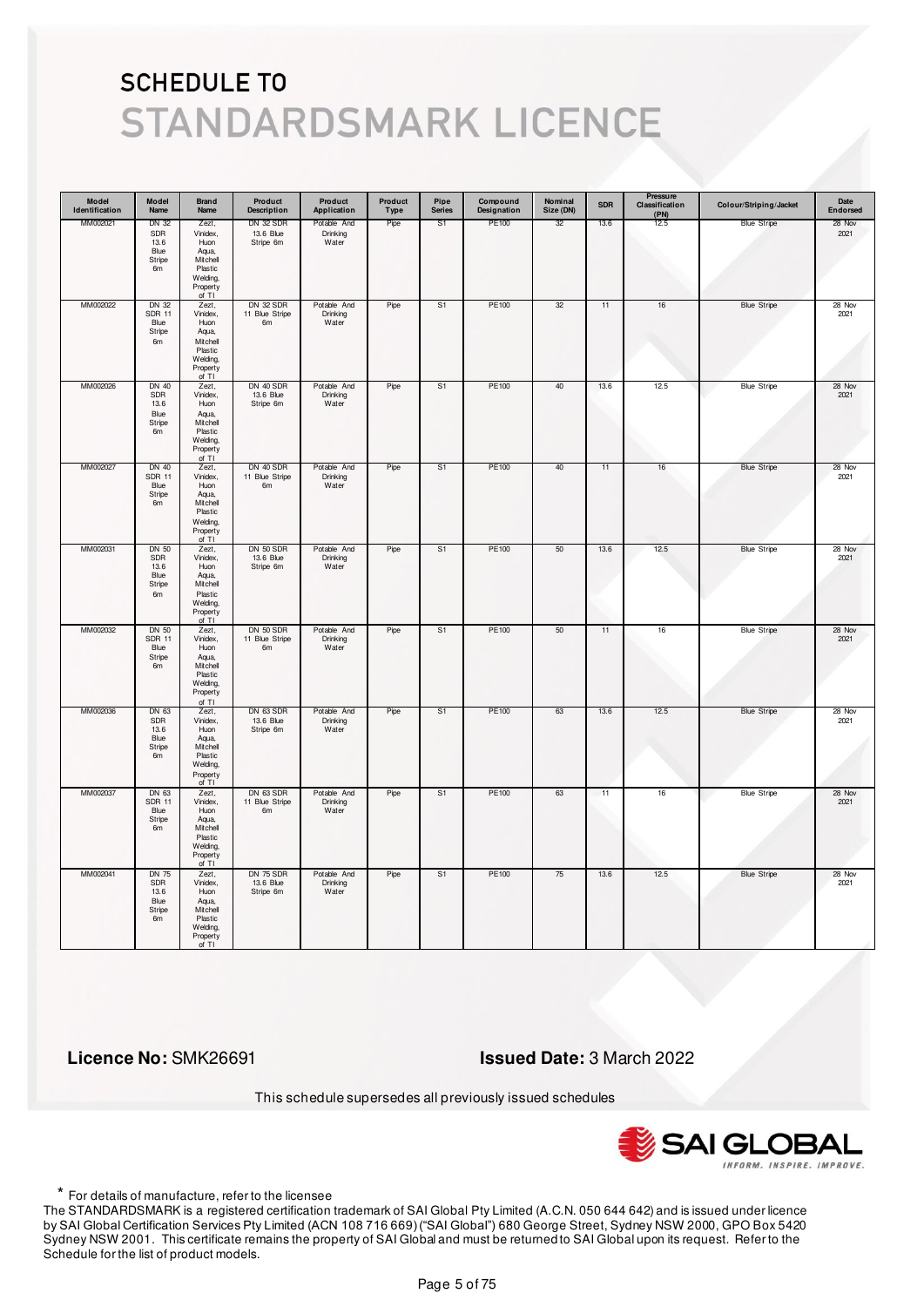# SCHEDULE TO
# STANDARDSMARK LICENCE

| Model Identification | Model Name | Brand Name | Product Description | Product Application | Product Type | Pipe Series | Compound Designation | Nominal Size (DN) | SDR | Pressure Classification (PN) | Colour/Striping/Jacket | Date Endorsed |
|---|---|---|---|---|---|---|---|---|---|---|---|---|
| MM002021 | DN 32 SDR 13.6 Blue Stripe 6m | Zezt, Vinidex, Huon Aqua, Mitchell Plastic Welding, Property of TI | DN 32 SDR 13.6 Blue Stripe 6m | Potable And Drinking Water | Pipe | S1 | PE100 | 32 | 13.6 | 12.5 | Blue Stripe | 28 Nov 2021 |
| MM002022 | DN 32 SDR 11 Blue Stripe 6m | Zezt, Vinidex, Huon Aqua, Mitchell Plastic Welding, Property of TI | DN 32 SDR 11 Blue Stripe 6m | Potable And Drinking Water | Pipe | S1 | PE100 | 32 | 11 | 16 | Blue Stripe | 28 Nov 2021 |
| MM002026 | DN 40 SDR 13.6 Blue Stripe 6m | Zezt, Vinidex, Huon Aqua, Mitchell Plastic Welding, Property of TI | DN 40 SDR 13.6 Blue Stripe 6m | Potable And Drinking Water | Pipe | S1 | PE100 | 40 | 13.6 | 12.5 | Blue Stripe | 28 Nov 2021 |
| MM002027 | DN 40 SDR 11 Blue Stripe 6m | Zezt, Vinidex, Huon Aqua, Mitchell Plastic Welding, Property of TI | DN 40 SDR 11 Blue Stripe 6m | Potable And Drinking Water | Pipe | S1 | PE100 | 40 | 11 | 16 | Blue Stripe | 28 Nov 2021 |
| MM002031 | DN 50 SDR 13.6 Blue Stripe 6m | Zezt, Vinidex, Huon Aqua, Mitchell Plastic Welding, Property of TI | DN 50 SDR 13.6 Blue Stripe 6m | Potable And Drinking Water | Pipe | S1 | PE100 | 50 | 13.6 | 12.5 | Blue Stripe | 28 Nov 2021 |
| MM002032 | DN 50 SDR 11 Blue Stripe 6m | Zezt, Vinidex, Huon Aqua, Mitchell Plastic Welding, Property of TI | DN 50 SDR 11 Blue Stripe 6m | Potable And Drinking Water | Pipe | S1 | PE100 | 50 | 11 | 16 | Blue Stripe | 28 Nov 2021 |
| MM002036 | DN 63 SDR 13.6 Blue Stripe 6m | Zezt, Vinidex, Huon Aqua, Mitchell Plastic Welding, Property of TI | DN 63 SDR 13.6 Blue Stripe 6m | Potable And Drinking Water | Pipe | S1 | PE100 | 63 | 13.6 | 12.5 | Blue Stripe | 28 Nov 2021 |
| MM002037 | DN 63 SDR 11 Blue Stripe 6m | Zezt, Vinidex, Huon Aqua, Mitchell Plastic Welding, Property of TI | DN 63 SDR 11 Blue Stripe 6m | Potable And Drinking Water | Pipe | S1 | PE100 | 63 | 11 | 16 | Blue Stripe | 28 Nov 2021 |
| MM002041 | DN 75 SDR 13.6 Blue Stripe 6m | Zezt, Vinidex, Huon Aqua, Mitchell Plastic Welding, Property of TI | DN 75 SDR 13.6 Blue Stripe 6m | Potable And Drinking Water | Pipe | S1 | PE100 | 75 | 13.6 | 12.5 | Blue Stripe | 28 Nov 2021 |

**Licence No:** SMK26691

**Issued Date:** 3 March 2022

This schedule supersedes all previously issued schedules

SAI GLOBAL
INFORM. INSPIRE. IMPROVE.

* For details of manufacture, refer to the licensee

The STANDARDSMARK is a registered certification trademark of SAI Global Pty Limited (A.C.N. 050 644 642) and is issued under licence by SAI Global Certification Services Pty Limited (ACN 108 716 669) ("SAI Global") 680 George Street, Sydney NSW 2000, GPO Box 5420 Sydney NSW 2001. This certificate remains the property of SAI Global and must be returned to SAI Global upon its request. Refer to the Schedule for the list of product models.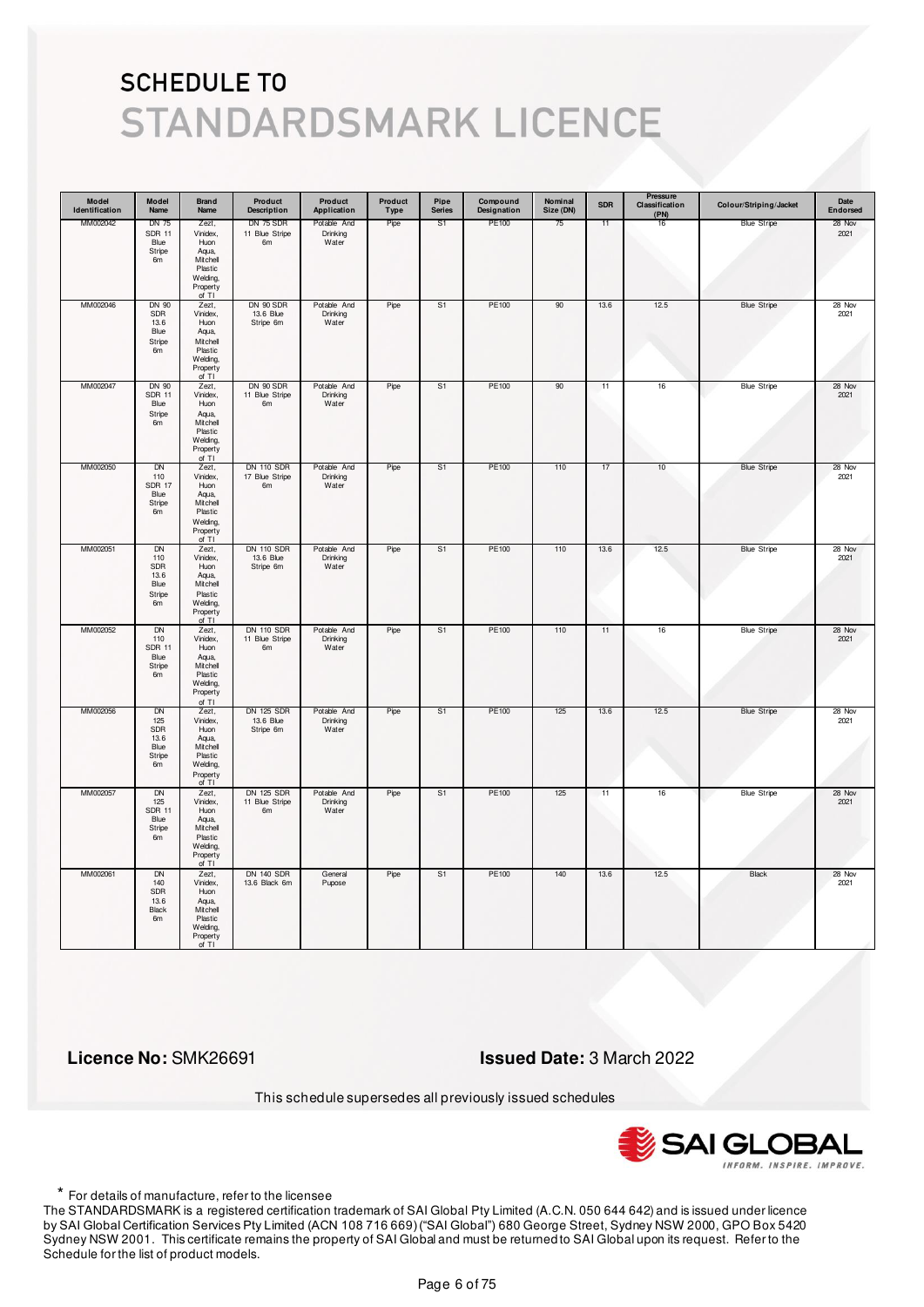# SCHEDULE TO

# STANDARDSMARK LICENCE

| Model Identification | Model Name | Brand Name | Product Description | Product Application | Product Type | Pipe Series | Compound Designation | Nominal Size (DN) | SDR | Pressure Classification (PN) | Colour/Striping/Jacket | Date Endorsed |
|---|---|---|---|---|---|---|---|---|---|---|---|---|
| MM002042 | DN 75 SDR 11 Blue Stripe 6m | Zezt, Vinidex, Huon Aqua, Mitchell Plastic Welding, Property of TI | DN 75 SDR 11 Blue Stripe 6m | Potable And Drinking Water | Pipe | S1 | PE100 | 75 | 11 | 16 | Blue Stripe | 28 Nov 2021 |
| MM002046 | DN 90 SDR 13.6 Blue Stripe 6m | Zezt, Vinidex, Huon Aqua, Mitchell Plastic Welding, Property of TI | DN 90 SDR 13.6 Blue Stripe 6m | Potable And Drinking Water | Pipe | S1 | PE100 | 90 | 13.6 | 12.5 | Blue Stripe | 28 Nov 2021 |
| MM002047 | DN 90 SDR 11 Blue Stripe 6m | Zezt, Vinidex, Huon Aqua, Mitchell Plastic Welding, Property of TI | DN 90 SDR 11 Blue Stripe 6m | Potable And Drinking Water | Pipe | S1 | PE100 | 90 | 11 | 16 | Blue Stripe | 28 Nov 2021 |
| MM002050 | DN 110 SDR 17 Blue Stripe 6m | Zezt, Vinidex, Huon Aqua, Mitchell Plastic Welding, Property of TI | DN 110 SDR 17 Blue Stripe 6m | Potable And Drinking Water | Pipe | S1 | PE100 | 110 | 17 | 10 | Blue Stripe | 28 Nov 2021 |
| MM002051 | DN 110 SDR 13.6 Blue Stripe 6m | Zezt, Vinidex, Huon Aqua, Mitchell Plastic Welding, Property of TI | DN 110 SDR 13.6 Blue Stripe 6m | Potable And Drinking Water | Pipe | S1 | PE100 | 110 | 13.6 | 12.5 | Blue Stripe | 28 Nov 2021 |
| MM002052 | DN 110 SDR 11 Blue Stripe 6m | Zezt, Vinidex, Huon Aqua, Mitchell Plastic Welding, Property of TI | DN 110 SDR 11 Blue Stripe 6m | Potable And Drinking Water | Pipe | S1 | PE100 | 110 | 11 | 16 | Blue Stripe | 28 Nov 2021 |
| MM002056 | DN 125 SDR 13.6 Blue Stripe 6m | Zezt, Vinidex, Huon Aqua, Mitchell Plastic Welding, Property of TI | DN 125 SDR 13.6 Blue Stripe 6m | Potable And Drinking Water | Pipe | S1 | PE100 | 125 | 13.6 | 12.5 | Blue Stripe | 28 Nov 2021 |
| MM002057 | DN 125 SDR 11 Blue Stripe 6m | Zezt, Vinidex, Huon Aqua, Mitchell Plastic Welding, Property of TI | DN 125 SDR 11 Blue Stripe 6m | Potable And Drinking Water | Pipe | S1 | PE100 | 125 | 11 | 16 | Blue Stripe | 28 Nov 2021 |
| MM002061 | DN 140 SDR 13.6 Black 6m | Zezt, Vinidex, Huon Aqua, Mitchell Plastic Welding, Property of TI | DN 140 SDR 13.6 Black 6m | General Pupose | Pipe | S1 | PE100 | 140 | 13.6 | 12.5 | Black | 28 Nov 2021 |

**Licence No:** SMK26691

**Issued Date:** 3 March 2022

This schedule supersedes all previously issued schedules

\* For details of manufacture, refer to the licensee

The STANDARDSMARK is a registered certification trademark of SAI Global Pty Limited (A.C.N. 050 644 642) and is issued under licence by SAI Global Certification Services Pty Limited (ACN 108 716 669) ("SAI Global") 680 George Street, Sydney NSW 2000, GPO Box 5420 Sydney NSW 2001. This certificate remains the property of SAI Global and must be returned to SAI Global upon its request. Refer to the Schedule for the list of product models.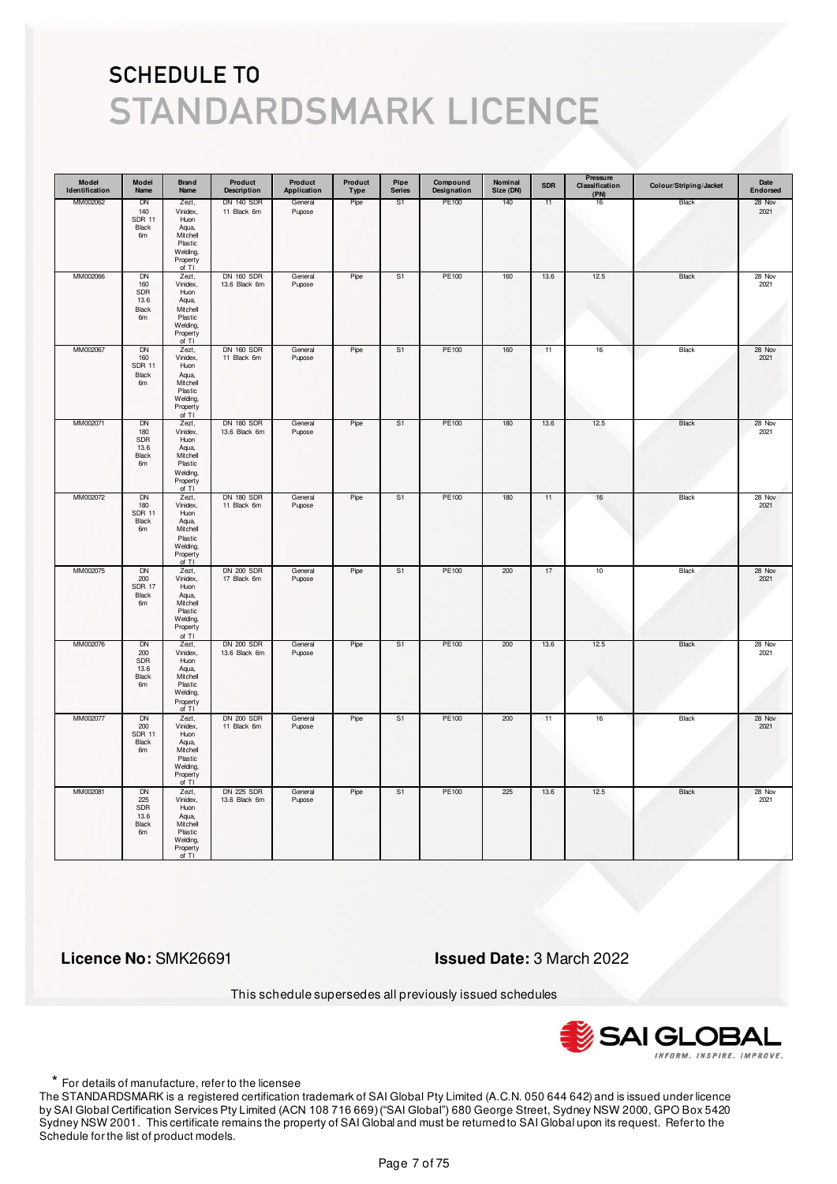# SCHEDULE TO STANDARDSMARK LICENCE

| Model Identification | Model Name | Brand Name | Product Description | Product Application | Product Type | Pipe Series | Compound Designation | Nominal Size (DN) | SDR | Pressure Classification (PN) | Colour/Striping/Jacket | Date Endorsed |
|---|---|---|---|---|---|---|---|---|---|---|---|---|
| MM002062 | DN 140 SDR 11 Black 6m | Zezt, Vinidex, Huon Aqua, Mitchell Plastic Welding, Property of TI | DN 140 SDR 11 Black 6m | General Pupose | Pipe | S1 | PE100 | 140 | 11 | 16 | Black | 28 Nov 2021 |
| MM002066 | DN 160 SDR 13.6 Black 6m | Zezt, Vinidex, Huon Aqua, Mitchell Plastic Welding, Property of TI | DN 160 SDR 13.6 Black 6m | General Pupose | Pipe | S1 | PE100 | 160 | 13.6 | 12.5 | Black | 28 Nov 2021 |
| MM002067 | DN 160 SDR 11 Black 6m | Zezt, Vinidex, Huon Aqua, Mitchell Plastic Welding, Property of TI | DN 160 SDR 11 Black 6m | General Pupose | Pipe | S1 | PE100 | 160 | 11 | 16 | Black | 28 Nov 2021 |
| MM002071 | DN 180 SDR 13.6 Black 6m | Zezt, Vinidex, Huon Aqua, Mitchell Plastic Welding, Property of TI | DN 180 SDR 13.6 Black 6m | General Pupose | Pipe | S1 | PE100 | 180 | 13.6 | 12.5 | Black | 28 Nov 2021 |
| MM002072 | DN 180 SDR 11 Black 6m | Zezt, Vinidex, Huon Aqua, Mitchell Plastic Welding, Property of TI | DN 180 SDR 11 Black 6m | General Pupose | Pipe | S1 | PE100 | 180 | 11 | 16 | Black | 28 Nov 2021 |
| MM002075 | DN 200 SDR 17 Black 6m | Zezt, Vinidex, Huon Aqua, Mitchell Plastic Welding, Property of TI | DN 200 SDR 17 Black 6m | General Pupose | Pipe | S1 | PE100 | 200 | 17 | 10 | Black | 28 Nov 2021 |
| MM002076 | DN 200 SDR 13.6 Black 6m | Zezt, Vinidex, Huon Aqua, Mitchell Plastic Welding, Property of TI | DN 200 SDR 13.6 Black 6m | General Pupose | Pipe | S1 | PE100 | 200 | 13.6 | 12.5 | Black | 28 Nov 2021 |
| MM002077 | DN 200 SDR 11 Black 6m | Zezt, Vinidex, Huon Aqua, Mitchell Plastic Welding, Property of TI | DN 200 SDR 11 Black 6m | General Pupose | Pipe | S1 | PE100 | 200 | 11 | 16 | Black | 28 Nov 2021 |
| MM002081 | DN 225 SDR 13.6 Black 6m | Zezt, Vinidex, Huon Aqua, Mitchell Plastic Welding, Property of TI | DN 225 SDR 13.6 Black 6m | General Pupose | Pipe | S1 | PE100 | 225 | 13.6 | 12.5 | Black | 28 Nov 2021 |

**Licence No:** SMK26691

**Issued Date:** 3 March 2022

This schedule supersedes all previously issued schedules

\* For details of manufacture, refer to the licensee

The STANDARDSMARK is a registered certification trademark of SAI Global Pty Limited (A.C.N. 050 644 642) and is issued under licence by SAI Global Certification Services Pty Limited (ACN 108 716 669) ("SAI Global") 680 George Street, Sydney NSW 2000, GPO Box 5420 Sydney NSW 2001. This certificate remains the property of SAI Global and must be returned to SAI Global upon its request. Refer to the Schedule for the list of product models.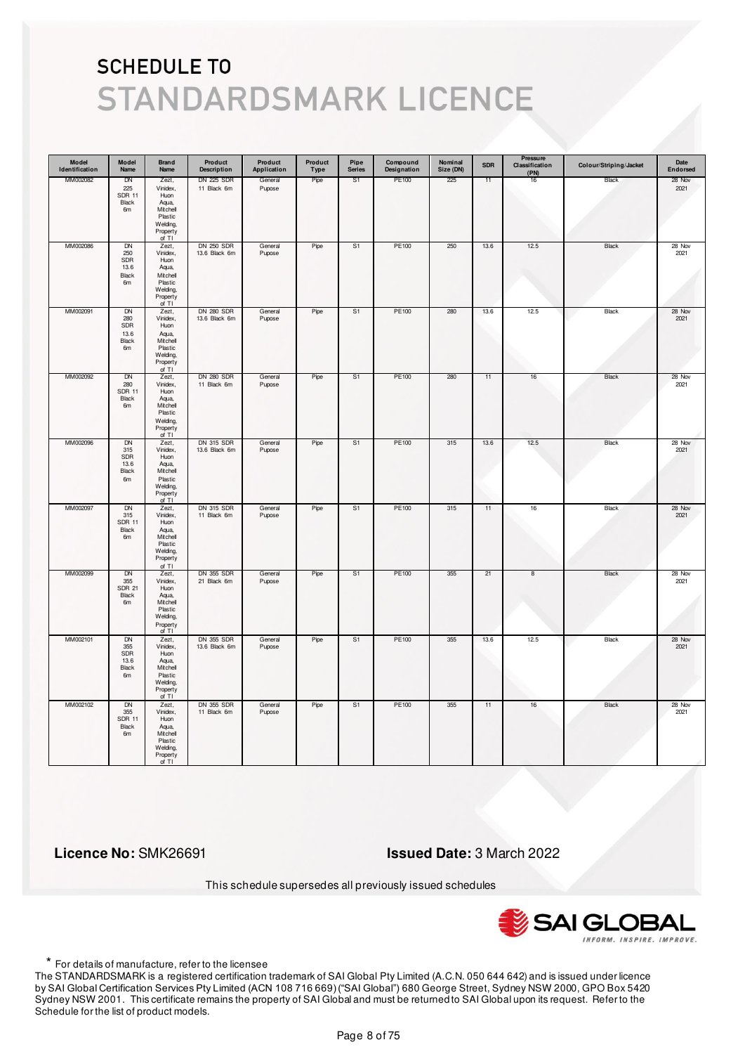# SCHEDULE TO
# STANDARDSMARK LICENCE

| Model Identification | Model Name | Brand Name | Product Description | Product Application | Product Type | Pipe Series | Compound Designation | Nominal Size (DN) | SDR | Pressure Classification (PN) | Colour/Striping/Jacket | Date Endorsed |
|---|---|---|---|---|---|---|---|---|---|---|---|---|
| MM002082 | DN 225 SDR 11 Black 6m | Zezt, Vinidex, Huon Aqua, Mitchell Plastic Welding, Property of TI | DN 225 SDR 11 Black 6m | General Pupose | Pipe | S1 | PE100 | 225 | 11 | 16 | Black | 28 Nov 2021 |
| MM002086 | DN 250 SDR 13.6 Black 6m | Zezt, Vinidex, Huon Aqua, Mitchell Plastic Welding, Property of TI | DN 250 SDR 13.6 Black 6m | General Pupose | Pipe | S1 | PE100 | 250 | 13.6 | 12.5 | Black | 28 Nov 2021 |
| MM002091 | DN 280 SDR 13.6 Black 6m | Zezt, Vinidex, Huon Aqua, Mitchell Plastic Welding, Property of TI | DN 280 SDR 13.6 Black 6m | General Pupose | Pipe | S1 | PE100 | 280 | 13.6 | 12.5 | Black | 28 Nov 2021 |
| MM002092 | DN 280 SDR 11 Black 6m | Zezt, Vinidex, Huon Aqua, Mitchell Plastic Welding, Property of TI | DN 280 SDR 11 Black 6m | General Pupose | Pipe | S1 | PE100 | 280 | 11 | 16 | Black | 28 Nov 2021 |
| MM002096 | DN 315 SDR 13.6 Black 6m | Zezt, Vinidex, Huon Aqua, Mitchell Plastic Welding, Property of TI | DN 315 SDR 13.6 Black 6m | General Pupose | Pipe | S1 | PE100 | 315 | 13.6 | 12.5 | Black | 28 Nov 2021 |
| MM002097 | DN 315 SDR 11 Black 6m | Zezt, Vinidex, Huon Aqua, Mitchell Plastic Welding, Property of TI | DN 315 SDR 11 Black 6m | General Pupose | Pipe | S1 | PE100 | 315 | 11 | 16 | Black | 28 Nov 2021 |
| MM002099 | DN 355 SDR 21 Black 6m | Zezt, Vinidex, Huon Aqua, Mitchell Plastic Welding, Property of TI | DN 355 SDR 21 Black 6m | General Pupose | Pipe | S1 | PE100 | 355 | 21 | 8 | Black | 28 Nov 2021 |
| MM002101 | DN 355 SDR 13.6 Black 6m | Zezt, Vinidex, Huon Aqua, Mitchell Plastic Welding, Property of TI | DN 355 SDR 13.6 Black 6m | General Pupose | Pipe | S1 | PE100 | 355 | 13.6 | 12.5 | Black | 28 Nov 2021 |
| MM002102 | DN 355 SDR 11 Black 6m | Zezt, Vinidex, Huon Aqua, Mitchell Plastic Welding, Property of TI | DN 355 SDR 11 Black 6m | General Pupose | Pipe | S1 | PE100 | 355 | 11 | 16 | Black | 28 Nov 2021 |

**Licence No:** SMK26691

**Issued Date:** 3 March 2022

This schedule supersedes all previously issued schedules

SAI GLOBAL INFORM. INSPIRE. IMPROVE.

* For details of manufacture, refer to the licensee

The STANDARDSMARK is a registered certification trademark of SAI Global Pty Limited (A.C.N. 050 644 642) and is issued under licence by SAI Global Certification Services Pty Limited (ACN 108 716 669) ("SAI Global") 680 George Street, Sydney NSW 2000, GPO Box 5420 Sydney NSW 2001. This certificate remains the property of SAI Global and must be returned to SAI Global upon its request. Refer to the Schedule for the list of product models.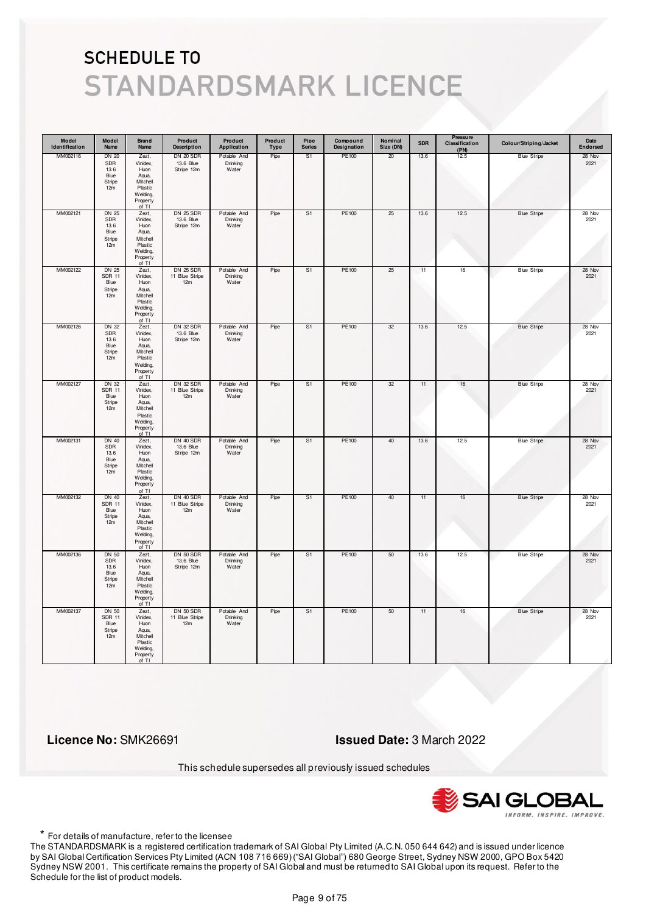# SCHEDULE TO
# STANDARDSMARK LICENCE

| Model Identification | Model Name | Brand Name | Product Description | Product Application | Product Type | Pipe Series | Compound Designation | Nominal Size (DN) | SDR | Pressure Classification (PN) | Colour/Striping/Jacket | Date Endorsed |
|---|---|---|---|---|---|---|---|---|---|---|---|---|
| MM002116 | DN 20 SDR 13.6 Blue Stripe 12m | Zezt, Vinidex, Huon Aqua, Mitchell Plastic Welding, Property of TI | DN 20 SDR 13.6 Blue Stripe 12m | Potable And Drinking Water | Pipe | S1 | PE100 | 20 | 13.6 | 12.5 | Blue Stripe | 28 Nov 2021 |
| MM002121 | DN 25 SDR 13.6 Blue Stripe 12m | Zezt, Vinidex, Huon Aqua, Mitchell Plastic Welding, Property of TI | DN 25 SDR 13.6 Blue Stripe 12m | Potable And Drinking Water | Pipe | S1 | PE100 | 25 | 13.6 | 12.5 | Blue Stripe | 28 Nov 2021 |
| MM002122 | DN 25 SDR 11 Blue Stripe 12m | Zezt, Vinidex, Huon Aqua, Mitchell Plastic Welding, Property of TI | DN 25 SDR 11 Blue Stripe 12m | Potable And Drinking Water | Pipe | S1 | PE100 | 25 | 11 | 16 | Blue Stripe | 28 Nov 2021 |
| MM002126 | DN 32 SDR 13.6 Blue Stripe 12m | Zezt, Vinidex, Huon Aqua, Mitchell Plastic Welding, Property of TI | DN 32 SDR 13.6 Blue Stripe 12m | Potable And Drinking Water | Pipe | S1 | PE100 | 32 | 13.6 | 12.5 | Blue Stripe | 28 Nov 2021 |
| MM002127 | DN 32 SDR 11 Blue Stripe 12m | Zezt, Vinidex, Huon Aqua, Mitchell Plastic Welding, Property of TI | DN 32 SDR 11 Blue Stripe 12m | Potable And Drinking Water | Pipe | S1 | PE100 | 32 | 11 | 16 | Blue Stripe | 28 Nov 2021 |
| MM002131 | DN 40 SDR 13.6 Blue Stripe 12m | Zezt, Vinidex, Huon Aqua, Mitchell Plastic Welding, Property of TI | DN 40 SDR 13.6 Blue Stripe 12m | Potable And Drinking Water | Pipe | S1 | PE100 | 40 | 13.6 | 12.5 | Blue Stripe | 28 Nov 2021 |
| MM002132 | DN 40 SDR 11 Blue Stripe 12m | Zezt, Vinidex, Huon Aqua, Mitchell Plastic Welding, Property of TI | DN 40 SDR 11 Blue Stripe 12m | Potable And Drinking Water | Pipe | S1 | PE100 | 40 | 11 | 16 | Blue Stripe | 28 Nov 2021 |
| MM002136 | DN 50 SDR 13.6 Blue Stripe 12m | Zezt, Vinidex, Huon Aqua, Mitchell Plastic Welding, Property of TI | DN 50 SDR 13.6 Blue Stripe 12m | Potable And Drinking Water | Pipe | S1 | PE100 | 50 | 13.6 | 12.5 | Blue Stripe | 28 Nov 2021 |
| MM002137 | DN 50 SDR 11 Blue Stripe 12m | Zezt, Vinidex, Huon Aqua, Mitchell Plastic Welding, Property of TI | DN 50 SDR 11 Blue Stripe 12m | Potable And Drinking Water | Pipe | S1 | PE100 | 50 | 11 | 16 | Blue Stripe | 28 Nov 2021 |

**Licence No:** SMK26691

**Issued Date:** 3 March 2022

This schedule supersedes all previously issued schedules

\* For details of manufacture, refer to the licensee

The STANDARDSMARK is a registered certification trademark of SAI Global Pty Limited (A.C.N. 050 644 642) and is issued under licence by SAI Global Certification Services Pty Limited (ACN 108 716 669) ("SAI Global") 680 George Street, Sydney NSW 2000, GPO Box 5420 Sydney NSW 2001. This certificate remains the property of SAI Global and must be returned to SAI Global upon its request. Refer to the Schedule for the list of product models.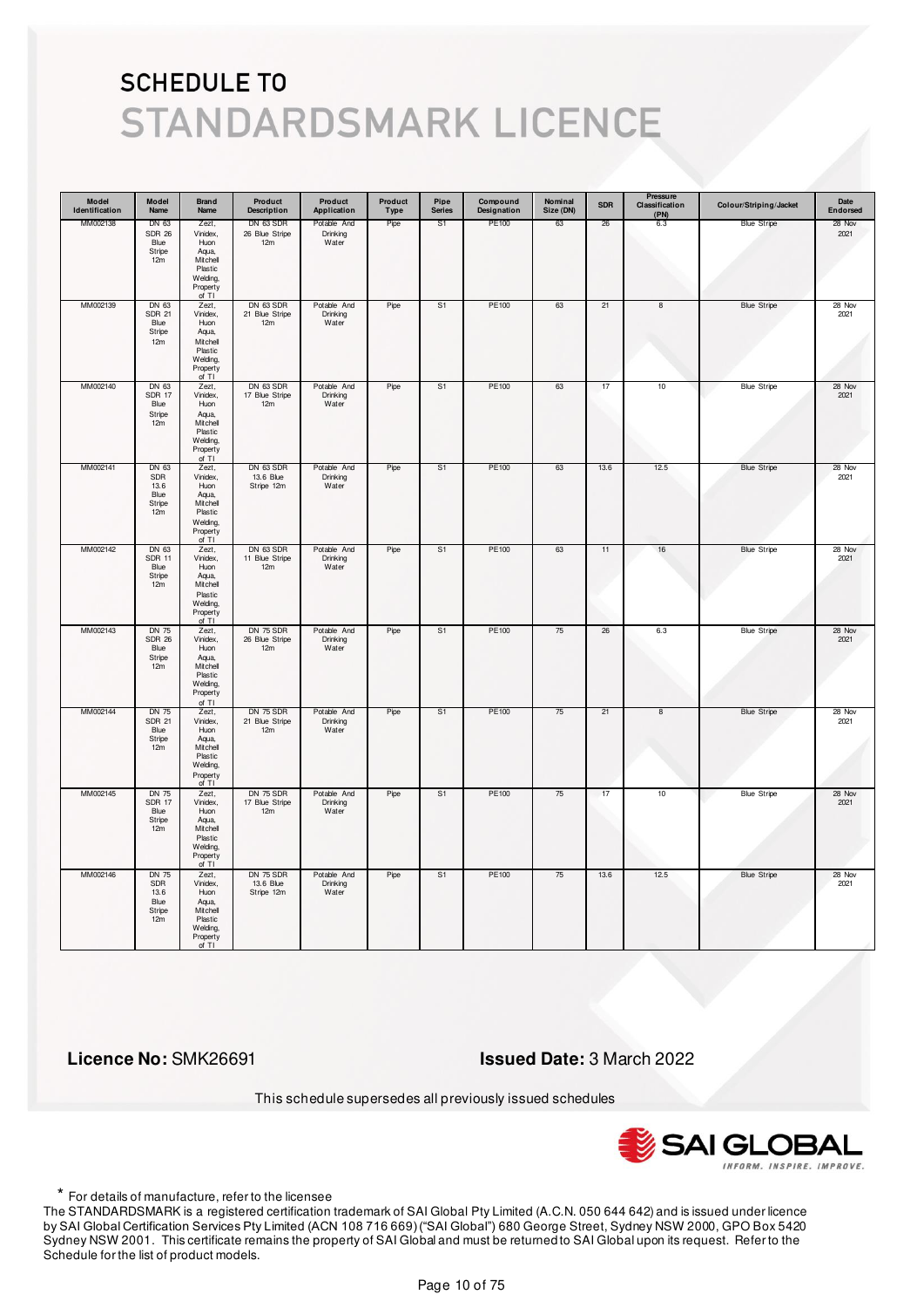# SCHEDULE TO
# STANDARDSMARK LICENCE

| Model Identification | Model Name | Brand Name | Product Description | Product Application | Product Type | Pipe Series | Compound Designation | Nominal Size (DN) | SDR | Pressure Classification (PN) | Colour/Striping/Jacket | Date Endorsed |
|---|---|---|---|---|---|---|---|---|---|---|---|---|
| MM002138 | DN 63 SDR 26 Blue Stripe 12m | Zezt, Vinidex, Huon Aqua, Mitchell Plastic Welding, Property of TI | DN 63 SDR 26 Blue Stripe 12m | Potable And Drinking Water | Pipe | S1 | PE100 | 63 | 26 | 6.3 | Blue Stripe | 28 Nov 2021 |
| MM002139 | DN 63 SDR 21 Blue Stripe 12m | Zezt, Vinidex, Huon Aqua, Mitchell Plastic Welding, Property of TI | DN 63 SDR 21 Blue Stripe 12m | Potable And Drinking Water | Pipe | S1 | PE100 | 63 | 21 | 8 | Blue Stripe | 28 Nov 2021 |
| MM002140 | DN 63 SDR 17 Blue Stripe 12m | Zezt, Vinidex, Huon Aqua, Mitchell Plastic Welding, Property of TI | DN 63 SDR 17 Blue Stripe 12m | Potable And Drinking Water | Pipe | S1 | PE100 | 63 | 17 | 10 | Blue Stripe | 28 Nov 2021 |
| MM002141 | DN 63 SDR 13.6 Blue Stripe 12m | Zezt, Vinidex, Huon Aqua, Mitchell Plastic Welding, Property of TI | DN 63 SDR 13.6 Blue Stripe 12m | Potable And Drinking Water | Pipe | S1 | PE100 | 63 | 13.6 | 12.5 | Blue Stripe | 28 Nov 2021 |
| MM002142 | DN 63 SDR 11 Blue Stripe 12m | Zezt, Vinidex, Huon Aqua, Mitchell Plastic Welding, Property of TI | DN 63 SDR 11 Blue Stripe 12m | Potable And Drinking Water | Pipe | S1 | PE100 | 63 | 11 | 16 | Blue Stripe | 28 Nov 2021 |
| MM002143 | DN 75 SDR 26 Blue Stripe 12m | Zezt, Vinidex, Huon Aqua, Mitchell Plastic Welding, Property of TI | DN 75 SDR 26 Blue Stripe 12m | Potable And Drinking Water | Pipe | S1 | PE100 | 75 | 26 | 6.3 | Blue Stripe | 28 Nov 2021 |
| MM002144 | DN 75 SDR 21 Blue Stripe 12m | Zezt, Vinidex, Huon Aqua, Mitchell Plastic Welding, Property of TI | DN 75 SDR 21 Blue Stripe 12m | Potable And Drinking Water | Pipe | S1 | PE100 | 75 | 21 | 8 | Blue Stripe | 28 Nov 2021 |
| MM002145 | DN 75 SDR 17 Blue Stripe 12m | Zezt, Vinidex, Huon Aqua, Mitchell Plastic Welding, Property of TI | DN 75 SDR 17 Blue Stripe 12m | Potable And Drinking Water | Pipe | S1 | PE100 | 75 | 17 | 10 | Blue Stripe | 28 Nov 2021 |
| MM002146 | DN 75 SDR 13.6 Blue Stripe 12m | Zezt, Vinidex, Huon Aqua, Mitchell Plastic Welding, Property of TI | DN 75 SDR 13.6 Blue Stripe 12m | Potable And Drinking Water | Pipe | S1 | PE100 | 75 | 13.6 | 12.5 | Blue Stripe | 28 Nov 2021 |

**Licence No:** SMK26691

**Issued Date:** 3 March 2022

This schedule supersedes all previously issued schedules

SAI GLOBAL
INFORM. INSPIRE. IMPROVE.

* For details of manufacture, refer to the licensee

The STANDARDSMARK is a registered certification trademark of SAI Global Pty Limited (A.C.N. 050 644 642) and is issued under licence by SAI Global Certification Services Pty Limited (ACN 108 716 669) ("SAI Global") 680 George Street, Sydney NSW 2000, GPO Box 5420 Sydney NSW 2001. This certificate remains the property of SAI Global and must be returned to SAI Global upon its request. Refer to the Schedule for the list of product models.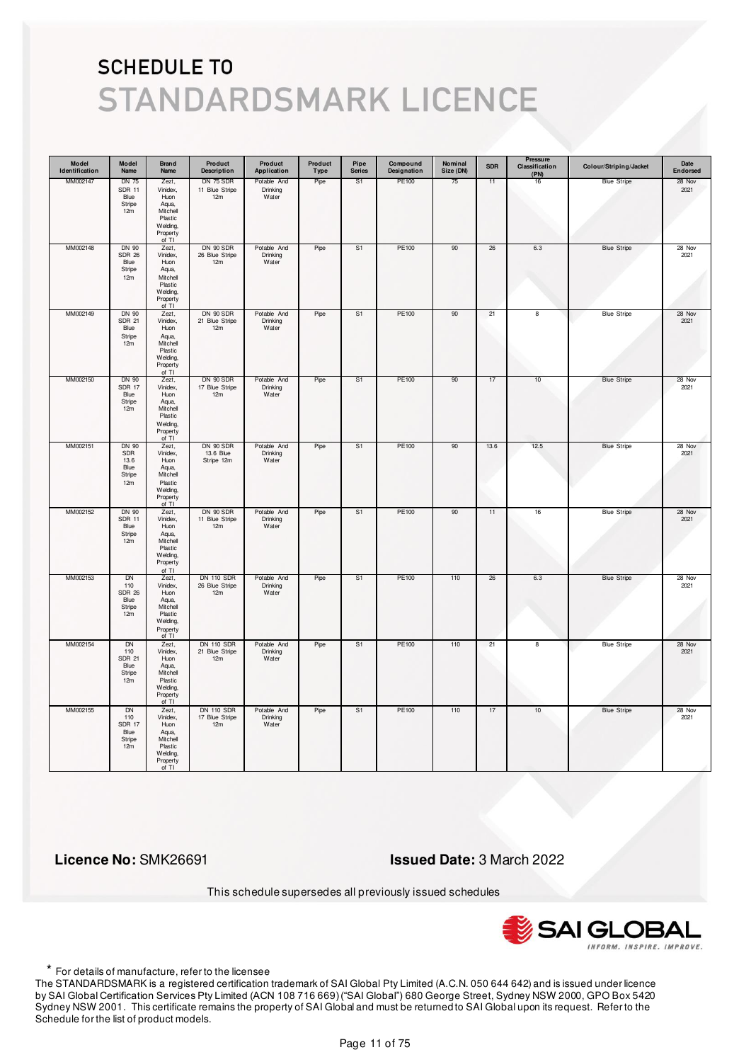# SCHEDULE TO

# STANDARDSMARK LICENCE

| Model Identification | Model Name | Brand Name | Product Description | Product Application | Product Type | Pipe Series | Compound Designation | Nominal Size (DN) | SDR | Pressure Classification (PN) | Colour/Striping/Jacket | Date Endorsed |
|---|---|---|---|---|---|---|---|---|---|---|---|---|
| MM002147 | DN 75 SDR 11 Blue Stripe 12m | Zezt, Vinidex, Huon Aqua, Mitchell Plastic Welding, Property of TI | DN 75 SDR 11 Blue Stripe 12m | Potable And Drinking Water | Pipe | S1 | PE100 | 75 | 11 | 16 | Blue Stripe | 28 Nov 2021 |
| MM002148 | DN 90 SDR 26 Blue Stripe 12m | Zezt, Vinidex, Huon Aqua, Mitchell Plastic Welding, Property of TI | DN 90 SDR 26 Blue Stripe 12m | Potable And Drinking Water | Pipe | S1 | PE100 | 90 | 26 | 6.3 | Blue Stripe | 28 Nov 2021 |
| MM002149 | DN 90 SDR 21 Blue Stripe 12m | Zezt, Vinidex, Huon Aqua, Mitchell Plastic Welding, Property of TI | DN 90 SDR 21 Blue Stripe 12m | Potable And Drinking Water | Pipe | S1 | PE100 | 90 | 21 | 8 | Blue Stripe | 28 Nov 2021 |
| MM002150 | DN 90 SDR 17 Blue Stripe 12m | Zezt, Vinidex, Huon Aqua, Mitchell Plastic Welding, Property of TI | DN 90 SDR 17 Blue Stripe 12m | Potable And Drinking Water | Pipe | S1 | PE100 | 90 | 17 | 10 | Blue Stripe | 28 Nov 2021 |
| MM002151 | DN 90 SDR 13.6 Blue Stripe 12m | Zezt, Vinidex, Huon Aqua, Mitchell Plastic Welding, Property of TI | DN 90 SDR 13.6 Blue Stripe 12m | Potable And Drinking Water | Pipe | S1 | PE100 | 90 | 13.6 | 12.5 | Blue Stripe | 28 Nov 2021 |
| MM002152 | DN 90 SDR 11 Blue Stripe 12m | Zezt, Vinidex, Huon Aqua, Mitchell Plastic Welding, Property of TI | DN 90 SDR 11 Blue Stripe 12m | Potable And Drinking Water | Pipe | S1 | PE100 | 90 | 11 | 16 | Blue Stripe | 28 Nov 2021 |
| MM002153 | DN 110 SDR 26 Blue Stripe 12m | Zezt, Vinidex, Huon Aqua, Mitchell Plastic Welding, Property of TI | DN 110 SDR 26 Blue Stripe 12m | Potable And Drinking Water | Pipe | S1 | PE100 | 110 | 26 | 6.3 | Blue Stripe | 28 Nov 2021 |
| MM002154 | DN 110 SDR 21 Blue Stripe 12m | Zezt, Vinidex, Huon Aqua, Mitchell Plastic Welding, Property of TI | DN 110 SDR 21 Blue Stripe 12m | Potable And Drinking Water | Pipe | S1 | PE100 | 110 | 21 | 8 | Blue Stripe | 28 Nov 2021 |
| MM002155 | DN 110 SDR 17 Blue Stripe 12m | Zezt, Vinidex, Huon Aqua, Mitchell Plastic Welding, Property of TI | DN 110 SDR 17 Blue Stripe 12m | Potable And Drinking Water | Pipe | S1 | PE100 | 110 | 17 | 10 | Blue Stripe | 28 Nov 2021 |

**Licence No:** SMK26691

**Issued Date:** 3 March 2022

This schedule supersedes all previously issued schedules

SAI GLOBAL
INFORM. INSPIRE. IMPROVE.

* For details of manufacture, refer to the licensee

The STANDARDSMARK is a registered certification trademark of SAI Global Pty Limited (A.C.N. 050 644 642) and is issued under licence by SAI Global Certification Services Pty Limited (ACN 108 716 669) ("SAI Global") 680 George Street, Sydney NSW 2000, GPO Box 5420 Sydney NSW 2001. This certificate remains the property of SAI Global and must be returned to SAI Global upon its request. Refer to the Schedule for the list of product models.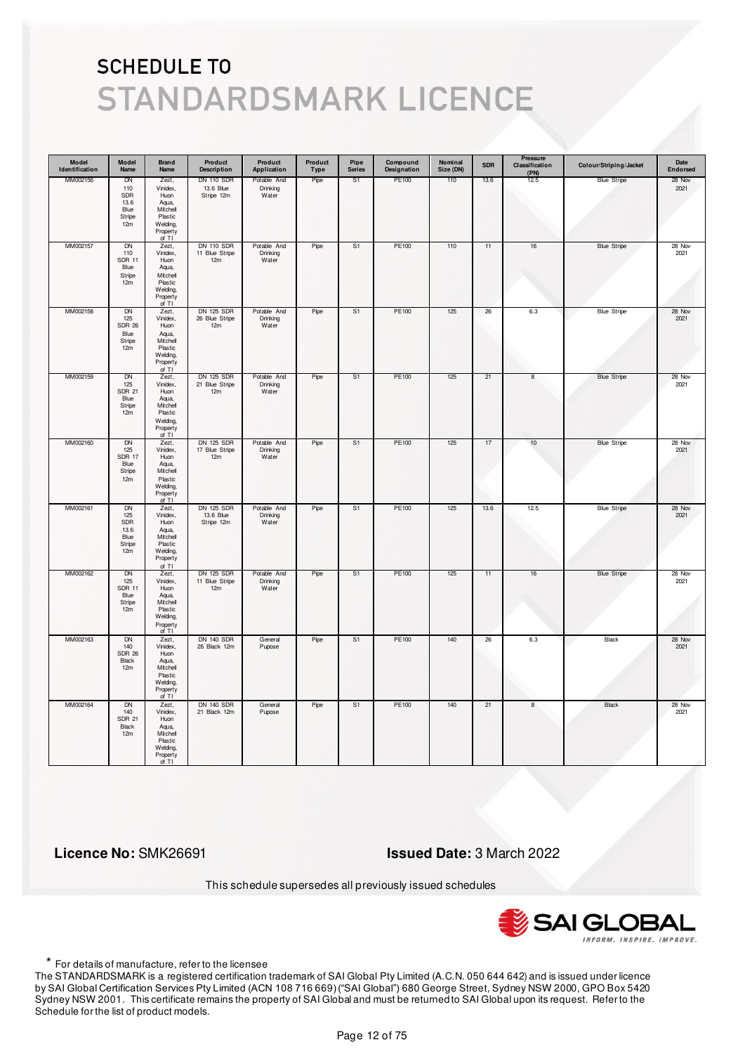# SCHEDULE TO
# STANDARDSMARK LICENCE

| Model Identification | Model Name | Brand Name | Product Description | Product Application | Product Type | Pipe Series | Compound Designation | Nominal Size (DN) | SDR | Pressure Classification (PN) | Colour/Striping/Jacket | Date Endorsed |
|---|---|---|---|---|---|---|---|---|---|---|---|---|
| MM002156 | DN 110 SDR 13.6 Blue Stripe 12m | Zezt, Vinidex, Huon Aqua, Mitchell Plastic Welding, Property of TI | DN 110 SDR 13.6 Blue Stripe 12m | Potable And Drinking Water | Pipe | S1 | PE100 | 110 | 13.6 | 12.5 | Blue Stripe | 28 Nov 2021 |
| MM002157 | DN 110 SDR 11 Blue Stripe 12m | Zezt, Vinidex, Huon Aqua, Mitchell Plastic Welding, Property of TI | DN 110 SDR 11 Blue Stripe 12m | Potable And Drinking Water | Pipe | S1 | PE100 | 110 | 11 | 16 | Blue Stripe | 28 Nov 2021 |
| MM002158 | DN 125 SDR 26 Blue Stripe 12m | Zezt, Vinidex, Huon Aqua, Mitchell Plastic Welding, Property of TI | DN 125 SDR 26 Blue Stripe 12m | Potable And Drinking Water | Pipe | S1 | PE100 | 125 | 26 | 6.3 | Blue Stripe | 28 Nov 2021 |
| MM002159 | DN 125 SDR 21 Blue Stripe 12m | Zezt, Vinidex, Huon Aqua, Mitchell Plastic Welding, Property of TI | DN 125 SDR 21 Blue Stripe 12m | Potable And Drinking Water | Pipe | S1 | PE100 | 125 | 21 | 8 | Blue Stripe | 28 Nov 2021 |
| MM002160 | DN 125 SDR 17 Blue Stripe 12m | Zezt, Vinidex, Huon Aqua, Mitchell Plastic Welding, Property of TI | DN 125 SDR 17 Blue Stripe 12m | Potable And Drinking Water | Pipe | S1 | PE100 | 125 | 17 | 10 | Blue Stripe | 28 Nov 2021 |
| MM002161 | DN 125 SDR 13.6 Blue Stripe 12m | Zezt, Vinidex, Huon Aqua, Mitchell Plastic Welding, Property of TI | DN 125 SDR 13.6 Blue Stripe 12m | Potable And Drinking Water | Pipe | S1 | PE100 | 125 | 13.6 | 12.5 | Blue Stripe | 28 Nov 2021 |
| MM002162 | DN 125 SDR 11 Blue Stripe 12m | Zezt, Vinidex, Huon Aqua, Mitchell Plastic Welding, Property of TI | DN 125 SDR 11 Blue Stripe 12m | Potable And Drinking Water | Pipe | S1 | PE100 | 125 | 11 | 16 | Blue Stripe | 28 Nov 2021 |
| MM002163 | DN 140 SDR 26 Black 12m | Zezt, Vinidex, Huon Aqua, Mitchell Plastic Welding, Property of TI | DN 140 SDR 26 Black 12m | General Pupose | Pipe | S1 | PE100 | 140 | 26 | 6.3 | Black | 28 Nov 2021 |
| MM002164 | DN 140 SDR 21 Black 12m | Zezt, Vinidex, Huon Aqua, Mitchell Plastic Welding, Property of TI | DN 140 SDR 21 Black 12m | General Pupose | Pipe | S1 | PE100 | 140 | 21 | 8 | Black | 28 Nov 2021 |

**Licence No:** SMK26691

**Issued Date:** 3 March 2022

This schedule supersedes all previously issued schedules

\* For details of manufacture, refer to the licensee

The STANDARDSMARK is a registered certification trademark of SAI Global Pty Limited (A.C.N. 050 644 642) and is issued under licence by SAI Global Certification Services Pty Limited (ACN 108 716 669) ("SAI Global") 680 George Street, Sydney NSW 2000, GPO Box 5420 Sydney NSW 2001. This certificate remains the property of SAI Global and must be returned to SAI Global upon its request. Refer to the Schedule for the list of product models.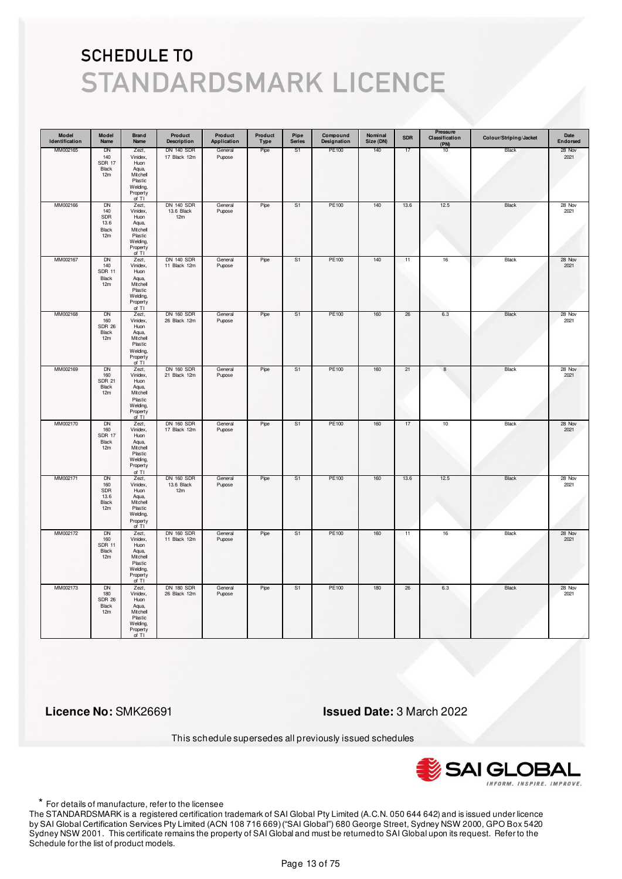# SCHEDULE TO

# STANDARDSMARK LICENCE

| Model Identification | Model Name | Brand Name | Product Description | Product Application | Product Type | Pipe Series | Compound Designation | Nominal Size (DN) | SDR | Pressure Classification (PN) | Colour/Striping/Jacket | Date Endorsed |
|---|---|---|---|---|---|---|---|---|---|---|---|---|
| MM002165 | DN 140 SDR 17 Black 12m | Zezt, Vinidex, Huon Aqua, Mitchell Plastic Welding, Property of TI | DN 140 SDR 17 Black 12m | General Pupose | Pipe | S1 | PE100 | 140 | 17 | 10 | Black | 28 Nov 2021 |
| MM002166 | DN 140 SDR 13.6 Black 12m | Zezt, Vinidex, Huon Aqua, Mitchell Plastic Welding, Property of TI | DN 140 SDR 13.6 Black 12m | General Pupose | Pipe | S1 | PE100 | 140 | 13.6 | 12.5 | Black | 28 Nov 2021 |
| MM002167 | DN 140 SDR 11 Black 12m | Zezt, Vinidex, Huon Aqua, Mitchell Plastic Welding, Property of TI | DN 140 SDR 11 Black 12m | General Pupose | Pipe | S1 | PE100 | 140 | 11 | 16 | Black | 28 Nov 2021 |
| MM002168 | DN 160 SDR 26 Black 12m | Zezt, Vinidex, Huon Aqua, Mitchell Plastic Welding, Property of TI | DN 160 SDR 26 Black 12m | General Pupose | Pipe | S1 | PE100 | 160 | 26 | 6.3 | Black | 28 Nov 2021 |
| MM002169 | DN 160 SDR 21 Black 12m | Zezt, Vinidex, Huon Aqua, Mitchell Plastic Welding, Property of TI | DN 160 SDR 21 Black 12m | General Pupose | Pipe | S1 | PE100 | 160 | 21 | 8 | Black | 28 Nov 2021 |
| MM002170 | DN 160 SDR 17 Black 12m | Zezt, Vinidex, Huon Aqua, Mitchell Plastic Welding, Property of TI | DN 160 SDR 17 Black 12m | General Pupose | Pipe | S1 | PE100 | 160 | 17 | 10 | Black | 28 Nov 2021 |
| MM002171 | DN 160 SDR 13.6 Black 12m | Zezt, Vinidex, Huon Aqua, Mitchell Plastic Welding, Property of TI | DN 160 SDR 13.6 Black 12m | General Pupose | Pipe | S1 | PE100 | 160 | 13.6 | 12.5 | Black | 28 Nov 2021 |
| MM002172 | DN 160 SDR 11 Black 12m | Zezt, Vinidex, Huon Aqua, Mitchell Plastic Welding, Property of TI | DN 160 SDR 11 Black 12m | General Pupose | Pipe | S1 | PE100 | 160 | 11 | 16 | Black | 28 Nov 2021 |
| MM002173 | DN 180 SDR 26 Black 12m | Zezt, Vinidex, Huon Aqua, Mitchell Plastic Welding, Property of TI | DN 180 SDR 26 Black 12m | General Pupose | Pipe | S1 | PE100 | 180 | 26 | 6.3 | Black | 28 Nov 2021 |

**Licence No:** SMK26691

**Issued Date:** 3 March 2022

This schedule supersedes all previously issued schedules

* For details of manufacture, refer to the licensee

The STANDARDSMARK is a registered certification trademark of SAI Global Pty Limited (A.C.N. 050 644 642) and is issued under licence by SAI Global Certification Services Pty Limited (ACN 108 716 669) ("SAI Global") 680 George Street, Sydney NSW 2000, GPO Box 5420 Sydney NSW 2001. This certificate remains the property of SAI Global and must be returned to SAI Global upon its request. Refer to the Schedule for the list of product models.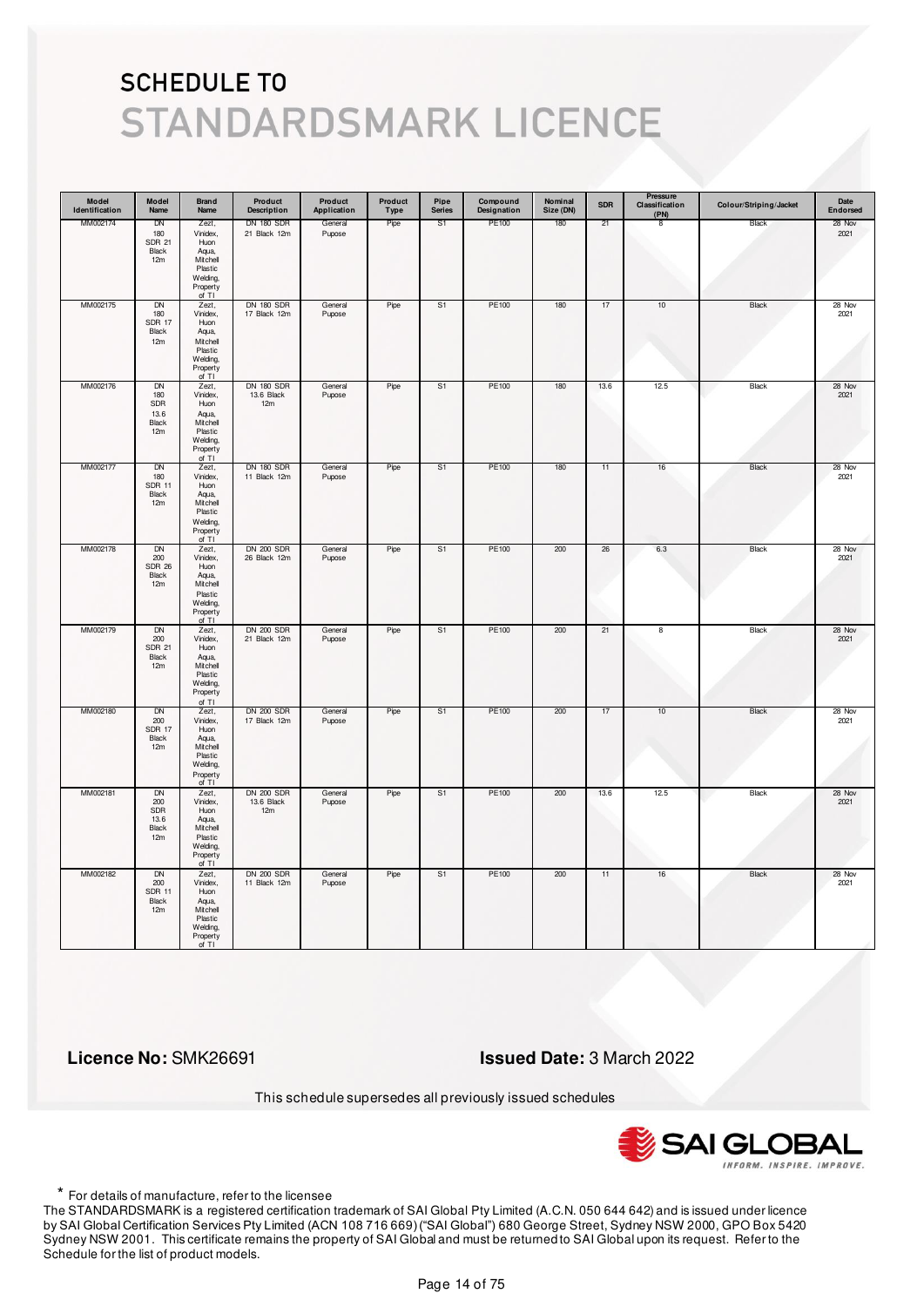# SCHEDULE TO

# STANDARDSMARK LICENCE

| Model Identification | Model Name | Brand Name | Product Description | Product Application | Product Type | Pipe Series | Compound Designation | Nominal Size (DN) | SDR | Pressure Classification (PN) | Colour/Striping/Jacket | Date Endorsed |
|---|---|---|---|---|---|---|---|---|---|---|---|---|
| MM002174 | DN 180 SDR 21 Black 12m | Zezt, Vinidex, Huon Aqua, Mitchell Plastic Welding, Property of TI | DN 180 SDR 21 Black 12m | General Pupose | Pipe | S1 | PE100 | 180 | 21 | 8 | Black | 28 Nov 2021 |
| MM002175 | DN 180 SDR 17 Black 12m | Zezt, Vinidex, Huon Aqua, Mitchell Plastic Welding, Property of TI | DN 180 SDR 17 Black 12m | General Pupose | Pipe | S1 | PE100 | 180 | 17 | 10 | Black | 28 Nov 2021 |
| MM002176 | DN 180 SDR 13.6 Black 12m | Zezt, Vinidex, Huon Aqua, Mitchell Plastic Welding, Property of TI | DN 180 SDR 13.6 Black 12m | General Pupose | Pipe | S1 | PE100 | 180 | 13.6 | 12.5 | Black | 28 Nov 2021 |
| MM002177 | DN 180 SDR 11 Black 12m | Zezt, Vinidex, Huon Aqua, Mitchell Plastic Welding, Property of TI | DN 180 SDR 11 Black 12m | General Pupose | Pipe | S1 | PE100 | 180 | 11 | 16 | Black | 28 Nov 2021 |
| MM002178 | DN 200 SDR 26 Black 12m | Zezt, Vinidex, Huon Aqua, Mitchell Plastic Welding, Property of TI | DN 200 SDR 26 Black 12m | General Pupose | Pipe | S1 | PE100 | 200 | 26 | 6.3 | Black | 28 Nov 2021 |
| MM002179 | DN 200 SDR 21 Black 12m | Zezt, Vinidex, Huon Aqua, Mitchell Plastic Welding, Property of TI | DN 200 SDR 21 Black 12m | General Pupose | Pipe | S1 | PE100 | 200 | 21 | 8 | Black | 28 Nov 2021 |
| MM002180 | DN 200 SDR 17 Black 12m | Zezt, Vinidex, Huon Aqua, Mitchell Plastic Welding, Property of TI | DN 200 SDR 17 Black 12m | General Pupose | Pipe | S1 | PE100 | 200 | 17 | 10 | Black | 28 Nov 2021 |
| MM002181 | DN 200 SDR 13.6 Black 12m | Zezt, Vinidex, Huon Aqua, Mitchell Plastic Welding, Property of TI | DN 200 SDR 13.6 Black 12m | General Pupose | Pipe | S1 | PE100 | 200 | 13.6 | 12.5 | Black | 28 Nov 2021 |
| MM002182 | DN 200 SDR 11 Black 12m | Zezt, Vinidex, Huon Aqua, Mitchell Plastic Welding, Property of TI | DN 200 SDR 11 Black 12m | General Pupose | Pipe | S1 | PE100 | 200 | 11 | 16 | Black | 28 Nov 2021 |

**Licence No:** SMK26691

**Issued Date:** 3 March 2022

This schedule supersedes all previously issued schedules

\* For details of manufacture, refer to the licensee

The STANDARDSMARK is a registered certification trademark of SAI Global Pty Limited (A.C.N. 050 644 642) and is issued under licence by SAI Global Certification Services Pty Limited (ACN 108 716 669) ("SAI Global") 680 George Street, Sydney NSW 2000, GPO Box 5420 Sydney NSW 2001. This certificate remains the property of SAI Global and must be returned to SAI Global upon its request. Refer to the Schedule for the list of product models.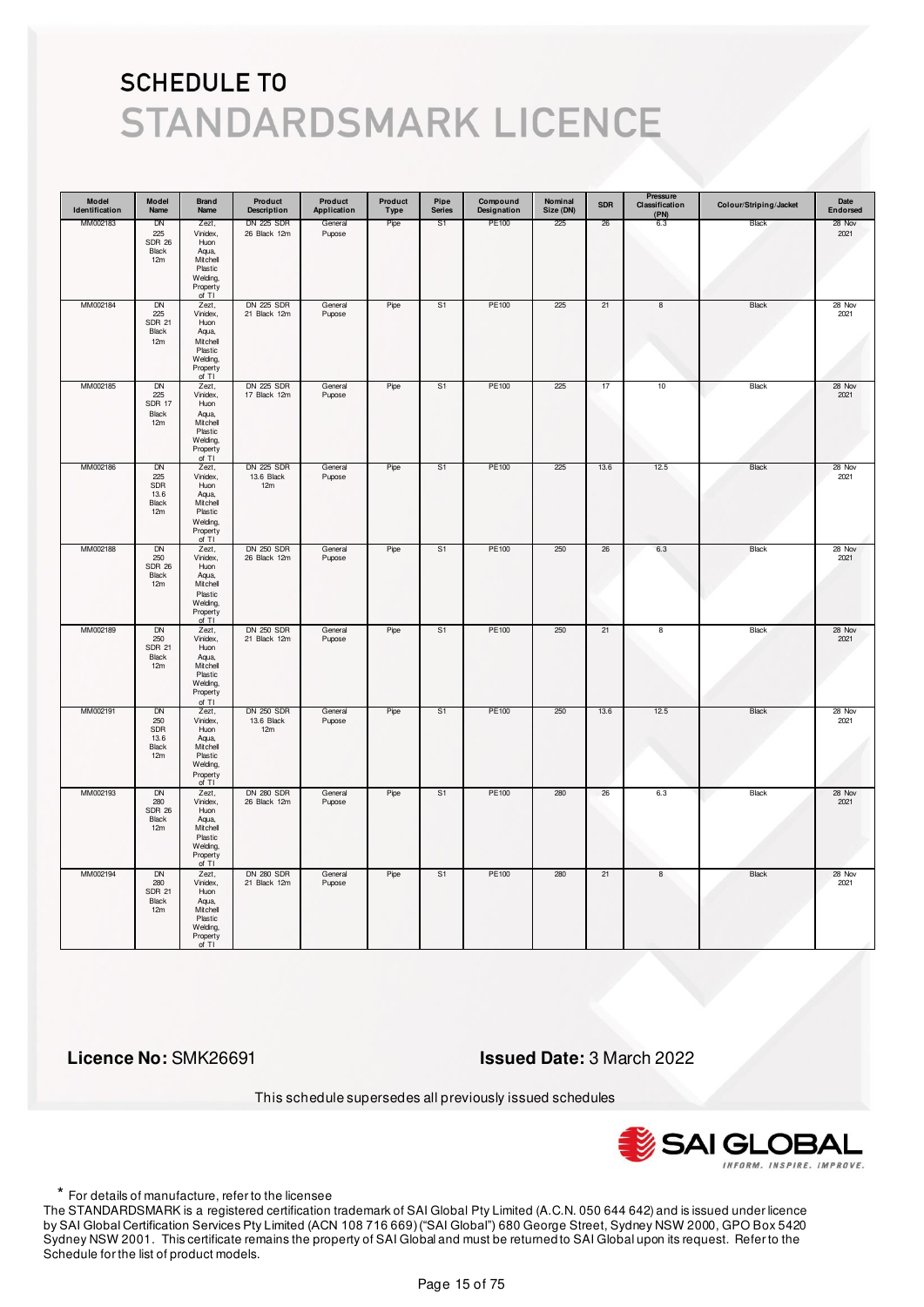# SCHEDULE TO
# STANDARDSMARK LICENCE

| Model Identification | Model Name | Brand Name | Product Description | Product Application | Product Type | Pipe Series | Compound Designation | Nominal Size (DN) | SDR | Pressure Classification (PN) | Colour/Striping/Jacket | Date Endorsed |
|---|---|---|---|---|---|---|---|---|---|---|---|---|
| MM002183 | DN 225 SDR 26 Black 12m | Zezt, Vinidex, Huon Aqua, Mitchell Plastic Welding, Property of TI | DN 225 SDR 26 Black 12m | General Pupose | Pipe | S1 | PE100 | 225 | 26 | 6.3 | Black | 28 Nov 2021 |
| MM002184 | DN 225 SDR 21 Black 12m | Zezt, Vinidex, Huon Aqua, Mitchell Plastic Welding, Property of TI | DN 225 SDR 21 Black 12m | General Pupose | Pipe | S1 | PE100 | 225 | 21 | 8 | Black | 28 Nov 2021 |
| MM002185 | DN 225 SDR 17 Black 12m | Zezt, Vinidex, Huon Aqua, Mitchell Plastic Welding, Property of TI | DN 225 SDR 17 Black 12m | General Pupose | Pipe | S1 | PE100 | 225 | 17 | 10 | Black | 28 Nov 2021 |
| MM002186 | DN 225 SDR 13.6 Black 12m | Zezt, Vinidex, Huon Aqua, Mitchell Plastic Welding, Property of TI | DN 225 SDR 13.6 Black 12m | General Pupose | Pipe | S1 | PE100 | 225 | 13.6 | 12.5 | Black | 28 Nov 2021 |
| MM002188 | DN 250 SDR 26 Black 12m | Zezt, Vinidex, Huon Aqua, Mitchell Plastic Welding, Property of TI | DN 250 SDR 26 Black 12m | General Pupose | Pipe | S1 | PE100 | 250 | 26 | 6.3 | Black | 28 Nov 2021 |
| MM002189 | DN 250 SDR 21 Black 12m | Zezt, Vinidex, Huon Aqua, Mitchell Plastic Welding, Property of TI | DN 250 SDR 21 Black 12m | General Pupose | Pipe | S1 | PE100 | 250 | 21 | 8 | Black | 28 Nov 2021 |
| MM002191 | DN 250 SDR 13.6 Black 12m | Zezt, Vinidex, Huon Aqua, Mitchell Plastic Welding, Property of TI | DN 250 SDR 13.6 Black 12m | General Pupose | Pipe | S1 | PE100 | 250 | 13.6 | 12.5 | Black | 28 Nov 2021 |
| MM002193 | DN 280 SDR 26 Black 12m | Zezt, Vinidex, Huon Aqua, Mitchell Plastic Welding, Property of TI | DN 280 SDR 26 Black 12m | General Pupose | Pipe | S1 | PE100 | 280 | 26 | 6.3 | Black | 28 Nov 2021 |
| MM002194 | DN 280 SDR 21 Black 12m | Zezt, Vinidex, Huon Aqua, Mitchell Plastic Welding, Property of TI | DN 280 SDR 21 Black 12m | General Pupose | Pipe | S1 | PE100 | 280 | 21 | 8 | Black | 28 Nov 2021 |

**Licence No:** SMK26691

**Issued Date:** 3 March 2022

This schedule supersedes all previously issued schedules

* For details of manufacture, refer to the licensee

The STANDARDSMARK is a registered certification trademark of SAI Global Pty Limited (A.C.N. 050 644 642) and is issued under licence by SAI Global Certification Services Pty Limited (ACN 108 716 669) ("SAI Global") 680 George Street, Sydney NSW 2000, GPO Box 5420 Sydney NSW 2001. This certificate remains the property of SAI Global and must be returned to SAI Global upon its request. Refer to the Schedule for the list of product models.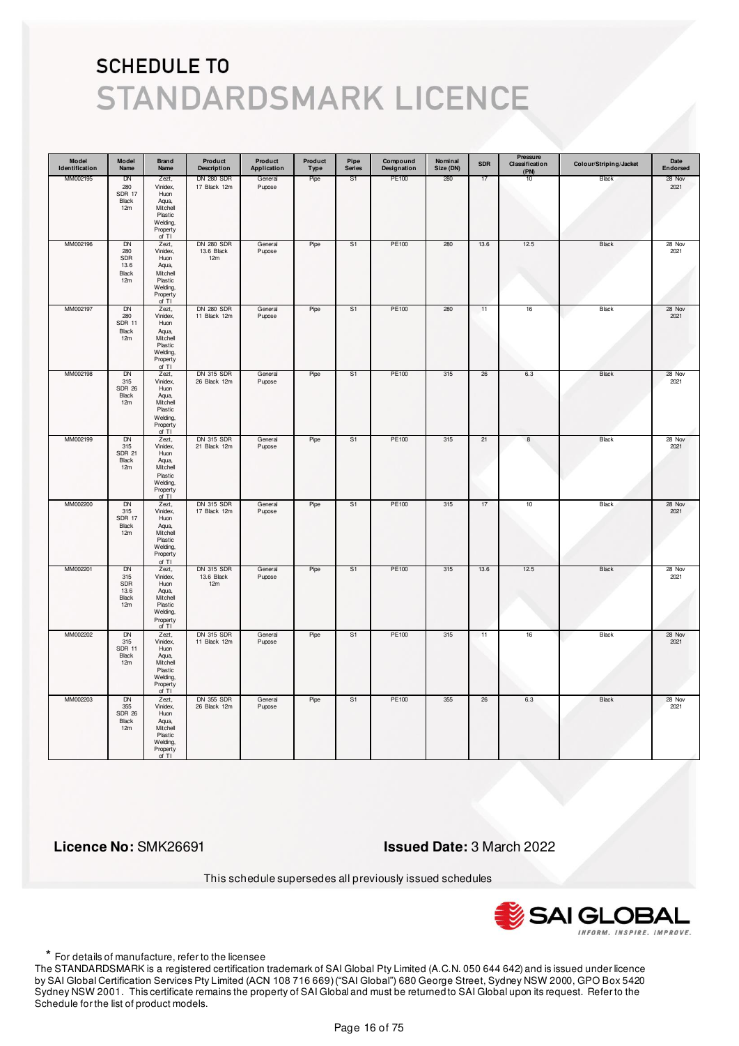# SCHEDULE TO

# STANDARDSMARK LICENCE

| Model Identification | Model Name | Brand Name | Product Description | Product Application | Product Type | Pipe Series | Compound Designation | Nominal Size (DN) | SDR | Pressure Classification (PN) | Colour/Striping/Jacket | Date Endorsed |
|---|---|---|---|---|---|---|---|---|---|---|---|---|
| MM002195 | DN 280 SDR 17 Black 12m | Zezt, Vinidex, Huon Aqua, Mitchell Plastic Welding, Property of TI | DN 280 SDR 17 Black 12m | General Pupose | Pipe | S1 | PE100 | 280 | 17 | 10 | Black | 28 Nov 2021 |
| MM002196 | DN 280 SDR 13.6 Black 12m | Zezt, Vinidex, Huon Aqua, Mitchell Plastic Welding, Property of TI | DN 280 SDR 13.6 Black 12m | General Pupose | Pipe | S1 | PE100 | 280 | 13.6 | 12.5 | Black | 28 Nov 2021 |
| MM002197 | DN 280 SDR 11 Black 12m | Zezt, Vinidex, Huon Aqua, Mitchell Plastic Welding, Property of TI | DN 280 SDR 11 Black 12m | General Pupose | Pipe | S1 | PE100 | 280 | 11 | 16 | Black | 28 Nov 2021 |
| MM002198 | DN 315 SDR 26 Black 12m | Zezt, Vinidex, Huon Aqua, Mitchell Plastic Welding, Property of TI | DN 315 SDR 26 Black 12m | General Pupose | Pipe | S1 | PE100 | 315 | 26 | 6.3 | Black | 28 Nov 2021 |
| MM002199 | DN 315 SDR 21 Black 12m | Zezt, Vinidex, Huon Aqua, Mitchell Plastic Welding, Property of TI | DN 315 SDR 21 Black 12m | General Pupose | Pipe | S1 | PE100 | 315 | 21 | 8 | Black | 28 Nov 2021 |
| MM002200 | DN 315 SDR 17 Black 12m | Zezt, Vinidex, Huon Aqua, Mitchell Plastic Welding, Property of TI | DN 315 SDR 17 Black 12m | General Pupose | Pipe | S1 | PE100 | 315 | 17 | 10 | Black | 28 Nov 2021 |
| MM002201 | DN 315 SDR 13.6 Black 12m | Zezt, Vinidex, Huon Aqua, Mitchell Plastic Welding, Property of TI | DN 315 SDR 13.6 Black 12m | General Pupose | Pipe | S1 | PE100 | 315 | 13.6 | 12.5 | Black | 28 Nov 2021 |
| MM002202 | DN 315 SDR 11 Black 12m | Zezt, Vinidex, Huon Aqua, Mitchell Plastic Welding, Property of TI | DN 315 SDR 11 Black 12m | General Pupose | Pipe | S1 | PE100 | 315 | 11 | 16 | Black | 28 Nov 2021 |
| MM002203 | DN 355 SDR 26 Black 12m | Zezt, Vinidex, Huon Aqua, Mitchell Plastic Welding, Property of TI | DN 355 SDR 26 Black 12m | General Pupose | Pipe | S1 | PE100 | 355 | 26 | 6.3 | Black | 28 Nov 2021 |

**Licence No:** SMK26691

**Issued Date:** 3 March 2022

This schedule supersedes all previously issued schedules

\* For details of manufacture, refer to the licensee

The STANDARDSMARK is a registered certification trademark of SAI Global Pty Limited (A.C.N. 050 644 642) and is issued under licence by SAI Global Certification Services Pty Limited (ACN 108 716 669) ("SAI Global") 680 George Street, Sydney NSW 2000, GPO Box 5420 Sydney NSW 2001. This certificate remains the property of SAI Global and must be returned to SAI Global upon its request. Refer to the Schedule for the list of product models.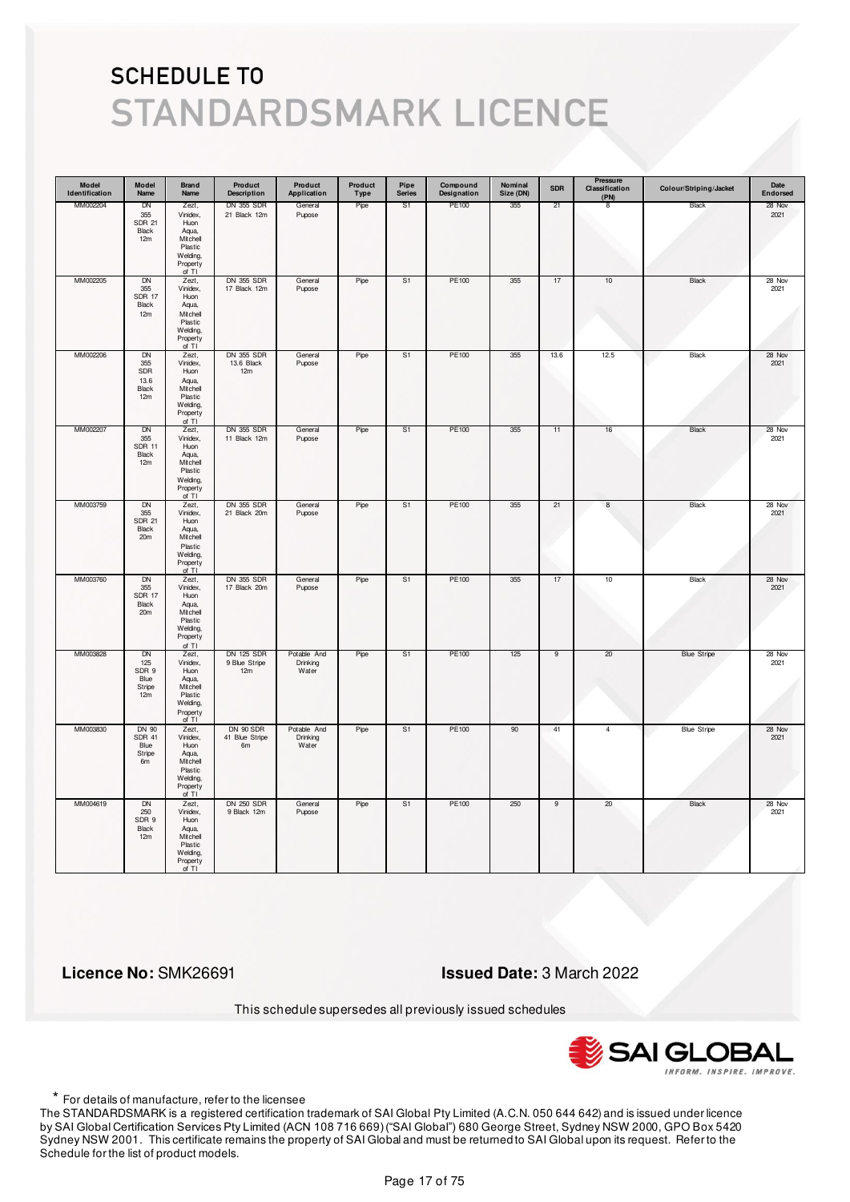# SCHEDULE TO

# STANDARDSMARK LICENCE

| Model Identification | Model Name | Brand Name | Product Description | Product Application | Product Type | Pipe Series | Compound Designation | Nominal Size (DN) | SDR | Pressure Classification (PN) | Colour/Striping/Jacket | Date Endorsed |
|---|---|---|---|---|---|---|---|---|---|---|---|---|
| MM002204 | DN 355 SDR 21 Black 12m | Zezt, Vinidex, Huon Aqua, Mitchell Plastic Welding, Property of TI | DN 355 SDR 21 Black 12m | General Pupose | Pipe | S1 | PE100 | 355 | 21 | 8 | Black | 28 Nov 2021 |
| MM002205 | DN 355 SDR 17 Black 12m | Zezt, Vinidex, Huon Aqua, Mitchell Plastic Welding, Property of TI | DN 355 SDR 17 Black 12m | General Pupose | Pipe | S1 | PE100 | 355 | 17 | 10 | Black | 28 Nov 2021 |
| MM002206 | DN 355 SDR 13.6 Black 12m | Zezt, Vinidex, Huon Aqua, Mitchell Plastic Welding, Property of TI | DN 355 SDR 13.6 Black 12m | General Pupose | Pipe | S1 | PE100 | 355 | 13.6 | 12.5 | Black | 28 Nov 2021 |
| MM002207 | DN 355 SDR 11 Black 12m | Zezt, Vinidex, Huon Aqua, Mitchell Plastic Welding, Property of TI | DN 355 SDR 11 Black 12m | General Pupose | Pipe | S1 | PE100 | 355 | 11 | 16 | Black | 28 Nov 2021 |
| MM003759 | DN 355 SDR 21 Black 20m | Zezt, Vinidex, Huon Aqua, Mitchell Plastic Welding, Property of TI | DN 355 SDR 21 Black 20m | General Pupose | Pipe | S1 | PE100 | 355 | 21 | 8 | Black | 28 Nov 2021 |
| MM003760 | DN 355 SDR 17 Black 20m | Zezt, Vinidex, Huon Aqua, Mitchell Plastic Welding, Property of TI | DN 355 SDR 17 Black 20m | General Pupose | Pipe | S1 | PE100 | 355 | 17 | 10 | Black | 28 Nov 2021 |
| MM003828 | DN 125 SDR 9 Blue Stripe 12m | Zezt, Vinidex, Huon Aqua, Mitchell Plastic Welding, Property of TI | DN 125 SDR 9 Blue Stripe 12m | Potable And Drinking Water | Pipe | S1 | PE100 | 125 | 9 | 20 | Blue Stripe | 28 Nov 2021 |
| MM003830 | DN 90 SDR 41 Blue Stripe 6m | Zezt, Vinidex, Huon Aqua, Mitchell Plastic Welding, Property of TI | DN 90 SDR 41 Blue Stripe 6m | Potable And Drinking Water | Pipe | S1 | PE100 | 90 | 41 | 4 | Blue Stripe | 28 Nov 2021 |
| MM004619 | DN 250 SDR 9 Black 12m | Zezt, Vinidex, Huon Aqua, Mitchell Plastic Welding, Property of TI | DN 250 SDR 9 Black 12m | General Pupose | Pipe | S1 | PE100 | 250 | 9 | 20 | Black | 28 Nov 2021 |

**Licence No:** SMK26691

**Issued Date:** 3 March 2022

This schedule supersedes all previously issued schedules

\* For details of manufacture, refer to the licensee

The STANDARDSMARK is a registered certification trademark of SAI Global Pty Limited (A.C.N. 050 644 642) and is issued under licence by SAI Global Certification Services Pty Limited (ACN 108 716 669) ("SAI Global") 680 George Street, Sydney NSW 2000, GPO Box 5420 Sydney NSW 2001. This certificate remains the property of SAI Global and must be returned to SAI Global upon its request. Refer to the Schedule for the list of product models.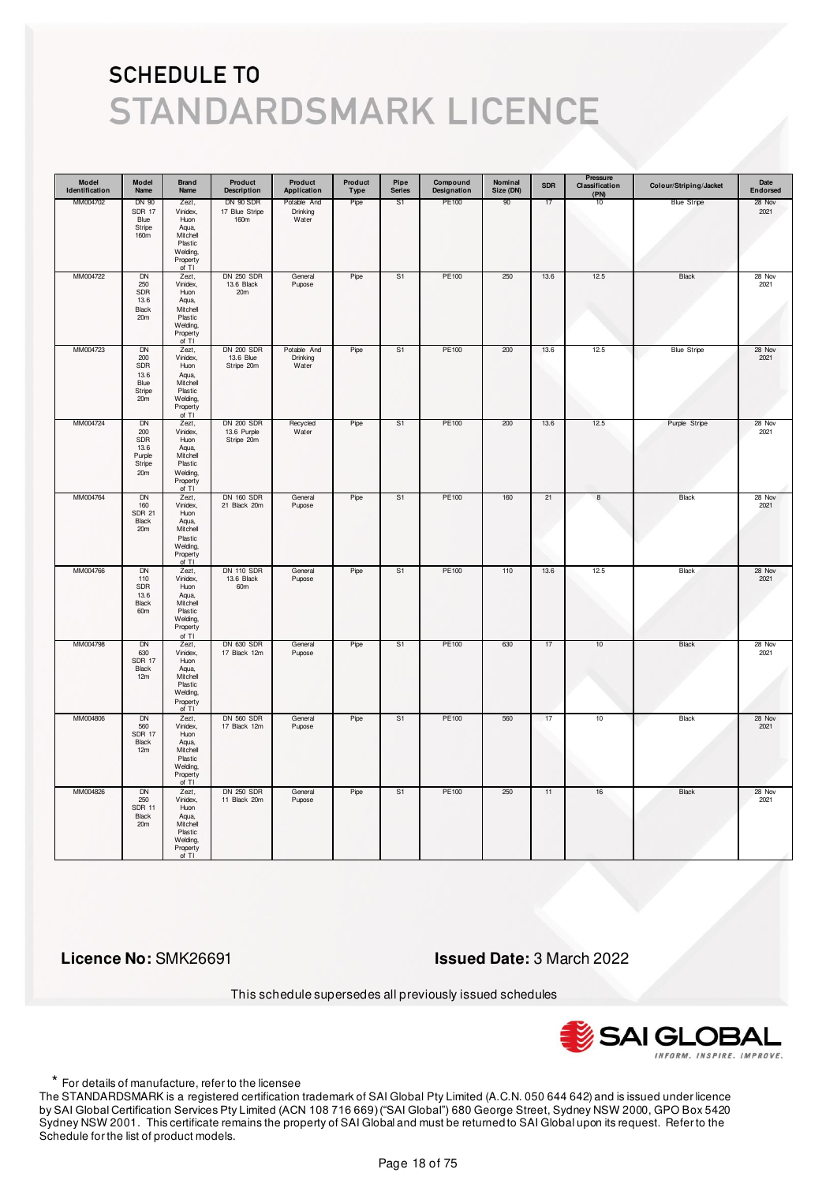# SCHEDULE TO
# STANDARDSMARK LICENCE

| Model Identification | Model Name | Brand Name | Product Description | Product Application | Product Type | Pipe Series | Compound Designation | Nominal Size (DN) | SDR | Pressure Classification (PN) | Colour/Striping/Jacket | Date Endorsed |
|---|---|---|---|---|---|---|---|---|---|---|---|---|
| MM004702 | DN 90 SDR 17 Blue Stripe 160m | Zeat, Vinidex, Huon Aqua, Mitchell Plastic Welding, Property of TI | DN 90 SDR 17 Blue Stripe 160m | Potable And Drinking Water | Pipe | S1 | PE100 | 90 | 17 | 10 | Blue Stripe | 28 Nov 2021 |
| MM004722 | DN 250 SDR 13.6 Black 20m | Zeat, Vinidex, Huon Aqua, Mitchell Plastic Welding, Property of TI | DN 250 SDR 13.6 Black 20m | General Pupose | Pipe | S1 | PE100 | 250 | 13.6 | 12.5 | Black | 28 Nov 2021 |
| MM004723 | DN 200 SDR 13.6 Blue Stripe 20m | Zeat, Vinidex, Huon Aqua, Mitchell Plastic Welding, Property of TI | DN 200 SDR 13.6 Blue Stripe 20m | Potable And Drinking Water | Pipe | S1 | PE100 | 200 | 13.6 | 12.5 | Blue Stripe | 28 Nov 2021 |
| MM004724 | DN 200 SDR 13.6 Purple Stripe 20m | Zeat, Vinidex, Huon Aqua, Mitchell Plastic Welding, Property of TI | DN 200 SDR 13.6 Purple Stripe 20m | Recycled Water | Pipe | S1 | PE100 | 200 | 13.6 | 12.5 | Purple Stripe | 28 Nov 2021 |
| MM004764 | DN 160 SDR 21 Black 20m | Zeat, Vinidex, Huon Aqua, Mitchell Plastic Welding, Property of TI | DN 160 SDR 21 Black 20m | General Pupose | Pipe | S1 | PE100 | 160 | 21 | 8 | Black | 28 Nov 2021 |
| MM004766 | DN 110 SDR 13.6 Black 60m | Zeat, Vinidex, Huon Aqua, Mitchell Plastic Welding, Property of TI | DN 110 SDR 13.6 Black 60m | General Pupose | Pipe | S1 | PE100 | 110 | 13.6 | 12.5 | Black | 28 Nov 2021 |
| MM004798 | DN 630 SDR 17 Black 12m | Zeat, Vinidex, Huon Aqua, Mitchell Plastic Welding, Property of TI | DN 630 SDR 17 Black 12m | General Pupose | Pipe | S1 | PE100 | 630 | 17 | 10 | Black | 28 Nov 2021 |
| MM004806 | DN 560 SDR 17 Black 12m | Zeat, Vinidex, Huon Aqua, Mitchell Plastic Welding, Property of TI | DN 560 SDR 17 Black 12m | General Pupose | Pipe | S1 | PE100 | 560 | 17 | 10 | Black | 28 Nov 2021 |
| MM004826 | DN 250 SDR 11 Black 20m | Zeat, Vinidex, Huon Aqua, Mitchell Plastic Welding, Property of TI | DN 250 SDR 11 Black 20m | General Pupose | Pipe | S1 | PE100 | 250 | 11 | 16 | Black | 28 Nov 2021 |

**Licence No:** SMK26691

**Issued Date:** 3 March 2022

This schedule supersedes all previously issued schedules

\* For details of manufacture, refer to the licensee

The STANDARDSMARK is a registered certification trademark of SAI Global Pty Limited (A.C.N. 050 644 642) and is issued under licence by SAI Global Certification Services Pty Limited (ACN 108 716 669) ("SAI Global") 680 George Street, Sydney NSW 2000, GPO Box 5420 Sydney NSW 2001. This certificate remains the property of SAI Global and must be returned to SAI Global upon its request. Refer to the Schedule for the list of product models.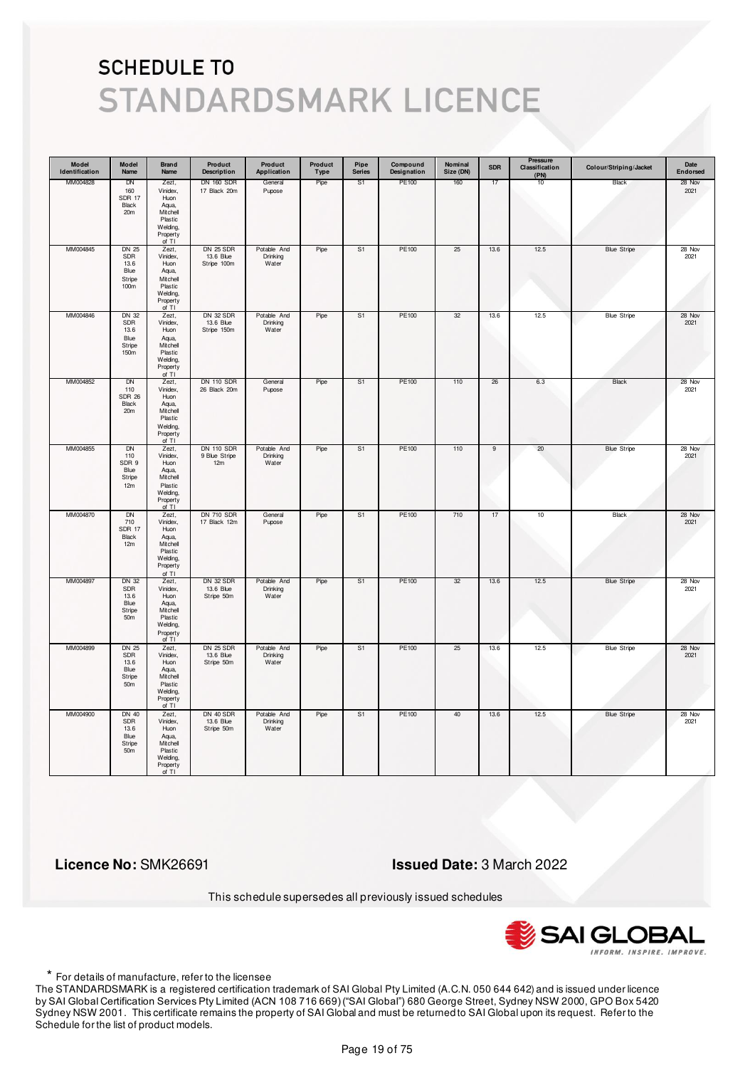# SCHEDULE TO

# STANDARDSMARK LICENCE

| Model Identification | Model Name | Brand Name | Product Description | Product Application | Product Type | Pipe Series | Compound Designation | Nominal Size (DN) | SDR | Pressure Classification (PN) | Colour/Striping/Jacket | Date Endorsed |
|---|---|---|---|---|---|---|---|---|---|---|---|---|
| MM004828 | DN 160 SDR 17 Black 20m | Zeet, Vinidex, Huon Aqua, Mitchell Plastic Welding, Property of TI | DN 160 SDR 17 Black 20m | General Pupose | Pipe | S1 | PE100 | 160 | 17 | 10 | Black | 28 Nov 2021 |
| MM004845 | DN 25 SDR 13.6 Blue Stripe 100m | Zeet, Vinidex, Huon Aqua, Mitchell Plastic Welding, Property of TI | DN 25 SDR 13.6 Blue Stripe 100m | Potable And Drinking Water | Pipe | S1 | PE100 | 25 | 13.6 | 12.5 | Blue Stripe | 28 Nov 2021 |
| MM004846 | DN 32 SDR 13.6 Blue Stripe 150m | Zeet, Vinidex, Huon Aqua, Mitchell Plastic Welding, Property of TI | DN 32 SDR 13.6 Blue Stripe 150m | Potable And Drinking Water | Pipe | S1 | PE100 | 32 | 13.6 | 12.5 | Blue Stripe | 28 Nov 2021 |
| MM004852 | DN 110 SDR 26 Black 20m | Zeet, Vinidex, Huon Aqua, Mitchell Plastic Welding, Property of TI | DN 110 SDR 26 Black 20m | General Pupose | Pipe | S1 | PE100 | 110 | 26 | 6.3 | Black | 28 Nov 2021 |
| MM004855 | DN 110 SDR 9 Blue Stripe 12m | Zeet, Vinidex, Huon Aqua, Mitchell Plastic Welding, Property of TI | DN 110 SDR 9 Blue Stripe 12m | Potable And Drinking Water | Pipe | S1 | PE100 | 110 | 9 | 20 | Blue Stripe | 28 Nov 2021 |
| MM004870 | DN 710 SDR 17 Black 12m | Zeet, Vinidex, Huon Aqua, Mitchell Plastic Welding, Property of TI | DN 710 SDR 17 Black 12m | General Pupose | Pipe | S1 | PE100 | 710 | 17 | 10 | Black | 28 Nov 2021 |
| MM004897 | DN 32 SDR 13.6 Blue Stripe 50m | Zeet, Vinidex, Huon Aqua, Mitchell Plastic Welding, Property of TI | DN 32 SDR 13.6 Blue Stripe 50m | Potable And Drinking Water | Pipe | S1 | PE100 | 32 | 13.6 | 12.5 | Blue Stripe | 28 Nov 2021 |
| MM004899 | DN 25 SDR 13.6 Blue Stripe 50m | Zeet, Vinidex, Huon Aqua, Mitchell Plastic Welding, Property of TI | DN 25 SDR 13.6 Blue Stripe 50m | Potable And Drinking Water | Pipe | S1 | PE100 | 25 | 13.6 | 12.5 | Blue Stripe | 28 Nov 2021 |
| MM004900 | DN 40 SDR 13.6 Blue Stripe 50m | Zeet, Vinidex, Huon Aqua, Mitchell Plastic Welding, Property of TI | DN 40 SDR 13.6 Blue Stripe 50m | Potable And Drinking Water | Pipe | S1 | PE100 | 40 | 13.6 | 12.5 | Blue Stripe | 28 Nov 2021 |

**Licence No:** SMK26691

**Issued Date:** 3 March 2022

This schedule supersedes all previously issued schedules

\* For details of manufacture, refer to the licensee

The STANDARDSMARK is a registered certification trademark of SAI Global Pty Limited (A.C.N. 050 644 642) and is issued under licence by SAI Global Certification Services Pty Limited (ACN 108 716 669) ("SAI Global") 680 George Street, Sydney NSW 2000, GPO Box 5420 Sydney NSW 2001. This certificate remains the property of SAI Global and must be returned to SAI Global upon its request. Refer to the Schedule for the list of product models.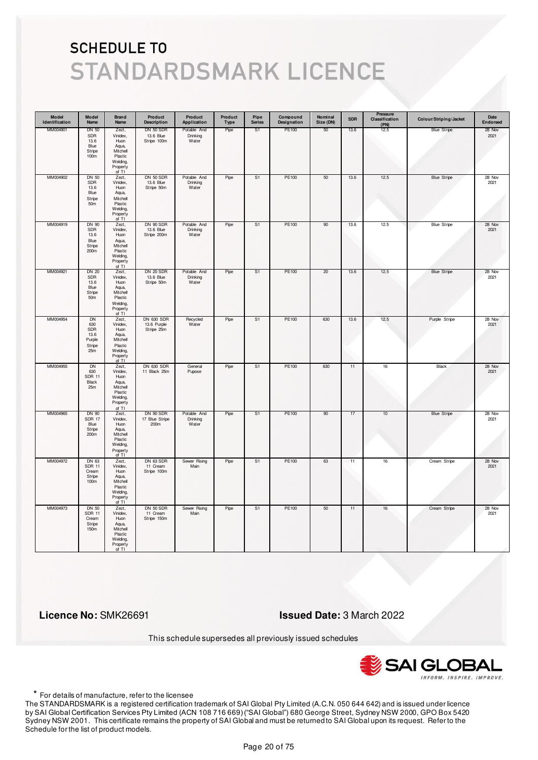# SCHEDULE TO
# STANDARDSMARK LICENCE

| Model Identification | Model Name | Brand Name | Product Description | Product Application | Product Type | Pipe Series | Compound Designation | Nominal Size (DN) | SDR | Pressure Classification (PN) | Colour/Striping/Jacket | Date Endorsed |
|---|---|---|---|---|---|---|---|---|---|---|---|---|
| MM004901 | DN 50 SDR 13.6 Blue Stripe 100m | Zeet, Vinidex, Huon Aqua, Mitchell Plastic Welding, Property of TI | DN 50 SDR 13.6 Blue Stripe 100m | Potable And Drinking Water | Pipe | S1 | PE100 | 50 | 13.6 | 12.5 | Blue Stripe | 28 Nov 2021 |
| MM004902 | DN 50 SDR 13.6 Blue Stripe 50m | Zeet, Vinidex, Huon Aqua, Mitchell Plastic Welding, Property of TI | DN 50 SDR 13.6 Blue Stripe 50m | Potable And Drinking Water | Pipe | S1 | PE100 | 50 | 13.6 | 12.5 | Blue Stripe | 28 Nov 2021 |
| MM004919 | DN 90 SDR 13.6 Blue Stripe 200m | Zeet, Vinidex, Huon Aqua, Mitchell Plastic Welding, Property of TI | DN 90 SDR 13.6 Blue Stripe 200m | Potable And Drinking Water | Pipe | S1 | PE100 | 90 | 13.6 | 12.5 | Blue Stripe | 28 Nov 2021 |
| MM004921 | DN 20 SDR 13.6 Blue Stripe 50m | Zeet, Vinidex, Huon Aqua, Mitchell Plastic Welding, Property of TI | DN 20 SDR 13.6 Blue Stripe 50m | Potable And Drinking Water | Pipe | S1 | PE100 | 20 | 13.6 | 12.5 | Blue Stripe | 28 Nov 2021 |
| MM004954 | DN 630 SDR 13.6 Purple Stripe 25m | Zeet, Vinidex, Huon Aqua, Mitchell Plastic Welding, Property of TI | DN 630 SDR 13.6 Purple Stripe 25m | Recycled Water | Pipe | S1 | PE100 | 630 | 13.6 | 12.5 | Purple Stripe | 28 Nov 2021 |
| MM004955 | DN 630 SDR 11 Black 25m | Zeet, Vinidex, Huon Aqua, Mitchell Plastic Welding, Property of TI | DN 630 SDR 11 Black 25m | General Pupose | Pipe | S1 | PE100 | 630 | 11 | 16 | Black | 28 Nov 2021 |
| MM004965 | DN 90 SDR 17 Blue Stripe 200m | Zeet, Vinidex, Huon Aqua, Mitchell Plastic Welding, Property of TI | DN 90 SDR 17 Blue Stripe 200m | Potable And Drinking Water | Pipe | S1 | PE100 | 90 | 17 | 10 | Blue Stripe | 28 Nov 2021 |
| MM004972 | DN 63 SDR 11 Cream Stripe 100m | Zeet, Vinidex, Huon Aqua, Mitchell Plastic Welding, Property of TI | DN 63 SDR 11 Cream Stripe 100m | Sewer Rising Main | Pipe | S1 | PE100 | 63 | 11 | 16 | Cream Stripe | 28 Nov 2021 |
| MM004973 | DN 50 SDR 11 Cream Stripe 150m | Zeet, Vinidex, Huon Aqua, Mitchell Plastic Welding, Property of TI | DN 50 SDR 11 Cream Stripe 150m | Sewer Rising Main | Pipe | S1 | PE100 | 50 | 11 | 16 | Cream Stripe | 28 Nov 2021 |

**Licence No:** SMK26691

**Issued Date:** 3 March 2022

This schedule supersedes all previously issued schedules

SAI GLOBAL
INFORM. INSPIRE. IMPROVE.

* For details of manufacture, refer to the licensee

The STANDARDSMARK is a registered certification trademark of SAI Global Pty Limited (A.C.N. 050 644 642) and is issued under licence by SAI Global Certification Services Pty Limited (ACN 108 716 669) ("SAI Global") 680 George Street, Sydney NSW 2000, GPO Box 5420 Sydney NSW 2001. This certificate remains the property of SAI Global and must be returned to SAI Global upon its request. Refer to the Schedule for the list of product models.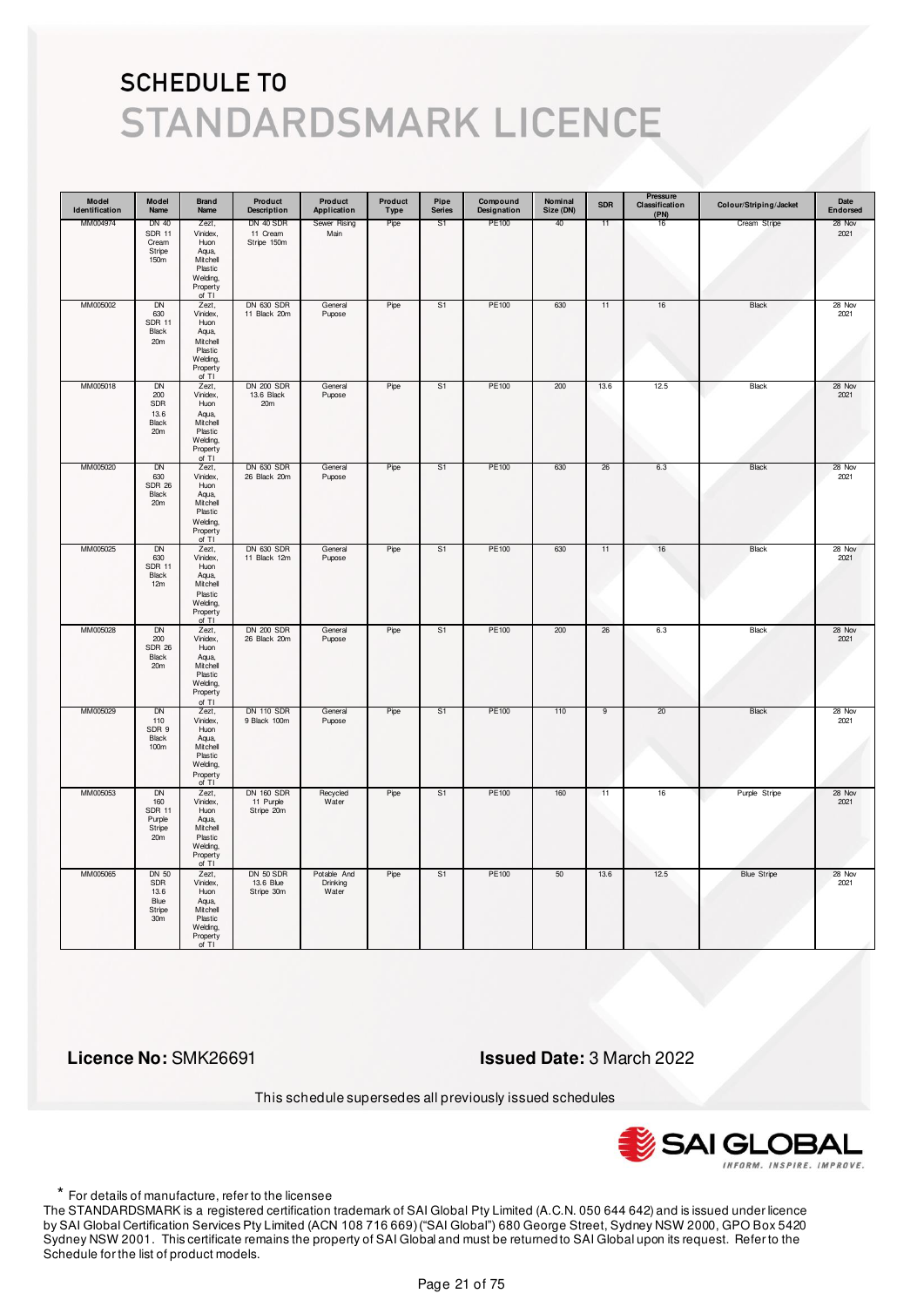# SCHEDULE TO

# STANDARDSMARK LICENCE

| Model Identification | Model Name | Brand Name | Product Description | Product Application | Product Type | Pipe Series | Compound Designation | Nominal Size (DN) | SDR | Pressure Classification (PN) | Colour/Striping/Jacket | Date Endorsed |
|---|---|---|---|---|---|---|---|---|---|---|---|---|
| MM004974 | DN 40 SDR 11 Cream Stripe 150m | Zezt, Vinidex, Huon Aqua, Mitchell Plastic Welding, Property of TI | DN 40 SDR 11 Cream Stripe 150m | Sewer Rising Main | Pipe | S1 | PE100 | 40 | 11 | 16 | Cream Stripe | 28 Nov 2021 |
| MM005002 | DN 630 SDR 11 Black 20m | Zezt, Vinidex, Huon Aqua, Mitchell Plastic Welding, Property of TI | DN 630 SDR 11 Black 20m | General Pupose | Pipe | S1 | PE100 | 630 | 11 | 16 | Black | 28 Nov 2021 |
| MM005018 | DN 200 SDR 13.6 Black 20m | Zezt, Vinidex, Huon Aqua, Mitchell Plastic Welding, Property of TI | DN 200 SDR 13.6 Black 20m | General Pupose | Pipe | S1 | PE100 | 200 | 13.6 | 12.5 | Black | 28 Nov 2021 |
| MM005020 | DN 630 SDR 26 Black 20m | Zezt, Vinidex, Huon Aqua, Mitchell Plastic Welding, Property of TI | DN 630 SDR 26 Black 20m | General Pupose | Pipe | S1 | PE100 | 630 | 26 | 6.3 | Black | 28 Nov 2021 |
| MM005025 | DN 630 SDR 11 Black 12m | Zezt, Vinidex, Huon Aqua, Mitchell Plastic Welding, Property of TI | DN 630 SDR 11 Black 12m | General Pupose | Pipe | S1 | PE100 | 630 | 11 | 16 | Black | 28 Nov 2021 |
| MM005028 | DN 200 SDR 26 Black 20m | Zezt, Vinidex, Huon Aqua, Mitchell Plastic Welding, Property of TI | DN 200 SDR 26 Black 20m | General Pupose | Pipe | S1 | PE100 | 200 | 26 | 6.3 | Black | 28 Nov 2021 |
| MM005029 | DN 110 SDR 9 Black 100m | Zezt, Vinidex, Huon Aqua, Mitchell Plastic Welding, Property of TI | DN 110 SDR 9 Black 100m | General Pupose | Pipe | S1 | PE100 | 110 | 9 | 20 | Black | 28 Nov 2021 |
| MM005053 | DN 160 SDR 11 Purple Stripe 20m | Zezt, Vinidex, Huon Aqua, Mitchell Plastic Welding, Property of TI | DN 160 SDR 11 Purple Stripe 20m | Recycled Water | Pipe | S1 | PE100 | 160 | 11 | 16 | Purple Stripe | 28 Nov 2021 |
| MM005065 | DN 50 SDR 13.6 Blue Stripe 30m | Zezt, Vinidex, Huon Aqua, Mitchell Plastic Welding, Property of TI | DN 50 SDR 13.6 Blue Stripe 30m | Potable And Drinking Water | Pipe | S1 | PE100 | 50 | 13.6 | 12.5 | Blue Stripe | 28 Nov 2021 |

**Licence No:** SMK26691

**Issued Date:** 3 March 2022

This schedule supersedes all previously issued schedules

SAI GLOBAL
INFORM. INSPIRE. IMPROVE.

\* For details of manufacture, refer to the licensee

The STANDARDSMARK is a registered certification trademark of SAI Global Pty Limited (A.C.N. 050 644 642) and is issued under licence by SAI Global Certification Services Pty Limited (ACN 108 716 669) ("SAI Global") 680 George Street, Sydney NSW 2000, GPO Box 5420 Sydney NSW 2001. This certificate remains the property of SAI Global and must be returned to SAI Global upon its request. Refer to the Schedule for the list of product models.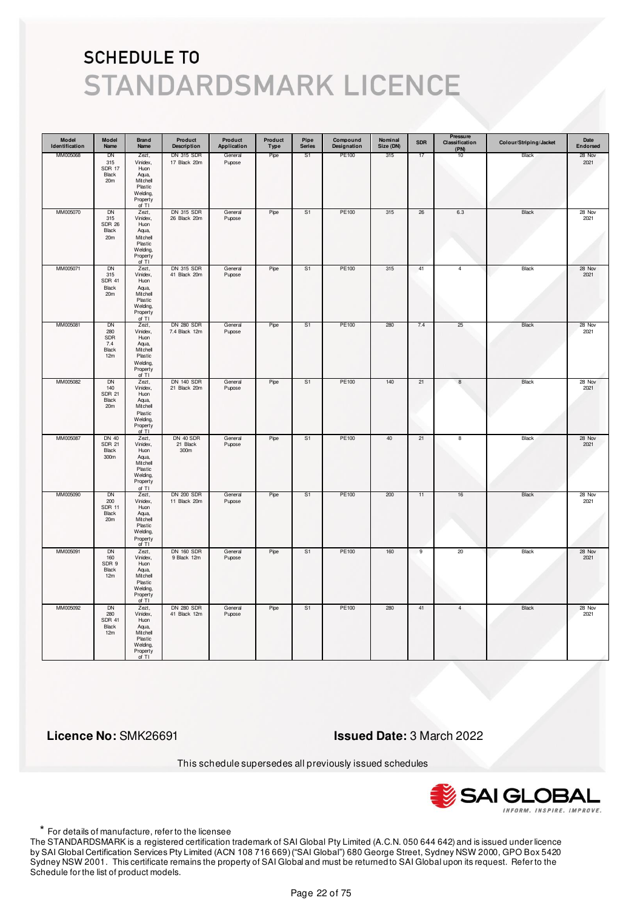# SCHEDULE TO

# STANDARDSMARK LICENCE

| Model Identification | Model Name | Brand Name | Product Description | Product Application | Product Type | Pipe Series | Compound Designation | Nominal Size (DN) | SDR | Pressure Classification (PN) | Colour/Striping/Jacket | Date Endorsed |
|---|---|---|---|---|---|---|---|---|---|---|---|---|
| MM005068 | DN 315 SDR 17 Black 20m | Zezt, Vinidex, Huon Aqua, Mitchell Plastic Welding, Property of TI | DN 315 SDR 17 Black 20m | General Pupose | Pipe | S1 | PE100 | 315 | 17 | 10 | Black | 28 Nov 2021 |
| MM005070 | DN 315 SDR 26 Black 20m | Zezt, Vinidex, Huon Aqua, Mitchell Plastic Welding, Property of TI | DN 315 SDR 26 Black 20m | General Pupose | Pipe | S1 | PE100 | 315 | 26 | 6.3 | Black | 28 Nov 2021 |
| MM005071 | DN 315 SDR 41 Black 20m | Zezt, Vinidex, Huon Aqua, Mitchell Plastic Welding, Property of TI | DN 315 SDR 41 Black 20m | General Pupose | Pipe | S1 | PE100 | 315 | 41 | 4 | Black | 28 Nov 2021 |
| MM005081 | DN 280 SDR 7.4 Black 12m | Zezt, Vinidex, Huon Aqua, Mitchell Plastic Welding, Property of TI | DN 280 SDR 7.4 Black 12m | General Pupose | Pipe | S1 | PE100 | 280 | 7.4 | 25 | Black | 28 Nov 2021 |
| MM005082 | DN 140 SDR 21 Black 20m | Zezt, Vinidex, Huon Aqua, Mitchell Plastic Welding, Property of TI | DN 140 SDR 21 Black 20m | General Pupose | Pipe | S1 | PE100 | 140 | 21 | 8 | Black | 28 Nov 2021 |
| MM005087 | DN 40 SDR 21 Black 300m | Zezt, Vinidex, Huon Aqua, Mitchell Plastic Welding, Property of TI | DN 40 SDR 21 Black 300m | General Pupose | Pipe | S1 | PE100 | 40 | 21 | 8 | Black | 28 Nov 2021 |
| MM005090 | DN 200 SDR 11 Black 20m | Zezt, Vinidex, Huon Aqua, Mitchell Plastic Welding, Property of TI | DN 200 SDR 11 Black 20m | General Pupose | Pipe | S1 | PE100 | 200 | 11 | 16 | Black | 28 Nov 2021 |
| MM005091 | DN 160 SDR 9 Black 12m | Zezt, Vinidex, Huon Aqua, Mitchell Plastic Welding, Property of TI | DN 160 SDR 9 Black 12m | General Pupose | Pipe | S1 | PE100 | 160 | 9 | 20 | Black | 28 Nov 2021 |
| MM005092 | DN 280 SDR 41 Black 12m | Zezt, Vinidex, Huon Aqua, Mitchell Plastic Welding, Property of TI | DN 280 SDR 41 Black 12m | General Pupose | Pipe | S1 | PE100 | 280 | 41 | 4 | Black | 28 Nov 2021 |

**Licence No:** SMK26691

**Issued Date:** 3 March 2022

This schedule supersedes all previously issued schedules

\* For details of manufacture, refer to the licensee

The STANDARDSMARK is a registered certification trademark of SAI Global Pty Limited (A.C.N. 050 644 642) and is issued under licence by SAI Global Certification Services Pty Limited (ACN 108 716 669) ("SAI Global") 680 George Street, Sydney NSW 2000, GPO Box 5420 Sydney NSW 2001. This certificate remains the property of SAI Global and must be returned to SAI Global upon its request. Refer to the Schedule for the list of product models.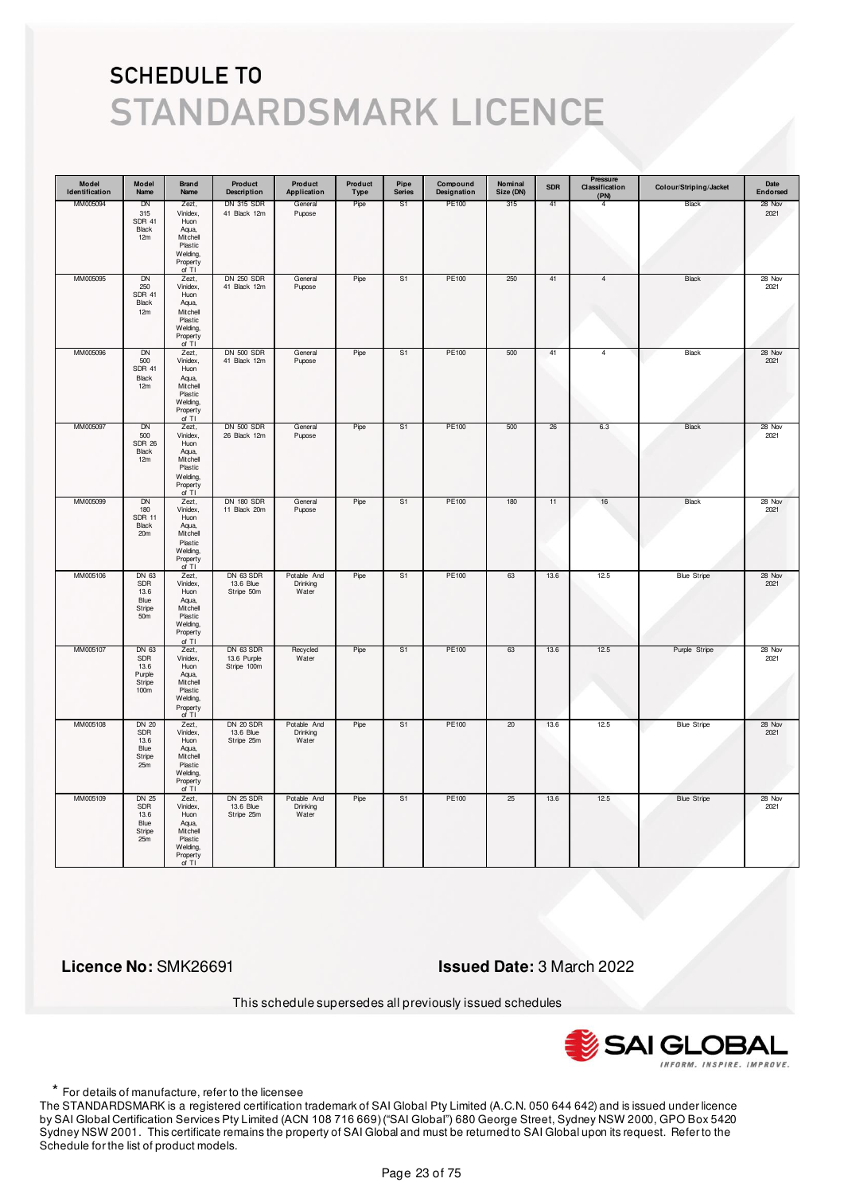# SCHEDULE TO

# STANDARDSMARK LICENCE

| Model Identification | Model Name | Brand Name | Product Description | Product Application | Product Type | Pipe Series | Compound Designation | Nominal Size (DN) | SDR | Pressure Classification (PN) | Colour/Striping/Jacket | Date Endorsed |
|---|---|---|---|---|---|---|---|---|---|---|---|---|
| MM005094 | DN 315 SDR 41 Black 12m | Zezt, Vinidex, Huon Aqua, Mitchell Plastic Welding, Property of TI | DN 315 SDR 41 Black 12m | General Pupose | Pipe | S1 | PE100 | 315 | 41 | 4 | Black | 28 Nov 2021 |
| MM005095 | DN 250 SDR 41 Black 12m | Zezt, Vinidex, Huon Aqua, Mitchell Plastic Welding, Property of TI | DN 250 SDR 41 Black 12m | General Pupose | Pipe | S1 | PE100 | 250 | 41 | 4 | Black | 28 Nov 2021 |
| MM005096 | DN 500 SDR 41 Black 12m | Zezt, Vinidex, Huon Aqua, Mitchell Plastic Welding, Property of TI | DN 500 SDR 41 Black 12m | General Pupose | Pipe | S1 | PE100 | 500 | 41 | 4 | Black | 28 Nov 2021 |
| MM005097 | DN 500 SDR 26 Black 12m | Zezt, Vinidex, Huon Aqua, Mitchell Plastic Welding, Property of TI | DN 500 SDR 26 Black 12m | General Pupose | Pipe | S1 | PE100 | 500 | 26 | 6.3 | Black | 28 Nov 2021 |
| MM005099 | DN 180 SDR 11 Black 20m | Zezt, Vinidex, Huon Aqua, Mitchell Plastic Welding, Property of TI | DN 180 SDR 11 Black 20m | General Pupose | Pipe | S1 | PE100 | 180 | 11 | 16 | Black | 28 Nov 2021 |
| MM005106 | DN 63 SDR 13.6 Blue Stripe 50m | Zezt, Vinidex, Huon Aqua, Mitchell Plastic Welding, Property of TI | DN 63 SDR 13.6 Blue Stripe 50m | Potable And Drinking Water | Pipe | S1 | PE100 | 63 | 13.6 | 12.5 | Blue Stripe | 28 Nov 2021 |
| MM005107 | DN 63 SDR 13.6 Purple Stripe 100m | Zezt, Vinidex, Huon Aqua, Mitchell Plastic Welding, Property of TI | DN 63 SDR 13.6 Purple Stripe 100m | Recycled Water | Pipe | S1 | PE100 | 63 | 13.6 | 12.5 | Purple Stripe | 28 Nov 2021 |
| MM005108 | DN 20 SDR 13.6 Blue Stripe 25m | Zezt, Vinidex, Huon Aqua, Mitchell Plastic Welding, Property of TI | DN 20 SDR 13.6 Blue Stripe 25m | Potable And Drinking Water | Pipe | S1 | PE100 | 20 | 13.6 | 12.5 | Blue Stripe | 28 Nov 2021 |
| MM005109 | DN 25 SDR 13.6 Blue Stripe 25m | Zezt, Vinidex, Huon Aqua, Mitchell Plastic Welding, Property of TI | DN 25 SDR 13.6 Blue Stripe 25m | Potable And Drinking Water | Pipe | S1 | PE100 | 25 | 13.6 | 12.5 | Blue Stripe | 28 Nov 2021 |

**Licence No:** SMK26691

**Issued Date:** 3 March 2022

This schedule supersedes all previously issued schedules

\* For details of manufacture, refer to the licensee

The STANDARDSMARK is a registered certification trademark of SAI Global Pty Limited (A.C.N. 050 644 642) and is issued under licence by SAI Global Certification Services Pty Limited (ACN 108 716 669) ("SAI Global") 680 George Street, Sydney NSW 2000, GPO Box 5420 Sydney NSW 2001. This certificate remains the property of SAI Global and must be returned to SAI Global upon its request. Refer to the Schedule for the list of product models.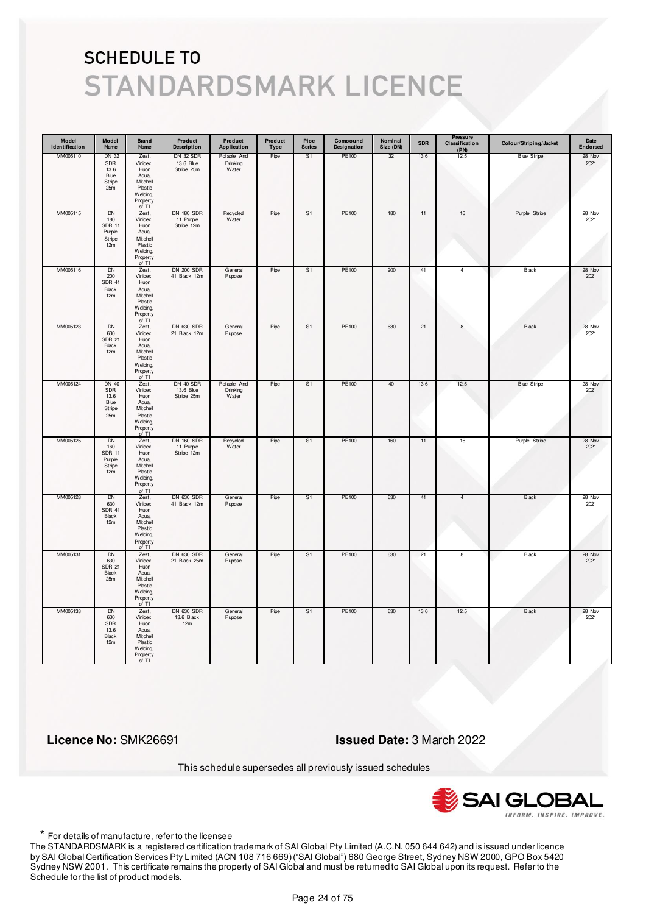# SCHEDULE TO STANDARDSMARK LICENCE

| Model Identification | Model Name | Brand Name | Product Description | Product Application | Product Type | Pipe Series | Compound Designation | Nominal Size (DN) | SDR | Pressure Classification (PN) | Colour/Striping/Jacket | Date Endorsed |
|---|---|---|---|---|---|---|---|---|---|---|---|---|
| MM005110 | DN 32 SDR 13.6 Blue Stripe 25m | Zezt, Vinidex, Huon Aqua, Mitchell Plastic Welding, Property of TI | DN 32 SDR 13.6 Blue Stripe 25m | Potable And Drinking Water | Pipe | S1 | PE100 | 32 | 13.6 | 12.5 | Blue Stripe | 28 Nov 2021 |
| MM005115 | DN 180 SDR 11 Purple Stripe 12m | Zezt, Vinidex, Huon Aqua, Mitchell Plastic Welding, Property of TI | DN 180 SDR 11 Purple Stripe 12m | Recycled Water | Pipe | S1 | PE100 | 180 | 11 | 16 | Purple Stripe | 28 Nov 2021 |
| MM005116 | DN 200 SDR 41 Black 12m | Zezt, Vinidex, Huon Aqua, Mitchell Plastic Welding, Property of TI | DN 200 SDR 41 Black 12m | General Pupose | Pipe | S1 | PE100 | 200 | 41 | 4 | Black | 28 Nov 2021 |
| MM005123 | DN 630 SDR 21 Black 12m | Zezt, Vinidex, Huon Aqua, Mitchell Plastic Welding, Property of TI | DN 630 SDR 21 Black 12m | General Pupose | Pipe | S1 | PE100 | 630 | 21 | 8 | Black | 28 Nov 2021 |
| MM005124 | DN 40 SDR 13.6 Blue Stripe 25m | Zezt, Vinidex, Huon Aqua, Mitchell Plastic Welding, Property of TI | DN 40 SDR 13.6 Blue Stripe 25m | Potable And Drinking Water | Pipe | S1 | PE100 | 40 | 13.6 | 12.5 | Blue Stripe | 28 Nov 2021 |
| MM005125 | DN 160 SDR 11 Purple Stripe 12m | Zezt, Vinidex, Huon Aqua, Mitchell Plastic Welding, Property of TI | DN 160 SDR 11 Purple Stripe 12m | Recycled Water | Pipe | S1 | PE100 | 160 | 11 | 16 | Purple Stripe | 28 Nov 2021 |
| MM005128 | DN 630 SDR 41 Black 12m | Zezt, Vinidex, Huon Aqua, Mitchell Plastic Welding, Property of TI | DN 630 SDR 41 Black 12m | General Pupose | Pipe | S1 | PE100 | 630 | 41 | 4 | Black | 28 Nov 2021 |
| MM005131 | DN 630 SDR 21 Black 25m | Zezt, Vinidex, Huon Aqua, Mitchell Plastic Welding, Property of TI | DN 630 SDR 21 Black 25m | General Pupose | Pipe | S1 | PE100 | 630 | 21 | 8 | Black | 28 Nov 2021 |
| MM005133 | DN 630 SDR 13.6 Black 12m | Zezt, Vinidex, Huon Aqua, Mitchell Plastic Welding, Property of TI | DN 630 SDR 13.6 Black 12m | General Pupose | Pipe | S1 | PE100 | 630 | 13.6 | 12.5 | Black | 28 Nov 2021 |

**Licence No:** SMK26691

**Issued Date:** 3 March 2022

This schedule supersedes all previously issued schedules

\* For details of manufacture, refer to the licensee

The STANDARDSMARK is a registered certification trademark of SAI Global Pty Limited (A.C.N. 050 644 642) and is issued under licence by SAI Global Certification Services Pty Limited (ACN 108 716 669) ("SAI Global") 680 George Street, Sydney NSW 2000, GPO Box 5420 Sydney NSW 2001. This certificate remains the property of SAI Global and must be returned to SAI Global upon its request. Refer to the Schedule for the list of product models.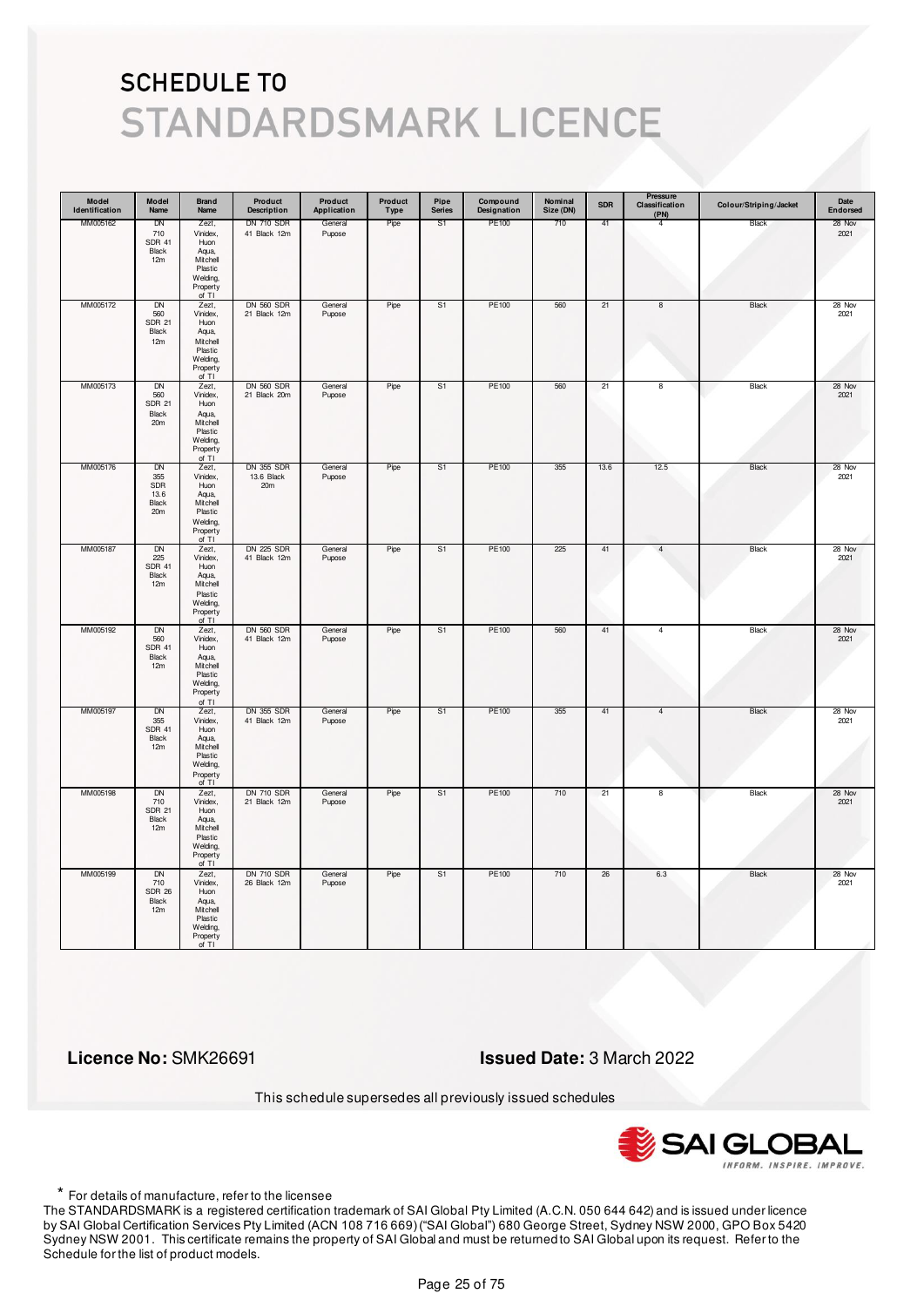# SCHEDULE TO

# STANDARDSMARK LICENCE

| Model Identification | Model Name | Brand Name | Product Description | Product Application | Product Type | Pipe Series | Compound Designation | Nominal Size (DN) | SDR | Pressure Classification (PN) | Colour/Striping/Jacket | Date Endorsed |
|---|---|---|---|---|---|---|---|---|---|---|---|---|
| MM005162 | DN 710 SDR 41 Black 12m | Zezt, Vinidex, Huon Aqua, Mitchell Plastic Welding, Property of TI | DN 710 SDR 41 Black 12m | General Pupose | Pipe | S1 | PE100 | 710 | 41 | 4 | Black | 28 Nov 2021 |
| MM005172 | DN 560 SDR 21 Black 12m | Zezt, Vinidex, Huon Aqua, Mitchell Plastic Welding, Property of TI | DN 560 SDR 21 Black 12m | General Pupose | Pipe | S1 | PE100 | 560 | 21 | 8 | Black | 28 Nov 2021 |
| MM005173 | DN 560 SDR 21 Black 20m | Zezt, Vinidex, Huon Aqua, Mitchell Plastic Welding, Property of TI | DN 560 SDR 21 Black 20m | General Pupose | Pipe | S1 | PE100 | 560 | 21 | 8 | Black | 28 Nov 2021 |
| MM005176 | DN 355 SDR 13.6 Black 20m | Zezt, Vinidex, Huon Aqua, Mitchell Plastic Welding, Property of TI | DN 355 SDR 13.6 Black 20m | General Pupose | Pipe | S1 | PE100 | 355 | 13.6 | 12.5 | Black | 28 Nov 2021 |
| MM005187 | DN 225 SDR 41 Black 12m | Zezt, Vinidex, Huon Aqua, Mitchell Plastic Welding, Property of TI | DN 225 SDR 41 Black 12m | General Pupose | Pipe | S1 | PE100 | 225 | 41 | 4 | Black | 28 Nov 2021 |
| MM005192 | DN 560 SDR 41 Black 12m | Zezt, Vinidex, Huon Aqua, Mitchell Plastic Welding, Property of TI | DN 560 SDR 41 Black 12m | General Pupose | Pipe | S1 | PE100 | 560 | 41 | 4 | Black | 28 Nov 2021 |
| MM005197 | DN 355 SDR 41 Black 12m | Zezt, Vinidex, Huon Aqua, Mitchell Plastic Welding, Property of TI | DN 355 SDR 41 Black 12m | General Pupose | Pipe | S1 | PE100 | 355 | 41 | 4 | Black | 28 Nov 2021 |
| MM005198 | DN 710 SDR 21 Black 12m | Zezt, Vinidex, Huon Aqua, Mitchell Plastic Welding, Property of TI | DN 710 SDR 21 Black 12m | General Pupose | Pipe | S1 | PE100 | 710 | 21 | 8 | Black | 28 Nov 2021 |
| MM005199 | DN 710 SDR 26 Black 12m | Zezt, Vinidex, Huon Aqua, Mitchell Plastic Welding, Property of TI | DN 710 SDR 26 Black 12m | General Pupose | Pipe | S1 | PE100 | 710 | 26 | 6.3 | Black | 28 Nov 2021 |

**Licence No:** SMK26691

**Issued Date:** 3 March 2022

This schedule supersedes all previously issued schedules

SAI GLOBAL INFORM. INSPIRE. IMPROVE.

* For details of manufacture, refer to the licensee

The STANDARDSMARK is a registered certification trademark of SAI Global Pty Limited (A.C.N. 050 644 642) and is issued under licence by SAI Global Certification Services Pty Limited (ACN 108 716 669) ("SAI Global") 680 George Street, Sydney NSW 2000, GPO Box 5420 Sydney NSW 2001. This certificate remains the property of SAI Global and must be returned to SAI Global upon its request. Refer to the Schedule for the list of product models.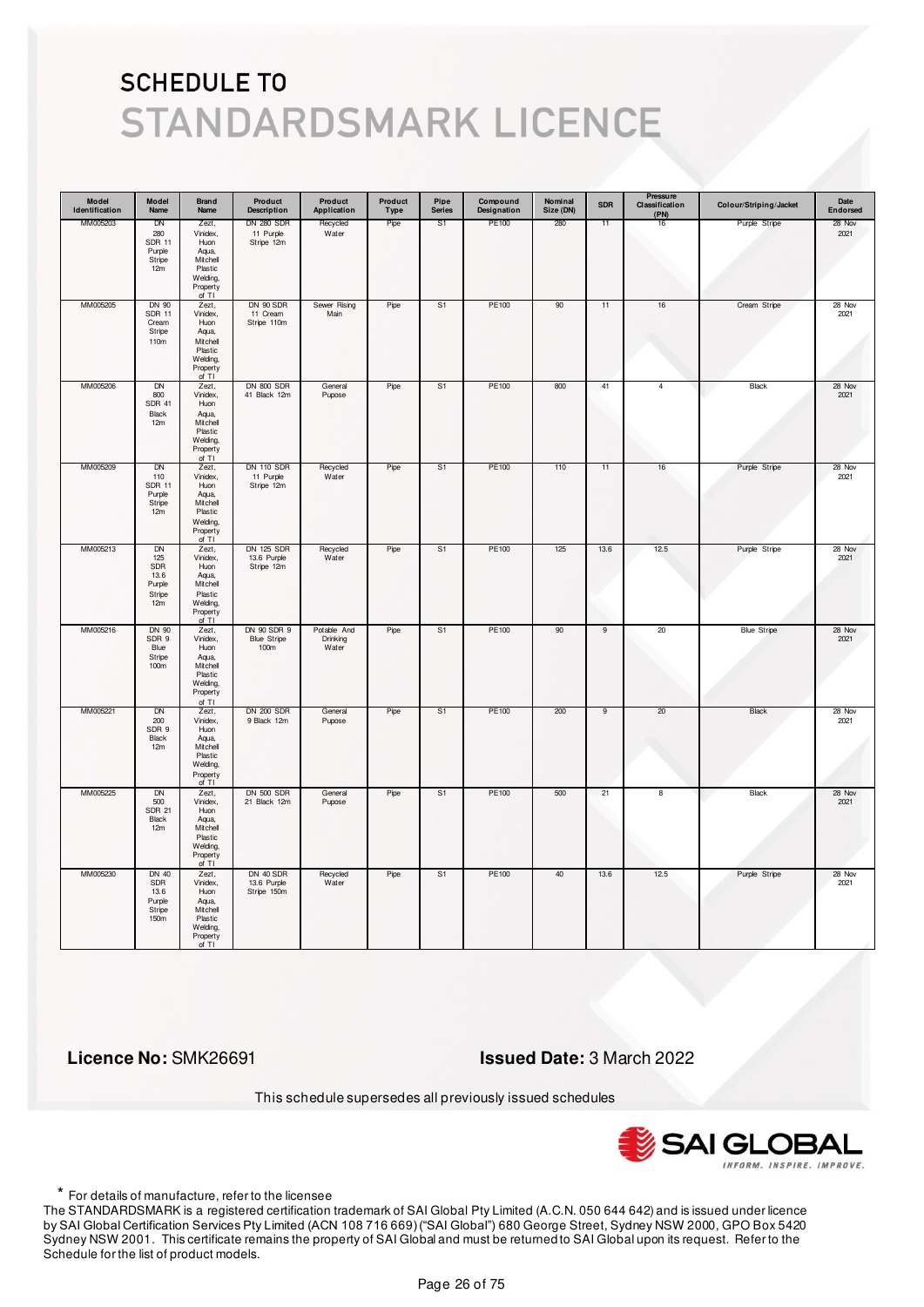# SCHEDULE TO
# STANDARDSMARK LICENCE

| Model Identification | Model Name | Brand Name | Product Description | Product Application | Product Type | Pipe Series | Compound Designation | Nominal Size (DN) | SDR | Pressure Classification (PN) | Colour/Striping/Jacket | Date Endorsed |
|---|---|---|---|---|---|---|---|---|---|---|---|---|
| MM005203 | DN 280 SDR 11 Purple Stripe 12m | Zezt, Vinidex, Huon Aqua, Mitchell Plastic Welding, Property of TI | DN 280 SDR 11 Purple Stripe 12m | Recycled Water | Pipe | S1 | PE100 | 280 | 11 | 16 | Purple Stripe | 28 Nov 2021 |
| MM005205 | DN 90 SDR 11 Cream Stripe 110m | Zezt, Vinidex, Huon Aqua, Mitchell Plastic Welding, Property of TI | DN 90 SDR 11 Cream Stripe 110m | Sewer Rising Main | Pipe | S1 | PE100 | 90 | 11 | 16 | Cream Stripe | 28 Nov 2021 |
| MM005206 | DN 800 SDR 41 Black 12m | Zezt, Vinidex, Huon Aqua, Mitchell Plastic Welding, Property of TI | DN 800 SDR 41 Black 12m | General Pupose | Pipe | S1 | PE100 | 800 | 41 | 4 | Black | 28 Nov 2021 |
| MM005209 | DN 110 SDR 11 Purple Stripe 12m | Zezt, Vinidex, Huon Aqua, Mitchell Plastic Welding, Property of TI | DN 110 SDR 11 Purple Stripe 12m | Recycled Water | Pipe | S1 | PE100 | 110 | 11 | 16 | Purple Stripe | 28 Nov 2021 |
| MM005213 | DN 125 SDR 13.6 Purple Stripe 12m | Zezt, Vinidex, Huon Aqua, Mitchell Plastic Welding, Property of TI | DN 125 SDR 13.6 Purple Stripe 12m | Recycled Water | Pipe | S1 | PE100 | 125 | 13.6 | 12.5 | Purple Stripe | 28 Nov 2021 |
| MM005216 | DN 90 SDR 9 Blue Stripe 100m | Zezt, Vinidex, Huon Aqua, Mitchell Plastic Welding, Property of TI | DN 90 SDR 9 Blue Stripe 100m | Potable And Drinking Water | Pipe | S1 | PE100 | 90 | 9 | 20 | Blue Stripe | 28 Nov 2021 |
| MM005221 | DN 200 SDR 9 Black 12m | Zezt, Vinidex, Huon Aqua, Mitchell Plastic Welding, Property of TI | DN 200 SDR 9 Black 12m | General Pupose | Pipe | S1 | PE100 | 200 | 9 | 20 | Black | 28 Nov 2021 |
| MM005225 | DN 500 SDR 21 Black 12m | Zezt, Vinidex, Huon Aqua, Mitchell Plastic Welding, Property of TI | DN 500 SDR 21 Black 12m | General Pupose | Pipe | S1 | PE100 | 500 | 21 | 8 | Black | 28 Nov 2021 |
| MM005230 | DN 40 SDR 13.6 Purple Stripe 150m | Zezt, Vinidex, Huon Aqua, Mitchell Plastic Welding, Property of TI | DN 40 SDR 13.6 Purple Stripe 150m | Recycled Water | Pipe | S1 | PE100 | 40 | 13.6 | 12.5 | Purple Stripe | 28 Nov 2021 |

**Licence No:** SMK26691

**Issued Date:** 3 March 2022

This schedule supersedes all previously issued schedules

SAI GLOBAL — INFORM. INSPIRE. IMPROVE.

\* For details of manufacture, refer to the licensee

The STANDARDSMARK is a registered certification trademark of SAI Global Pty Limited (A.C.N. 050 644 642) and is issued under licence by SAI Global Certification Services Pty Limited (ACN 108 716 669) ("SAI Global") 680 George Street, Sydney NSW 2000, GPO Box 5420 Sydney NSW 2001. This certificate remains the property of SAI Global and must be returned to SAI Global upon its request. Refer to the Schedule for the list of product models.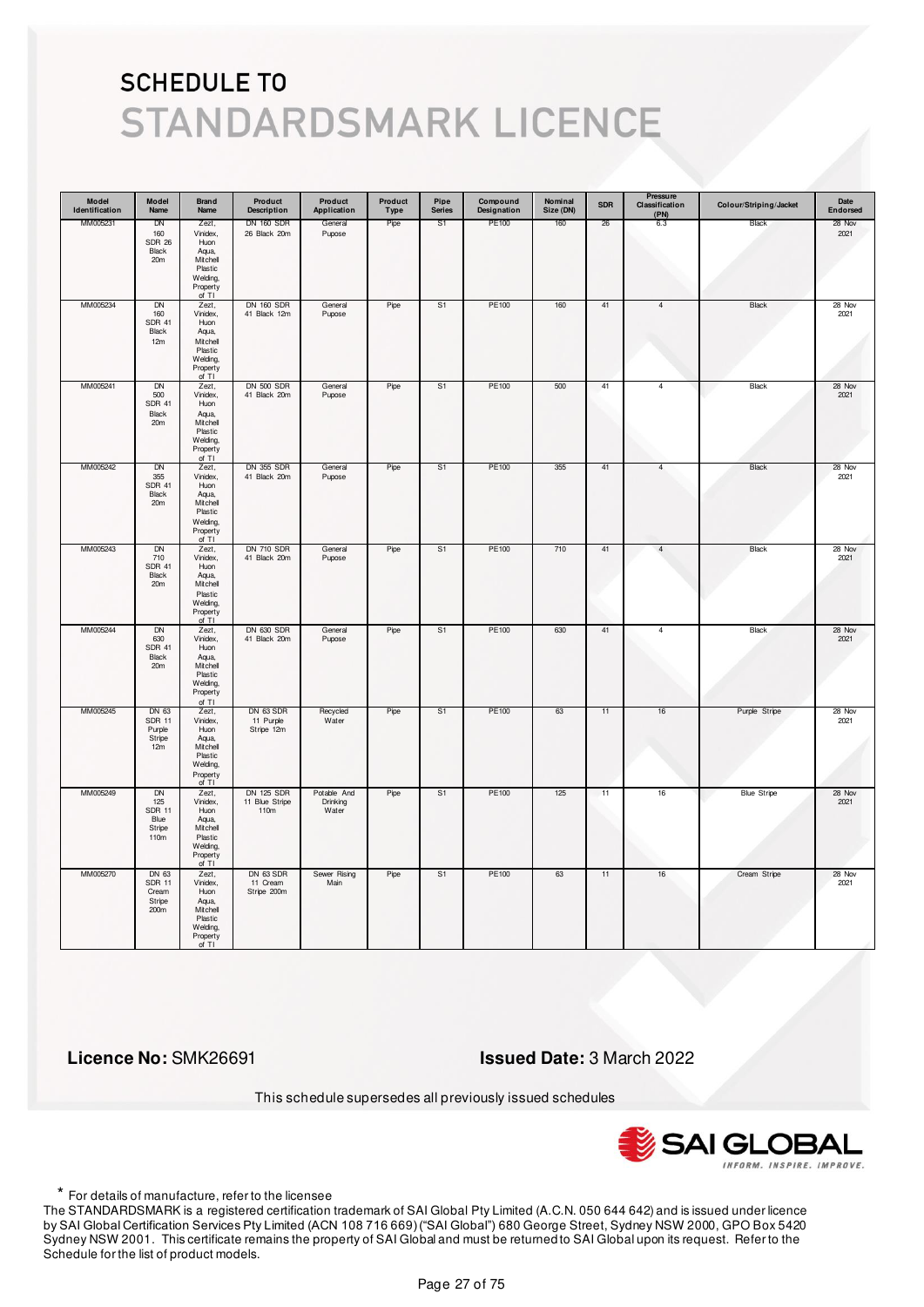# SCHEDULE TO

# STANDARDSMARK LICENCE

| Model Identification | Model Name | Brand Name | Product Description | Product Application | Product Type | Pipe Series | Compound Designation | Nominal Size (DN) | SDR | Pressure Classification (PN) | Colour/Striping/Jacket | Date Endorsed |
|---|---|---|---|---|---|---|---|---|---|---|---|---|
| MM005231 | DN 160 SDR 26 Black 20m | Zezt, Vinidex, Huon Aqua, Mitchell Plastic Welding, Property of TI | DN 160 SDR 26 Black 20m | General Pupose | Pipe | S1 | PE100 | 160 | 26 | 6.3 | Black | 28 Nov 2021 |
| MM005234 | DN 160 SDR 41 Black 12m | Zezt, Vinidex, Huon Aqua, Mitchell Plastic Welding, Property of TI | DN 160 SDR 41 Black 12m | General Pupose | Pipe | S1 | PE100 | 160 | 41 | 4 | Black | 28 Nov 2021 |
| MM005241 | DN 500 SDR 41 Black 20m | Zezt, Vinidex, Huon Aqua, Mitchell Plastic Welding, Property of TI | DN 500 SDR 41 Black 20m | General Pupose | Pipe | S1 | PE100 | 500 | 41 | 4 | Black | 28 Nov 2021 |
| MM005242 | DN 355 SDR 41 Black 20m | Zezt, Vinidex, Huon Aqua, Mitchell Plastic Welding, Property of TI | DN 355 SDR 41 Black 20m | General Pupose | Pipe | S1 | PE100 | 355 | 41 | 4 | Black | 28 Nov 2021 |
| MM005243 | DN 710 SDR 41 Black 20m | Zezt, Vinidex, Huon Aqua, Mitchell Plastic Welding, Property of TI | DN 710 SDR 41 Black 20m | General Pupose | Pipe | S1 | PE100 | 710 | 41 | 4 | Black | 28 Nov 2021 |
| MM005244 | DN 630 SDR 41 Black 20m | Zezt, Vinidex, Huon Aqua, Mitchell Plastic Welding, Property of TI | DN 630 SDR 41 Black 20m | General Pupose | Pipe | S1 | PE100 | 630 | 41 | 4 | Black | 28 Nov 2021 |
| MM005245 | DN 63 SDR 11 Purple Stripe 12m | Zezt, Vinidex, Huon Aqua, Mitchell Plastic Welding, Property of TI | DN 63 SDR 11 Purple Stripe 12m | Recycled Water | Pipe | S1 | PE100 | 63 | 11 | 16 | Purple Stripe | 28 Nov 2021 |
| MM005249 | DN 125 SDR 11 Blue Stripe 110m | Zezt, Vinidex, Huon Aqua, Mitchell Plastic Welding, Property of TI | DN 125 SDR 11 Blue Stripe 110m | Potable And Drinking Water | Pipe | S1 | PE100 | 125 | 11 | 16 | Blue Stripe | 28 Nov 2021 |
| MM005270 | DN 63 SDR 11 Cream Stripe 200m | Zezt, Vinidex, Huon Aqua, Mitchell Plastic Welding, Property of TI | DN 63 SDR 11 Cream Stripe 200m | Sewer Rising Main | Pipe | S1 | PE100 | 63 | 11 | 16 | Cream Stripe | 28 Nov 2021 |

**Licence No:** SMK26691

**Issued Date:** 3 March 2022

This schedule supersedes all previously issued schedules

SAI GLOBAL
INFORM. INSPIRE. IMPROVE.

\* For details of manufacture, refer to the licensee

The STANDARDSMARK is a registered certification trademark of SAI Global Pty Limited (A.C.N. 050 644 642) and is issued under licence by SAI Global Certification Services Pty Limited (ACN 108 716 669) ("SAI Global") 680 George Street, Sydney NSW 2000, GPO Box 5420 Sydney NSW 2001. This certificate remains the property of SAI Global and must be returned to SAI Global upon its request. Refer to the Schedule for the list of product models.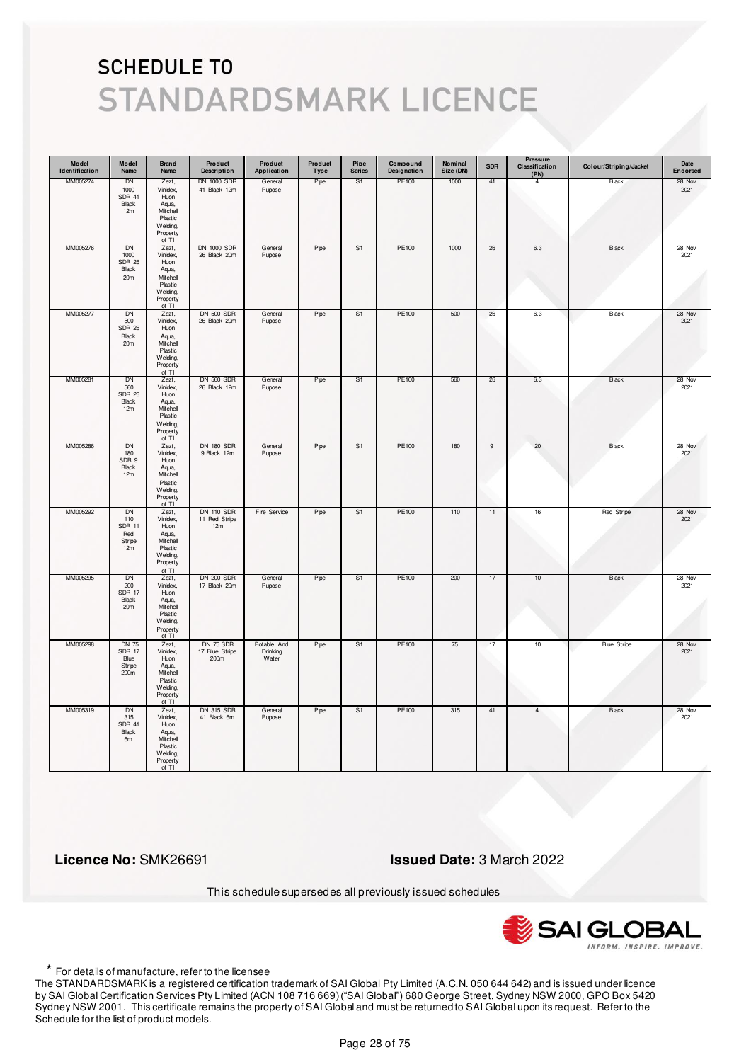# SCHEDULE TO
# STANDARDSMARK LICENCE

| Model Identification | Model Name | Brand Name | Product Description | Product Application | Product Type | Pipe Series | Compound Designation | Nominal Size (DN) | SDR | Pressure Classification (PN) | Colour/Striping/Jacket | Date Endorsed |
|---|---|---|---|---|---|---|---|---|---|---|---|---|
| MM005274 | DN 1000 SDR 41 Black 12m | Zezt, Vinidex, Huon Aqua, Mitchell Plastic Welding, Property of TI | DN 1000 SDR 41 Black 12m | General Pupose | Pipe | S1 | PE100 | 1000 | 41 | 4 | Black | 28 Nov 2021 |
| MM005276 | DN 1000 SDR 26 Black 20m | Zezt, Vinidex, Huon Aqua, Mitchell Plastic Welding, Property of TI | DN 1000 SDR 26 Black 20m | General Pupose | Pipe | S1 | PE100 | 1000 | 26 | 6.3 | Black | 28 Nov 2021 |
| MM005277 | DN 500 SDR 26 Black 20m | Zezt, Vinidex, Huon Aqua, Mitchell Plastic Welding, Property of TI | DN 500 SDR 26 Black 20m | General Pupose | Pipe | S1 | PE100 | 500 | 26 | 6.3 | Black | 28 Nov 2021 |
| MM005281 | DN 560 SDR 26 Black 12m | Zezt, Vinidex, Huon Aqua, Mitchell Plastic Welding, Property of TI | DN 560 SDR 26 Black 12m | General Pupose | Pipe | S1 | PE100 | 560 | 26 | 6.3 | Black | 28 Nov 2021 |
| MM005286 | DN 180 SDR 9 Black 12m | Zezt, Vinidex, Huon Aqua, Mitchell Plastic Welding, Property of TI | DN 180 SDR 9 Black 12m | General Pupose | Pipe | S1 | PE100 | 180 | 9 | 20 | Black | 28 Nov 2021 |
| MM005292 | DN 110 SDR 11 Red Stripe 12m | Zezt, Vinidex, Huon Aqua, Mitchell Plastic Welding, Property of TI | DN 110 SDR 11 Red Stripe 12m | Fire Service | Pipe | S1 | PE100 | 110 | 11 | 16 | Red Stripe | 28 Nov 2021 |
| MM005295 | DN 200 SDR 17 Black 20m | Zezt, Vinidex, Huon Aqua, Mitchell Plastic Welding, Property of TI | DN 200 SDR 17 Black 20m | General Pupose | Pipe | S1 | PE100 | 200 | 17 | 10 | Black | 28 Nov 2021 |
| MM005298 | DN 75 SDR 17 Blue Stripe 200m | Zezt, Vinidex, Huon Aqua, Mitchell Plastic Welding, Property of TI | DN 75 SDR 17 Blue Stripe 200m | Potable And Drinking Water | Pipe | S1 | PE100 | 75 | 17 | 10 | Blue Stripe | 28 Nov 2021 |
| MM005319 | DN 315 SDR 41 Black 6m | Zezt, Vinidex, Huon Aqua, Mitchell Plastic Welding, Property of TI | DN 315 SDR 41 Black 6m | General Pupose | Pipe | S1 | PE100 | 315 | 41 | 4 | Black | 28 Nov 2021 |

**Licence No:** SMK26691

**Issued Date:** 3 March 2022

This schedule supersedes all previously issued schedules

\* For details of manufacture, refer to the licensee

The STANDARDSMARK is a registered certification trademark of SAI Global Pty Limited (A.C.N. 050 644 642) and is issued under licence by SAI Global Certification Services Pty Limited (ACN 108 716 669) ("SAI Global") 680 George Street, Sydney NSW 2000, GPO Box 5420 Sydney NSW 2001. This certificate remains the property of SAI Global and must be returned to SAI Global upon its request. Refer to the Schedule for the list of product models.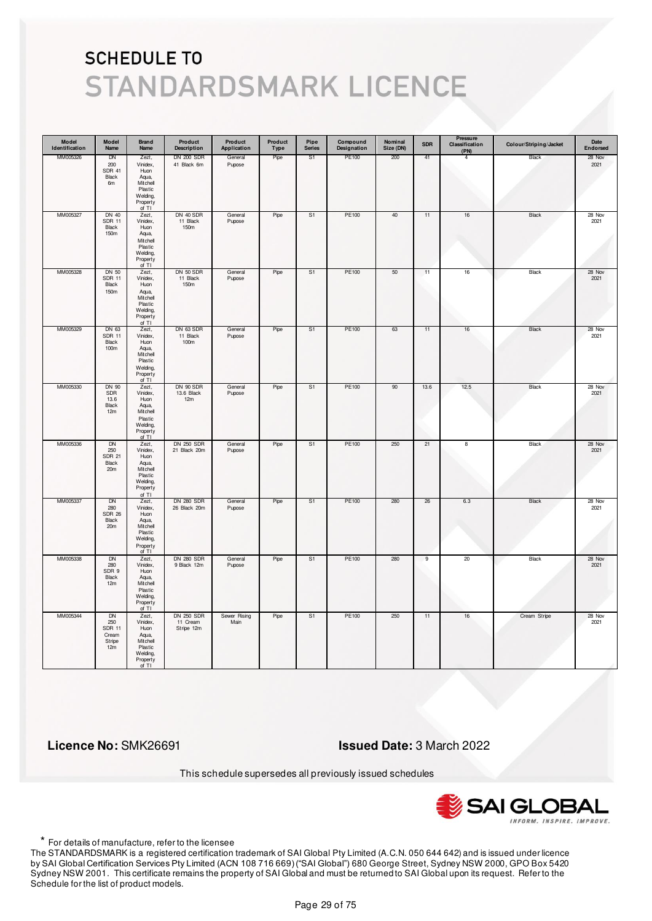# SCHEDULE TO
# STANDARDSMARK LICENCE

| Model Identification | Model Name | Brand Name | Product Description | Product Application | Product Type | Pipe Series | Compound Designation | Nominal Size (DN) | SDR | Pressure Classification (PN) | Colour/Striping/Jacket | Date Endorsed |
|---|---|---|---|---|---|---|---|---|---|---|---|---|
| MM005326 | DN 200 SDR 41 Black 6m | Zezt, Vinidex, Huon Aqua, Mitchell Plastic Welding, Property of TI | DN 200 SDR 41 Black 6m | General Pupose | Pipe | S1 | PE100 | 200 | 41 | 4 | Black | 28 Nov 2021 |
| MM005327 | DN 40 SDR 11 Black 150m | Zezt, Vinidex, Huon Aqua, Mitchell Plastic Welding, Property of TI | DN 40 SDR 11 Black 150m | General Pupose | Pipe | S1 | PE100 | 40 | 11 | 16 | Black | 28 Nov 2021 |
| MM005328 | DN 50 SDR 11 Black 150m | Zezt, Vinidex, Huon Aqua, Mitchell Plastic Welding, Property of TI | DN 50 SDR 11 Black 150m | General Pupose | Pipe | S1 | PE100 | 50 | 11 | 16 | Black | 28 Nov 2021 |
| MM005329 | DN 63 SDR 11 Black 100m | Zezt, Vinidex, Huon Aqua, Mitchell Plastic Welding, Property of TI | DN 63 SDR 11 Black 100m | General Pupose | Pipe | S1 | PE100 | 63 | 11 | 16 | Black | 28 Nov 2021 |
| MM005330 | DN 90 SDR 13.6 Black 12m | Zezt, Vinidex, Huon Aqua, Mitchell Plastic Welding, Property of TI | DN 90 SDR 13.6 Black 12m | General Pupose | Pipe | S1 | PE100 | 90 | 13.6 | 12.5 | Black | 28 Nov 2021 |
| MM005336 | DN 250 SDR 21 Black 20m | Zezt, Vinidex, Huon Aqua, Mitchell Plastic Welding, Property of TI | DN 250 SDR 21 Black 20m | General Pupose | Pipe | S1 | PE100 | 250 | 21 | 8 | Black | 28 Nov 2021 |
| MM005337 | DN 280 SDR 26 Black 20m | Zezt, Vinidex, Huon Aqua, Mitchell Plastic Welding, Property of TI | DN 280 SDR 26 Black 20m | General Pupose | Pipe | S1 | PE100 | 280 | 26 | 6.3 | Black | 28 Nov 2021 |
| MM005338 | DN 280 SDR 9 Black 12m | Zezt, Vinidex, Huon Aqua, Mitchell Plastic Welding, Property of TI | DN 280 SDR 9 Black 12m | General Pupose | Pipe | S1 | PE100 | 280 | 9 | 20 | Black | 28 Nov 2021 |
| MM005344 | DN 250 SDR 11 Cream Stripe 12m | Zezt, Vinidex, Huon Aqua, Mitchell Plastic Welding, Property of TI | DN 250 SDR 11 Cream Stripe 12m | Sewer Rising Main | Pipe | S1 | PE100 | 250 | 11 | 16 | Cream Stripe | 28 Nov 2021 |

**Licence No:** SMK26691

**Issued Date:** 3 March 2022

This schedule supersedes all previously issued schedules

\* For details of manufacture, refer to the licensee

The STANDARDSMARK is a registered certification trademark of SAI Global Pty Limited (A.C.N. 050 644 642) and is issued under licence by SAI Global Certification Services Pty Limited (ACN 108 716 669) ("SAI Global") 680 George Street, Sydney NSW 2000, GPO Box 5420 Sydney NSW 2001. This certificate remains the property of SAI Global and must be returned to SAI Global upon its request. Refer to the Schedule for the list of product models.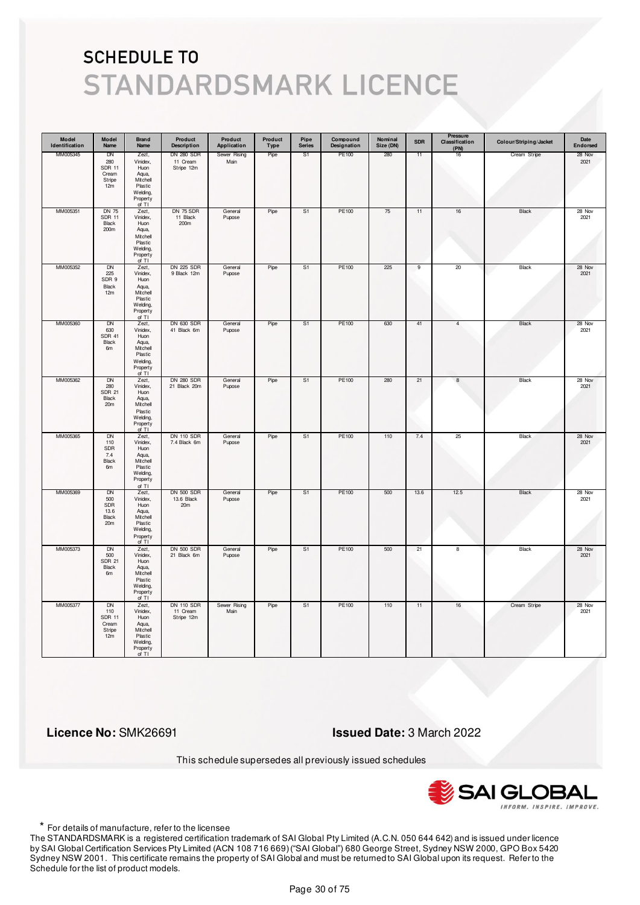# SCHEDULE TO
# STANDARDSMARK LICENCE

| Model Identification | Model Name | Brand Name | Product Description | Product Application | Product Type | Pipe Series | Compound Designation | Nominal Size (DN) | SDR | Pressure Classification (PN) | Colour/Striping/Jacket | Date Endorsed |
|---|---|---|---|---|---|---|---|---|---|---|---|---|
| MM005345 | DN 280 SDR 11 Cream Stripe 12m | Zezt, Vinidex, Huon Aqua, Mitchell Plastic Welding, Property of TI | DN 280 SDR 11 Cream Stripe 12m | Sewer Rising Main | Pipe | S1 | PE100 | 280 | 11 | 16 | Cream Stripe | 28 Nov 2021 |
| MM005351 | DN 75 SDR 11 Black 200m | Zezt, Vinidex, Huon Aqua, Mitchell Plastic Welding, Property of TI | DN 75 SDR 11 Black 200m | General Pupose | Pipe | S1 | PE100 | 75 | 11 | 16 | Black | 28 Nov 2021 |
| MM005352 | DN 225 SDR 9 Black 12m | Zezt, Vinidex, Huon Aqua, Mitchell Plastic Welding, Property of TI | DN 225 SDR 9 Black 12m | General Pupose | Pipe | S1 | PE100 | 225 | 9 | 20 | Black | 28 Nov 2021 |
| MM005360 | DN 630 SDR 41 Black 6m | Zezt, Vinidex, Huon Aqua, Mitchell Plastic Welding, Property of TI | DN 630 SDR 41 Black 6m | General Pupose | Pipe | S1 | PE100 | 630 | 41 | 4 | Black | 28 Nov 2021 |
| MM005362 | DN 280 SDR 21 Black 20m | Zezt, Vinidex, Huon Aqua, Mitchell Plastic Welding, Property of TI | DN 280 SDR 21 Black 20m | General Pupose | Pipe | S1 | PE100 | 280 | 21 | 8 | Black | 28 Nov 2021 |
| MM005365 | DN 110 SDR 7.4 Black 6m | Zezt, Vinidex, Huon Aqua, Mitchell Plastic Welding, Property of TI | DN 110 SDR 7.4 Black 6m | General Pupose | Pipe | S1 | PE100 | 110 | 7.4 | 25 | Black | 28 Nov 2021 |
| MM005369 | DN 500 SDR 13.6 Black 20m | Zezt, Vinidex, Huon Aqua, Mitchell Plastic Welding, Property of TI | DN 500 SDR 13.6 Black 20m | General Pupose | Pipe | S1 | PE100 | 500 | 13.6 | 12.5 | Black | 28 Nov 2021 |
| MM005373 | DN 500 SDR 21 Black 6m | Zezt, Vinidex, Huon Aqua, Mitchell Plastic Welding, Property of TI | DN 500 SDR 21 Black 6m | General Pupose | Pipe | S1 | PE100 | 500 | 21 | 8 | Black | 28 Nov 2021 |
| MM005377 | DN 110 SDR 11 Cream Stripe 12m | Zezt, Vinidex, Huon Aqua, Mitchell Plastic Welding, Property of TI | DN 110 SDR 11 Cream Stripe 12m | Sewer Rising Main | Pipe | S1 | PE100 | 110 | 11 | 16 | Cream Stripe | 28 Nov 2021 |

**Licence No:** SMK26691

**Issued Date:** 3 March 2022

This schedule supersedes all previously issued schedules

\* For details of manufacture, refer to the licensee

The STANDARDSMARK is a registered certification trademark of SAI Global Pty Limited (A.C.N. 050 644 642) and is issued under licence by SAI Global Certification Services Pty Limited (ACN 108 716 669) ("SAI Global") 680 George Street, Sydney NSW 2000, GPO Box 5420 Sydney NSW 2001. This certificate remains the property of SAI Global and must be returned to SAI Global upon its request. Refer to the Schedule for the list of product models.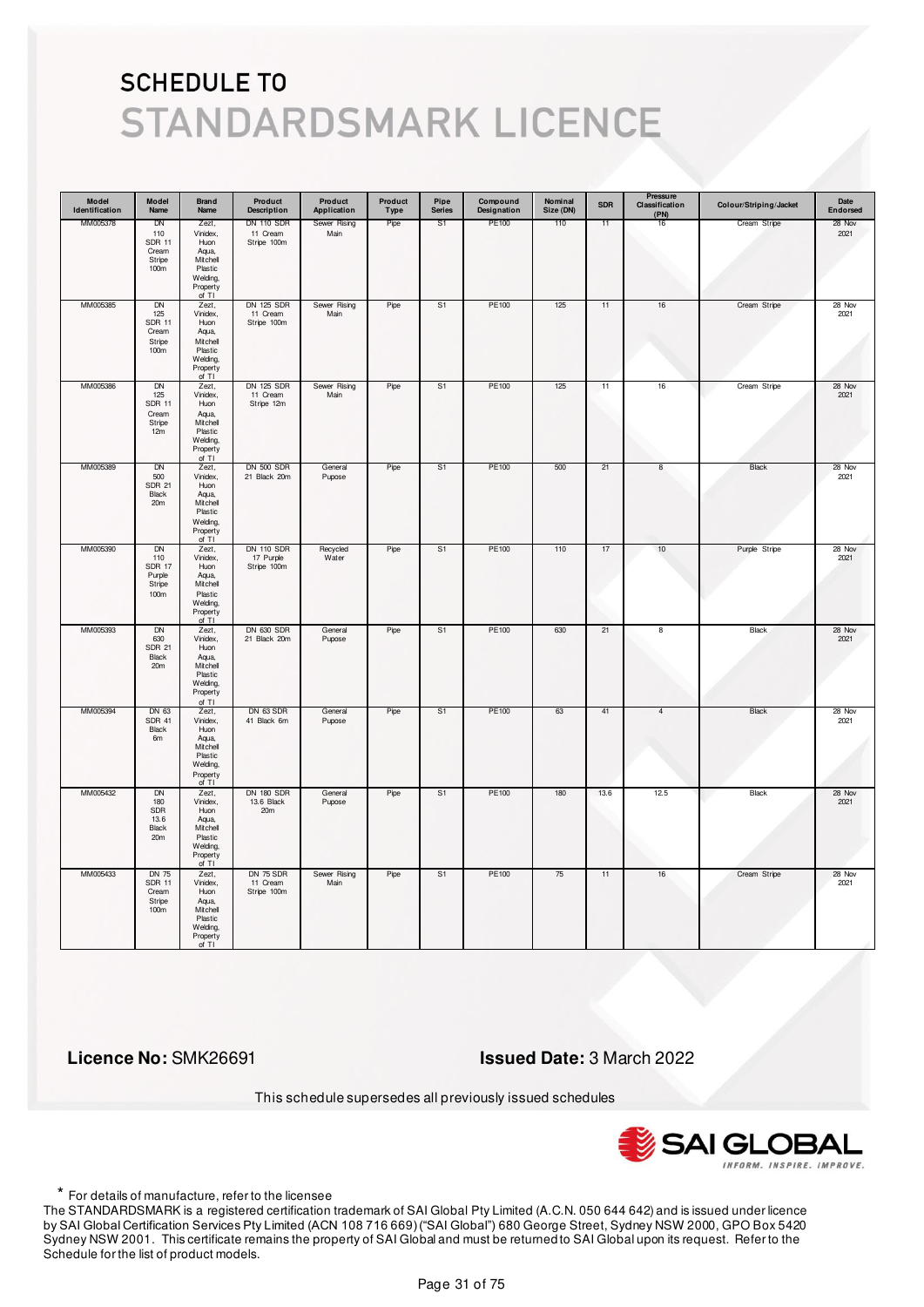# SCHEDULE TO
# STANDARDSMARK LICENCE

| Model Identification | Model Name | Brand Name | Product Description | Product Application | Product Type | Pipe Series | Compound Designation | Nominal Size (DN) | SDR | Pressure Classification (PN) | Colour/Striping/Jacket | Date Endorsed |
|---|---|---|---|---|---|---|---|---|---|---|---|---|
| MM005378 | DN 110 SDR 11 Cream Stripe 100m | Zezt, Vinidex, Huon Aqua, Mitchell Plastic Welding, Property of TI | DN 110 SDR 11 Cream Stripe 100m | Sewer Rising Main | Pipe | S1 | PE100 | 110 | 11 | 16 | Cream Stripe | 28 Nov 2021 |
| MM005385 | DN 125 SDR 11 Cream Stripe 100m | Zezt, Vinidex, Huon Aqua, Mitchell Plastic Welding, Property of TI | DN 125 SDR 11 Cream Stripe 100m | Sewer Rising Main | Pipe | S1 | PE100 | 125 | 11 | 16 | Cream Stripe | 28 Nov 2021 |
| MM005386 | DN 125 SDR 11 Cream Stripe 12m | Zezt, Vinidex, Huon Aqua, Mitchell Plastic Welding, Property of TI | DN 125 SDR 11 Cream Stripe 12m | Sewer Rising Main | Pipe | S1 | PE100 | 125 | 11 | 16 | Cream Stripe | 28 Nov 2021 |
| MM005389 | DN 500 SDR 21 Black 20m | Zezt, Vinidex, Huon Aqua, Mitchell Plastic Welding, Property of TI | DN 500 SDR 21 Black 20m | General Pupose | Pipe | S1 | PE100 | 500 | 21 | 8 | Black | 28 Nov 2021 |
| MM005390 | DN 110 SDR 17 Purple Stripe 100m | Zezt, Vinidex, Huon Aqua, Mitchell Plastic Welding, Property of TI | DN 110 SDR 17 Purple Stripe 100m | Recycled Water | Pipe | S1 | PE100 | 110 | 17 | 10 | Purple Stripe | 28 Nov 2021 |
| MM005393 | DN 630 SDR 21 Black 20m | Zezt, Vinidex, Huon Aqua, Mitchell Plastic Welding, Property of TI | DN 630 SDR 21 Black 20m | General Pupose | Pipe | S1 | PE100 | 630 | 21 | 8 | Black | 28 Nov 2021 |
| MM005394 | DN 63 SDR 41 Black 6m | Zezt, Vinidex, Huon Aqua, Mitchell Plastic Welding, Property of TI | DN 63 SDR 41 Black 6m | General Pupose | Pipe | S1 | PE100 | 63 | 41 | 4 | Black | 28 Nov 2021 |
| MM005432 | DN 180 SDR 13.6 Black 20m | Zezt, Vinidex, Huon Aqua, Mitchell Plastic Welding, Property of TI | DN 180 SDR 13.6 Black 20m | General Pupose | Pipe | S1 | PE100 | 180 | 13.6 | 12.5 | Black | 28 Nov 2021 |
| MM005433 | DN 75 SDR 11 Cream Stripe 100m | Zezt, Vinidex, Huon Aqua, Mitchell Plastic Welding, Property of TI | DN 75 SDR 11 Cream Stripe 100m | Sewer Rising Main | Pipe | S1 | PE100 | 75 | 11 | 16 | Cream Stripe | 28 Nov 2021 |

**Licence No:** SMK26691

**Issued Date:** 3 March 2022

This schedule supersedes all previously issued schedules

SAI GLOBAL — INFORM. INSPIRE. IMPROVE.

* For details of manufacture, refer to the licensee

The STANDARDSMARK is a registered certification trademark of SAI Global Pty Limited (A.C.N. 050 644 642) and is issued under licence by SAI Global Certification Services Pty Limited (ACN 108 716 669) ("SAI Global") 680 George Street, Sydney NSW 2000, GPO Box 5420 Sydney NSW 2001. This certificate remains the property of SAI Global and must be returned to SAI Global upon its request. Refer to the Schedule for the list of product models.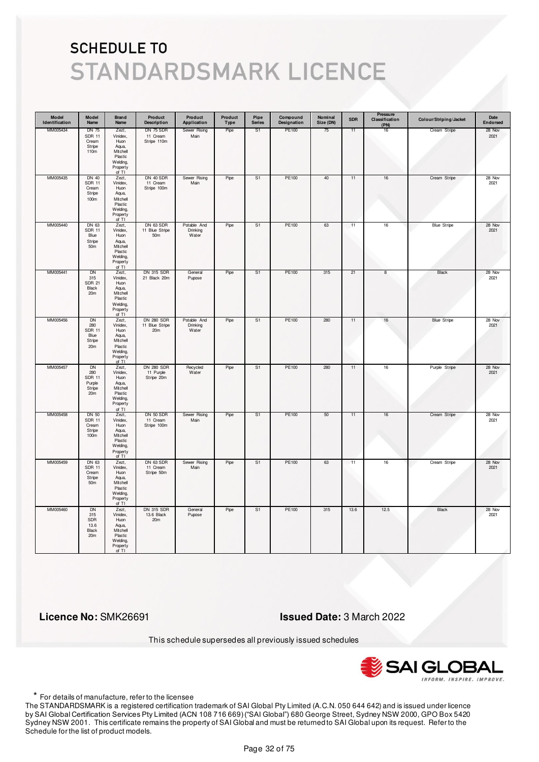# SCHEDULE TO
# STANDARDSMARK LICENCE

| Model Identification | Model Name | Brand Name | Product Description | Product Application | Product Type | Pipe Series | Compound Designation | Nominal Size (DN) | SDR | Pressure Classification (PN) | Colour/Striping/Jacket | Date Endorsed |
|---|---|---|---|---|---|---|---|---|---|---|---|---|
| MM005434 | DN 75 SDR 11 Cream Stripe 110m | Zezt, Vinidex, Huon Aqua, Mitchell Plastic Welding, Property of TI | DN 75 SDR 11 Cream Stripe 110m | Sewer Rising Main | Pipe | S1 | PE100 | 75 | 11 | 16 | Cream Stripe | 28 Nov 2021 |
| MM005435 | DN 40 SDR 11 Cream Stripe 100m | Zezt, Vinidex, Huon Aqua, Mitchell Plastic Welding, Property of TI | DN 40 SDR 11 Cream Stripe 100m | Sewer Rising Main | Pipe | S1 | PE100 | 40 | 11 | 16 | Cream Stripe | 28 Nov 2021 |
| MM005440 | DN 63 SDR 11 Blue Stripe 50m | Zezt, Vinidex, Huon Aqua, Mitchell Plastic Welding, Property of TI | DN 63 SDR 11 Blue Stripe 50m | Potable And Drinking Water | Pipe | S1 | PE100 | 63 | 11 | 16 | Blue Stripe | 28 Nov 2021 |
| MM005441 | DN 315 SDR 21 Black 20m | Zezt, Vinidex, Huon Aqua, Mitchell Plastic Welding, Property of TI | DN 315 SDR 21 Black 20m | General Pupose | Pipe | S1 | PE100 | 315 | 21 | 8 | Black | 28 Nov 2021 |
| MM005456 | DN 280 SDR 11 Blue Stripe 20m | Zezt, Vinidex, Huon Aqua, Mitchell Plastic Welding, Property of TI | DN 280 SDR 11 Blue Stripe 20m | Potable And Drinking Water | Pipe | S1 | PE100 | 280 | 11 | 16 | Blue Stripe | 28 Nov 2021 |
| MM005457 | DN 280 SDR 11 Purple Stripe 20m | Zezt, Vinidex, Huon Aqua, Mitchell Plastic Welding, Property of TI | DN 280 SDR 11 Purple Stripe 20m | Recycled Water | Pipe | S1 | PE100 | 280 | 11 | 16 | Purple Stripe | 28 Nov 2021 |
| MM005458 | DN 50 SDR 11 Cream Stripe 100m | Zezt, Vinidex, Huon Aqua, Mitchell Plastic Welding, Property of TI | DN 50 SDR 11 Cream Stripe 100m | Sewer Rising Main | Pipe | S1 | PE100 | 50 | 11 | 16 | Cream Stripe | 28 Nov 2021 |
| MM005459 | DN 63 SDR 11 Cream Stripe 50m | Zezt, Vinidex, Huon Aqua, Mitchell Plastic Welding, Property of TI | DN 63 SDR 11 Cream Stripe 50m | Sewer Rising Main | Pipe | S1 | PE100 | 63 | 11 | 16 | Cream Stripe | 28 Nov 2021 |
| MM005460 | DN 315 SDR 13.6 Black 20m | Zezt, Vinidex, Huon Aqua, Mitchell Plastic Welding, Property of TI | DN 315 SDR 13.6 Black 20m | General Pupose | Pipe | S1 | PE100 | 315 | 13.6 | 12.5 | Black | 28 Nov 2021 |

**Licence No:** SMK26691

**Issued Date:** 3 March 2022

This schedule supersedes all previously issued schedules

\* For details of manufacture, refer to the licensee

The STANDARDSMARK is a registered certification trademark of SAI Global Pty Limited (A.C.N. 050 644 642) and is issued under licence by SAI Global Certification Services Pty Limited (ACN 108 716 669) ("SAI Global") 680 George Street, Sydney NSW 2000, GPO Box 5420 Sydney NSW 2001. This certificate remains the property of SAI Global and must be returned to SAI Global upon its request. Refer to the Schedule for the list of product models.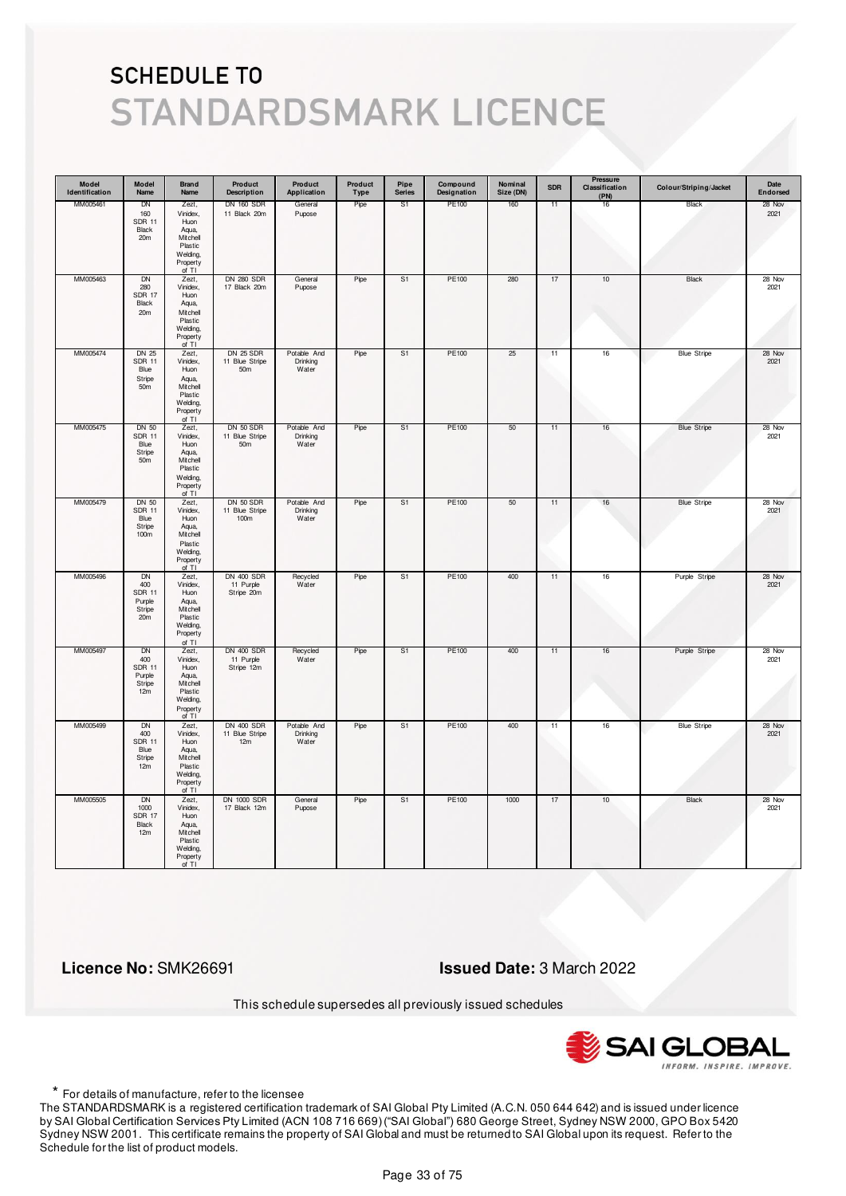# SCHEDULE TO

# STANDARDSMARK LICENCE

| Model Identification | Model Name | Brand Name | Product Description | Product Application | Product Type | Pipe Series | Compound Designation | Nominal Size (DN) | SDR | Pressure Classification (PN) | Colour/Striping/Jacket | Date Endorsed |
|---|---|---|---|---|---|---|---|---|---|---|---|---|
| MM005461 | DN 160 SDR 11 Black 20m | Zezt, Vinidex, Huon Aqua, Mitchell Plastic Welding, Property of TI | DN 160 SDR 11 Black 20m | General Pupose | Pipe | S1 | PE100 | 160 | 11 | 16 | Black | 28 Nov 2021 |
| MM005463 | DN 280 SDR 17 Black 20m | Zezt, Vinidex, Huon Aqua, Mitchell Plastic Welding, Property of TI | DN 280 SDR 17 Black 20m | General Pupose | Pipe | S1 | PE100 | 280 | 17 | 10 | Black | 28 Nov 2021 |
| MM005474 | DN 25 SDR 11 Blue Stripe 50m | Zezt, Vinidex, Huon Aqua, Mitchell Plastic Welding, Property of TI | DN 25 SDR 11 Blue Stripe 50m | Potable And Drinking Water | Pipe | S1 | PE100 | 25 | 11 | 16 | Blue Stripe | 28 Nov 2021 |
| MM005475 | DN 50 SDR 11 Blue Stripe 50m | Zezt, Vinidex, Huon Aqua, Mitchell Plastic Welding, Property of TI | DN 50 SDR 11 Blue Stripe 50m | Potable And Drinking Water | Pipe | S1 | PE100 | 50 | 11 | 16 | Blue Stripe | 28 Nov 2021 |
| MM005479 | DN 50 SDR 11 Blue Stripe 100m | Zezt, Vinidex, Huon Aqua, Mitchell Plastic Welding, Property of TI | DN 50 SDR 11 Blue Stripe 100m | Potable And Drinking Water | Pipe | S1 | PE100 | 50 | 11 | 16 | Blue Stripe | 28 Nov 2021 |
| MM005496 | DN 400 SDR 11 Purple Stripe 20m | Zezt, Vinidex, Huon Aqua, Mitchell Plastic Welding, Property of TI | DN 400 SDR 11 Purple Stripe 20m | Recycled Water | Pipe | S1 | PE100 | 400 | 11 | 16 | Purple Stripe | 28 Nov 2021 |
| MM005497 | DN 400 SDR 11 Purple Stripe 12m | Zezt, Vinidex, Huon Aqua, Mitchell Plastic Welding, Property of TI | DN 400 SDR 11 Purple Stripe 12m | Recycled Water | Pipe | S1 | PE100 | 400 | 11 | 16 | Purple Stripe | 28 Nov 2021 |
| MM005499 | DN 400 SDR 11 Blue Stripe 12m | Zezt, Vinidex, Huon Aqua, Mitchell Plastic Welding, Property of TI | DN 400 SDR 11 Blue Stripe 12m | Potable And Drinking Water | Pipe | S1 | PE100 | 400 | 11 | 16 | Blue Stripe | 28 Nov 2021 |
| MM005505 | DN 1000 SDR 17 Black 12m | Zezt, Vinidex, Huon Aqua, Mitchell Plastic Welding, Property of TI | DN 1000 SDR 17 Black 12m | General Pupose | Pipe | S1 | PE100 | 1000 | 17 | 10 | Black | 28 Nov 2021 |

**Licence No:** SMK26691

**Issued Date:** 3 March 2022

This schedule supersedes all previously issued schedules

\* For details of manufacture, refer to the licensee

The STANDARDSMARK is a registered certification trademark of SAI Global Pty Limited (A.C.N. 050 644 642) and is issued under licence by SAI Global Certification Services Pty Limited (ACN 108 716 669) ("SAI Global") 680 George Street, Sydney NSW 2000, GPO Box 5420 Sydney NSW 2001. This certificate remains the property of SAI Global and must be returned to SAI Global upon its request. Refer to the Schedule for the list of product models.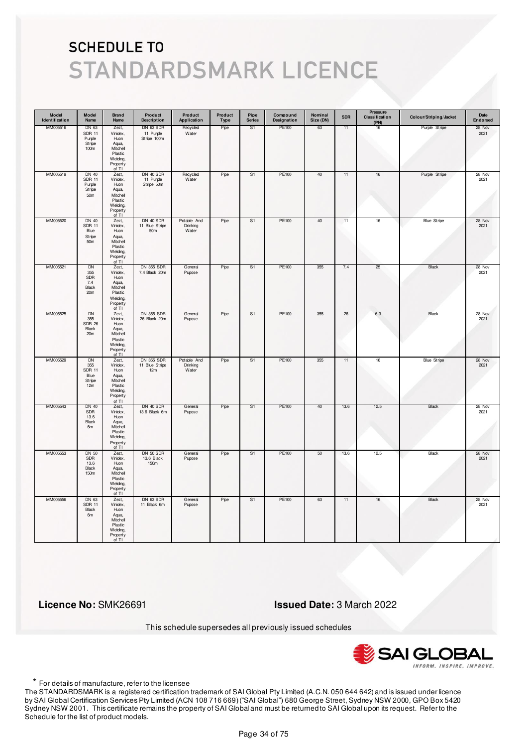# SCHEDULE TO

# STANDARDSMARK LICENCE

| Model Identification | Model Name | Brand Name | Product Description | Product Application | Product Type | Pipe Series | Compound Designation | Nominal Size (DN) | SDR | Pressure Classification (PN) | Colour/Striping/Jacket | Date Endorsed |
|---|---|---|---|---|---|---|---|---|---|---|---|---|
| MM005516 | DN 63 SDR 11 Purple Stripe 100m | Zezt, Vinidex, Huon Aqua, Mitchell Plastic Welding, Property of TI | DN 63 SDR 11 Purple Stripe 100m | Recycled Water | Pipe | S1 | PE100 | 63 | 11 | 16 | Purple Stripe | 28 Nov 2021 |
| MM005519 | DN 40 SDR 11 Purple Stripe 50m | Zezt, Vinidex, Huon Aqua, Mitchell Plastic Welding, Property of TI | DN 40 SDR 11 Purple Stripe 50m | Recycled Water | Pipe | S1 | PE100 | 40 | 11 | 16 | Purple Stripe | 28 Nov 2021 |
| MM005520 | DN 40 SDR 11 Blue Stripe 50m | Zezt, Vinidex, Huon Aqua, Mitchell Plastic Welding, Property of TI | DN 40 SDR 11 Blue Stripe 50m | Potable And Drinking Water | Pipe | S1 | PE100 | 40 | 11 | 16 | Blue Stripe | 28 Nov 2021 |
| MM005521 | DN 355 SDR 7.4 Black 20m | Zezt, Vinidex, Huon Aqua, Mitchell Plastic Welding, Property of TI | DN 355 SDR 7.4 Black 20m | General Pupose | Pipe | S1 | PE100 | 355 | 7.4 | 25 | Black | 28 Nov 2021 |
| MM005525 | DN 355 SDR 26 Black 20m | Zezt, Vinidex, Huon Aqua, Mitchell Plastic Welding, Property of TI | DN 355 SDR 26 Black 20m | General Pupose | Pipe | S1 | PE100 | 355 | 26 | 6.3 | Black | 28 Nov 2021 |
| MM005529 | DN 355 SDR 11 Blue Stripe 12m | Zezt, Vinidex, Huon Aqua, Mitchell Plastic Welding, Property of TI | DN 355 SDR 11 Blue Stripe 12m | Potable And Drinking Water | Pipe | S1 | PE100 | 355 | 11 | 16 | Blue Stripe | 28 Nov 2021 |
| MM005543 | DN 40 SDR 13.6 Black 6m | Zezt, Vinidex, Huon Aqua, Mitchell Plastic Welding, Property of TI | DN 40 SDR 13.6 Black 6m | General Pupose | Pipe | S1 | PE100 | 40 | 13.6 | 12.5 | Black | 28 Nov 2021 |
| MM005553 | DN 50 SDR 13.6 Black 150m | Zezt, Vinidex, Huon Aqua, Mitchell Plastic Welding, Property of TI | DN 50 SDR 13.6 Black 150m | General Pupose | Pipe | S1 | PE100 | 50 | 13.6 | 12.5 | Black | 28 Nov 2021 |
| MM005556 | DN 63 SDR 11 Black 6m | Zezt, Vinidex, Huon Aqua, Mitchell Plastic Welding, Property of TI | DN 63 SDR 11 Black 6m | General Pupose | Pipe | S1 | PE100 | 63 | 11 | 16 | Black | 28 Nov 2021 |

**Licence No:** SMK26691

**Issued Date:** 3 March 2022

This schedule supersedes all previously issued schedules

SAI GLOBAL — INFORM. INSPIRE. IMPROVE.

* For details of manufacture, refer to the licensee

The STANDARDSMARK is a registered certification trademark of SAI Global Pty Limited (A.C.N. 050 644 642) and is issued under licence by SAI Global Certification Services Pty Limited (ACN 108 716 669) ("SAI Global") 680 George Street, Sydney NSW 2000, GPO Box 5420 Sydney NSW 2001. This certificate remains the property of SAI Global and must be returned to SAI Global upon its request. Refer to the Schedule for the list of product models.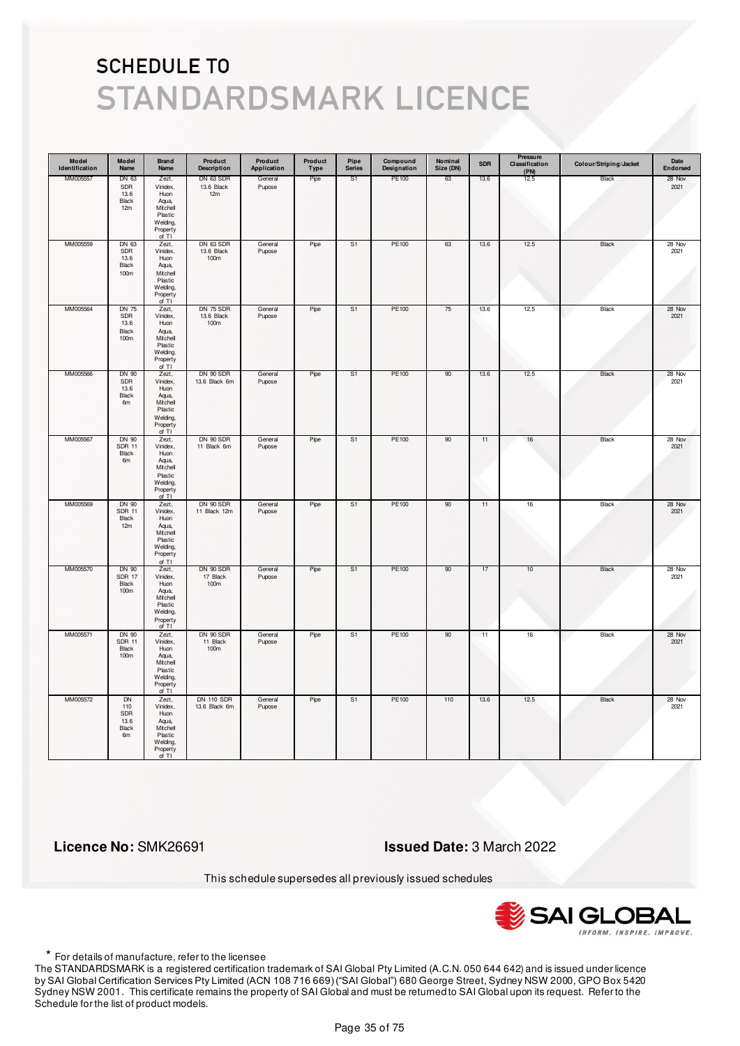# SCHEDULE TO STANDARDSMARK LICENCE

| Model Identification | Model Name | Brand Name | Product Description | Product Application | Product Type | Pipe Series | Compound Designation | Nominal Size (DN) | SDR | Pressure Classification (PN) | Colour/Striping/Jacket | Date Endorsed |
|---|---|---|---|---|---|---|---|---|---|---|---|---|
| MM005557 | DN 63 SDR 13.6 Black 12m | Zeet, Vinidex, Huon Aqua, Mitchell Plastic Welding, Property of TI | DN 63 SDR 13.6 Black 12m | General Pupose | Pipe | S1 | PE100 | 63 | 13.6 | 12.5 | Black | 28 Nov 2021 |
| MM005559 | DN 63 SDR 13.6 Black 100m | Zeet, Vinidex, Huon Aqua, Mitchell Plastic Welding, Property of TI | DN 63 SDR 13.6 Black 100m | General Pupose | Pipe | S1 | PE100 | 63 | 13.6 | 12.5 | Black | 28 Nov 2021 |
| MM005564 | DN 75 SDR 13.6 Black 100m | Zeet, Vinidex, Huon Aqua, Mitchell Plastic Welding, Property of TI | DN 75 SDR 13.6 Black 100m | General Pupose | Pipe | S1 | PE100 | 75 | 13.6 | 12.5 | Black | 28 Nov 2021 |
| MM005566 | DN 90 SDR 13.6 Black 6m | Zeet, Vinidex, Huon Aqua, Mitchell Plastic Welding, Property of TI | DN 90 SDR 13.6 Black 6m | General Pupose | Pipe | S1 | PE100 | 90 | 13.6 | 12.5 | Black | 28 Nov 2021 |
| MM005567 | DN 90 SDR 11 Black 6m | Zeet, Vinidex, Huon Aqua, Mitchell Plastic Welding, Property of TI | DN 90 SDR 11 Black 6m | General Pupose | Pipe | S1 | PE100 | 90 | 11 | 16 | Black | 28 Nov 2021 |
| MM005569 | DN 90 SDR 11 Black 12m | Zeet, Vinidex, Huon Aqua, Mitchell Plastic Welding, Property of TI | DN 90 SDR 11 Black 12m | General Pupose | Pipe | S1 | PE100 | 90 | 11 | 16 | Black | 28 Nov 2021 |
| MM005570 | DN 90 SDR 17 Black 100m | Zeet, Vinidex, Huon Aqua, Mitchell Plastic Welding, Property of TI | DN 90 SDR 17 Black 100m | General Pupose | Pipe | S1 | PE100 | 90 | 17 | 10 | Black | 28 Nov 2021 |
| MM005571 | DN 90 SDR 11 Black 100m | Zeet, Vinidex, Huon Aqua, Mitchell Plastic Welding, Property of TI | DN 90 SDR 11 Black 100m | General Pupose | Pipe | S1 | PE100 | 90 | 11 | 16 | Black | 28 Nov 2021 |
| MM005572 | DN 110 SDR 13.6 Black 6m | Zeet, Vinidex, Huon Aqua, Mitchell Plastic Welding, Property of TI | DN 110 SDR 13.6 Black 6m | General Pupose | Pipe | S1 | PE100 | 110 | 13.6 | 12.5 | Black | 28 Nov 2021 |

**Licence No:** SMK26691

**Issued Date:** 3 March 2022

This schedule supersedes all previously issued schedules

\* For details of manufacture, refer to the licensee

The STANDARDSMARK is a registered certification trademark of SAI Global Pty Limited (A.C.N. 050 644 642) and is issued under licence by SAI Global Certification Services Pty Limited (ACN 108 716 669) ("SAI Global") 680 George Street, Sydney NSW 2000, GPO Box 5420 Sydney NSW 2001. This certificate remains the property of SAI Global and must be returned to SAI Global upon its request. Refer to the Schedule for the list of product models.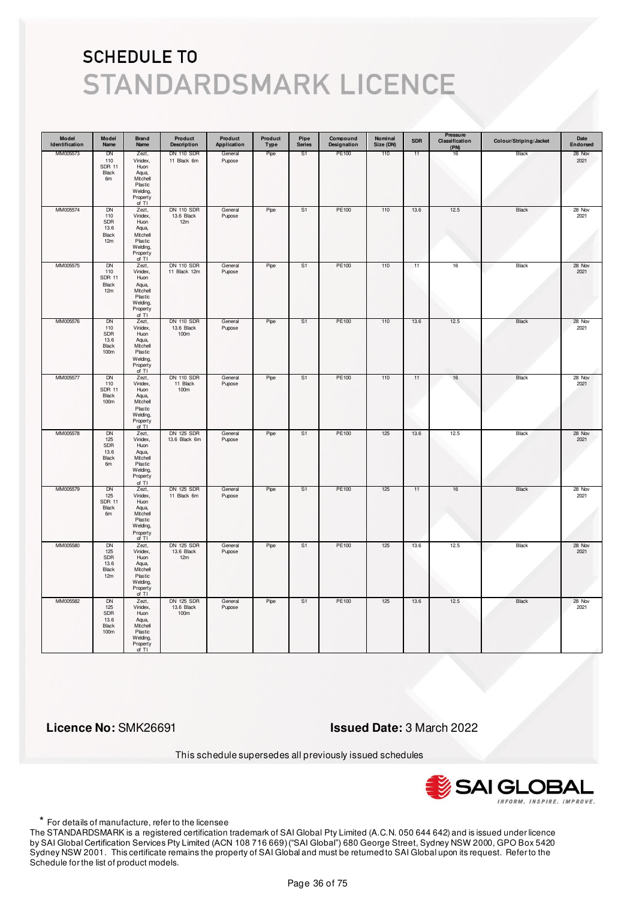# SCHEDULE TO
# STANDARDSMARK LICENCE

| Model Identification | Model Name | Brand Name | Product Description | Product Application | Product Type | Pipe Series | Compound Designation | Nominal Size (DN) | SDR | Pressure Classification (PN) | Colour/Striping/Jacket | Date Endorsed |
|---|---|---|---|---|---|---|---|---|---|---|---|---|
| MM005573 | DN 110 SDR 11 Black 6m | Zezt, Vinidex, Huon Aqua, Mitchell Plastic Welding, Property of TI | DN 110 SDR 11 Black 6m | General Pupose | Pipe | S1 | PE100 | 110 | 11 | 16 | Black | 28 Nov 2021 |
| MM005574 | DN 110 SDR 13.6 Black 12m | Zezt, Vinidex, Huon Aqua, Mitchell Plastic Welding, Property of TI | DN 110 SDR 13.6 Black 12m | General Pupose | Pipe | S1 | PE100 | 110 | 13.6 | 12.5 | Black | 28 Nov 2021 |
| MM005575 | DN 110 SDR 11 Black 12m | Zezt, Vinidex, Huon Aqua, Mitchell Plastic Welding, Property of TI | DN 110 SDR 11 Black 12m | General Pupose | Pipe | S1 | PE100 | 110 | 11 | 16 | Black | 28 Nov 2021 |
| MM005576 | DN 110 SDR 13.6 Black 100m | Zezt, Vinidex, Huon Aqua, Mitchell Plastic Welding, Property of TI | DN 110 SDR 13.6 Black 100m | General Pupose | Pipe | S1 | PE100 | 110 | 13.6 | 12.5 | Black | 28 Nov 2021 |
| MM005577 | DN 110 SDR 11 Black 100m | Zezt, Vinidex, Huon Aqua, Mitchell Plastic Welding, Property of TI | DN 110 SDR 11 Black 100m | General Pupose | Pipe | S1 | PE100 | 110 | 11 | 16 | Black | 28 Nov 2021 |
| MM005578 | DN 125 SDR 13.6 Black 6m | Zezt, Vinidex, Huon Aqua, Mitchell Plastic Welding, Property of TI | DN 125 SDR 13.6 Black 6m | General Pupose | Pipe | S1 | PE100 | 125 | 13.6 | 12.5 | Black | 28 Nov 2021 |
| MM005579 | DN 125 SDR 11 Black 6m | Zezt, Vinidex, Huon Aqua, Mitchell Plastic Welding, Property of TI | DN 125 SDR 11 Black 6m | General Pupose | Pipe | S1 | PE100 | 125 | 11 | 16 | Black | 28 Nov 2021 |
| MM005580 | DN 125 SDR 13.6 Black 12m | Zezt, Vinidex, Huon Aqua, Mitchell Plastic Welding, Property of TI | DN 125 SDR 13.6 Black 12m | General Pupose | Pipe | S1 | PE100 | 125 | 13.6 | 12.5 | Black | 28 Nov 2021 |
| MM005582 | DN 125 SDR 13.6 Black 100m | Zezt, Vinidex, Huon Aqua, Mitchell Plastic Welding, Property of TI | DN 125 SDR 13.6 Black 100m | General Pupose | Pipe | S1 | PE100 | 125 | 13.6 | 12.5 | Black | 28 Nov 2021 |

**Licence No:** SMK26691

**Issued Date:** 3 March 2022

This schedule supersedes all previously issued schedules

* For details of manufacture, refer to the licensee

The STANDARDSMARK is a registered certification trademark of SAI Global Pty Limited (A.C.N. 050 644 642) and is issued under licence by SAI Global Certification Services Pty Limited (ACN 108 716 669) ("SAI Global") 680 George Street, Sydney NSW 2000, GPO Box 5420 Sydney NSW 2001. This certificate remains the property of SAI Global and must be returned to SAI Global upon its request. Refer to the Schedule for the list of product models.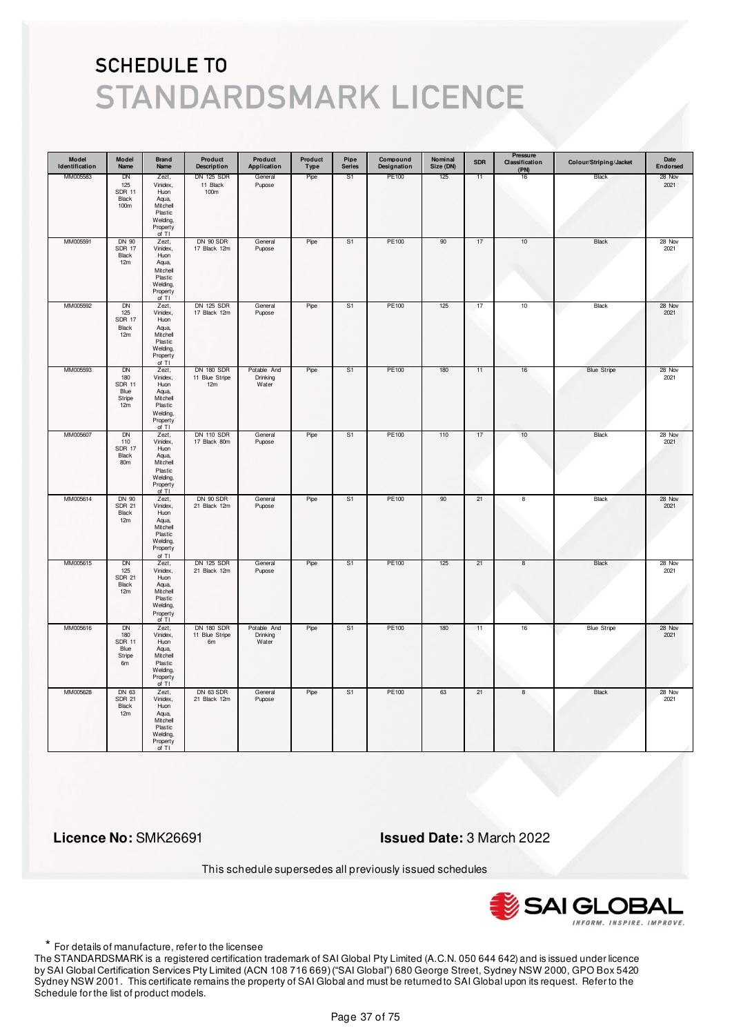# SCHEDULE TO
# STANDARDSMARK LICENCE

| Model Identification | Model Name | Brand Name | Product Description | Product Application | Product Type | Pipe Series | Compound Designation | Nominal Size (DN) | SDR | Pressure Classification (PN) | Colour/Striping/Jacket | Date Endorsed |
|---|---|---|---|---|---|---|---|---|---|---|---|---|
| MM005583 | DN 125 SDR 11 Black 100m | Zezt, Vinidex, Huon Aqua, Mitchell Plastic Welding, Property of TI | DN 125 SDR 11 Black 100m | General Pupose | Pipe | S1 | PE100 | 125 | 11 | 16 | Black | 28 Nov 2021 |
| MM005591 | DN 90 SDR 17 Black 12m | Zezt, Vinidex, Huon Aqua, Mitchell Plastic Welding, Property of TI | DN 90 SDR 17 Black 12m | General Pupose | Pipe | S1 | PE100 | 90 | 17 | 10 | Black | 28 Nov 2021 |
| MM005592 | DN 125 SDR 17 Black 12m | Zezt, Vinidex, Huon Aqua, Mitchell Plastic Welding, Property of TI | DN 125 SDR 17 Black 12m | General Pupose | Pipe | S1 | PE100 | 125 | 17 | 10 | Black | 28 Nov 2021 |
| MM005593 | DN 180 SDR 11 Blue Stripe 12m | Zezt, Vinidex, Huon Aqua, Mitchell Plastic Welding, Property of TI | DN 180 SDR 11 Blue Stripe 12m | Potable And Drinking Water | Pipe | S1 | PE100 | 180 | 11 | 16 | Blue Stripe | 28 Nov 2021 |
| MM005607 | DN 110 SDR 17 Black 80m | Zezt, Vinidex, Huon Aqua, Mitchell Plastic Welding, Property of TI | DN 110 SDR 17 Black 80m | General Pupose | Pipe | S1 | PE100 | 110 | 17 | 10 | Black | 28 Nov 2021 |
| MM005614 | DN 90 SDR 21 Black 12m | Zezt, Vinidex, Huon Aqua, Mitchell Plastic Welding, Property of TI | DN 90 SDR 21 Black 12m | General Pupose | Pipe | S1 | PE100 | 90 | 21 | 8 | Black | 28 Nov 2021 |
| MM005615 | DN 125 SDR 21 Black 12m | Zezt, Vinidex, Huon Aqua, Mitchell Plastic Welding, Property of TI | DN 125 SDR 21 Black 12m | General Pupose | Pipe | S1 | PE100 | 125 | 21 | 8 | Black | 28 Nov 2021 |
| MM005616 | DN 180 SDR 11 Blue Stripe 6m | Zezt, Vinidex, Huon Aqua, Mitchell Plastic Welding, Property of TI | DN 180 SDR 11 Blue Stripe 6m | Potable And Drinking Water | Pipe | S1 | PE100 | 180 | 11 | 16 | Blue Stripe | 28 Nov 2021 |
| MM005628 | DN 63 SDR 21 Black 12m | Zezt, Vinidex, Huon Aqua, Mitchell Plastic Welding, Property of TI | DN 63 SDR 21 Black 12m | General Pupose | Pipe | S1 | PE100 | 63 | 21 | 8 | Black | 28 Nov 2021 |

**Licence No:** SMK26691

**Issued Date:** 3 March 2022

This schedule supersedes all previously issued schedules

SAI GLOBAL
INFORM. INSPIRE. IMPROVE.

\* For details of manufacture, refer to the licensee

The STANDARDSMARK is a registered certification trademark of SAI Global Pty Limited (A.C.N. 050 644 642) and is issued under licence by SAI Global Certification Services Pty Limited (ACN 108 716 669) ("SAI Global") 680 George Street, Sydney NSW 2000, GPO Box 5420 Sydney NSW 2001. This certificate remains the property of SAI Global and must be returned to SAI Global upon its request. Refer to the Schedule for the list of product models.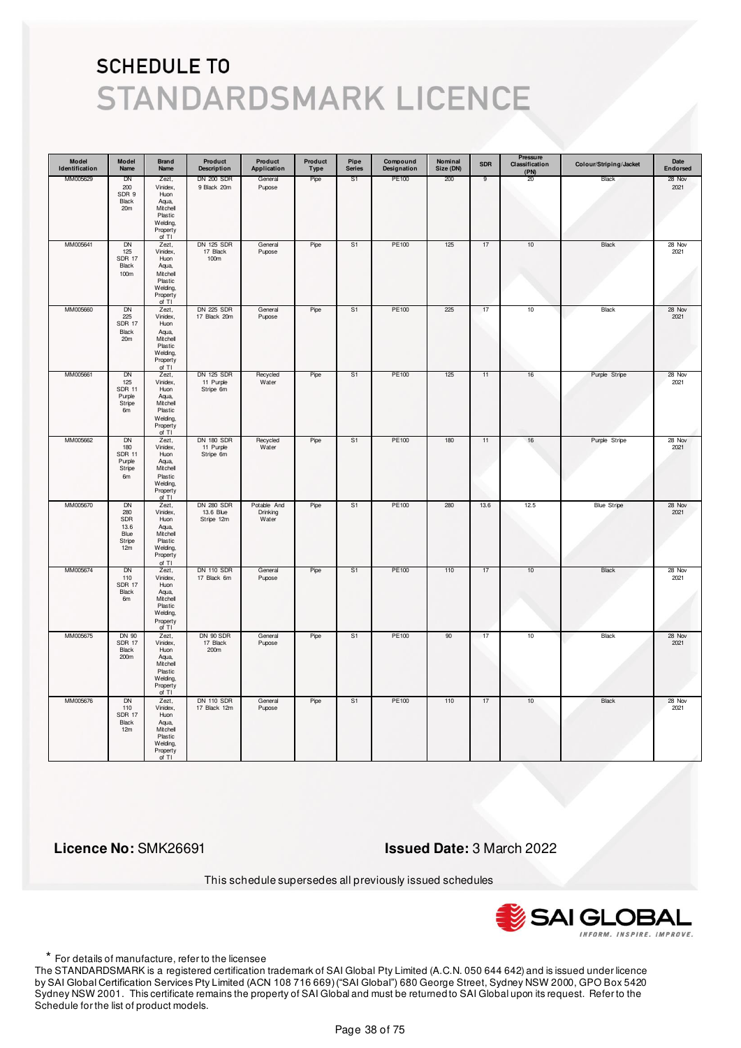# SCHEDULE TO
# STANDARDSMARK LICENCE

| Model Identification | Model Name | Brand Name | Product Description | Product Application | Product Type | Pipe Series | Compound Designation | Nominal Size (DN) | SDR | Pressure Classification (PN) | Colour/Striping/Jacket | Date Endorsed |
|---|---|---|---|---|---|---|---|---|---|---|---|---|
| MM005629 | DN 200 SDR 9 Black 20m | Zezt, Vinidex, Huon Aqua, Mitchell Plastic Welding, Property of TI | DN 200 SDR 9 Black 20m | General Pupose | Pipe | S1 | PE100 | 200 | 9 | 20 | Black | 28 Nov 2021 |
| MM005641 | DN 125 SDR 17 Black 100m | Zezt, Vinidex, Huon Aqua, Mitchell Plastic Welding, Property of TI | DN 125 SDR 17 Black 100m | General Pupose | Pipe | S1 | PE100 | 125 | 17 | 10 | Black | 28 Nov 2021 |
| MM005660 | DN 225 SDR 17 Black 20m | Zezt, Vinidex, Huon Aqua, Mitchell Plastic Welding, Property of TI | DN 225 SDR 17 Black 20m | General Pupose | Pipe | S1 | PE100 | 225 | 17 | 10 | Black | 28 Nov 2021 |
| MM005661 | DN 125 SDR 11 Purple Stripe 6m | Zezt, Vinidex, Huon Aqua, Mitchell Plastic Welding, Property of TI | DN 125 SDR 11 Purple Stripe 6m | Recycled Water | Pipe | S1 | PE100 | 125 | 11 | 16 | Purple Stripe | 28 Nov 2021 |
| MM005662 | DN 180 SDR 11 Purple Stripe 6m | Zezt, Vinidex, Huon Aqua, Mitchell Plastic Welding, Property of TI | DN 180 SDR 11 Purple Stripe 6m | Recycled Water | Pipe | S1 | PE100 | 180 | 11 | 16 | Purple Stripe | 28 Nov 2021 |
| MM005670 | DN 280 SDR 13.6 Blue Stripe 12m | Zezt, Vinidex, Huon Aqua, Mitchell Plastic Welding, Property of TI | DN 280 SDR 13.6 Blue Stripe 12m | Potable And Drinking Water | Pipe | S1 | PE100 | 280 | 13.6 | 12.5 | Blue Stripe | 28 Nov 2021 |
| MM005674 | DN 110 SDR 17 Black 6m | Zezt, Vinidex, Huon Aqua, Mitchell Plastic Welding, Property of TI | DN 110 SDR 17 Black 6m | General Pupose | Pipe | S1 | PE100 | 110 | 17 | 10 | Black | 28 Nov 2021 |
| MM005675 | DN 90 SDR 17 Black 200m | Zezt, Vinidex, Huon Aqua, Mitchell Plastic Welding, Property of TI | DN 90 SDR 17 Black 200m | General Pupose | Pipe | S1 | PE100 | 90 | 17 | 10 | Black | 28 Nov 2021 |
| MM005676 | DN 110 SDR 17 Black 12m | Zezt, Vinidex, Huon Aqua, Mitchell Plastic Welding, Property of TI | DN 110 SDR 17 Black 12m | General Pupose | Pipe | S1 | PE100 | 110 | 17 | 10 | Black | 28 Nov 2021 |

**Licence No:** SMK26691

**Issued Date:** 3 March 2022

This schedule supersedes all previously issued schedules

* For details of manufacture, refer to the licensee

The STANDARDSMARK is a registered certification trademark of SAI Global Pty Limited (A.C.N. 050 644 642) and is issued under licence by SAI Global Certification Services Pty Limited (ACN 108 716 669) ("SAI Global") 680 George Street, Sydney NSW 2000, GPO Box 5420 Sydney NSW 2001. This certificate remains the property of SAI Global and must be returned to SAI Global upon its request. Refer to the Schedule for the list of product models.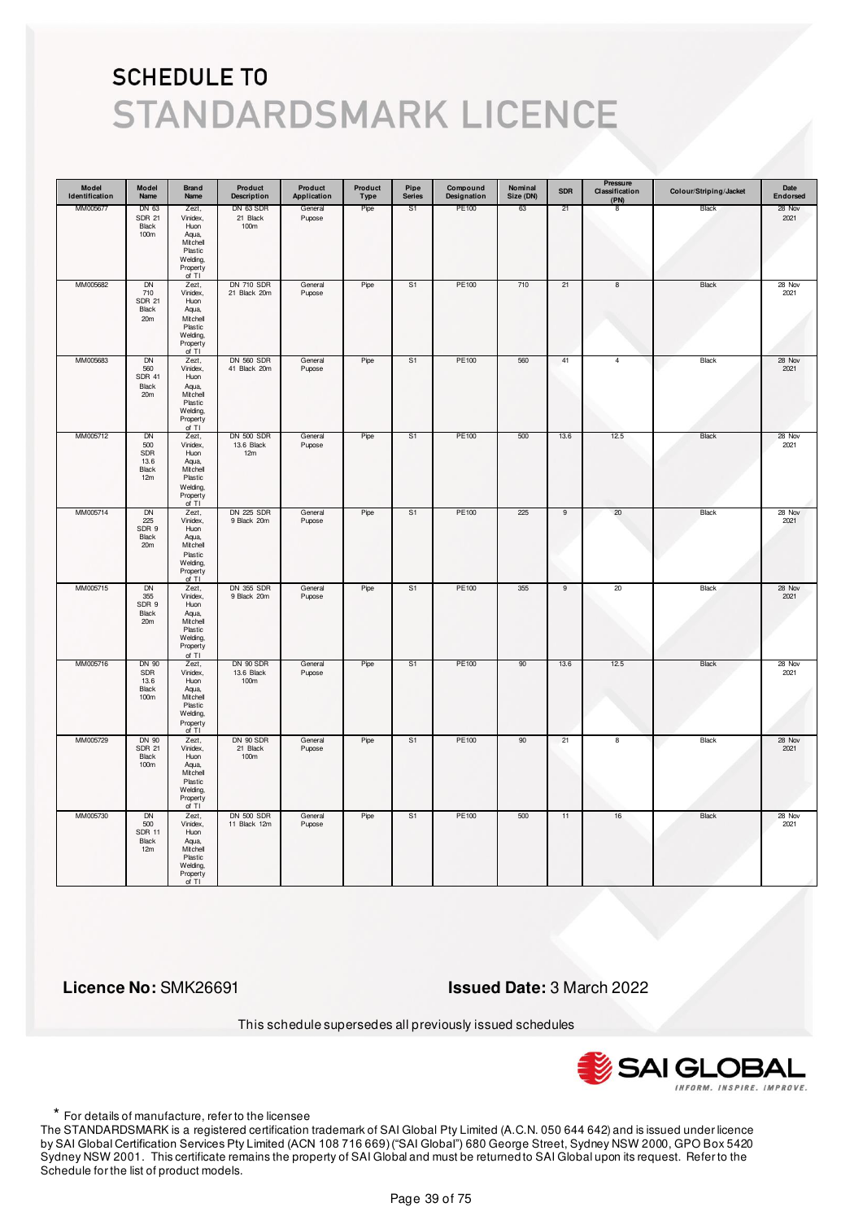# SCHEDULE TO STANDARDSMARK LICENCE

| Model Identification | Model Name | Brand Name | Product Description | Product Application | Product Type | Pipe Series | Compound Designation | Nominal Size (DN) | SDR | Pressure Classification (PN) | Colour/Striping/Jacket | Date Endorsed |
|---|---|---|---|---|---|---|---|---|---|---|---|---|
| MM005677 | DN 63 SDR 21 Black 100m | Zezt, Vinidex, Huon Aqua, Mitchell Plastic Welding, Property of TI | DN 63 SDR 21 Black 100m | General Pupose | Pipe | S1 | PE100 | 63 | 21 | 8 | Black | 28 Nov 2021 |
| MM005682 | DN 710 SDR 21 Black 20m | Zezt, Vinidex, Huon Aqua, Mitchell Plastic Welding, Property of TI | DN 710 SDR 21 Black 20m | General Pupose | Pipe | S1 | PE100 | 710 | 21 | 8 | Black | 28 Nov 2021 |
| MM005683 | DN 560 SDR 41 Black 20m | Zezt, Vinidex, Huon Aqua, Mitchell Plastic Welding, Property of TI | DN 560 SDR 41 Black 20m | General Pupose | Pipe | S1 | PE100 | 560 | 41 | 4 | Black | 28 Nov 2021 |
| MM005712 | DN 500 SDR 13.6 Black 12m | Zezt, Vinidex, Huon Aqua, Mitchell Plastic Welding, Property of TI | DN 500 SDR 13.6 Black 12m | General Pupose | Pipe | S1 | PE100 | 500 | 13.6 | 12.5 | Black | 28 Nov 2021 |
| MM005714 | DN 225 SDR 9 Black 20m | Zezt, Vinidex, Huon Aqua, Mitchell Plastic Welding, Property of TI | DN 225 SDR 9 Black 20m | General Pupose | Pipe | S1 | PE100 | 225 | 9 | 20 | Black | 28 Nov 2021 |
| MM005715 | DN 355 SDR 9 Black 20m | Zezt, Vinidex, Huon Aqua, Mitchell Plastic Welding, Property of TI | DN 355 SDR 9 Black 20m | General Pupose | Pipe | S1 | PE100 | 355 | 9 | 20 | Black | 28 Nov 2021 |
| MM005716 | DN 90 SDR 13.6 Black 100m | Zezt, Vinidex, Huon Aqua, Mitchell Plastic Welding, Property of TI | DN 90 SDR 13.6 Black 100m | General Pupose | Pipe | S1 | PE100 | 90 | 13.6 | 12.5 | Black | 28 Nov 2021 |
| MM005729 | DN 90 SDR 21 Black 100m | Zezt, Vinidex, Huon Aqua, Mitchell Plastic Welding, Property of TI | DN 90 SDR 21 Black 100m | General Pupose | Pipe | S1 | PE100 | 90 | 21 | 8 | Black | 28 Nov 2021 |
| MM005730 | DN 500 SDR 11 Black 12m | Zezt, Vinidex, Huon Aqua, Mitchell Plastic Welding, Property of TI | DN 500 SDR 11 Black 12m | General Pupose | Pipe | S1 | PE100 | 500 | 11 | 16 | Black | 28 Nov 2021 |

**Licence No:** SMK26691

**Issued Date:** 3 March 2022

This schedule supersedes all previously issued schedules

\* For details of manufacture, refer to the licensee

The STANDARDSMARK is a registered certification trademark of SAI Global Pty Limited (A.C.N. 050 644 642) and is issued under licence by SAI Global Certification Services Pty Limited (ACN 108 716 669) ("SAI Global") 680 George Street, Sydney NSW 2000, GPO Box 5420 Sydney NSW 2001. This certificate remains the property of SAI Global and must be returned to SAI Global upon its request. Refer to the Schedule for the list of product models.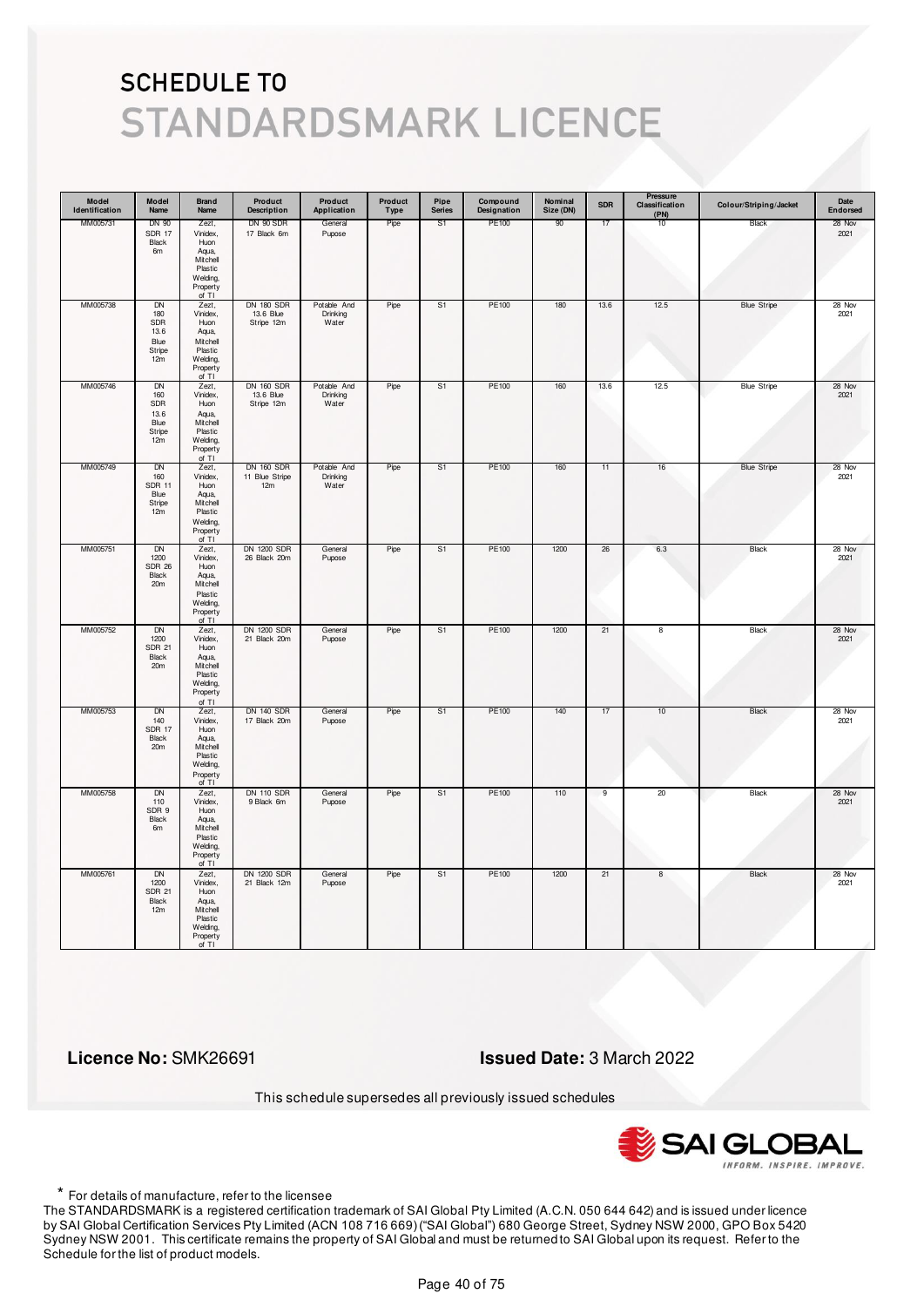# SCHEDULE TO

# STANDARDSMARK LICENCE

| Model Identification | Model Name | Brand Name | Product Description | Product Application | Product Type | Pipe Series | Compound Designation | Nominal Size (DN) | SDR | Pressure Classification (PN) | Colour/Striping/Jacket | Date Endorsed |
|---|---|---|---|---|---|---|---|---|---|---|---|---|
| MM005731 | DN 90 SDR 17 Black 6m | Zezt, Vinidex, Huon Aqua, Mitchell Plastic Welding, Property of TI | DN 90 SDR 17 Black 6m | General Pupose | Pipe | S1 | PE100 | 90 | 17 | 10 | Black | 28 Nov 2021 |
| MM005738 | DN 180 SDR 13.6 Blue Stripe 12m | Zezt, Vinidex, Huon Aqua, Mitchell Plastic Welding, Property of TI | DN 180 SDR 13.6 Blue Stripe 12m | Potable And Drinking Water | Pipe | S1 | PE100 | 180 | 13.6 | 12.5 | Blue Stripe | 28 Nov 2021 |
| MM005746 | DN 160 SDR 13.6 Blue Stripe 12m | Zezt, Vinidex, Huon Aqua, Mitchell Plastic Welding, Property of TI | DN 160 SDR 13.6 Blue Stripe 12m | Potable And Drinking Water | Pipe | S1 | PE100 | 160 | 13.6 | 12.5 | Blue Stripe | 28 Nov 2021 |
| MM005749 | DN 160 SDR 11 Blue Stripe 12m | Zezt, Vinidex, Huon Aqua, Mitchell Plastic Welding, Property of TI | DN 160 SDR 11 Blue Stripe 12m | Potable And Drinking Water | Pipe | S1 | PE100 | 160 | 11 | 16 | Blue Stripe | 28 Nov 2021 |
| MM005751 | DN 1200 SDR 26 Black 20m | Zezt, Vinidex, Huon Aqua, Mitchell Plastic Welding, Property of TI | DN 1200 SDR 26 Black 20m | General Pupose | Pipe | S1 | PE100 | 1200 | 26 | 6.3 | Black | 28 Nov 2021 |
| MM005752 | DN 1200 SDR 21 Black 20m | Zezt, Vinidex, Huon Aqua, Mitchell Plastic Welding, Property of TI | DN 1200 SDR 21 Black 20m | General Pupose | Pipe | S1 | PE100 | 1200 | 21 | 8 | Black | 28 Nov 2021 |
| MM005753 | DN 140 SDR 17 Black 20m | Zezt, Vinidex, Huon Aqua, Mitchell Plastic Welding, Property of TI | DN 140 SDR 17 Black 20m | General Pupose | Pipe | S1 | PE100 | 140 | 17 | 10 | Black | 28 Nov 2021 |
| MM005758 | DN 110 SDR 9 Black 6m | Zezt, Vinidex, Huon Aqua, Mitchell Plastic Welding, Property of TI | DN 110 SDR 9 Black 6m | General Pupose | Pipe | S1 | PE100 | 110 | 9 | 20 | Black | 28 Nov 2021 |
| MM005761 | DN 1200 SDR 21 Black 12m | Zezt, Vinidex, Huon Aqua, Mitchell Plastic Welding, Property of TI | DN 1200 SDR 21 Black 12m | General Pupose | Pipe | S1 | PE100 | 1200 | 21 | 8 | Black | 28 Nov 2021 |

**Licence No:** SMK26691

**Issued Date:** 3 March 2022

This schedule supersedes all previously issued schedules

\* For details of manufacture, refer to the licensee

The STANDARDSMARK is a registered certification trademark of SAI Global Pty Limited (A.C.N. 050 644 642) and is issued under licence by SAI Global Certification Services Pty Limited (ACN 108 716 669) ("SAI Global") 680 George Street, Sydney NSW 2000, GPO Box 5420 Sydney NSW 2001. This certificate remains the property of SAI Global and must be returned to SAI Global upon its request. Refer to the Schedule for the list of product models.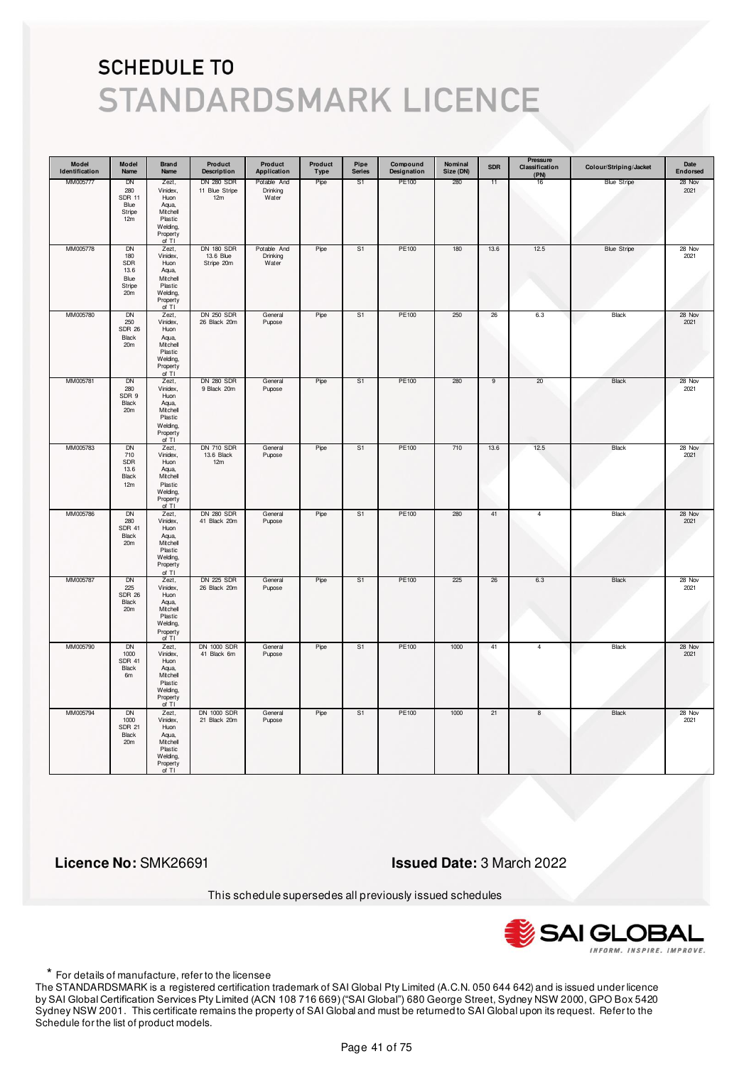# SCHEDULE TO
# STANDARDSMARK LICENCE

| Model Identification | Model Name | Brand Name | Product Description | Product Application | Product Type | Pipe Series | Compound Designation | Nominal Size (DN) | SDR | Pressure Classification (PN) | Colour/Striping/Jacket | Date Endorsed |
|---|---|---|---|---|---|---|---|---|---|---|---|---|
| MM005777 | DN 280 SDR 11 Blue Stripe 12m | Zezt, Vinidex, Huon Aqua, Mitchell Plastic Welding, Property of TI | DN 280 SDR 11 Blue Stripe 12m | Potable And Drinking Water | Pipe | S1 | PE100 | 280 | 11 | 16 | Blue Stripe | 28 Nov 2021 |
| MM005778 | DN 180 SDR 13.6 Blue Stripe 20m | Zezt, Vinidex, Huon Aqua, Mitchell Plastic Welding, Property of TI | DN 180 SDR 13.6 Blue Stripe 20m | Potable And Drinking Water | Pipe | S1 | PE100 | 180 | 13.6 | 12.5 | Blue Stripe | 28 Nov 2021 |
| MM005780 | DN 250 SDR 26 Black 20m | Zezt, Vinidex, Huon Aqua, Mitchell Plastic Welding, Property of TI | DN 250 SDR 26 Black 20m | General Pupose | Pipe | S1 | PE100 | 250 | 26 | 6.3 | Black | 28 Nov 2021 |
| MM005781 | DN 280 SDR 9 Black 20m | Zezt, Vinidex, Huon Aqua, Mitchell Plastic Welding, Property of TI | DN 280 SDR 9 Black 20m | General Pupose | Pipe | S1 | PE100 | 280 | 9 | 20 | Black | 28 Nov 2021 |
| MM005783 | DN 710 SDR 13.6 Black 12m | Zezt, Vinidex, Huon Aqua, Mitchell Plastic Welding, Property of TI | DN 710 SDR 13.6 Black 12m | General Pupose | Pipe | S1 | PE100 | 710 | 13.6 | 12.5 | Black | 28 Nov 2021 |
| MM005786 | DN 280 SDR 41 Black 20m | Zezt, Vinidex, Huon Aqua, Mitchell Plastic Welding, Property of TI | DN 280 SDR 41 Black 20m | General Pupose | Pipe | S1 | PE100 | 280 | 41 | 4 | Black | 28 Nov 2021 |
| MM005787 | DN 225 SDR 26 Black 20m | Zezt, Vinidex, Huon Aqua, Mitchell Plastic Welding, Property of TI | DN 225 SDR 26 Black 20m | General Pupose | Pipe | S1 | PE100 | 225 | 26 | 6.3 | Black | 28 Nov 2021 |
| MM005790 | DN 1000 SDR 41 Black 6m | Zezt, Vinidex, Huon Aqua, Mitchell Plastic Welding, Property of TI | DN 1000 SDR 41 Black 6m | General Pupose | Pipe | S1 | PE100 | 1000 | 41 | 4 | Black | 28 Nov 2021 |
| MM005794 | DN 1000 SDR 21 Black 20m | Zezt, Vinidex, Huon Aqua, Mitchell Plastic Welding, Property of TI | DN 1000 SDR 21 Black 20m | General Pupose | Pipe | S1 | PE100 | 1000 | 21 | 8 | Black | 28 Nov 2021 |

**Licence No:** SMK26691

**Issued Date:** 3 March 2022

This schedule supersedes all previously issued schedules

SAI GLOBAL — INFORM. INSPIRE. IMPROVE.

* For details of manufacture, refer to the licensee

The STANDARDSMARK is a registered certification trademark of SAI Global Pty Limited (A.C.N. 050 644 642) and is issued under licence by SAI Global Certification Services Pty Limited (ACN 108 716 669) ("SAI Global") 680 George Street, Sydney NSW 2000, GPO Box 5420 Sydney NSW 2001. This certificate remains the property of SAI Global and must be returned to SAI Global upon its request. Refer to the Schedule for the list of product models.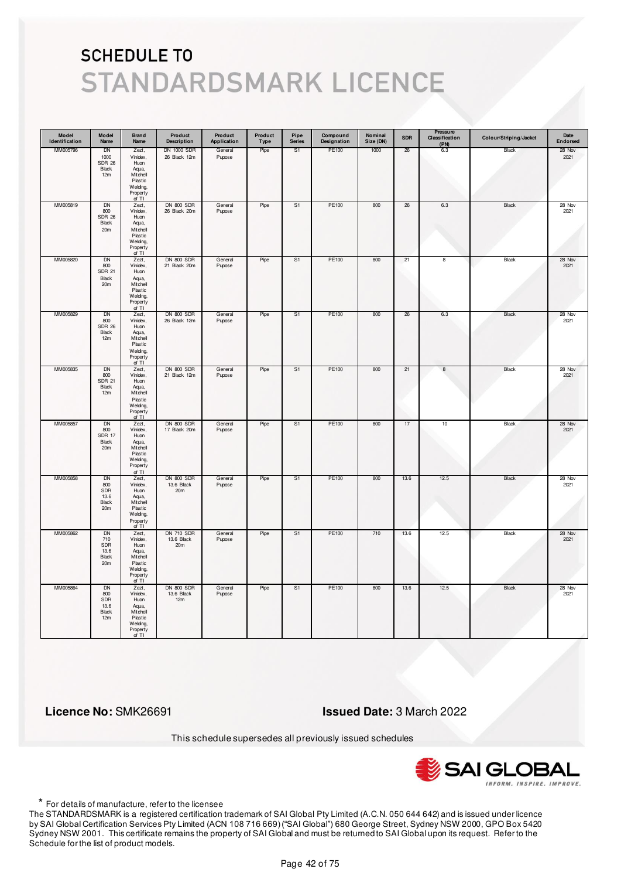# SCHEDULE TO STANDARDSMARK LICENCE

| Model Identification | Model Name | Brand Name | Product Description | Product Application | Product Type | Pipe Series | Compound Designation | Nominal Size (DN) | SDR | Pressure Classification (PN) | Colour/Striping/Jacket | Date Endorsed |
|---|---|---|---|---|---|---|---|---|---|---|---|---|
| MM005796 | DN 1000 SDR 26 Black 12m | Zezt, Vinidex, Huon Aqua, Mitchell Plastic Welding, Property of TI | DN 1000 SDR 26 Black 12m | General Pupose | Pipe | S1 | PE100 | 1000 | 26 | 6.3 | Black | 28 Nov 2021 |
| MM005819 | DN 800 SDR 26 Black 20m | Zezt, Vinidex, Huon Aqua, Mitchell Plastic Welding, Property of TI | DN 800 SDR 26 Black 20m | General Pupose | Pipe | S1 | PE100 | 800 | 26 | 6.3 | Black | 28 Nov 2021 |
| MM005820 | DN 800 SDR 21 Black 20m | Zezt, Vinidex, Huon Aqua, Mitchell Plastic Welding, Property of TI | DN 800 SDR 21 Black 20m | General Pupose | Pipe | S1 | PE100 | 800 | 21 | 8 | Black | 28 Nov 2021 |
| MM005829 | DN 800 SDR 26 Black 12m | Zezt, Vinidex, Huon Aqua, Mitchell Plastic Welding, Property of TI | DN 800 SDR 26 Black 12m | General Pupose | Pipe | S1 | PE100 | 800 | 26 | 6.3 | Black | 28 Nov 2021 |
| MM005835 | DN 800 SDR 21 Black 12m | Zezt, Vinidex, Huon Aqua, Mitchell Plastic Welding, Property of TI | DN 800 SDR 21 Black 12m | General Pupose | Pipe | S1 | PE100 | 800 | 21 | 8 | Black | 28 Nov 2021 |
| MM005857 | DN 800 SDR 17 Black 20m | Zezt, Vinidex, Huon Aqua, Mitchell Plastic Welding, Property of TI | DN 800 SDR 17 Black 20m | General Pupose | Pipe | S1 | PE100 | 800 | 17 | 10 | Black | 28 Nov 2021 |
| MM005858 | DN 800 SDR 13.6 Black 20m | Zezt, Vinidex, Huon Aqua, Mitchell Plastic Welding, Property of TI | DN 800 SDR 13.6 Black 20m | General Pupose | Pipe | S1 | PE100 | 800 | 13.6 | 12.5 | Black | 28 Nov 2021 |
| MM005862 | DN 710 SDR 13.6 Black 20m | Zezt, Vinidex, Huon Aqua, Mitchell Plastic Welding, Property of TI | DN 710 SDR 13.6 Black 20m | General Pupose | Pipe | S1 | PE100 | 710 | 13.6 | 12.5 | Black | 28 Nov 2021 |
| MM005864 | DN 800 SDR 13.6 Black 12m | Zezt, Vinidex, Huon Aqua, Mitchell Plastic Welding, Property of TI | DN 800 SDR 13.6 Black 12m | General Pupose | Pipe | S1 | PE100 | 800 | 13.6 | 12.5 | Black | 28 Nov 2021 |

**Licence No:** SMK26691

**Issued Date:** 3 March 2022

This schedule supersedes all previously issued schedules

\* For details of manufacture, refer to the licensee

The STANDARDSMARK is a registered certification trademark of SAI Global Pty Limited (A.C.N. 050 644 642) and is issued under licence by SAI Global Certification Services Pty Limited (ACN 108 716 669) ("SAI Global") 680 George Street, Sydney NSW 2000, GPO Box 5420 Sydney NSW 2001. This certificate remains the property of SAI Global and must be returned to SAI Global upon its request. Refer to the Schedule for the list of product models.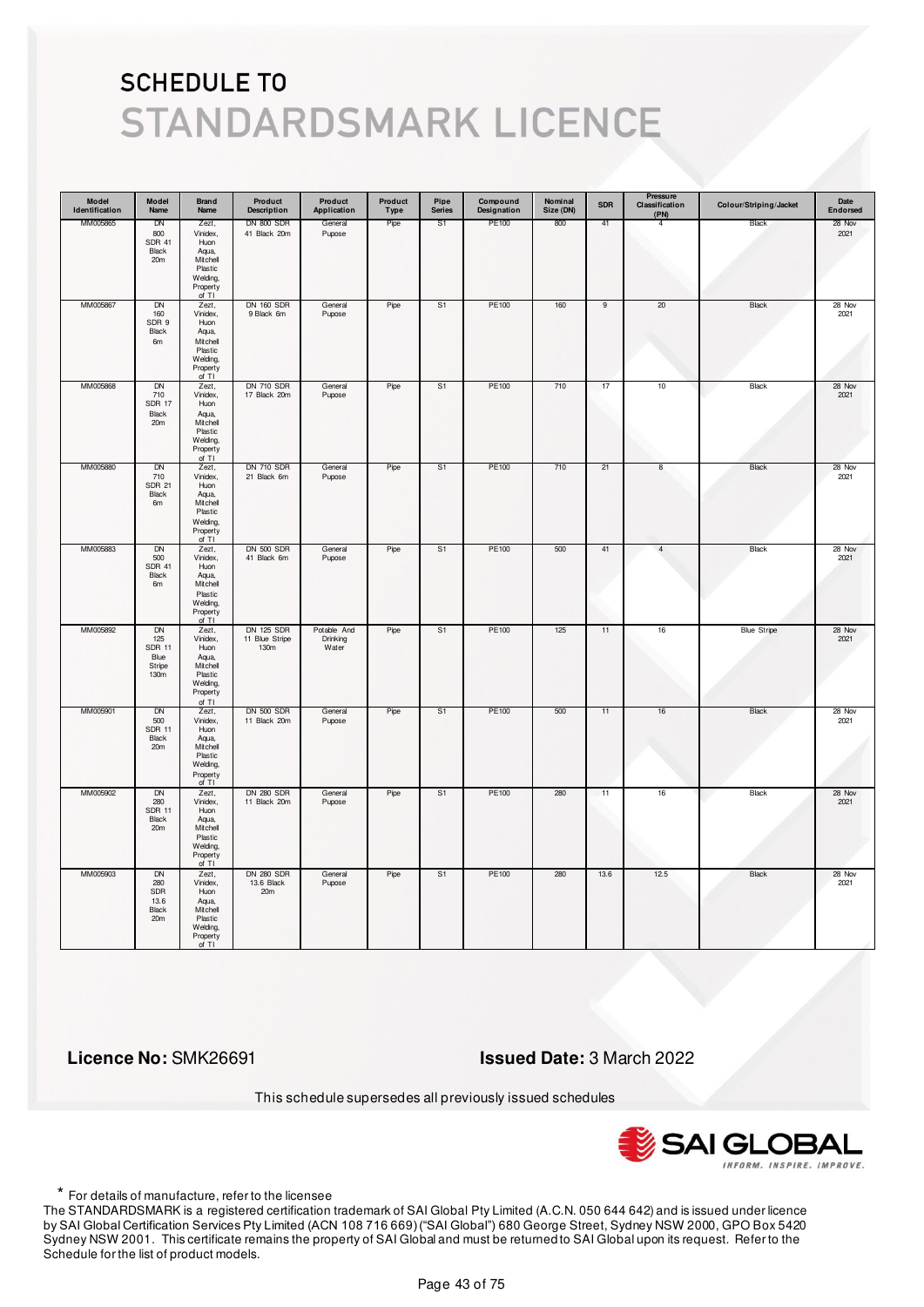# SCHEDULE TO
# STANDARDSMARK LICENCE

| Model Identification | Model Name | Brand Name | Product Description | Product Application | Product Type | Pipe Series | Compound Designation | Nominal Size (DN) | SDR | Pressure Classification (PN) | Colour/Striping/Jacket | Date Endorsed |
|---|---|---|---|---|---|---|---|---|---|---|---|---|
| MM005865 | DN 800 SDR 41 Black 20m | Zezt, Vinidex, Huon Aqua, Mitchell Plastic Welding, Property of TI | DN 800 SDR 41 Black 20m | General Pupose | Pipe | S1 | PE100 | 800 | 41 | 4 | Black | 28 Nov 2021 |
| MM005867 | DN 160 SDR 9 Black 6m | Zezt, Vinidex, Huon Aqua, Mitchell Plastic Welding, Property of TI | DN 160 SDR 9 Black 6m | General Pupose | Pipe | S1 | PE100 | 160 | 9 | 20 | Black | 28 Nov 2021 |
| MM005868 | DN 710 SDR 17 Black 20m | Zezt, Vinidex, Huon Aqua, Mitchell Plastic Welding, Property of TI | DN 710 SDR 17 Black 20m | General Pupose | Pipe | S1 | PE100 | 710 | 17 | 10 | Black | 28 Nov 2021 |
| MM005880 | DN 710 SDR 21 Black 6m | Zezt, Vinidex, Huon Aqua, Mitchell Plastic Welding, Property of TI | DN 710 SDR 21 Black 6m | General Pupose | Pipe | S1 | PE100 | 710 | 21 | 8 | Black | 28 Nov 2021 |
| MM005883 | DN 500 SDR 41 Black 6m | Zezt, Vinidex, Huon Aqua, Mitchell Plastic Welding, Property of TI | DN 500 SDR 41 Black 6m | General Pupose | Pipe | S1 | PE100 | 500 | 41 | 4 | Black | 28 Nov 2021 |
| MM005892 | DN 125 SDR 11 Blue Stripe 130m | Zezt, Vinidex, Huon Aqua, Mitchell Plastic Welding, Property of TI | DN 125 SDR 11 Blue Stripe 130m | Potable And Drinking Water | Pipe | S1 | PE100 | 125 | 11 | 16 | Blue Stripe | 28 Nov 2021 |
| MM005901 | DN 500 SDR 11 Black 20m | Zezt, Vinidex, Huon Aqua, Mitchell Plastic Welding, Property of TI | DN 500 SDR 11 Black 20m | General Pupose | Pipe | S1 | PE100 | 500 | 11 | 16 | Black | 28 Nov 2021 |
| MM005902 | DN 280 SDR 11 Black 20m | Zezt, Vinidex, Huon Aqua, Mitchell Plastic Welding, Property of TI | DN 280 SDR 11 Black 20m | General Pupose | Pipe | S1 | PE100 | 280 | 11 | 16 | Black | 28 Nov 2021 |
| MM005903 | DN 280 SDR 13.6 Black 20m | Zezt, Vinidex, Huon Aqua, Mitchell Plastic Welding, Property of TI | DN 280 SDR 13.6 Black 20m | General Pupose | Pipe | S1 | PE100 | 280 | 13.6 | 12.5 | Black | 28 Nov 2021 |

**Licence No:** SMK26691

**Issued Date:** 3 March 2022

This schedule supersedes all previously issued schedules

* For details of manufacture, refer to the licensee

The STANDARDSMARK is a registered certification trademark of SAI Global Pty Limited (A.C.N. 050 644 642) and is issued under licence by SAI Global Certification Services Pty Limited (ACN 108 716 669) ("SAI Global") 680 George Street, Sydney NSW 2000, GPO Box 5420 Sydney NSW 2001. This certificate remains the property of SAI Global and must be returned to SAI Global upon its request. Refer to the Schedule for the list of product models.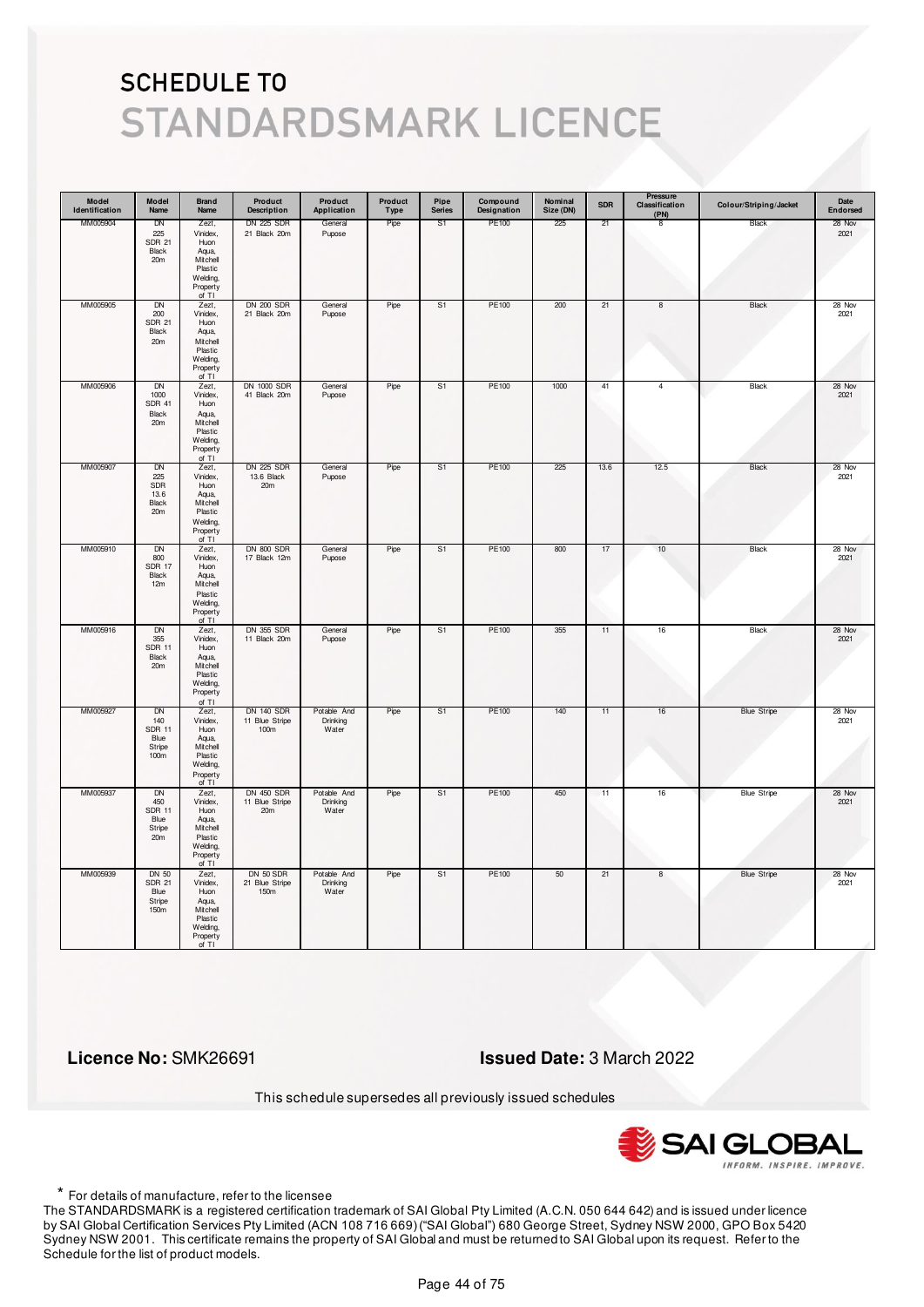# SCHEDULE TO

# STANDARDSMARK LICENCE

| Model Identification | Model Name | Brand Name | Product Description | Product Application | Product Type | Pipe Series | Compound Designation | Nominal Size (DN) | SDR | Pressure Classification (PN) | Colour/Striping/Jacket | Date Endorsed |
|---|---|---|---|---|---|---|---|---|---|---|---|---|
| MM005904 | DN 225 SDR 21 Black 20m | Zezt, Vinidex, Huon Aqua, Mitchell Plastic Welding, Property of TI | DN 225 SDR 21 Black 20m | General Pupose | Pipe | S1 | PE100 | 225 | 21 | 8 | Black | 28 Nov 2021 |
| MM005905 | DN 200 SDR 21 Black 20m | Zezt, Vinidex, Huon Aqua, Mitchell Plastic Welding, Property of TI | DN 200 SDR 21 Black 20m | General Pupose | Pipe | S1 | PE100 | 200 | 21 | 8 | Black | 28 Nov 2021 |
| MM005906 | DN 1000 SDR 41 Black 20m | Zezt, Vinidex, Huon Aqua, Mitchell Plastic Welding, Property of TI | DN 1000 SDR 41 Black 20m | General Pupose | Pipe | S1 | PE100 | 1000 | 41 | 4 | Black | 28 Nov 2021 |
| MM005907 | DN 225 SDR 13.6 Black 20m | Zezt, Vinidex, Huon Aqua, Mitchell Plastic Welding, Property of TI | DN 225 SDR 13.6 Black 20m | General Pupose | Pipe | S1 | PE100 | 225 | 13.6 | 12.5 | Black | 28 Nov 2021 |
| MM005910 | DN 800 SDR 17 Black 12m | Zezt, Vinidex, Huon Aqua, Mitchell Plastic Welding, Property of TI | DN 800 SDR 17 Black 12m | General Pupose | Pipe | S1 | PE100 | 800 | 17 | 10 | Black | 28 Nov 2021 |
| MM005916 | DN 355 SDR 11 Black 20m | Zezt, Vinidex, Huon Aqua, Mitchell Plastic Welding, Property of TI | DN 355 SDR 11 Black 20m | General Pupose | Pipe | S1 | PE100 | 355 | 11 | 16 | Black | 28 Nov 2021 |
| MM005927 | DN 140 SDR 11 Blue Stripe 100m | Zezt, Vinidex, Huon Aqua, Mitchell Plastic Welding, Property of TI | DN 140 SDR 11 Blue Stripe 100m | Potable And Drinking Water | Pipe | S1 | PE100 | 140 | 11 | 16 | Blue Stripe | 28 Nov 2021 |
| MM005937 | DN 450 SDR 11 Blue Stripe 20m | Zezt, Vinidex, Huon Aqua, Mitchell Plastic Welding, Property of TI | DN 450 SDR 11 Blue Stripe 20m | Potable And Drinking Water | Pipe | S1 | PE100 | 450 | 11 | 16 | Blue Stripe | 28 Nov 2021 |
| MM005939 | DN 50 SDR 21 Blue Stripe 150m | Zezt, Vinidex, Huon Aqua, Mitchell Plastic Welding, Property of TI | DN 50 SDR 21 Blue Stripe 150m | Potable And Drinking Water | Pipe | S1 | PE100 | 50 | 21 | 8 | Blue Stripe | 28 Nov 2021 |

**Licence No:** SMK26691

**Issued Date:** 3 March 2022

This schedule supersedes all previously issued schedules

SAI GLOBAL — INFORM. INSPIRE. IMPROVE.

\* For details of manufacture, refer to the licensee

The STANDARDSMARK is a registered certification trademark of SAI Global Pty Limited (A.C.N. 050 644 642) and is issued under licence by SAI Global Certification Services Pty Limited (ACN 108 716 669) ("SAI Global") 680 George Street, Sydney NSW 2000, GPO Box 5420 Sydney NSW 2001. This certificate remains the property of SAI Global and must be returned to SAI Global upon its request. Refer to the Schedule for the list of product models.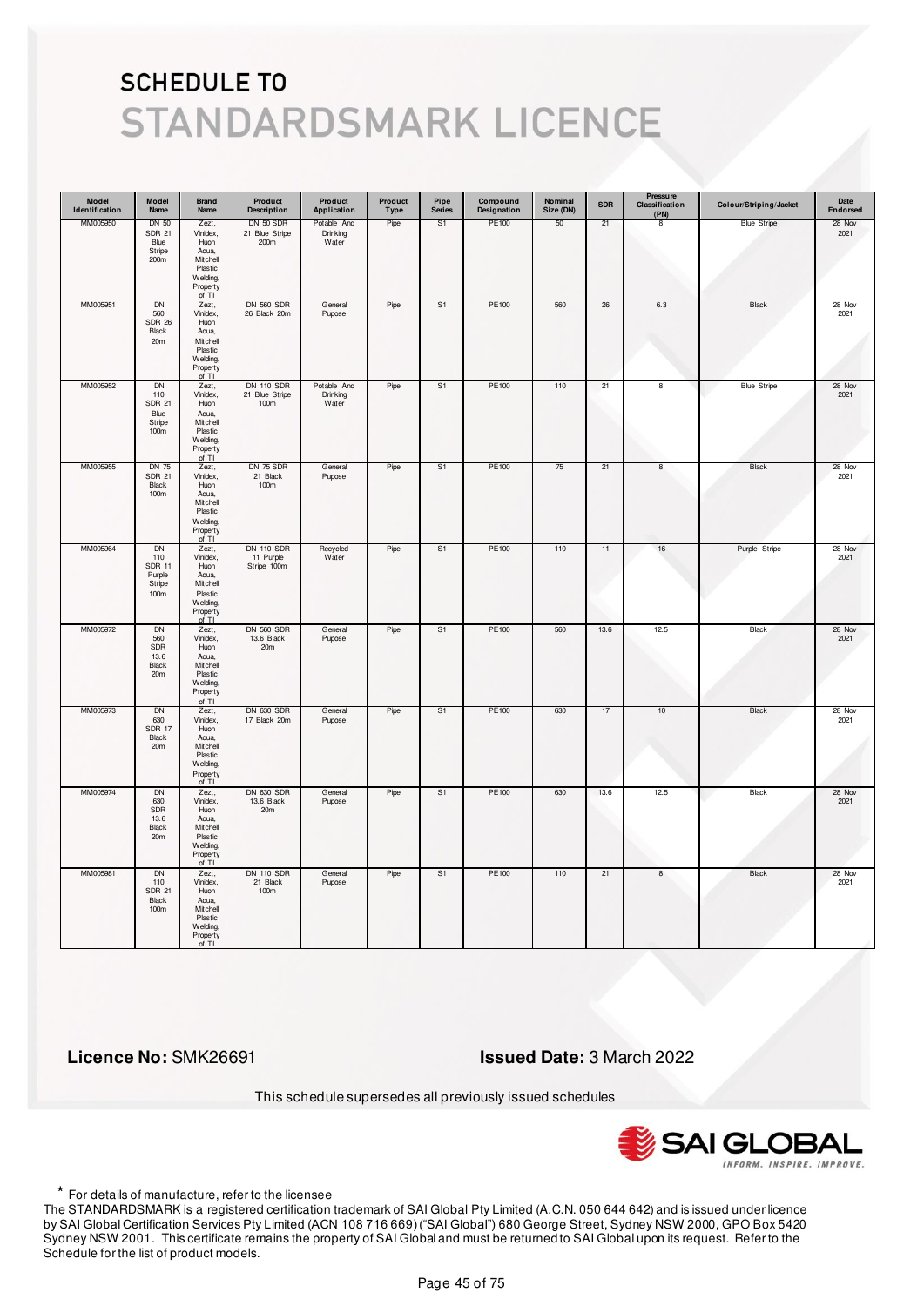# SCHEDULE TO

# STANDARDSMARK LICENCE

| Model Identification | Model Name | Brand Name | Product Description | Product Application | Product Type | Pipe Series | Compound Designation | Nominal Size (DN) | SDR | Pressure Classification (PN) | Colour/Striping/Jacket | Date Endorsed |
|---|---|---|---|---|---|---|---|---|---|---|---|---|
| MM005950 | DN 50 SDR 21 Blue Stripe 200m | Zezt, Vinidex, Huon Aqua, Mitchell Plastic Welding, Property of TI | DN 50 SDR 21 Blue Stripe 200m | Potable And Drinking Water | Pipe | S1 | PE100 | 50 | 21 | 8 | Blue Stripe | 28 Nov 2021 |
| MM005951 | DN 560 SDR 26 Black 20m | Zezt, Vinidex, Huon Aqua, Mitchell Plastic Welding, Property of TI | DN 560 SDR 26 Black 20m | General Pupose | Pipe | S1 | PE100 | 560 | 26 | 6.3 | Black | 28 Nov 2021 |
| MM005952 | DN 110 SDR 21 Blue Stripe 100m | Zezt, Vinidex, Huon Aqua, Mitchell Plastic Welding, Property of TI | DN 110 SDR 21 Blue Stripe 100m | Potable And Drinking Water | Pipe | S1 | PE100 | 110 | 21 | 8 | Blue Stripe | 28 Nov 2021 |
| MM005955 | DN 75 SDR 21 Black 100m | Zezt, Vinidex, Huon Aqua, Mitchell Plastic Welding, Property of TI | DN 75 SDR 21 Black 100m | General Pupose | Pipe | S1 | PE100 | 75 | 21 | 8 | Black | 28 Nov 2021 |
| MM005964 | DN 110 SDR 11 Purple Stripe 100m | Zezt, Vinidex, Huon Aqua, Mitchell Plastic Welding, Property of TI | DN 110 SDR 11 Purple Stripe 100m | Recycled Water | Pipe | S1 | PE100 | 110 | 11 | 16 | Purple Stripe | 28 Nov 2021 |
| MM005972 | DN 560 SDR 13.6 Black 20m | Zezt, Vinidex, Huon Aqua, Mitchell Plastic Welding, Property of TI | DN 560 SDR 13.6 Black 20m | General Pupose | Pipe | S1 | PE100 | 560 | 13.6 | 12.5 | Black | 28 Nov 2021 |
| MM005973 | DN 630 SDR 17 Black 20m | Zezt, Vinidex, Huon Aqua, Mitchell Plastic Welding, Property of TI | DN 630 SDR 17 Black 20m | General Pupose | Pipe | S1 | PE100 | 630 | 17 | 10 | Black | 28 Nov 2021 |
| MM005974 | DN 630 SDR 13.6 Black 20m | Zezt, Vinidex, Huon Aqua, Mitchell Plastic Welding, Property of TI | DN 630 SDR 13.6 Black 20m | General Pupose | Pipe | S1 | PE100 | 630 | 13.6 | 12.5 | Black | 28 Nov 2021 |
| MM005981 | DN 110 SDR 21 Black 100m | Zezt, Vinidex, Huon Aqua, Mitchell Plastic Welding, Property of TI | DN 110 SDR 21 Black 100m | General Pupose | Pipe | S1 | PE100 | 110 | 21 | 8 | Black | 28 Nov 2021 |

**Licence No:** SMK26691

**Issued Date:** 3 March 2022

This schedule supersedes all previously issued schedules

\* For details of manufacture, refer to the licensee

The STANDARDSMARK is a registered certification trademark of SAI Global Pty Limited (A.C.N. 050 644 642) and is issued under licence by SAI Global Certification Services Pty Limited (ACN 108 716 669) ("SAI Global") 680 George Street, Sydney NSW 2000, GPO Box 5420 Sydney NSW 2001. This certificate remains the property of SAI Global and must be returned to SAI Global upon its request. Refer to the Schedule for the list of product models.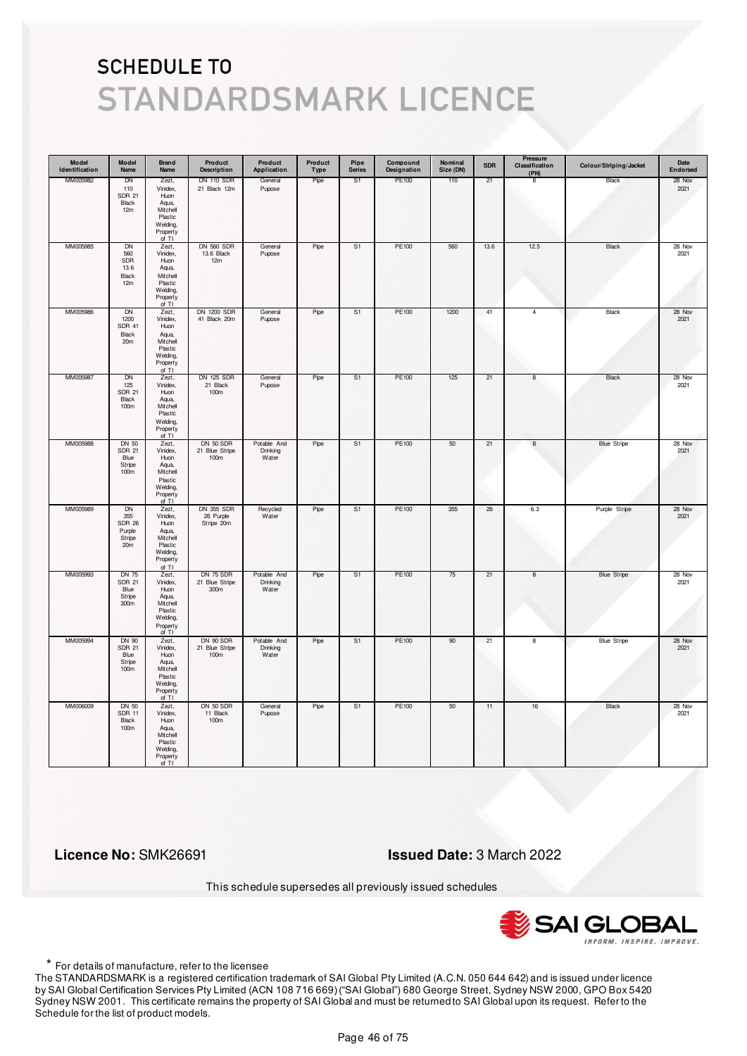# SCHEDULE TO
# STANDARDSMARK LICENCE

| Model Identification | Model Name | Brand Name | Product Description | Product Application | Product Type | Pipe Series | Compound Designation | Nominal Size (DN) | SDR | Pressure Classification (PN) | Colour/Striping/Jacket | Date Endorsed |
|---|---|---|---|---|---|---|---|---|---|---|---|---|
| MM005982 | DN 110 SDR 21 Black 12m | Zezt, Vinidex, Huon Aqua, Mitchell Plastic Welding, Property of TI | DN 110 SDR 21 Black 12m | General Pupose | Pipe | S1 | PE100 | 110 | 21 | 8 | Black | 28 Nov 2021 |
| MM005985 | DN 560 SDR 13.6 Black 12m | Zezt, Vinidex, Huon Aqua, Mitchell Plastic Welding, Property of TI | DN 560 SDR 13.6 Black 12m | General Pupose | Pipe | S1 | PE100 | 560 | 13.6 | 12.5 | Black | 28 Nov 2021 |
| MM005986 | DN 1200 SDR 41 Black 20m | Zezt, Vinidex, Huon Aqua, Mitchell Plastic Welding, Property of TI | DN 1200 SDR 41 Black 20m | General Pupose | Pipe | S1 | PE100 | 1200 | 41 | 4 | Black | 28 Nov 2021 |
| MM005987 | DN 125 SDR 21 Black 100m | Zezt, Vinidex, Huon Aqua, Mitchell Plastic Welding, Property of TI | DN 125 SDR 21 Black 100m | General Pupose | Pipe | S1 | PE100 | 125 | 21 | 8 | Black | 28 Nov 2021 |
| MM005988 | DN 50 SDR 21 Blue Stripe 100m | Zezt, Vinidex, Huon Aqua, Mitchell Plastic Welding, Property of TI | DN 50 SDR 21 Blue Stripe 100m | Potable And Drinking Water | Pipe | S1 | PE100 | 50 | 21 | 8 | Blue Stripe | 28 Nov 2021 |
| MM005989 | DN 355 SDR 26 Purple Stripe 20m | Zezt, Vinidex, Huon Aqua, Mitchell Plastic Welding, Property of TI | DN 355 SDR 26 Purple Stripe 20m | Recycled Water | Pipe | S1 | PE100 | 355 | 26 | 6.3 | Purple Stripe | 28 Nov 2021 |
| MM005993 | DN 75 SDR 21 Blue Stripe 300m | Zezt, Vinidex, Huon Aqua, Mitchell Plastic Welding, Property of TI | DN 75 SDR 21 Blue Stripe 300m | Potable And Drinking Water | Pipe | S1 | PE100 | 75 | 21 | 8 | Blue Stripe | 28 Nov 2021 |
| MM005994 | DN 90 SDR 21 Blue Stripe 100m | Zezt, Vinidex, Huon Aqua, Mitchell Plastic Welding, Property of TI | DN 90 SDR 21 Blue Stripe 100m | Potable And Drinking Water | Pipe | S1 | PE100 | 90 | 21 | 8 | Blue Stripe | 28 Nov 2021 |
| MM006009 | DN 50 SDR 11 Black 100m | Zezt, Vinidex, Huon Aqua, Mitchell Plastic Welding, Property of TI | DN 50 SDR 11 Black 100m | General Pupose | Pipe | S1 | PE100 | 50 | 11 | 16 | Black | 28 Nov 2021 |

**Licence No:** SMK26691

**Issued Date:** 3 March 2022

This schedule supersedes all previously issued schedules

SAI GLOBAL
INFORM. INSPIRE. IMPROVE.

* For details of manufacture, refer to the licensee

The STANDARDSMARK is a registered certification trademark of SAI Global Pty Limited (A.C.N. 050 644 642) and is issued under licence by SAI Global Certification Services Pty Limited (ACN 108 716 669) ("SAI Global") 680 George Street, Sydney NSW 2000, GPO Box 5420 Sydney NSW 2001. This certificate remains the property of SAI Global and must be returned to SAI Global upon its request. Refer to the Schedule for the list of product models.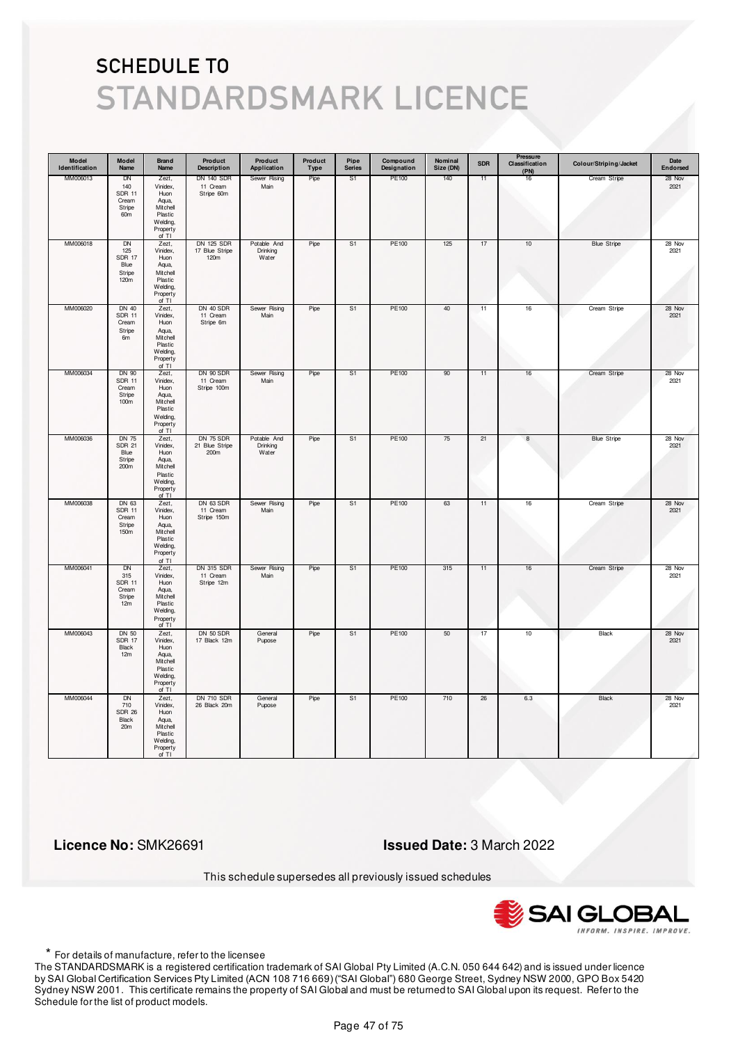# SCHEDULE TO
# STANDARDSMARK LICENCE

| Model Identification | Model Name | Brand Name | Product Description | Product Application | Product Type | Pipe Series | Compound Designation | Nominal Size (DN) | SDR | Pressure Classification (PN) | Colour/Striping/Jacket | Date Endorsed |
|---|---|---|---|---|---|---|---|---|---|---|---|---|
| MM006013 | DN 140 SDR 11 Cream Stripe 60m | Zezt, Vinidex, Huon Aqua, Mitchell Plastic Welding, Property of TI | DN 140 SDR 11 Cream Stripe 60m | Sewer Rising Main | Pipe | S1 | PE100 | 140 | 11 | 16 | Cream Stripe | 28 Nov 2021 |
| MM006018 | DN 125 SDR 17 Blue Stripe 120m | Zezt, Vinidex, Huon Aqua, Mitchell Plastic Welding, Property of TI | DN 125 SDR 17 Blue Stripe 120m | Potable And Drinking Water | Pipe | S1 | PE100 | 125 | 17 | 10 | Blue Stripe | 28 Nov 2021 |
| MM006020 | DN 40 SDR 11 Cream Stripe 6m | Zezt, Vinidex, Huon Aqua, Mitchell Plastic Welding, Property of TI | DN 40 SDR 11 Cream Stripe 6m | Sewer Rising Main | Pipe | S1 | PE100 | 40 | 11 | 16 | Cream Stripe | 28 Nov 2021 |
| MM006034 | DN 90 SDR 11 Cream Stripe 100m | Zezt, Vinidex, Huon Aqua, Mitchell Plastic Welding, Property of TI | DN 90 SDR 11 Cream Stripe 100m | Sewer Rising Main | Pipe | S1 | PE100 | 90 | 11 | 16 | Cream Stripe | 28 Nov 2021 |
| MM006036 | DN 75 SDR 21 Blue Stripe 200m | Zezt, Vinidex, Huon Aqua, Mitchell Plastic Welding, Property of TI | DN 75 SDR 21 Blue Stripe 200m | Potable And Drinking Water | Pipe | S1 | PE100 | 75 | 21 | 8 | Blue Stripe | 28 Nov 2021 |
| MM006038 | DN 63 SDR 11 Cream Stripe 150m | Zezt, Vinidex, Huon Aqua, Mitchell Plastic Welding, Property of TI | DN 63 SDR 11 Cream Stripe 150m | Sewer Rising Main | Pipe | S1 | PE100 | 63 | 11 | 16 | Cream Stripe | 28 Nov 2021 |
| MM006041 | DN 315 SDR 11 Cream Stripe 12m | Zezt, Vinidex, Huon Aqua, Mitchell Plastic Welding, Property of TI | DN 315 SDR 11 Cream Stripe 12m | Sewer Rising Main | Pipe | S1 | PE100 | 315 | 11 | 16 | Cream Stripe | 28 Nov 2021 |
| MM006043 | DN 50 SDR 17 Black 12m | Zezt, Vinidex, Huon Aqua, Mitchell Plastic Welding, Property of TI | DN 50 SDR 17 Black 12m | General Pupose | Pipe | S1 | PE100 | 50 | 17 | 10 | Black | 28 Nov 2021 |
| MM006044 | DN 710 SDR 26 Black 20m | Zezt, Vinidex, Huon Aqua, Mitchell Plastic Welding, Property of TI | DN 710 SDR 26 Black 20m | General Pupose | Pipe | S1 | PE100 | 710 | 26 | 6.3 | Black | 28 Nov 2021 |

**Licence No:** SMK26691

**Issued Date:** 3 March 2022

This schedule supersedes all previously issued schedules

SAI GLOBAL
INFORM. INSPIRE. IMPROVE.

* For details of manufacture, refer to the licensee

The STANDARDSMARK is a registered certification trademark of SAI Global Pty Limited (A.C.N. 050 644 642) and is issued under licence by SAI Global Certification Services Pty Limited (ACN 108 716 669) ("SAI Global") 680 George Street, Sydney NSW 2000, GPO Box 5420 Sydney NSW 2001. This certificate remains the property of SAI Global and must be returned to SAI Global upon its request. Refer to the Schedule for the list of product models.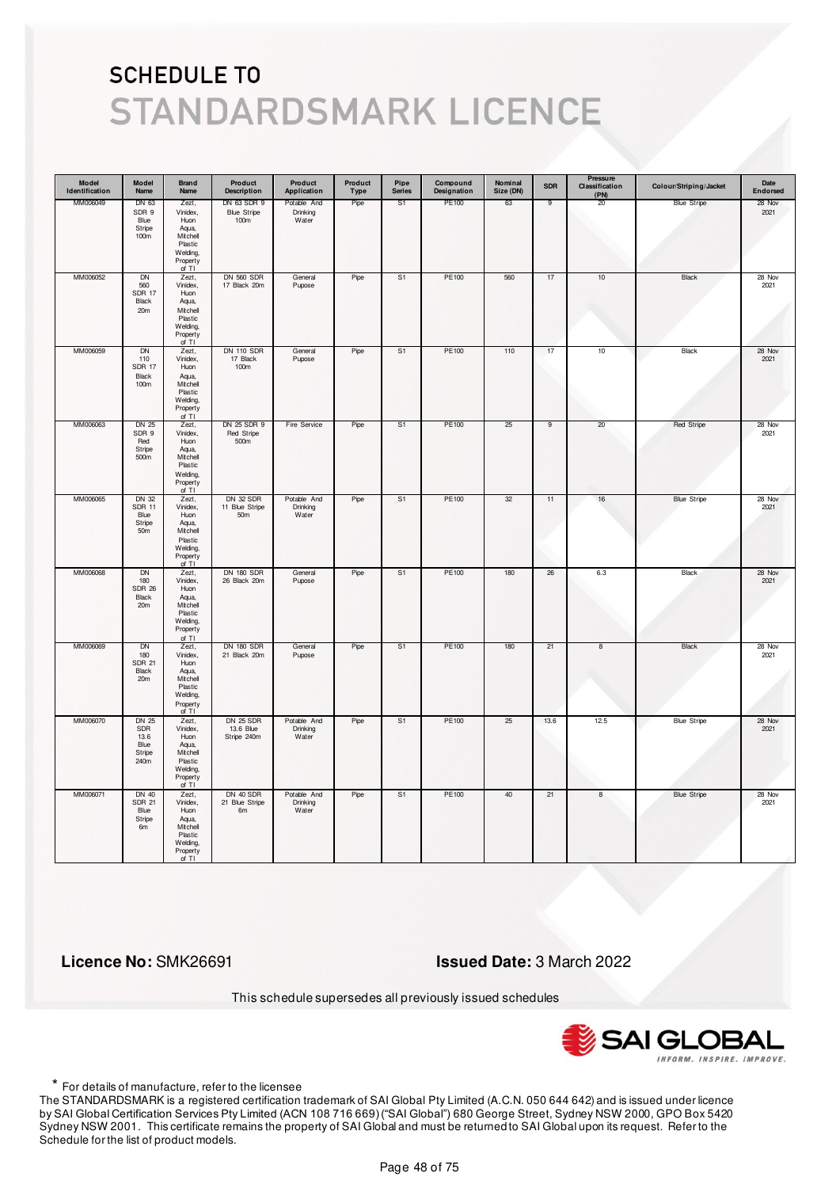# SCHEDULE TO

# STANDARDSMARK LICENCE

| Model Identification | Model Name | Brand Name | Product Description | Product Application | Product Type | Pipe Series | Compound Designation | Nominal Size (DN) | SDR | Pressure Classification (PN) | Colour/Striping/Jacket | Date Endorsed |
|---|---|---|---|---|---|---|---|---|---|---|---|---|
| MM006049 | DN 63 SDR 9 Blue Stripe 100m | Zezt, Vinidex, Huon Aqua, Mitchell Plastic Welding, Property of TI | DN 63 SDR 9 Blue Stripe 100m | Potable And Drinking Water | Pipe | S1 | PE100 | 63 | 9 | 20 | Blue Stripe | 28 Nov 2021 |
| MM006052 | DN 560 SDR 17 Black 20m | Zezt, Vinidex, Huon Aqua, Mitchell Plastic Welding, Property of TI | DN 560 SDR 17 Black 20m | General Pupose | Pipe | S1 | PE100 | 560 | 17 | 10 | Black | 28 Nov 2021 |
| MM006059 | DN 110 SDR 17 Black 100m | Zezt, Vinidex, Huon Aqua, Mitchell Plastic Welding, Property of TI | DN 110 SDR 17 Black 100m | General Pupose | Pipe | S1 | PE100 | 110 | 17 | 10 | Black | 28 Nov 2021 |
| MM006063 | DN 25 SDR 9 Red Stripe 500m | Zezt, Vinidex, Huon Aqua, Mitchell Plastic Welding, Property of TI | DN 25 SDR 9 Red Stripe 500m | Fire Service | Pipe | S1 | PE100 | 25 | 9 | 20 | Red Stripe | 28 Nov 2021 |
| MM006065 | DN 32 SDR 11 Blue Stripe 50m | Zezt, Vinidex, Huon Aqua, Mitchell Plastic Welding, Property of TI | DN 32 SDR 11 Blue Stripe 50m | Potable And Drinking Water | Pipe | S1 | PE100 | 32 | 11 | 16 | Blue Stripe | 28 Nov 2021 |
| MM006068 | DN 180 SDR 26 Black 20m | Zezt, Vinidex, Huon Aqua, Mitchell Plastic Welding, Property of TI | DN 180 SDR 26 Black 20m | General Pupose | Pipe | S1 | PE100 | 180 | 26 | 6.3 | Black | 28 Nov 2021 |
| MM006069 | DN 180 SDR 21 Black 20m | Zezt, Vinidex, Huon Aqua, Mitchell Plastic Welding, Property of TI | DN 180 SDR 21 Black 20m | General Pupose | Pipe | S1 | PE100 | 180 | 21 | 8 | Black | 28 Nov 2021 |
| MM006070 | DN 25 SDR 13.6 Blue Stripe 240m | Zezt, Vinidex, Huon Aqua, Mitchell Plastic Welding, Property of TI | DN 25 SDR 13.6 Blue Stripe 240m | Potable And Drinking Water | Pipe | S1 | PE100 | 25 | 13.6 | 12.5 | Blue Stripe | 28 Nov 2021 |
| MM006071 | DN 40 SDR 21 Blue Stripe 6m | Zezt, Vinidex, Huon Aqua, Mitchell Plastic Welding, Property of TI | DN 40 SDR 21 Blue Stripe 6m | Potable And Drinking Water | Pipe | S1 | PE100 | 40 | 21 | 8 | Blue Stripe | 28 Nov 2021 |

**Licence No:** SMK26691

**Issued Date:** 3 March 2022

This schedule supersedes all previously issued schedules

\* For details of manufacture, refer to the licensee

The STANDARDSMARK is a registered certification trademark of SAI Global Pty Limited (A.C.N. 050 644 642) and is issued under licence by SAI Global Certification Services Pty Limited (ACN 108 716 669) ("SAI Global") 680 George Street, Sydney NSW 2000, GPO Box 5420 Sydney NSW 2001. This certificate remains the property of SAI Global and must be returned to SAI Global upon its request. Refer to the Schedule for the list of product models.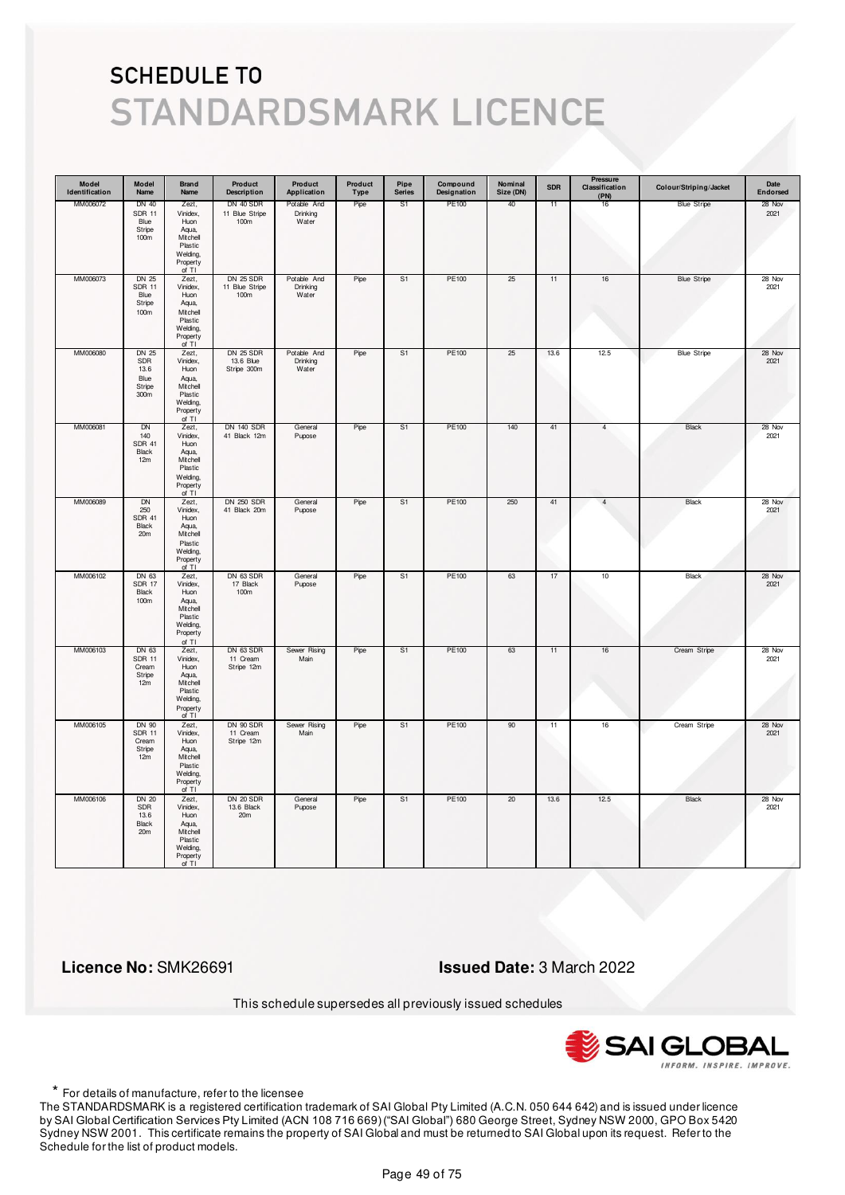# SCHEDULE TO

# STANDARDSMARK LICENCE

| Model Identification | Model Name | Brand Name | Product Description | Product Application | Product Type | Pipe Series | Compound Designation | Nominal Size (DN) | SDR | Pressure Classification (PN) | Colour/Striping/Jacket | Date Endorsed |
|---|---|---|---|---|---|---|---|---|---|---|---|---|
| MM006072 | DN 40 SDR 11 Blue Stripe 100m | Zezt, Vinidex, Huon Aqua, Mitchell Plastic Welding, Property of TI | DN 40 SDR 11 Blue Stripe 100m | Potable And Drinking Water | Pipe | S1 | PE100 | 40 | 11 | 16 | Blue Stripe | 28 Nov 2021 |
| MM006073 | DN 25 SDR 11 Blue Stripe 100m | Zezt, Vinidex, Huon Aqua, Mitchell Plastic Welding, Property of TI | DN 25 SDR 11 Blue Stripe 100m | Potable And Drinking Water | Pipe | S1 | PE100 | 25 | 11 | 16 | Blue Stripe | 28 Nov 2021 |
| MM006080 | DN 25 SDR 13.6 Blue Stripe 300m | Zezt, Vinidex, Huon Aqua, Mitchell Plastic Welding, Property of TI | DN 25 SDR 13.6 Blue Stripe 300m | Potable And Drinking Water | Pipe | S1 | PE100 | 25 | 13.6 | 12.5 | Blue Stripe | 28 Nov 2021 |
| MM006081 | DN 140 SDR 41 Black 12m | Zezt, Vinidex, Huon Aqua, Mitchell Plastic Welding, Property of TI | DN 140 SDR 41 Black 12m | General Pupose | Pipe | S1 | PE100 | 140 | 41 | 4 | Black | 28 Nov 2021 |
| MM006089 | DN 250 SDR 41 Black 20m | Zezt, Vinidex, Huon Aqua, Mitchell Plastic Welding, Property of TI | DN 250 SDR 41 Black 20m | General Pupose | Pipe | S1 | PE100 | 250 | 41 | 4 | Black | 28 Nov 2021 |
| MM006102 | DN 63 SDR 17 Black 100m | Zezt, Vinidex, Huon Aqua, Mitchell Plastic Welding, Property of TI | DN 63 SDR 17 Black 100m | General Pupose | Pipe | S1 | PE100 | 63 | 17 | 10 | Black | 28 Nov 2021 |
| MM006103 | DN 63 SDR 11 Cream Stripe 12m | Zezt, Vinidex, Huon Aqua, Mitchell Plastic Welding, Property of TI | DN 63 SDR 11 Cream Stripe 12m | Sewer Rising Main | Pipe | S1 | PE100 | 63 | 11 | 16 | Cream Stripe | 28 Nov 2021 |
| MM006105 | DN 90 SDR 11 Cream Stripe 12m | Zezt, Vinidex, Huon Aqua, Mitchell Plastic Welding, Property of TI | DN 90 SDR 11 Cream Stripe 12m | Sewer Rising Main | Pipe | S1 | PE100 | 90 | 11 | 16 | Cream Stripe | 28 Nov 2021 |
| MM006106 | DN 20 SDR 13.6 Black 20m | Zezt, Vinidex, Huon Aqua, Mitchell Plastic Welding, Property of TI | DN 20 SDR 13.6 Black 20m | General Pupose | Pipe | S1 | PE100 | 20 | 13.6 | 12.5 | Black | 28 Nov 2021 |

**Licence No:** SMK26691

**Issued Date:** 3 March 2022

This schedule supersedes all previously issued schedules

SAI GLOBAL — INFORM. INSPIRE. IMPROVE.

* For details of manufacture, refer to the licensee

The STANDARDSMARK is a registered certification trademark of SAI Global Pty Limited (A.C.N. 050 644 642) and is issued under licence by SAI Global Certification Services Pty Limited (ACN 108 716 669) ("SAI Global") 680 George Street, Sydney NSW 2000, GPO Box 5420 Sydney NSW 2001. This certificate remains the property of SAI Global and must be returned to SAI Global upon its request. Refer to the Schedule for the list of product models.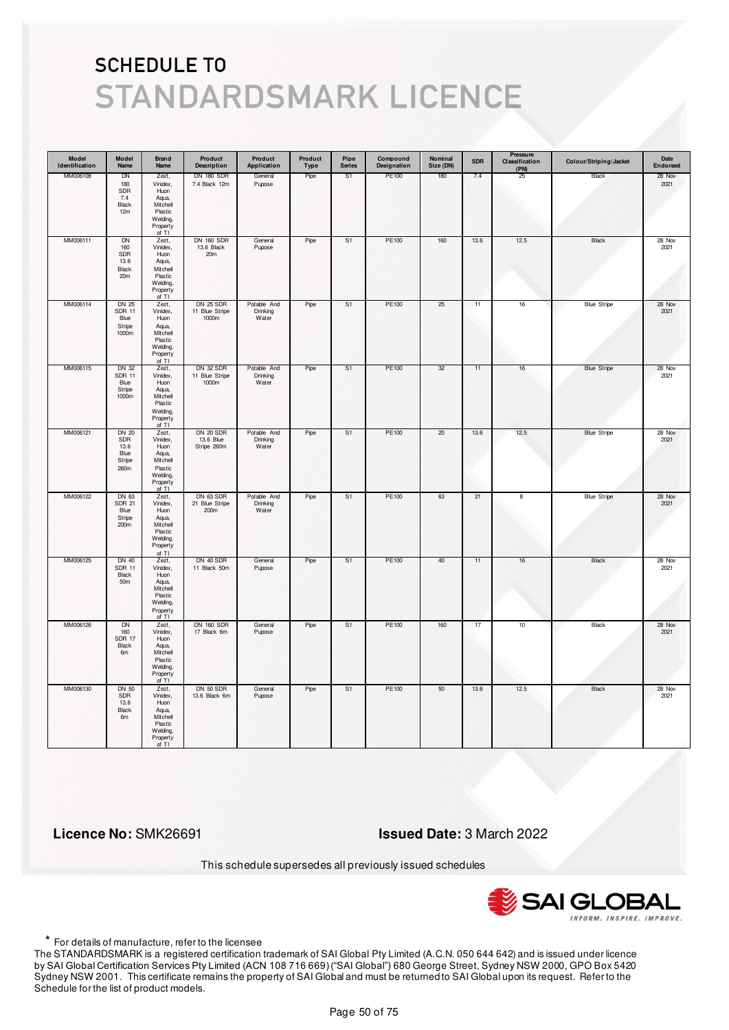# SCHEDULE TO

# STANDARDSMARK LICENCE

| Model Identification | Model Name | Brand Name | Product Description | Product Application | Product Type | Pipe Series | Compound Designation | Nominal Size (DN) | SDR | Pressure Classification (PN) | Colour/Striping/Jacket | Date Endorsed |
|---|---|---|---|---|---|---|---|---|---|---|---|---|
| MM006108 | DN 180 SDR 7.4 Black 12m | Zezt, Vinidex, Huon Aqua, Mitchell Plastic Welding, Property of TI | DN 180 SDR 7.4 Black 12m | General Pupose | Pipe | S1 | PE100 | 180 | 7.4 | 25 | Black | 28 Nov 2021 |
| MM006111 | DN 160 SDR 13.6 Black 20m | Zezt, Vinidex, Huon Aqua, Mitchell Plastic Welding, Property of TI | DN 160 SDR 13.6 Black 20m | General Pupose | Pipe | S1 | PE100 | 160 | 13.6 | 12.5 | Black | 28 Nov 2021 |
| MM006114 | DN 25 SDR 11 Blue Stripe 1000m | Zezt, Vinidex, Huon Aqua, Mitchell Plastic Welding, Property of TI | DN 25 SDR 11 Blue Stripe 1000m | Potable And Drinking Water | Pipe | S1 | PE100 | 25 | 11 | 16 | Blue Stripe | 28 Nov 2021 |
| MM006115 | DN 32 SDR 11 Blue Stripe 1000m | Zezt, Vinidex, Huon Aqua, Mitchell Plastic Welding, Property of TI | DN 32 SDR 11 Blue Stripe 1000m | Potable And Drinking Water | Pipe | S1 | PE100 | 32 | 11 | 16 | Blue Stripe | 28 Nov 2021 |
| MM006121 | DN 20 SDR 13.6 Blue Stripe 260m | Zezt, Vinidex, Huon Aqua, Mitchell Plastic Welding, Property of TI | DN 20 SDR 13.6 Blue Stripe 260m | Potable And Drinking Water | Pipe | S1 | PE100 | 20 | 13.6 | 12.5 | Blue Stripe | 28 Nov 2021 |
| MM006122 | DN 63 SDR 21 Blue Stripe 200m | Zezt, Vinidex, Huon Aqua, Mitchell Plastic Welding, Property of TI | DN 63 SDR 21 Blue Stripe 200m | Potable And Drinking Water | Pipe | S1 | PE100 | 63 | 21 | 8 | Blue Stripe | 28 Nov 2021 |
| MM006125 | DN 40 SDR 11 Black 50m | Zezt, Vinidex, Huon Aqua, Mitchell Plastic Welding, Property of TI | DN 40 SDR 11 Black 50m | General Pupose | Pipe | S1 | PE100 | 40 | 11 | 16 | Black | 28 Nov 2021 |
| MM006126 | DN 160 SDR 17 Black 6m | Zezt, Vinidex, Huon Aqua, Mitchell Plastic Welding, Property of TI | DN 160 SDR 17 Black 6m | General Pupose | Pipe | S1 | PE100 | 160 | 17 | 10 | Black | 28 Nov 2021 |
| MM006130 | DN 50 SDR 13.6 Black 6m | Zezt, Vinidex, Huon Aqua, Mitchell Plastic Welding, Property of TI | DN 50 SDR 13.6 Black 6m | General Pupose | Pipe | S1 | PE100 | 50 | 13.6 | 12.5 | Black | 28 Nov 2021 |

**Licence No:** SMK26691

**Issued Date:** 3 March 2022

This schedule supersedes all previously issued schedules

\* For details of manufacture, refer to the licensee

The STANDARDSMARK is a registered certification trademark of SAI Global Pty Limited (A.C.N. 050 644 642) and is issued under licence by SAI Global Certification Services Pty Limited (ACN 108 716 669) ("SAI Global") 680 George Street, Sydney NSW 2000, GPO Box 5420 Sydney NSW 2001. This certificate remains the property of SAI Global and must be returned to SAI Global upon its request. Refer to the Schedule for the list of product models.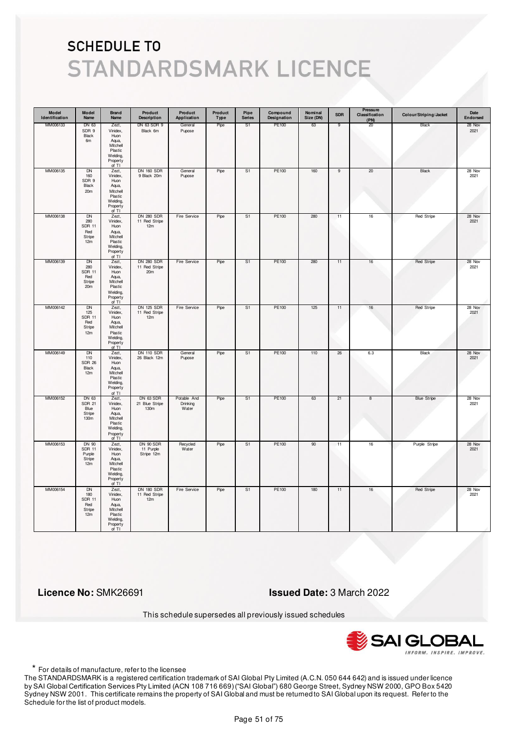# SCHEDULE TO STANDARDSMARK LICENCE

| Model Identification | Model Name | Brand Name | Product Description | Product Application | Product Type | Pipe Series | Compound Designation | Nominal Size (DN) | SDR | Pressure Classification (PN) | Colour/Striping/Jacket | Date Endorsed |
|---|---|---|---|---|---|---|---|---|---|---|---|---|
| MM006133 | DN 63 SDR 9 Black 6m | Zezt, Vinidex, Huon Aqua, Mitchell Plastic Welding, Property of TI | DN 63 SDR 9 Black 6m | General Pupose | Pipe | S1 | PE100 | 63 | 9 | 20 | Black | 28 Nov 2021 |
| MM006135 | DN 160 SDR 9 Black 20m | Zezt, Vinidex, Huon Aqua, Mitchell Plastic Welding, Property of TI | DN 160 SDR 9 Black 20m | General Pupose | Pipe | S1 | PE100 | 160 | 9 | 20 | Black | 28 Nov 2021 |
| MM006138 | DN 280 SDR 11 Red Stripe 12m | Zezt, Vinidex, Huon Aqua, Mitchell Plastic Welding, Property of TI | DN 280 SDR 11 Red Stripe 12m | Fire Service | Pipe | S1 | PE100 | 280 | 11 | 16 | Red Stripe | 28 Nov 2021 |
| MM006139 | DN 280 SDR 11 Red Stripe 20m | Zezt, Vinidex, Huon Aqua, Mitchell Plastic Welding, Property of TI | DN 280 SDR 11 Red Stripe 20m | Fire Service | Pipe | S1 | PE100 | 280 | 11 | 16 | Red Stripe | 28 Nov 2021 |
| MM006142 | DN 125 SDR 11 Red Stripe 12m | Zezt, Vinidex, Huon Aqua, Mitchell Plastic Welding, Property of TI | DN 125 SDR 11 Red Stripe 12m | Fire Service | Pipe | S1 | PE100 | 125 | 11 | 16 | Red Stripe | 28 Nov 2021 |
| MM006149 | DN 110 SDR 26 Black 12m | Zezt, Vinidex, Huon Aqua, Mitchell Plastic Welding, Property of TI | DN 110 SDR 26 Black 12m | General Pupose | Pipe | S1 | PE100 | 110 | 26 | 6.3 | Black | 28 Nov 2021 |
| MM006152 | DN 63 SDR 21 Blue Stripe 130m | Zezt, Vinidex, Huon Aqua, Mitchell Plastic Welding, Property of TI | DN 63 SDR 21 Blue Stripe 130m | Potable And Drinking Water | Pipe | S1 | PE100 | 63 | 21 | 8 | Blue Stripe | 28 Nov 2021 |
| MM006153 | DN 90 SDR 11 Purple Stripe 12m | Zezt, Vinidex, Huon Aqua, Mitchell Plastic Welding, Property of TI | DN 90 SDR 11 Purple Stripe 12m | Recycled Water | Pipe | S1 | PE100 | 90 | 11 | 16 | Purple Stripe | 28 Nov 2021 |
| MM006154 | DN 180 SDR 11 Red Stripe 12m | Zezt, Vinidex, Huon Aqua, Mitchell Plastic Welding, Property of TI | DN 180 SDR 11 Red Stripe 12m | Fire Service | Pipe | S1 | PE100 | 180 | 11 | 16 | Red Stripe | 28 Nov 2021 |

**Licence No:** SMK26691

**Issued Date:** 3 March 2022

This schedule supersedes all previously issued schedules

SAI GLOBAL — INFORM. INSPIRE. IMPROVE.

\* For details of manufacture, refer to the licensee

The STANDARDSMARK is a registered certification trademark of SAI Global Pty Limited (A.C.N. 050 644 642) and is issued under licence by SAI Global Certification Services Pty Limited (ACN 108 716 669) ("SAI Global") 680 George Street, Sydney NSW 2000, GPO Box 5420 Sydney NSW 2001. This certificate remains the property of SAI Global and must be returned to SAI Global upon its request. Refer to the Schedule for the list of product models.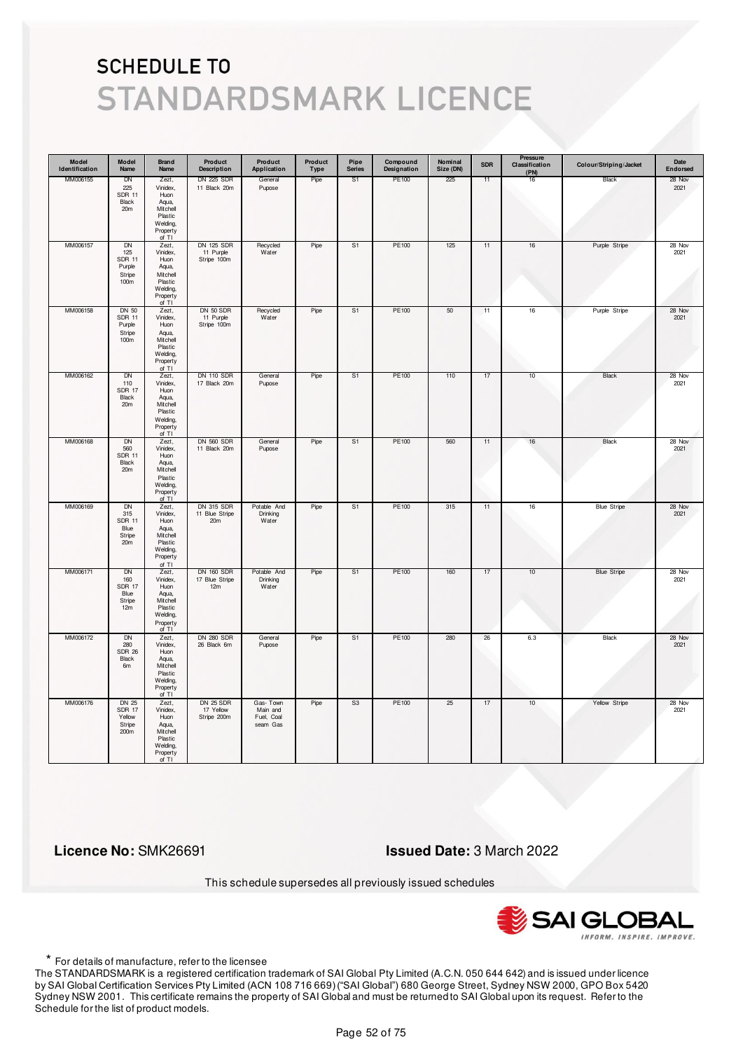# SCHEDULE TO

# STANDARDSMARK LICENCE

| Model Identification | Model Name | Brand Name | Product Description | Product Application | Product Type | Pipe Series | Compound Designation | Nominal Size (DN) | SDR | Pressure Classification (PN) | Colour/Striping/Jacket | Date Endorsed |
|---|---|---|---|---|---|---|---|---|---|---|---|---|
| MM006155 | DN 225 SDR 11 Black 20m | Zezt, Vinidex, Huon Aqua, Mitchell Plastic Welding, Property of TI | DN 225 SDR 11 Black 20m | General Pupose | Pipe | S1 | PE100 | 225 | 11 | 16 | Black | 28 Nov 2021 |
| MM006157 | DN 125 SDR 11 Purple Stripe 100m | Zezt, Vinidex, Huon Aqua, Mitchell Plastic Welding, Property of TI | DN 125 SDR 11 Purple Stripe 100m | Recycled Water | Pipe | S1 | PE100 | 125 | 11 | 16 | Purple Stripe | 28 Nov 2021 |
| MM006158 | DN 50 SDR 11 Purple Stripe 100m | Zezt, Vinidex, Huon Aqua, Mitchell Plastic Welding, Property of TI | DN 50 SDR 11 Purple Stripe 100m | Recycled Water | Pipe | S1 | PE100 | 50 | 11 | 16 | Purple Stripe | 28 Nov 2021 |
| MM006162 | DN 110 SDR 17 Black 20m | Zezt, Vinidex, Huon Aqua, Mitchell Plastic Welding, Property of TI | DN 110 SDR 17 Black 20m | General Pupose | Pipe | S1 | PE100 | 110 | 17 | 10 | Black | 28 Nov 2021 |
| MM006168 | DN 560 SDR 11 Black 20m | Zezt, Vinidex, Huon Aqua, Mitchell Plastic Welding, Property of TI | DN 560 SDR 11 Black 20m | General Pupose | Pipe | S1 | PE100 | 560 | 11 | 16 | Black | 28 Nov 2021 |
| MM006169 | DN 315 SDR 11 Blue Stripe 20m | Zezt, Vinidex, Huon Aqua, Mitchell Plastic Welding, Property of TI | DN 315 SDR 11 Blue Stripe 20m | Potable And Drinking Water | Pipe | S1 | PE100 | 315 | 11 | 16 | Blue Stripe | 28 Nov 2021 |
| MM006171 | DN 160 SDR 17 Blue Stripe 12m | Zezt, Vinidex, Huon Aqua, Mitchell Plastic Welding, Property of TI | DN 160 SDR 17 Blue Stripe 12m | Potable And Drinking Water | Pipe | S1 | PE100 | 160 | 17 | 10 | Blue Stripe | 28 Nov 2021 |
| MM006172 | DN 280 SDR 26 Black 6m | Zezt, Vinidex, Huon Aqua, Mitchell Plastic Welding, Property of TI | DN 280 SDR 26 Black 6m | General Pupose | Pipe | S1 | PE100 | 280 | 26 | 6.3 | Black | 28 Nov 2021 |
| MM006176 | DN 25 SDR 17 Yellow Stripe 200m | Zezt, Vinidex, Huon Aqua, Mitchell Plastic Welding, Property of TI | DN 25 SDR 17 Yellow Stripe 200m | Gas- Town Main and Fuel, Coal seam Gas | Pipe | S3 | PE100 | 25 | 17 | 10 | Yellow Stripe | 28 Nov 2021 |

**Licence No:** SMK26691

**Issued Date:** 3 March 2022

This schedule supersedes all previously issued schedules

\* For details of manufacture, refer to the licensee

The STANDARDSMARK is a registered certification trademark of SAI Global Pty Limited (A.C.N. 050 644 642) and is issued under licence by SAI Global Certification Services Pty Limited (ACN 108 716 669) ("SAI Global") 680 George Street, Sydney NSW 2000, GPO Box 5420 Sydney NSW 2001. This certificate remains the property of SAI Global and must be returned to SAI Global upon its request. Refer to the Schedule for the list of product models.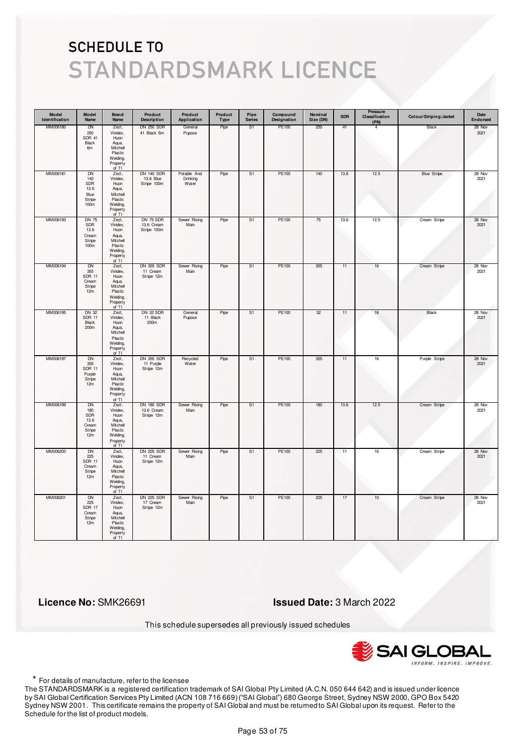# SCHEDULE TO

# STANDARDSMARK LICENCE

| Model Identification | Model Name | Brand Name | Product Description | Product Application | Product Type | Pipe Series | Compound Designation | Nominal Size (DN) | SDR | Pressure Classification (PN) | Colour/Striping/Jacket | Date Endorsed |
|---|---|---|---|---|---|---|---|---|---|---|---|---|
| MM006180 | DN 250 SDR 41 Black 6m | Zezt, Vinidex, Huon Aqua, Mitchell Plastic Welding, Property of TI | DN 250 SDR 41 Black 6m | General Pupose | Pipe | S1 | PE100 | 250 | 41 | 4 | Black | 28 Nov 2021 |
| MM006181 | DN 140 SDR 13.6 Blue Stripe 100m | Zezt, Vinidex, Huon Aqua, Mitchell Plastic Welding, Property of TI | DN 140 SDR 13.6 Blue Stripe 100m | Potable And Drinking Water | Pipe | S1 | PE100 | 140 | 13.6 | 12.5 | Blue Stripe | 28 Nov 2021 |
| MM006193 | DN 75 SDR 13.6 Cream Stripe 100m | Zezt, Vinidex, Huon Aqua, Mitchell Plastic Welding, Property of TI | DN 75 SDR 13.6 Cream Stripe 100m | Sewer Rising Main | Pipe | S1 | PE100 | 75 | 13.6 | 12.5 | Cream Stripe | 28 Nov 2021 |
| MM006194 | DN 355 SDR 11 Cream Stripe 12m | Zezt, Vinidex, Huon Aqua, Mitchell Plastic Welding, Property of TI | DN 355 SDR 11 Cream Stripe 12m | Sewer Rising Main | Pipe | S1 | PE100 | 355 | 11 | 16 | Cream Stripe | 28 Nov 2021 |
| MM006195 | DN 32 SDR 11 Black 200m | Zezt, Vinidex, Huon Aqua, Mitchell Plastic Welding, Property of TI | DN 32 SDR 11 Black 200m | General Pupose | Pipe | S1 | PE100 | 32 | 11 | 16 | Black | 28 Nov 2021 |
| MM006197 | DN 355 SDR 11 Purple Stripe 12m | Zezt, Vinidex, Huon Aqua, Mitchell Plastic Welding, Property of TI | DN 355 SDR 11 Purple Stripe 12m | Recycled Water | Pipe | S1 | PE100 | 355 | 11 | 16 | Purple Stripe | 28 Nov 2021 |
| MM006199 | DN 180 SDR 13.6 Cream Stripe 12m | Zezt, Vinidex, Huon Aqua, Mitchell Plastic Welding, Property of TI | DN 180 SDR 13.6 Cream Stripe 12m | Sewer Rising Main | Pipe | S1 | PE100 | 180 | 13.6 | 12.5 | Cream Stripe | 28 Nov 2021 |
| MM006200 | DN 225 SDR 11 Cream Stripe 12m | Zezt, Vinidex, Huon Aqua, Mitchell Plastic Welding, Property of TI | DN 225 SDR 11 Cream Stripe 12m | Sewer Rising Main | Pipe | S1 | PE100 | 225 | 11 | 16 | Cream Stripe | 28 Nov 2021 |
| MM006201 | DN 225 SDR 17 Cream Stripe 12m | Zezt, Vinidex, Huon Aqua, Mitchell Plastic Welding, Property of TI | DN 225 SDR 17 Cream Stripe 12m | Sewer Rising Main | Pipe | S1 | PE100 | 225 | 17 | 10 | Cream Stripe | 28 Nov 2021 |

**Licence No:** SMK26691

**Issued Date:** 3 March 2022

This schedule supersedes all previously issued schedules

\* For details of manufacture, refer to the licensee

The STANDARDSMARK is a registered certification trademark of SAI Global Pty Limited (A.C.N. 050 644 642) and is issued under licence by SAI Global Certification Services Pty Limited (ACN 108 716 669) ("SAI Global") 680 George Street, Sydney NSW 2000, GPO Box 5420 Sydney NSW 2001. This certificate remains the property of SAI Global and must be returned to SAI Global upon its request. Refer to the Schedule for the list of product models.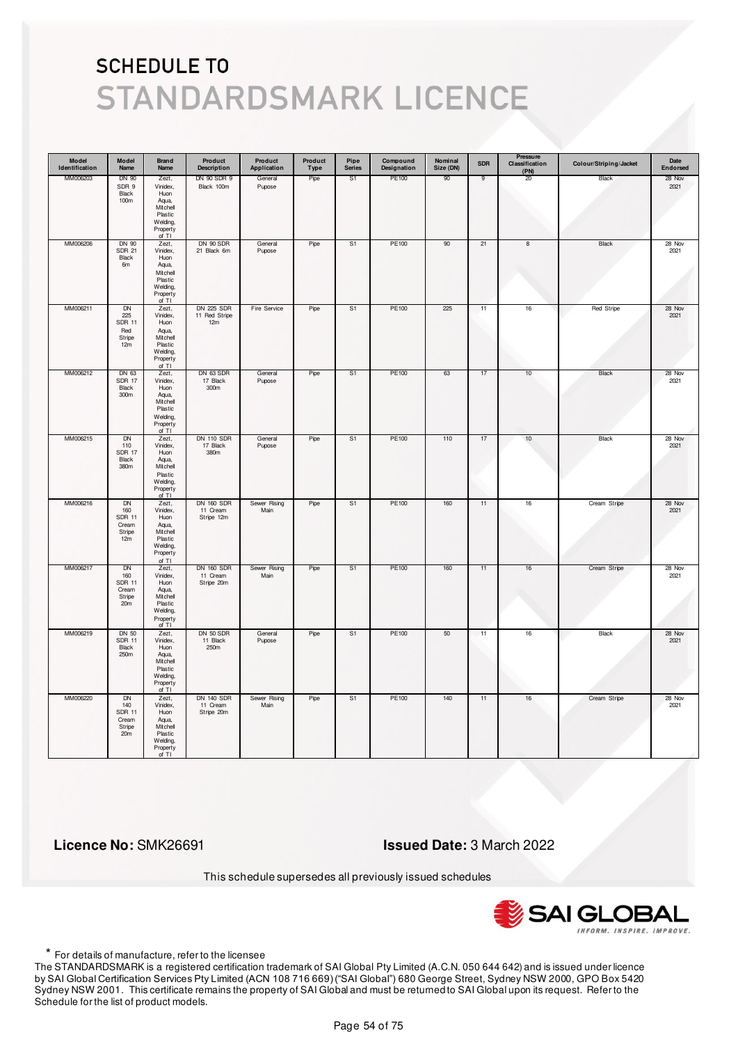# SCHEDULE TO
# STANDARDSMARK LICENCE

| Model Identification | Model Name | Brand Name | Product Description | Product Application | Product Type | Pipe Series | Compound Designation | Nominal Size (DN) | SDR | Pressure Classification (PN) | Colour/Striping/Jacket | Date Endorsed |
|---|---|---|---|---|---|---|---|---|---|---|---|---|
| MM006203 | DN 90 SDR 9 Black 100m | Zezt, Vinidex, Huon Aqua, Mitchell Plastic Welding, Property of TI | DN 90 SDR 9 Black 100m | General Pupose | Pipe | S1 | PE100 | 90 | 9 | 20 | Black | 28 Nov 2021 |
| MM006206 | DN 90 SDR 21 Black 6m | Zezt, Vinidex, Huon Aqua, Mitchell Plastic Welding, Property of TI | DN 90 SDR 21 Black 6m | General Pupose | Pipe | S1 | PE100 | 90 | 21 | 8 | Black | 28 Nov 2021 |
| MM006211 | DN 225 SDR 11 Red Stripe 12m | Zezt, Vinidex, Huon Aqua, Mitchell Plastic Welding, Property of TI | DN 225 SDR 11 Red Stripe 12m | Fire Service | Pipe | S1 | PE100 | 225 | 11 | 16 | Red Stripe | 28 Nov 2021 |
| MM006212 | DN 63 SDR 17 Black 300m | Zezt, Vinidex, Huon Aqua, Mitchell Plastic Welding, Property of TI | DN 63 SDR 17 Black 300m | General Pupose | Pipe | S1 | PE100 | 63 | 17 | 10 | Black | 28 Nov 2021 |
| MM006215 | DN 110 SDR 17 Black 380m | Zezt, Vinidex, Huon Aqua, Mitchell Plastic Welding, Property of TI | DN 110 SDR 17 Black 380m | General Pupose | Pipe | S1 | PE100 | 110 | 17 | 10 | Black | 28 Nov 2021 |
| MM006216 | DN 160 SDR 11 Cream Stripe 12m | Zezt, Vinidex, Huon Aqua, Mitchell Plastic Welding, Property of TI | DN 160 SDR 11 Cream Stripe 12m | Sewer Rising Main | Pipe | S1 | PE100 | 160 | 11 | 16 | Cream Stripe | 28 Nov 2021 |
| MM006217 | DN 160 SDR 11 Cream Stripe 20m | Zezt, Vinidex, Huon Aqua, Mitchell Plastic Welding, Property of TI | DN 160 SDR 11 Cream Stripe 20m | Sewer Rising Main | Pipe | S1 | PE100 | 160 | 11 | 16 | Cream Stripe | 28 Nov 2021 |
| MM006219 | DN 50 SDR 11 Black 250m | Zezt, Vinidex, Huon Aqua, Mitchell Plastic Welding, Property of TI | DN 50 SDR 11 Black 250m | General Pupose | Pipe | S1 | PE100 | 50 | 11 | 16 | Black | 28 Nov 2021 |
| MM006220 | DN 140 SDR 11 Cream Stripe 20m | Zezt, Vinidex, Huon Aqua, Mitchell Plastic Welding, Property of TI | DN 140 SDR 11 Cream Stripe 20m | Sewer Rising Main | Pipe | S1 | PE100 | 140 | 11 | 16 | Cream Stripe | 28 Nov 2021 |

**Licence No:** SMK26691

**Issued Date:** 3 March 2022

This schedule supersedes all previously issued schedules

\* For details of manufacture, refer to the licensee

The STANDARDSMARK is a registered certification trademark of SAI Global Pty Limited (A.C.N. 050 644 642) and is issued under licence by SAI Global Certification Services Pty Limited (ACN 108 716 669) ("SAI Global") 680 George Street, Sydney NSW 2000, GPO Box 5420 Sydney NSW 2001. This certificate remains the property of SAI Global and must be returned to SAI Global upon its request. Refer to the Schedule for the list of product models.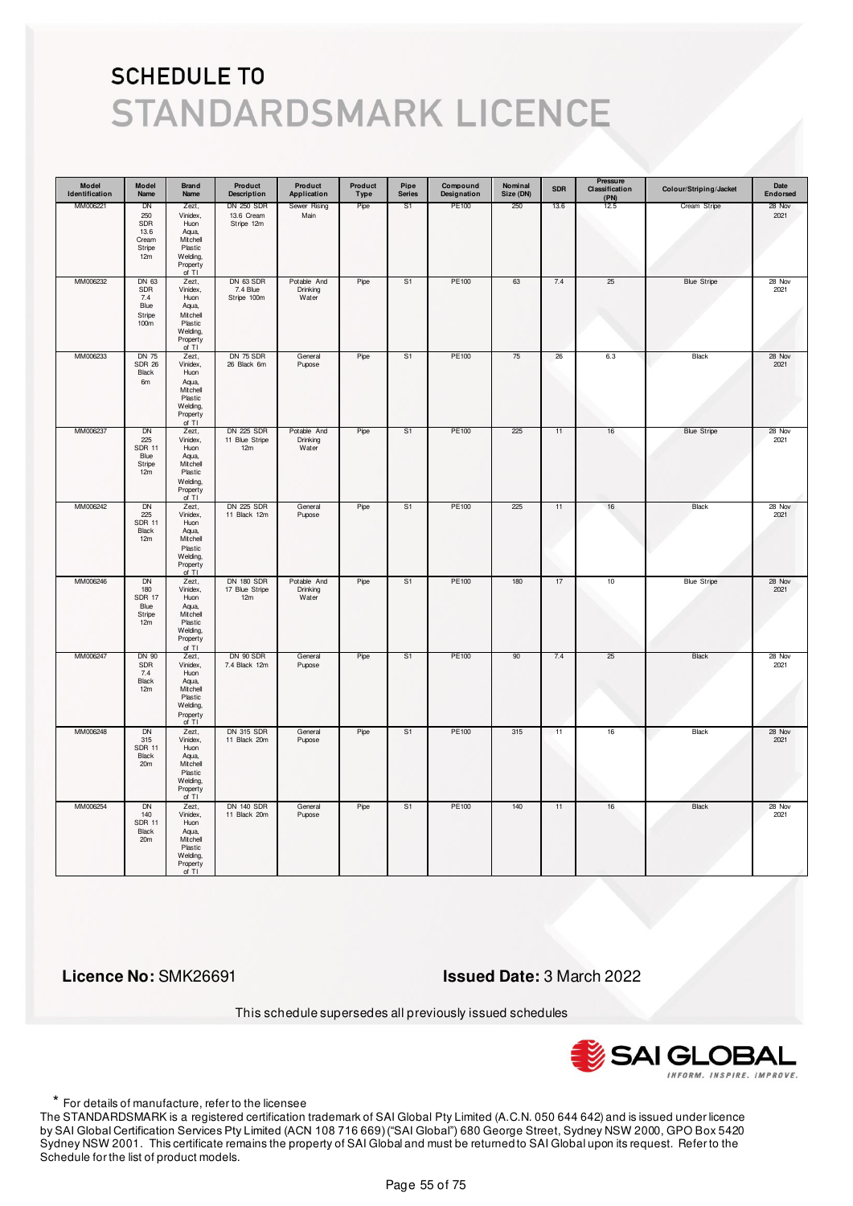# SCHEDULE TO
# STANDARDSMARK LICENCE

| Model Identification | Model Name | Brand Name | Product Description | Product Application | Product Type | Pipe Series | Compound Designation | Nominal Size (DN) | SDR | Pressure Classification (PN) | Colour/Striping/Jacket | Date Endorsed |
|---|---|---|---|---|---|---|---|---|---|---|---|---|
| MM006221 | DN 250 SDR 13.6 Cream Stripe 12m | Zezt, Vinidex, Huon Aqua, Mitchell Plastic Welding, Property of TI | DN 250 SDR 13.6 Cream Stripe 12m | Sewer Rising Main | Pipe | S1 | PE100 | 250 | 13.6 | 12.5 | Cream Stripe | 28 Nov 2021 |
| MM006232 | DN 63 SDR 7.4 Blue Stripe 100m | Zezt, Vinidex, Huon Aqua, Mitchell Plastic Welding, Property of TI | DN 63 SDR 7.4 Blue Stripe 100m | Potable And Drinking Water | Pipe | S1 | PE100 | 63 | 7.4 | 25 | Blue Stripe | 28 Nov 2021 |
| MM006233 | DN 75 SDR 26 Black 6m | Zezt, Vinidex, Huon Aqua, Mitchell Plastic Welding, Property of TI | DN 75 SDR 26 Black 6m | General Pupose | Pipe | S1 | PE100 | 75 | 26 | 6.3 | Black | 28 Nov 2021 |
| MM006237 | DN 225 SDR 11 Blue Stripe 12m | Zezt, Vinidex, Huon Aqua, Mitchell Plastic Welding, Property of TI | DN 225 SDR 11 Blue Stripe 12m | Potable And Drinking Water | Pipe | S1 | PE100 | 225 | 11 | 16 | Blue Stripe | 28 Nov 2021 |
| MM006242 | DN 225 SDR 11 Black 12m | Zezt, Vinidex, Huon Aqua, Mitchell Plastic Welding, Property of TI | DN 225 SDR 11 Black 12m | General Pupose | Pipe | S1 | PE100 | 225 | 11 | 16 | Black | 28 Nov 2021 |
| MM006246 | DN 180 SDR 17 Blue Stripe 12m | Zezt, Vinidex, Huon Aqua, Mitchell Plastic Welding, Property of TI | DN 180 SDR 17 Blue Stripe 12m | Potable And Drinking Water | Pipe | S1 | PE100 | 180 | 17 | 10 | Blue Stripe | 28 Nov 2021 |
| MM006247 | DN 90 SDR 7.4 Black 12m | Zezt, Vinidex, Huon Aqua, Mitchell Plastic Welding, Property of TI | DN 90 SDR 7.4 Black 12m | General Pupose | Pipe | S1 | PE100 | 90 | 7.4 | 25 | Black | 28 Nov 2021 |
| MM006248 | DN 315 SDR 11 Black 20m | Zezt, Vinidex, Huon Aqua, Mitchell Plastic Welding, Property of TI | DN 315 SDR 11 Black 20m | General Pupose | Pipe | S1 | PE100 | 315 | 11 | 16 | Black | 28 Nov 2021 |
| MM006254 | DN 140 SDR 11 Black 20m | Zezt, Vinidex, Huon Aqua, Mitchell Plastic Welding, Property of TI | DN 140 SDR 11 Black 20m | General Pupose | Pipe | S1 | PE100 | 140 | 11 | 16 | Black | 28 Nov 2021 |

**Licence No:** SMK26691

**Issued Date:** 3 March 2022

This schedule supersedes all previously issued schedules

\* For details of manufacture, refer to the licensee

The STANDARDSMARK is a registered certification trademark of SAI Global Pty Limited (A.C.N. 050 644 642) and is issued under licence by SAI Global Certification Services Pty Limited (ACN 108 716 669) ("SAI Global") 680 George Street, Sydney NSW 2000, GPO Box 5420 Sydney NSW 2001. This certificate remains the property of SAI Global and must be returned to SAI Global upon its request. Refer to the Schedule for the list of product models.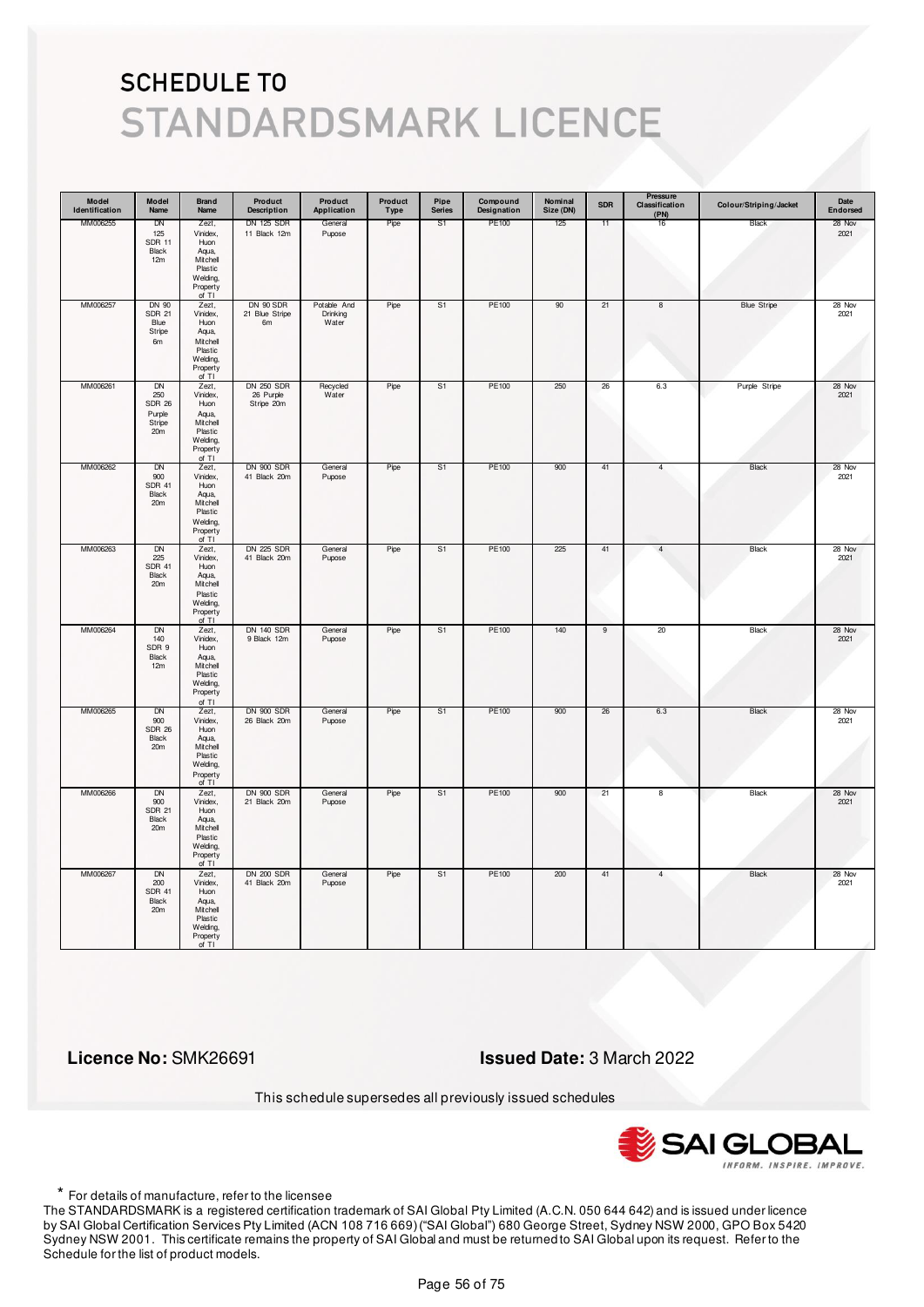# SCHEDULE TO
# STANDARDSMARK LICENCE

| Model Identification | Model Name | Brand Name | Product Description | Product Application | Product Type | Pipe Series | Compound Designation | Nominal Size (DN) | SDR | Pressure Classification (PN) | Colour/Striping/Jacket | Date Endorsed |
|---|---|---|---|---|---|---|---|---|---|---|---|---|
| MM006255 | DN 125 SDR 11 Black 12m | Zezt, Vinidex, Huon Aqua, Mitchell Plastic Welding, Property of TI | DN 125 SDR 11 Black 12m | General Pupose | Pipe | S1 | PE100 | 125 | 11 | 16 | Black | 28 Nov 2021 |
| MM006257 | DN 90 SDR 21 Blue Stripe 6m | Zezt, Vinidex, Huon Aqua, Mitchell Plastic Welding, Property of TI | DN 90 SDR 21 Blue Stripe 6m | Potable And Drinking Water | Pipe | S1 | PE100 | 90 | 21 | 8 | Blue Stripe | 28 Nov 2021 |
| MM006261 | DN 250 SDR 26 Purple Stripe 20m | Zezt, Vinidex, Huon Aqua, Mitchell Plastic Welding, Property of TI | DN 250 SDR 26 Purple Stripe 20m | Recycled Water | Pipe | S1 | PE100 | 250 | 26 | 6.3 | Purple Stripe | 28 Nov 2021 |
| MM006262 | DN 900 SDR 41 Black 20m | Zezt, Vinidex, Huon Aqua, Mitchell Plastic Welding, Property of TI | DN 900 SDR 41 Black 20m | General Pupose | Pipe | S1 | PE100 | 900 | 41 | 4 | Black | 28 Nov 2021 |
| MM006263 | DN 225 SDR 41 Black 20m | Zezt, Vinidex, Huon Aqua, Mitchell Plastic Welding, Property of TI | DN 225 SDR 41 Black 20m | General Pupose | Pipe | S1 | PE100 | 225 | 41 | 4 | Black | 28 Nov 2021 |
| MM006264 | DN 140 SDR 9 Black 12m | Zezt, Vinidex, Huon Aqua, Mitchell Plastic Welding, Property of TI | DN 140 SDR 9 Black 12m | General Pupose | Pipe | S1 | PE100 | 140 | 9 | 20 | Black | 28 Nov 2021 |
| MM006265 | DN 900 SDR 26 Black 20m | Zezt, Vinidex, Huon Aqua, Mitchell Plastic Welding, Property of TI | DN 900 SDR 26 Black 20m | General Pupose | Pipe | S1 | PE100 | 900 | 26 | 6.3 | Black | 28 Nov 2021 |
| MM006266 | DN 900 SDR 21 Black 20m | Zezt, Vinidex, Huon Aqua, Mitchell Plastic Welding, Property of TI | DN 900 SDR 21 Black 20m | General Pupose | Pipe | S1 | PE100 | 900 | 21 | 8 | Black | 28 Nov 2021 |
| MM006267 | DN 200 SDR 41 Black 20m | Zezt, Vinidex, Huon Aqua, Mitchell Plastic Welding, Property of TI | DN 200 SDR 41 Black 20m | General Pupose | Pipe | S1 | PE100 | 200 | 41 | 4 | Black | 28 Nov 2021 |

**Licence No:** SMK26691

**Issued Date:** 3 March 2022

This schedule supersedes all previously issued schedules

SAI GLOBAL — INFORM. INSPIRE. IMPROVE.

\* For details of manufacture, refer to the licensee

The STANDARDSMARK is a registered certification trademark of SAI Global Pty Limited (A.C.N. 050 644 642) and is issued under licence by SAI Global Certification Services Pty Limited (ACN 108 716 669) ("SAI Global") 680 George Street, Sydney NSW 2000, GPO Box 5420 Sydney NSW 2001. This certificate remains the property of SAI Global and must be returned to SAI Global upon its request. Refer to the Schedule for the list of product models.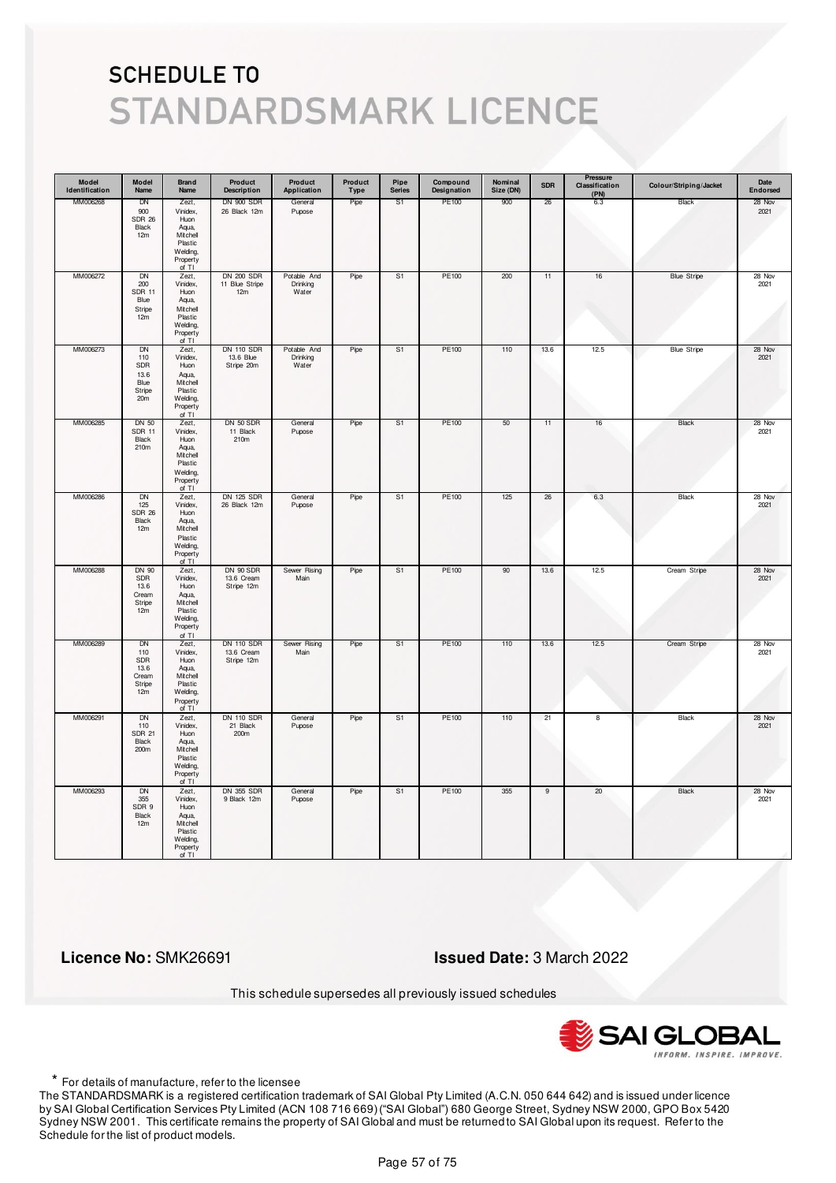# SCHEDULE TO

# STANDARDSMARK LICENCE

| Model Identification | Model Name | Brand Name | Product Description | Product Application | Product Type | Pipe Series | Compound Designation | Nominal Size (DN) | SDR | Pressure Classification (PN) | Colour/Striping/Jacket | Date Endorsed |
|---|---|---|---|---|---|---|---|---|---|---|---|---|
| MM006268 | DN 900 SDR 26 Black 12m | Zezt, Vinidex, Huon Aqua, Mitchell Plastic Welding, Property of TI | DN 900 SDR 26 Black 12m | General Pupose | Pipe | S1 | PE100 | 900 | 26 | 6.3 | Black | 28 Nov 2021 |
| MM006272 | DN 200 SDR 11 Blue Stripe 12m | Zezt, Vinidex, Huon Aqua, Mitchell Plastic Welding, Property of TI | DN 200 SDR 11 Blue Stripe 12m | Potable And Drinking Water | Pipe | S1 | PE100 | 200 | 11 | 16 | Blue Stripe | 28 Nov 2021 |
| MM006273 | DN 110 SDR 13.6 Blue Stripe 20m | Zezt, Vinidex, Huon Aqua, Mitchell Plastic Welding, Property of TI | DN 110 SDR 13.6 Blue Stripe 20m | Potable And Drinking Water | Pipe | S1 | PE100 | 110 | 13.6 | 12.5 | Blue Stripe | 28 Nov 2021 |
| MM006285 | DN 50 SDR 11 Black 210m | Zezt, Vinidex, Huon Aqua, Mitchell Plastic Welding, Property of TI | DN 50 SDR 11 Black 210m | General Pupose | Pipe | S1 | PE100 | 50 | 11 | 16 | Black | 28 Nov 2021 |
| MM006286 | DN 125 SDR 26 Black 12m | Zezt, Vinidex, Huon Aqua, Mitchell Plastic Welding, Property of TI | DN 125 SDR 26 Black 12m | General Pupose | Pipe | S1 | PE100 | 125 | 26 | 6.3 | Black | 28 Nov 2021 |
| MM006288 | DN 90 SDR 13.6 Cream Stripe 12m | Zezt, Vinidex, Huon Aqua, Mitchell Plastic Welding, Property of TI | DN 90 SDR 13.6 Cream Stripe 12m | Sewer Rising Main | Pipe | S1 | PE100 | 90 | 13.6 | 12.5 | Cream Stripe | 28 Nov 2021 |
| MM006289 | DN 110 SDR 13.6 Cream Stripe 12m | Zezt, Vinidex, Huon Aqua, Mitchell Plastic Welding, Property of TI | DN 110 SDR 13.6 Cream Stripe 12m | Sewer Rising Main | Pipe | S1 | PE100 | 110 | 13.6 | 12.5 | Cream Stripe | 28 Nov 2021 |
| MM006291 | DN 110 SDR 21 Black 200m | Zezt, Vinidex, Huon Aqua, Mitchell Plastic Welding, Property of TI | DN 110 SDR 21 Black 200m | General Pupose | Pipe | S1 | PE100 | 110 | 21 | 8 | Black | 28 Nov 2021 |
| MM006293 | DN 355 SDR 9 Black 12m | Zezt, Vinidex, Huon Aqua, Mitchell Plastic Welding, Property of TI | DN 355 SDR 9 Black 12m | General Pupose | Pipe | S1 | PE100 | 355 | 9 | 20 | Black | 28 Nov 2021 |

**Licence No:** SMK26691

**Issued Date:** 3 March 2022

This schedule supersedes all previously issued schedules

\* For details of manufacture, refer to the licensee

The STANDARDSMARK is a registered certification trademark of SAI Global Pty Limited (A.C.N. 050 644 642) and is issued under licence by SAI Global Certification Services Pty Limited (ACN 108 716 669) ("SAI Global") 680 George Street, Sydney NSW 2000, GPO Box 5420 Sydney NSW 2001. This certificate remains the property of SAI Global and must be returned to SAI Global upon its request. Refer to the Schedule for the list of product models.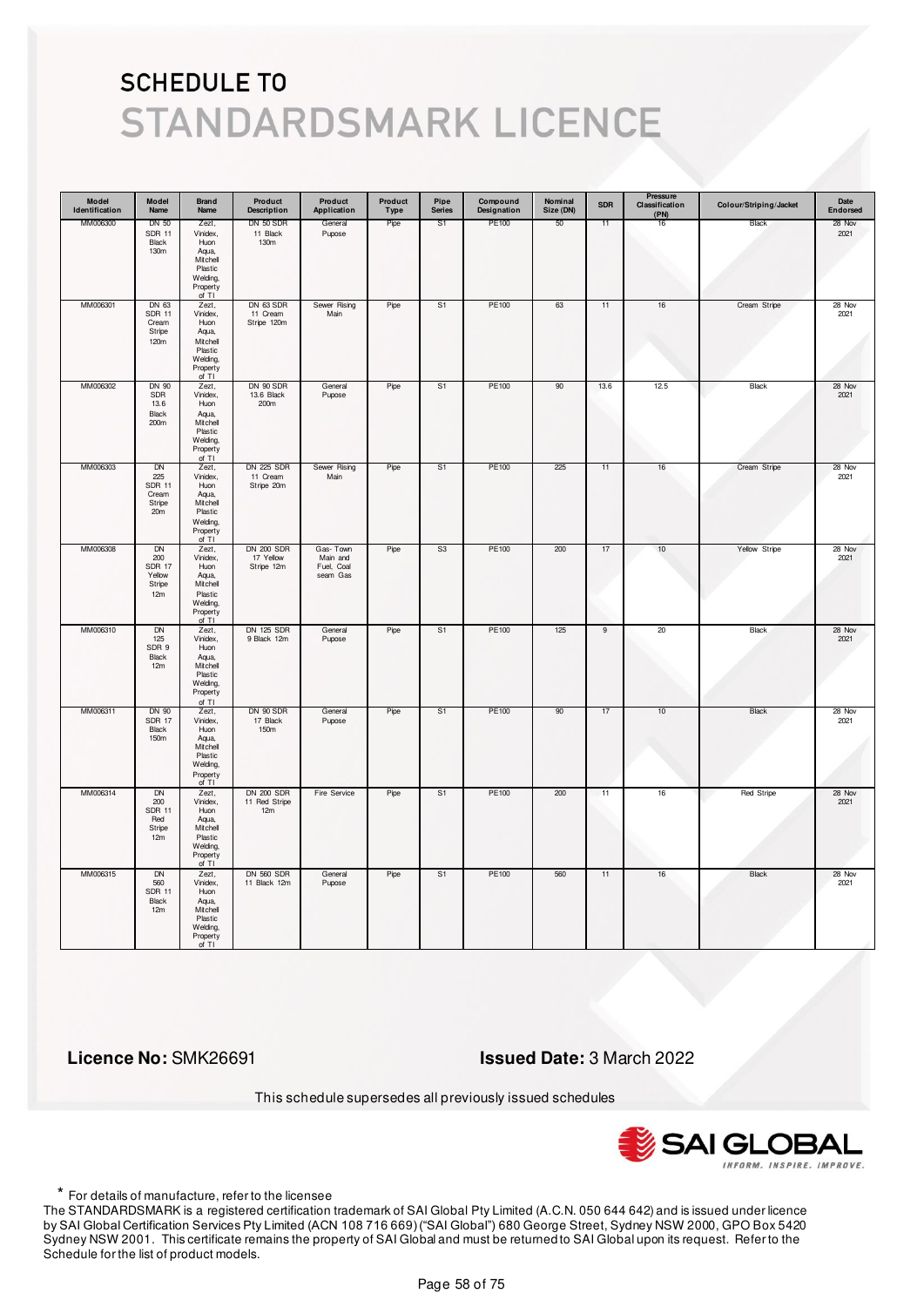# SCHEDULE TO
# STANDARDSMARK LICENCE

| Model Identification | Model Name | Brand Name | Product Description | Product Application | Product Type | Pipe Series | Compound Designation | Nominal Size (DN) | SDR | Pressure Classification (PN) | Colour/Striping/Jacket | Date Endorsed |
|---|---|---|---|---|---|---|---|---|---|---|---|---|
| MM006300 | DN 50 SDR 11 Black 130m | Zezt, Vinidex, Huon Aqua, Mitchell Plastic Welding, Property of TI | DN 50 SDR 11 Black 130m | General Pupose | Pipe | S1 | PE100 | 50 | 11 | 16 | Black | 28 Nov 2021 |
| MM006301 | DN 63 SDR 11 Cream Stripe 120m | Zezt, Vinidex, Huon Aqua, Mitchell Plastic Welding, Property of TI | DN 63 SDR 11 Cream Stripe 120m | Sewer Rising Main | Pipe | S1 | PE100 | 63 | 11 | 16 | Cream Stripe | 28 Nov 2021 |
| MM006302 | DN 90 SDR 13.6 Black 200m | Zezt, Vinidex, Huon Aqua, Mitchell Plastic Welding, Property of TI | DN 90 SDR 13.6 Black 200m | General Pupose | Pipe | S1 | PE100 | 90 | 13.6 | 12.5 | Black | 28 Nov 2021 |
| MM006303 | DN 225 SDR 11 Cream Stripe 20m | Zezt, Vinidex, Huon Aqua, Mitchell Plastic Welding, Property of TI | DN 225 SDR 11 Cream Stripe 20m | Sewer Rising Main | Pipe | S1 | PE100 | 225 | 11 | 16 | Cream Stripe | 28 Nov 2021 |
| MM006308 | DN 200 SDR 17 Yellow Stripe 12m | Zezt, Vinidex, Huon Aqua, Mitchell Plastic Welding, Property of TI | DN 200 SDR 17 Yellow Stripe 12m | Gas- Town Main and Fuel, Coal seam Gas | Pipe | S3 | PE100 | 200 | 17 | 10 | Yellow Stripe | 28 Nov 2021 |
| MM006310 | DN 125 SDR 9 Black 12m | Zezt, Vinidex, Huon Aqua, Mitchell Plastic Welding, Property of TI | DN 125 SDR 9 Black 12m | General Pupose | Pipe | S1 | PE100 | 125 | 9 | 20 | Black | 28 Nov 2021 |
| MM006311 | DN 90 SDR 17 Black 150m | Zezt, Vinidex, Huon Aqua, Mitchell Plastic Welding, Property of TI | DN 90 SDR 17 Black 150m | General Pupose | Pipe | S1 | PE100 | 90 | 17 | 10 | Black | 28 Nov 2021 |
| MM006314 | DN 200 SDR 11 Red Stripe 12m | Zezt, Vinidex, Huon Aqua, Mitchell Plastic Welding, Property of TI | DN 200 SDR 11 Red Stripe 12m | Fire Service | Pipe | S1 | PE100 | 200 | 11 | 16 | Red Stripe | 28 Nov 2021 |
| MM006315 | DN 560 SDR 11 Black 12m | Zezt, Vinidex, Huon Aqua, Mitchell Plastic Welding, Property of TI | DN 560 SDR 11 Black 12m | General Pupose | Pipe | S1 | PE100 | 560 | 11 | 16 | Black | 28 Nov 2021 |

**Licence No:** SMK26691

**Issued Date:** 3 March 2022

This schedule supersedes all previously issued schedules

\* For details of manufacture, refer to the licensee

The STANDARDSMARK is a registered certification trademark of SAI Global Pty Limited (A.C.N. 050 644 642) and is issued under licence by SAI Global Certification Services Pty Limited (ACN 108 716 669) ("SAI Global") 680 George Street, Sydney NSW 2000, GPO Box 5420 Sydney NSW 2001. This certificate remains the property of SAI Global and must be returned to SAI Global upon its request. Refer to the Schedule for the list of product models.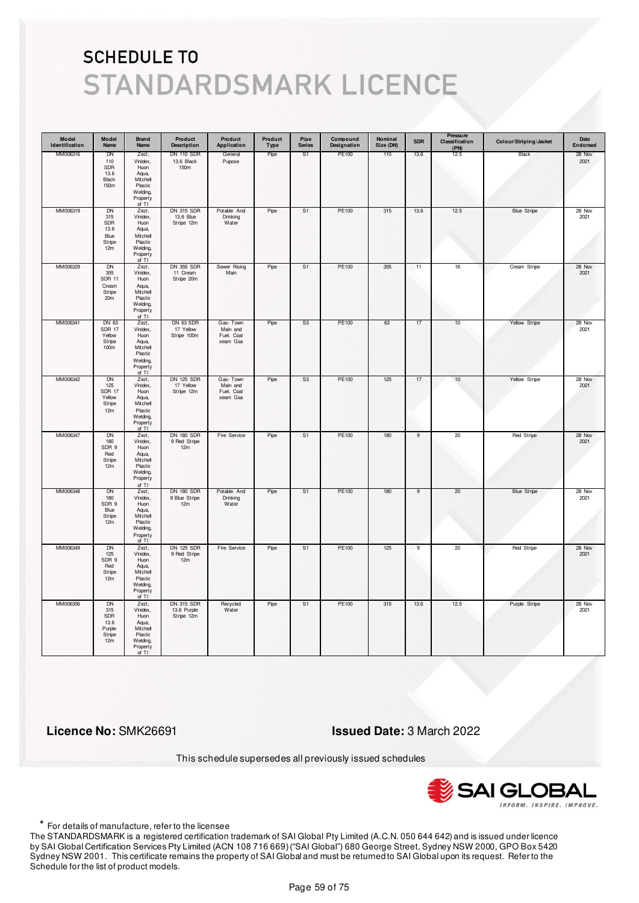# SCHEDULE TO
# STANDARDSMARK LICENCE

| Model Identification | Model Name | Brand Name | Product Description | Product Application | Product Type | Pipe Series | Compound Designation | Nominal Size (DN) | SDR | Pressure Classification (PN) | Colour/Striping/Jacket | Date Endorsed |
|---|---|---|---|---|---|---|---|---|---|---|---|---|
| MM006316 | DN 110 SDR 13.6 Black 150m | Zezt, Vinidex, Huon Aqua, Mitchell Plastic Welding, Property of TI | DN 110 SDR 13.6 Black 150m | General Pupose | Pipe | S1 | PE100 | 110 | 13.6 | 12.5 | Black | 28 Nov 2021 |
| MM006319 | DN 315 SDR 13.6 Blue Stripe 12m | Zezt, Vinidex, Huon Aqua, Mitchell Plastic Welding, Property of TI | DN 315 SDR 13.6 Blue Stripe 12m | Potable And Drinking Water | Pipe | S1 | PE100 | 315 | 13.6 | 12.5 | Blue Stripe | 28 Nov 2021 |
| MM006329 | DN 355 SDR 11 Cream Stripe 20m | Zezt, Vinidex, Huon Aqua, Mitchell Plastic Welding, Property of TI | DN 355 SDR 11 Cream Stripe 20m | Sewer Rising Main | Pipe | S1 | PE100 | 355 | 11 | 16 | Cream Stripe | 28 Nov 2021 |
| MM006341 | DN 63 SDR 17 Yellow Stripe 100m | Zezt, Vinidex, Huon Aqua, Mitchell Plastic Welding, Property of TI | DN 63 SDR 17 Yellow Stripe 100m | Gas- Town Main and Fuel, Coal seam Gas | Pipe | S3 | PE100 | 63 | 17 | 10 | Yellow Stripe | 28 Nov 2021 |
| MM006342 | DN 125 SDR 17 Yellow Stripe 12m | Zezt, Vinidex, Huon Aqua, Mitchell Plastic Welding, Property of TI | DN 125 SDR 17 Yellow Stripe 12m | Gas- Town Main and Fuel, Coal seam Gas | Pipe | S3 | PE100 | 125 | 17 | 10 | Yellow Stripe | 28 Nov 2021 |
| MM006347 | DN 180 SDR 9 Red Stripe 12m | Zezt, Vinidex, Huon Aqua, Mitchell Plastic Welding, Property of TI | DN 180 SDR 9 Red Stripe 12m | Fire Service | Pipe | S1 | PE100 | 180 | 9 | 20 | Red Stripe | 28 Nov 2021 |
| MM006348 | DN 180 SDR 9 Blue Stripe 12m | Zezt, Vinidex, Huon Aqua, Mitchell Plastic Welding, Property of TI | DN 180 SDR 9 Blue Stripe 12m | Potable And Drinking Water | Pipe | S1 | PE100 | 180 | 9 | 20 | Blue Stripe | 28 Nov 2021 |
| MM006349 | DN 125 SDR 9 Red Stripe 12m | Zezt, Vinidex, Huon Aqua, Mitchell Plastic Welding, Property of TI | DN 125 SDR 9 Red Stripe 12m | Fire Service | Pipe | S1 | PE100 | 125 | 9 | 20 | Red Stripe | 28 Nov 2021 |
| MM006356 | DN 315 SDR 13.6 Purple Stripe 12m | Zezt, Vinidex, Huon Aqua, Mitchell Plastic Welding, Property of TI | DN 315 SDR 13.6 Purple Stripe 12m | Recycled Water | Pipe | S1 | PE100 | 315 | 13.6 | 12.5 | Purple Stripe | 28 Nov 2021 |

**Licence No:** SMK26691

**Issued Date:** 3 March 2022

This schedule supersedes all previously issued schedules

SAI GLOBAL
INFORM. INSPIRE. IMPROVE.

\* For details of manufacture, refer to the licensee

The STANDARDSMARK is a registered certification trademark of SAI Global Pty Limited (A.C.N. 050 644 642) and is issued under licence by SAI Global Certification Services Pty Limited (ACN 108 716 669) ("SAI Global") 680 George Street, Sydney NSW 2000, GPO Box 5420 Sydney NSW 2001. This certificate remains the property of SAI Global and must be returned to SAI Global upon its request. Refer to the Schedule for the list of product models.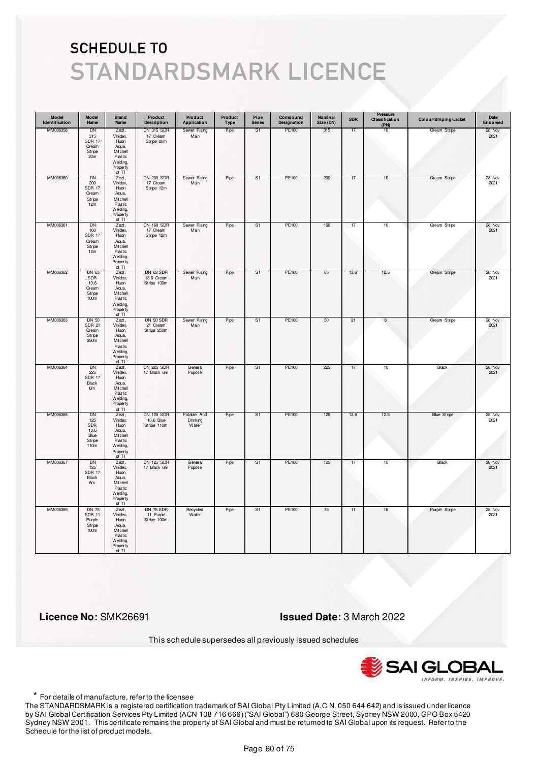# SCHEDULE TO
# STANDARDSMARK LICENCE

| Model Identification | Model Name | Brand Name | Product Description | Product Application | Product Type | Pipe Series | Compound Designation | Nominal Size (DN) | SDR | Pressure Classification (PN) | Colour/Striping/Jacket | Date Endorsed |
|---|---|---|---|---|---|---|---|---|---|---|---|---|
| MM006358 | DN 315 SDR 17 Cream Stripe 20m | Zezt, Vinidex, Huon Aqua, Mitchell Plastic Welding, Property of TI | DN 315 SDR 17 Cream Stripe 20m | Sewer Rising Main | Pipe | S1 | PE100 | 315 | 17 | 10 | Cream Stripe | 28 Nov 2021 |
| MM006360 | DN 200 SDR 17 Cream Stripe 12m | Zezt, Vinidex, Huon Aqua, Mitchell Plastic Welding, Property of TI | DN 200 SDR 17 Cream Stripe 12m | Sewer Rising Main | Pipe | S1 | PE100 | 200 | 17 | 10 | Cream Stripe | 28 Nov 2021 |
| MM006361 | DN 160 SDR 17 Cream Stripe 12m | Zezt, Vinidex, Huon Aqua, Mitchell Plastic Welding, Property of TI | DN 160 SDR 17 Cream Stripe 12m | Sewer Rising Main | Pipe | S1 | PE100 | 160 | 17 | 10 | Cream Stripe | 28 Nov 2021 |
| MM006362 | DN 63 SDR 13.6 Cream Stripe 100m | Zezt, Vinidex, Huon Aqua, Mitchell Plastic Welding, Property of TI | DN 63 SDR 13.6 Cream Stripe 100m | Sewer Rising Main | Pipe | S1 | PE100 | 63 | 13.6 | 12.5 | Cream Stripe | 28 Nov 2021 |
| MM006363 | DN 50 SDR 21 Cream Stripe 250m | Zezt, Vinidex, Huon Aqua, Mitchell Plastic Welding, Property of TI | DN 50 SDR 21 Cream Stripe 250m | Sewer Rising Main | Pipe | S1 | PE100 | 50 | 21 | 8 | Cream Stripe | 28 Nov 2021 |
| MM006364 | DN 225 SDR 17 Black 6m | Zezt, Vinidex, Huon Aqua, Mitchell Plastic Welding, Property of TI | DN 225 SDR 17 Black 6m | General Pupose | Pipe | S1 | PE100 | 225 | 17 | 10 | Black | 28 Nov 2021 |
| MM006365 | DN 125 SDR 13.6 Blue Stripe 110m | Zezt, Vinidex, Huon Aqua, Mitchell Plastic Welding, Property of TI | DN 125 SDR 13.6 Blue Stripe 110m | Potable And Drinking Water | Pipe | S1 | PE100 | 125 | 13.6 | 12.5 | Blue Stripe | 28 Nov 2021 |
| MM006367 | DN 125 SDR 17 Black 6m | Zezt, Vinidex, Huon Aqua, Mitchell Plastic Welding, Property of TI | DN 125 SDR 17 Black 6m | General Pupose | Pipe | S1 | PE100 | 125 | 17 | 10 | Black | 28 Nov 2021 |
| MM006369 | DN 75 SDR 11 Purple Stripe 100m | Zezt, Vinidex, Huon Aqua, Mitchell Plastic Welding, Property of TI | DN 75 SDR 11 Purple Stripe 100m | Recycled Water | Pipe | S1 | PE100 | 75 | 11 | 16 | Purple Stripe | 28 Nov 2021 |

**Licence No:** SMK26691

**Issued Date:** 3 March 2022

This schedule supersedes all previously issued schedules

\* For details of manufacture, refer to the licensee

The STANDARDSMARK is a registered certification trademark of SAI Global Pty Limited (A.C.N. 050 644 642) and is issued under licence by SAI Global Certification Services Pty Limited (ACN 108 716 669) ("SAI Global") 680 George Street, Sydney NSW 2000, GPO Box 5420 Sydney NSW 2001. This certificate remains the property of SAI Global and must be returned to SAI Global upon its request. Refer to the Schedule for the list of product models.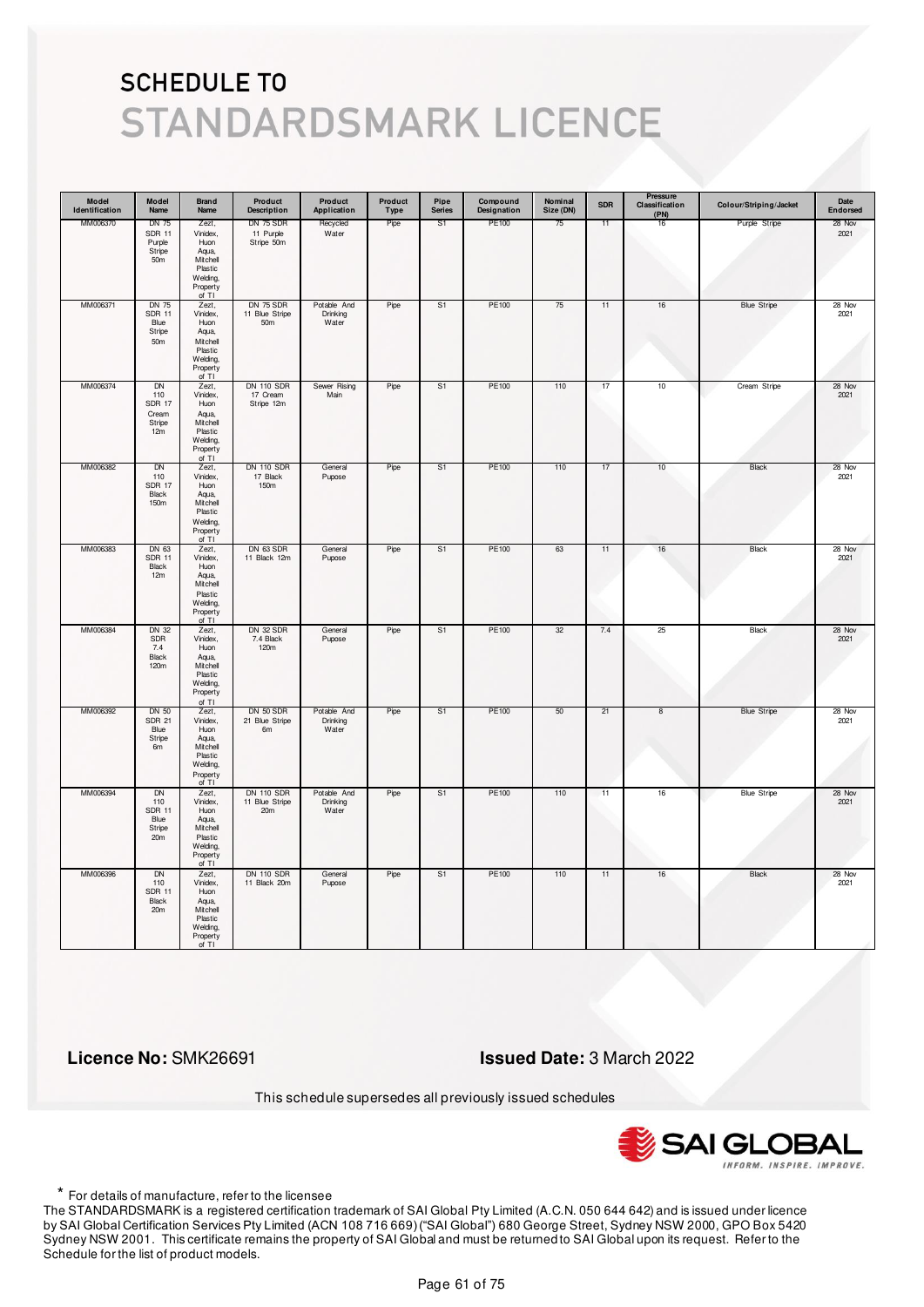# SCHEDULE TO

# STANDARDSMARK LICENCE

| Model Identification | Model Name | Brand Name | Product Description | Product Application | Product Type | Pipe Series | Compound Designation | Nominal Size (DN) | SDR | Pressure Classification (PN) | Colour/Striping/Jacket | Date Endorsed |
|---|---|---|---|---|---|---|---|---|---|---|---|---|
| MM006370 | DN 75 SDR 11 Purple Stripe 50m | Zezt, Vinidex, Huon Aqua, Mitchell Plastic Welding, Property of TI | DN 75 SDR 11 Purple Stripe 50m | Recycled Water | Pipe | S1 | PE100 | 75 | 11 | 16 | Purple Stripe | 28 Nov 2021 |
| MM006371 | DN 75 SDR 11 Blue Stripe 50m | Zezt, Vinidex, Huon Aqua, Mitchell Plastic Welding, Property of TI | DN 75 SDR 11 Blue Stripe 50m | Potable And Drinking Water | Pipe | S1 | PE100 | 75 | 11 | 16 | Blue Stripe | 28 Nov 2021 |
| MM006374 | DN 110 SDR 17 Cream Stripe 12m | Zezt, Vinidex, Huon Aqua, Mitchell Plastic Welding, Property of TI | DN 110 SDR 17 Cream Stripe 12m | Sewer Rising Main | Pipe | S1 | PE100 | 110 | 17 | 10 | Cream Stripe | 28 Nov 2021 |
| MM006382 | DN 110 SDR 17 Black 150m | Zezt, Vinidex, Huon Aqua, Mitchell Plastic Welding, Property of TI | DN 110 SDR 17 Black 150m | General Pupose | Pipe | S1 | PE100 | 110 | 17 | 10 | Black | 28 Nov 2021 |
| MM006383 | DN 63 SDR 11 Black 12m | Zezt, Vinidex, Huon Aqua, Mitchell Plastic Welding, Property of TI | DN 63 SDR 11 Black 12m | General Pupose | Pipe | S1 | PE100 | 63 | 11 | 16 | Black | 28 Nov 2021 |
| MM006384 | DN 32 SDR 7.4 Black 120m | Zezt, Vinidex, Huon Aqua, Mitchell Plastic Welding, Property of TI | DN 32 SDR 7.4 Black 120m | General Pupose | Pipe | S1 | PE100 | 32 | 7.4 | 25 | Black | 28 Nov 2021 |
| MM006392 | DN 50 SDR 21 Blue Stripe 6m | Zezt, Vinidex, Huon Aqua, Mitchell Plastic Welding, Property of TI | DN 50 SDR 21 Blue Stripe 6m | Potable And Drinking Water | Pipe | S1 | PE100 | 50 | 21 | 8 | Blue Stripe | 28 Nov 2021 |
| MM006394 | DN 110 SDR 11 Blue Stripe 20m | Zezt, Vinidex, Huon Aqua, Mitchell Plastic Welding, Property of TI | DN 110 SDR 11 Blue Stripe 20m | Potable And Drinking Water | Pipe | S1 | PE100 | 110 | 11 | 16 | Blue Stripe | 28 Nov 2021 |
| MM006396 | DN 110 SDR 11 Black 20m | Zezt, Vinidex, Huon Aqua, Mitchell Plastic Welding, Property of TI | DN 110 SDR 11 Black 20m | General Pupose | Pipe | S1 | PE100 | 110 | 11 | 16 | Black | 28 Nov 2021 |

**Licence No:** SMK26691

**Issued Date:** 3 March 2022

This schedule supersedes all previously issued schedules

\* For details of manufacture, refer to the licensee

The STANDARDSMARK is a registered certification trademark of SAI Global Pty Limited (A.C.N. 050 644 642) and is issued under licence by SAI Global Certification Services Pty Limited (ACN 108 716 669) ("SAI Global") 680 George Street, Sydney NSW 2000, GPO Box 5420 Sydney NSW 2001. This certificate remains the property of SAI Global and must be returned to SAI Global upon its request. Refer to the Schedule for the list of product models.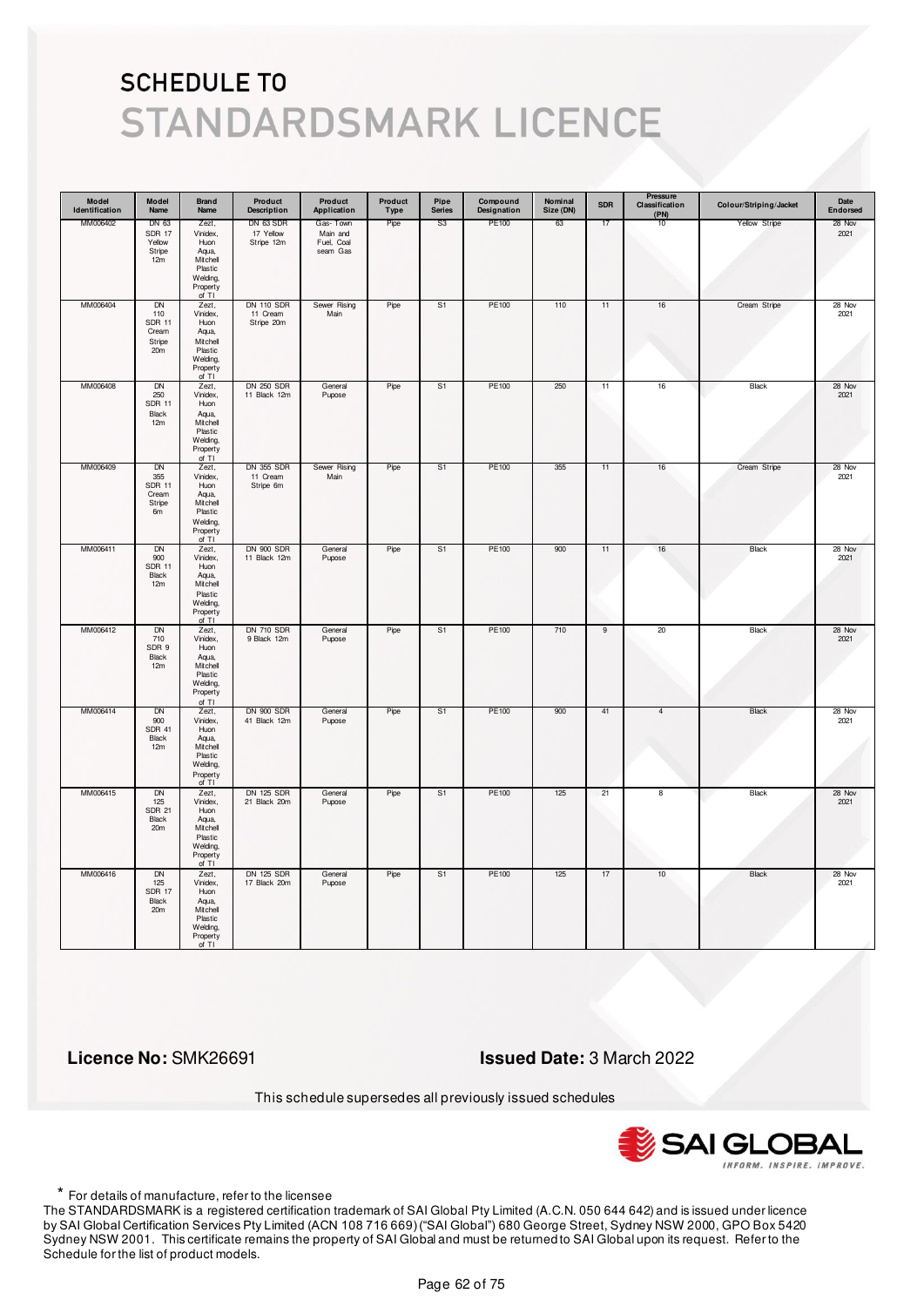# SCHEDULE TO
# STANDARDSMARK LICENCE

| Model Identification | Model Name | Brand Name | Product Description | Product Application | Product Type | Pipe Series | Compound Designation | Nominal Size (DN) | SDR | Pressure Classification (PN) | Colour/Striping/Jacket | Date Endorsed |
|---|---|---|---|---|---|---|---|---|---|---|---|---|
| MM006402 | DN 63 SDR 17 Yellow Stripe 12m | Zezt, Vinidex, Huon Aqua, Mitchell Plastic Welding, Property of TI | DN 63 SDR 17 Yellow Stripe 12m | Gas- Town Main and Fuel, Coal seam Gas | Pipe | S3 | PE100 | 63 | 17 | 10 | Yellow Stripe | 28 Nov 2021 |
| MM006404 | DN 110 SDR 11 Cream Stripe 20m | Zezt, Vinidex, Huon Aqua, Mitchell Plastic Welding, Property of TI | DN 110 SDR 11 Cream Stripe 20m | Sewer Rising Main | Pipe | S1 | PE100 | 110 | 11 | 16 | Cream Stripe | 28 Nov 2021 |
| MM006408 | DN 250 SDR 11 Black 12m | Zezt, Vinidex, Huon Aqua, Mitchell Plastic Welding, Property of TI | DN 250 SDR 11 Black 12m | General Pupose | Pipe | S1 | PE100 | 250 | 11 | 16 | Black | 28 Nov 2021 |
| MM006409 | DN 355 SDR 11 Cream Stripe 6m | Zezt, Vinidex, Huon Aqua, Mitchell Plastic Welding, Property of TI | DN 355 SDR 11 Cream Stripe 6m | Sewer Rising Main | Pipe | S1 | PE100 | 355 | 11 | 16 | Cream Stripe | 28 Nov 2021 |
| MM006411 | DN 900 SDR 11 Black 12m | Zezt, Vinidex, Huon Aqua, Mitchell Plastic Welding, Property of TI | DN 900 SDR 11 Black 12m | General Pupose | Pipe | S1 | PE100 | 900 | 11 | 16 | Black | 28 Nov 2021 |
| MM006412 | DN 710 SDR 9 Black 12m | Zezt, Vinidex, Huon Aqua, Mitchell Plastic Welding, Property of TI | DN 710 SDR 9 Black 12m | General Pupose | Pipe | S1 | PE100 | 710 | 9 | 20 | Black | 28 Nov 2021 |
| MM006414 | DN 900 SDR 41 Black 12m | Zezt, Vinidex, Huon Aqua, Mitchell Plastic Welding, Property of TI | DN 900 SDR 41 Black 12m | General Pupose | Pipe | S1 | PE100 | 900 | 41 | 4 | Black | 28 Nov 2021 |
| MM006415 | DN 125 SDR 21 Black 20m | Zezt, Vinidex, Huon Aqua, Mitchell Plastic Welding, Property of TI | DN 125 SDR 21 Black 20m | General Pupose | Pipe | S1 | PE100 | 125 | 21 | 8 | Black | 28 Nov 2021 |
| MM006416 | DN 125 SDR 17 Black 20m | Zezt, Vinidex, Huon Aqua, Mitchell Plastic Welding, Property of TI | DN 125 SDR 17 Black 20m | General Pupose | Pipe | S1 | PE100 | 125 | 17 | 10 | Black | 28 Nov 2021 |

**Licence No:** SMK26691

**Issued Date:** 3 March 2022

This schedule supersedes all previously issued schedules

SAI GLOBAL — INFORM. INSPIRE. IMPROVE.

\* For details of manufacture, refer to the licensee

The STANDARDSMARK is a registered certification trademark of SAI Global Pty Limited (A.C.N. 050 644 642) and is issued under licence by SAI Global Certification Services Pty Limited (ACN 108 716 669) ("SAI Global") 680 George Street, Sydney NSW 2000, GPO Box 5420 Sydney NSW 2001. This certificate remains the property of SAI Global and must be returned to SAI Global upon its request. Refer to the Schedule for the list of product models.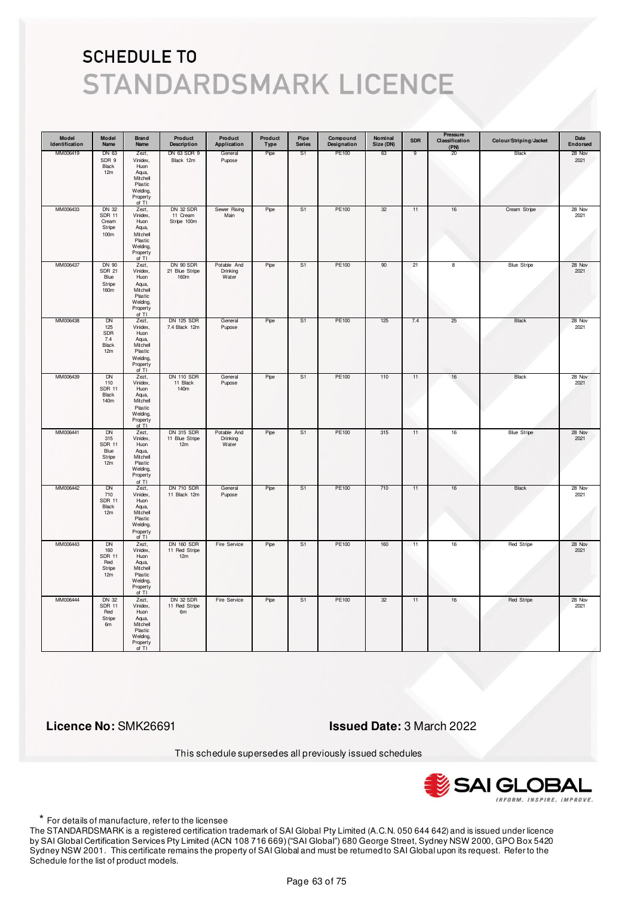# SCHEDULE TO

# STANDARDSMARK LICENCE

| Model Identification | Model Name | Brand Name | Product Description | Product Application | Product Type | Pipe Series | Compound Designation | Nominal Size (DN) | SDR | Pressure Classification (PN) | Colour/Striping/Jacket | Date Endorsed |
|---|---|---|---|---|---|---|---|---|---|---|---|---|
| MM006419 | DN 63 SDR 9 Black 12m | Zezt, Vinidex, Huon Aqua, Mitchell Plastic Welding, Property of TI | DN 63 SDR 9 Black 12m | General Pupose | Pipe | S1 | PE100 | 63 | 9 | 20 | Black | 28 Nov 2021 |
| MM006433 | DN 32 SDR 11 Cream Stripe 100m | Zezt, Vinidex, Huon Aqua, Mitchell Plastic Welding, Property of TI | DN 32 SDR 11 Cream Stripe 100m | Sewer Rising Main | Pipe | S1 | PE100 | 32 | 11 | 16 | Cream Stripe | 28 Nov 2021 |
| MM006437 | DN 90 SDR 21 Blue Stripe 160m | Zezt, Vinidex, Huon Aqua, Mitchell Plastic Welding, Property of TI | DN 90 SDR 21 Blue Stripe 160m | Potable And Drinking Water | Pipe | S1 | PE100 | 90 | 21 | 8 | Blue Stripe | 28 Nov 2021 |
| MM006438 | DN 125 SDR 7.4 Black 12m | Zezt, Vinidex, Huon Aqua, Mitchell Plastic Welding, Property of TI | DN 125 SDR 7.4 Black 12m | General Pupose | Pipe | S1 | PE100 | 125 | 7.4 | 25 | Black | 28 Nov 2021 |
| MM006439 | DN 110 SDR 11 Black 140m | Zezt, Vinidex, Huon Aqua, Mitchell Plastic Welding, Property of TI | DN 110 SDR 11 Black 140m | General Pupose | Pipe | S1 | PE100 | 110 | 11 | 16 | Black | 28 Nov 2021 |
| MM006441 | DN 315 SDR 11 Blue Stripe 12m | Zezt, Vinidex, Huon Aqua, Mitchell Plastic Welding, Property of TI | DN 315 SDR 11 Blue Stripe 12m | Potable And Drinking Water | Pipe | S1 | PE100 | 315 | 11 | 16 | Blue Stripe | 28 Nov 2021 |
| MM006442 | DN 710 SDR 11 Black 12m | Zezt, Vinidex, Huon Aqua, Mitchell Plastic Welding, Property of TI | DN 710 SDR 11 Black 12m | General Pupose | Pipe | S1 | PE100 | 710 | 11 | 16 | Black | 28 Nov 2021 |
| MM006443 | DN 160 SDR 11 Red Stripe 12m | Zezt, Vinidex, Huon Aqua, Mitchell Plastic Welding, Property of TI | DN 160 SDR 11 Red Stripe 12m | Fire Service | Pipe | S1 | PE100 | 160 | 11 | 16 | Red Stripe | 28 Nov 2021 |
| MM006444 | DN 32 SDR 11 Red Stripe 6m | Zezt, Vinidex, Huon Aqua, Mitchell Plastic Welding, Property of TI | DN 32 SDR 11 Red Stripe 6m | Fire Service | Pipe | S1 | PE100 | 32 | 11 | 16 | Red Stripe | 28 Nov 2021 |

**Licence No:** SMK26691

**Issued Date:** 3 March 2022

This schedule supersedes all previously issued schedules

SAI GLOBAL — INFORM. INSPIRE. IMPROVE.

\* For details of manufacture, refer to the licensee

The STANDARDSMARK is a registered certification trademark of SAI Global Pty Limited (A.C.N. 050 644 642) and is issued under licence by SAI Global Certification Services Pty Limited (ACN 108 716 669) ("SAI Global") 680 George Street, Sydney NSW 2000, GPO Box 5420 Sydney NSW 2001. This certificate remains the property of SAI Global and must be returned to SAI Global upon its request. Refer to the Schedule for the list of product models.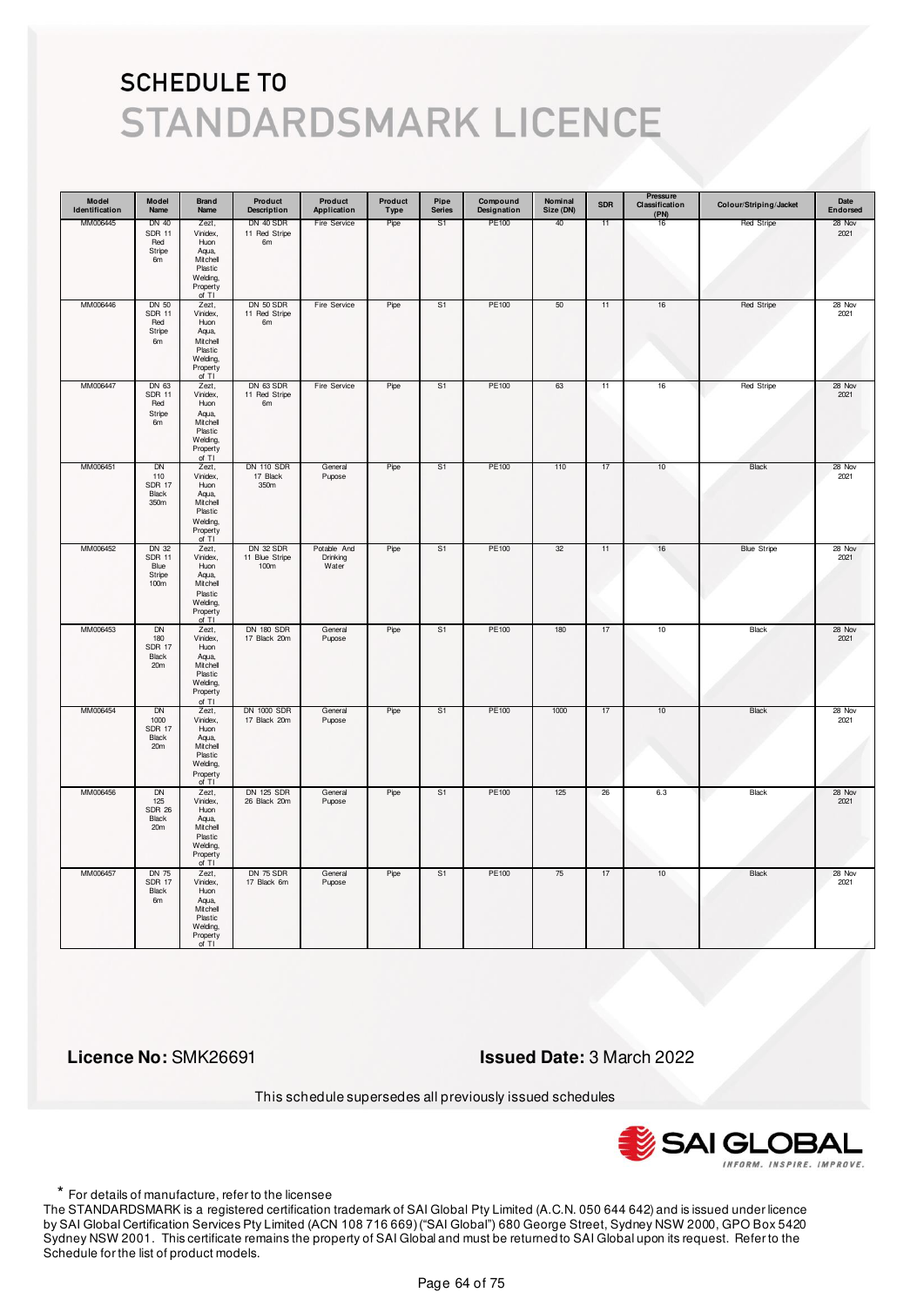# SCHEDULE TO
# STANDARDSMARK LICENCE

| Model Identification | Model Name | Brand Name | Product Description | Product Application | Product Type | Pipe Series | Compound Designation | Nominal Size (DN) | SDR | Pressure Classification (PN) | Colour/Striping/Jacket | Date Endorsed |
|---|---|---|---|---|---|---|---|---|---|---|---|---|
| MM006445 | DN 40 SDR 11 Red Stripe 6m | Zezt, Vinidex, Huon Aqua, Mitchell Plastic Welding, Property of TI | DN 40 SDR 11 Red Stripe 6m | Fire Service | Pipe | S1 | PE100 | 40 | 11 | 16 | Red Stripe | 28 Nov 2021 |
| MM006446 | DN 50 SDR 11 Red Stripe 6m | Zezt, Vinidex, Huon Aqua, Mitchell Plastic Welding, Property of TI | DN 50 SDR 11 Red Stripe 6m | Fire Service | Pipe | S1 | PE100 | 50 | 11 | 16 | Red Stripe | 28 Nov 2021 |
| MM006447 | DN 63 SDR 11 Red Stripe 6m | Zezt, Vinidex, Huon Aqua, Mitchell Plastic Welding, Property of TI | DN 63 SDR 11 Red Stripe 6m | Fire Service | Pipe | S1 | PE100 | 63 | 11 | 16 | Red Stripe | 28 Nov 2021 |
| MM006451 | DN 110 SDR 17 Black 350m | Zezt, Vinidex, Huon Aqua, Mitchell Plastic Welding, Property of TI | DN 110 SDR 17 Black 350m | General Pupose | Pipe | S1 | PE100 | 110 | 17 | 10 | Black | 28 Nov 2021 |
| MM006452 | DN 32 SDR 11 Blue Stripe 100m | Zezt, Vinidex, Huon Aqua, Mitchell Plastic Welding, Property of TI | DN 32 SDR 11 Blue Stripe 100m | Potable And Drinking Water | Pipe | S1 | PE100 | 32 | 11 | 16 | Blue Stripe | 28 Nov 2021 |
| MM006453 | DN 180 SDR 17 Black 20m | Zezt, Vinidex, Huon Aqua, Mitchell Plastic Welding, Property of TI | DN 180 SDR 17 Black 20m | General Pupose | Pipe | S1 | PE100 | 180 | 17 | 10 | Black | 28 Nov 2021 |
| MM006454 | DN 1000 SDR 17 Black 20m | Zezt, Vinidex, Huon Aqua, Mitchell Plastic Welding, Property of TI | DN 1000 SDR 17 Black 20m | General Pupose | Pipe | S1 | PE100 | 1000 | 17 | 10 | Black | 28 Nov 2021 |
| MM006456 | DN 125 SDR 26 Black 20m | Zezt, Vinidex, Huon Aqua, Mitchell Plastic Welding, Property of TI | DN 125 SDR 26 Black 20m | General Pupose | Pipe | S1 | PE100 | 125 | 26 | 6.3 | Black | 28 Nov 2021 |
| MM006457 | DN 75 SDR 17 Black 6m | Zezt, Vinidex, Huon Aqua, Mitchell Plastic Welding, Property of TI | DN 75 SDR 17 Black 6m | General Pupose | Pipe | S1 | PE100 | 75 | 17 | 10 | Black | 28 Nov 2021 |

**Licence No:** SMK26691

**Issued Date:** 3 March 2022

This schedule supersedes all previously issued schedules

\* For details of manufacture, refer to the licensee

The STANDARDSMARK is a registered certification trademark of SAI Global Pty Limited (A.C.N. 050 644 642) and is issued under licence by SAI Global Certification Services Pty Limited (ACN 108 716 669) ("SAI Global") 680 George Street, Sydney NSW 2000, GPO Box 5420 Sydney NSW 2001. This certificate remains the property of SAI Global and must be returned to SAI Global upon its request. Refer to the Schedule for the list of product models.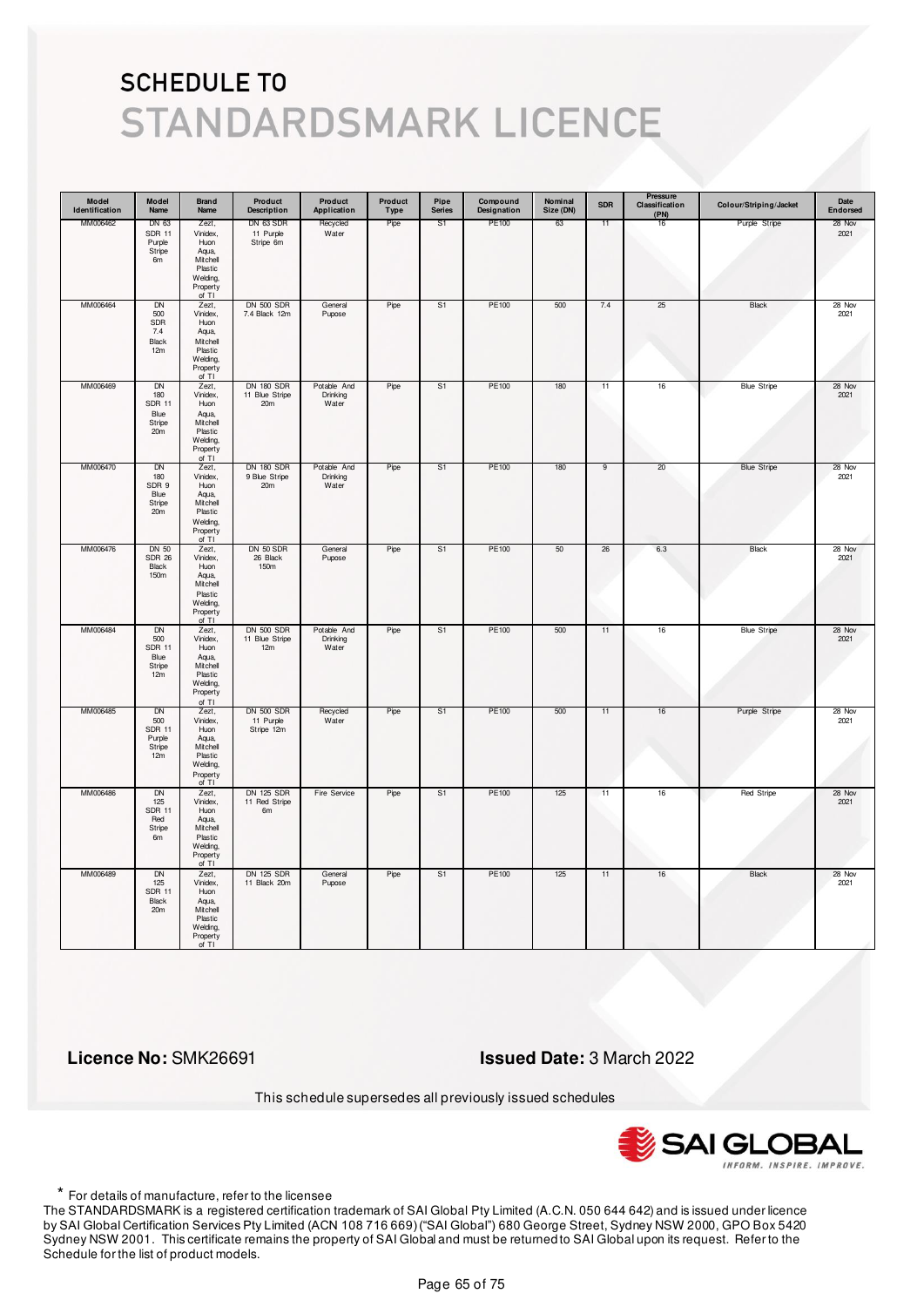# SCHEDULE TO
# STANDARDSMARK LICENCE

| Model Identification | Model Name | Brand Name | Product Description | Product Application | Product Type | Pipe Series | Compound Designation | Nominal Size (DN) | SDR | Pressure Classification (PN) | Colour/Striping/Jacket | Date Endorsed |
|---|---|---|---|---|---|---|---|---|---|---|---|---|
| MM006462 | DN 63 SDR 11 Purple Stripe 6m | Zezt, Vinidex, Huon Aqua, Mitchell Plastic Welding, Property of TI | DN 63 SDR 11 Purple Stripe 6m | Recycled Water | Pipe | S1 | PE100 | 63 | 11 | 16 | Purple Stripe | 28 Nov 2021 |
| MM006464 | DN 500 SDR 7.4 Black 12m | Zezt, Vinidex, Huon Aqua, Mitchell Plastic Welding, Property of TI | DN 500 SDR 7.4 Black 12m | General Pupose | Pipe | S1 | PE100 | 500 | 7.4 | 25 | Black | 28 Nov 2021 |
| MM006469 | DN 180 SDR 11 Blue Stripe 20m | Zezt, Vinidex, Huon Aqua, Mitchell Plastic Welding, Property of TI | DN 180 SDR 11 Blue Stripe 20m | Potable And Drinking Water | Pipe | S1 | PE100 | 180 | 11 | 16 | Blue Stripe | 28 Nov 2021 |
| MM006470 | DN 180 SDR 9 Blue Stripe 20m | Zezt, Vinidex, Huon Aqua, Mitchell Plastic Welding, Property of TI | DN 180 SDR 9 Blue Stripe 20m | Potable And Drinking Water | Pipe | S1 | PE100 | 180 | 9 | 20 | Blue Stripe | 28 Nov 2021 |
| MM006476 | DN 50 SDR 26 Black 150m | Zezt, Vinidex, Huon Aqua, Mitchell Plastic Welding, Property of TI | DN 50 SDR 26 Black 150m | General Pupose | Pipe | S1 | PE100 | 50 | 26 | 6.3 | Black | 28 Nov 2021 |
| MM006484 | DN 500 SDR 11 Blue Stripe 12m | Zezt, Vinidex, Huon Aqua, Mitchell Plastic Welding, Property of TI | DN 500 SDR 11 Blue Stripe 12m | Potable And Drinking Water | Pipe | S1 | PE100 | 500 | 11 | 16 | Blue Stripe | 28 Nov 2021 |
| MM006485 | DN 500 SDR 11 Purple Stripe 12m | Zezt, Vinidex, Huon Aqua, Mitchell Plastic Welding, Property of TI | DN 500 SDR 11 Purple Stripe 12m | Recycled Water | Pipe | S1 | PE100 | 500 | 11 | 16 | Purple Stripe | 28 Nov 2021 |
| MM006486 | DN 125 SDR 11 Red Stripe 6m | Zezt, Vinidex, Huon Aqua, Mitchell Plastic Welding, Property of TI | DN 125 SDR 11 Red Stripe 6m | Fire Service | Pipe | S1 | PE100 | 125 | 11 | 16 | Red Stripe | 28 Nov 2021 |
| MM006489 | DN 125 SDR 11 Black 20m | Zezt, Vinidex, Huon Aqua, Mitchell Plastic Welding, Property of TI | DN 125 SDR 11 Black 20m | General Pupose | Pipe | S1 | PE100 | 125 | 11 | 16 | Black | 28 Nov 2021 |

**Licence No:** SMK26691

**Issued Date:** 3 March 2022

This schedule supersedes all previously issued schedules

\* For details of manufacture, refer to the licensee

The STANDARDSMARK is a registered certification trademark of SAI Global Pty Limited (A.C.N. 050 644 642) and is issued under licence by SAI Global Certification Services Pty Limited (ACN 108 716 669) ("SAI Global") 680 George Street, Sydney NSW 2000, GPO Box 5420 Sydney NSW 2001. This certificate remains the property of SAI Global and must be returned to SAI Global upon its request. Refer to the Schedule for the list of product models.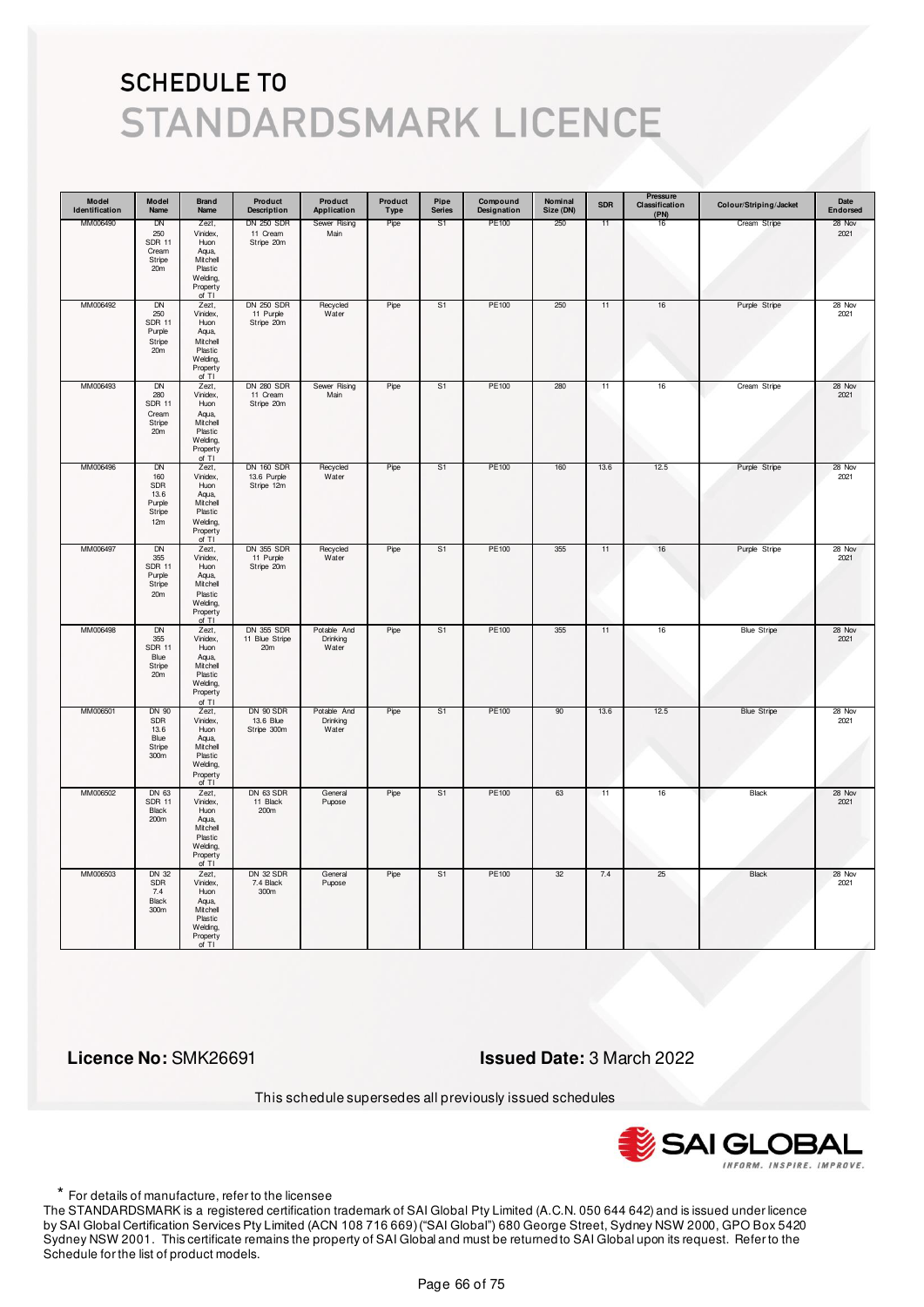# SCHEDULE TO STANDARDSMARK LICENCE

| Model Identification | Model Name | Brand Name | Product Description | Product Application | Product Type | Pipe Series | Compound Designation | Nominal Size (DN) | SDR | Pressure Classification (PN) | Colour/Striping/Jacket | Date Endorsed |
|---|---|---|---|---|---|---|---|---|---|---|---|---|
| MM006490 | DN 250 SDR 11 Cream Stripe 20m | Zezt, Vinidex, Huon Aqua, Mitchell Plastic Welding, Property of TI | DN 250 SDR 11 Cream Stripe 20m | Sewer Rising Main | Pipe | S1 | PE100 | 250 | 11 | 16 | Cream Stripe | 28 Nov 2021 |
| MM006492 | DN 250 SDR 11 Purple Stripe 20m | Zezt, Vinidex, Huon Aqua, Mitchell Plastic Welding, Property of TI | DN 250 SDR 11 Purple Stripe 20m | Recycled Water | Pipe | S1 | PE100 | 250 | 11 | 16 | Purple Stripe | 28 Nov 2021 |
| MM006493 | DN 280 SDR 11 Cream Stripe 20m | Zezt, Vinidex, Huon Aqua, Mitchell Plastic Welding, Property of TI | DN 280 SDR 11 Cream Stripe 20m | Sewer Rising Main | Pipe | S1 | PE100 | 280 | 11 | 16 | Cream Stripe | 28 Nov 2021 |
| MM006496 | DN 160 SDR 13.6 Purple Stripe 12m | Zezt, Vinidex, Huon Aqua, Mitchell Plastic Welding, Property of TI | DN 160 SDR 13.6 Purple Stripe 12m | Recycled Water | Pipe | S1 | PE100 | 160 | 13.6 | 12.5 | Purple Stripe | 28 Nov 2021 |
| MM006497 | DN 355 SDR 11 Purple Stripe 20m | Zezt, Vinidex, Huon Aqua, Mitchell Plastic Welding, Property of TI | DN 355 SDR 11 Purple Stripe 20m | Recycled Water | Pipe | S1 | PE100 | 355 | 11 | 16 | Purple Stripe | 28 Nov 2021 |
| MM006498 | DN 355 SDR 11 Blue Stripe 20m | Zezt, Vinidex, Huon Aqua, Mitchell Plastic Welding, Property of TI | DN 355 SDR 11 Blue Stripe 20m | Potable And Drinking Water | Pipe | S1 | PE100 | 355 | 11 | 16 | Blue Stripe | 28 Nov 2021 |
| MM006501 | DN 90 SDR 13.6 Blue Stripe 300m | Zezt, Vinidex, Huon Aqua, Mitchell Plastic Welding, Property of TI | DN 90 SDR 13.6 Blue Stripe 300m | Potable And Drinking Water | Pipe | S1 | PE100 | 90 | 13.6 | 12.5 | Blue Stripe | 28 Nov 2021 |
| MM006502 | DN 63 SDR 11 Black 200m | Zezt, Vinidex, Huon Aqua, Mitchell Plastic Welding, Property of TI | DN 63 SDR 11 Black 200m | General Pupose | Pipe | S1 | PE100 | 63 | 11 | 16 | Black | 28 Nov 2021 |
| MM006503 | DN 32 SDR 7.4 Black 300m | Zezt, Vinidex, Huon Aqua, Mitchell Plastic Welding, Property of TI | DN 32 SDR 7.4 Black 300m | General Pupose | Pipe | S1 | PE100 | 32 | 7.4 | 25 | Black | 28 Nov 2021 |

**Licence No:** SMK26691

**Issued Date:** 3 March 2022

This schedule supersedes all previously issued schedules

\* For details of manufacture, refer to the licensee

The STANDARDSMARK is a registered certification trademark of SAI Global Pty Limited (A.C.N. 050 644 642) and is issued under licence by SAI Global Certification Services Pty Limited (ACN 108 716 669) ("SAI Global") 680 George Street, Sydney NSW 2000, GPO Box 5420 Sydney NSW 2001. This certificate remains the property of SAI Global and must be returned to SAI Global upon its request. Refer to the Schedule for the list of product models.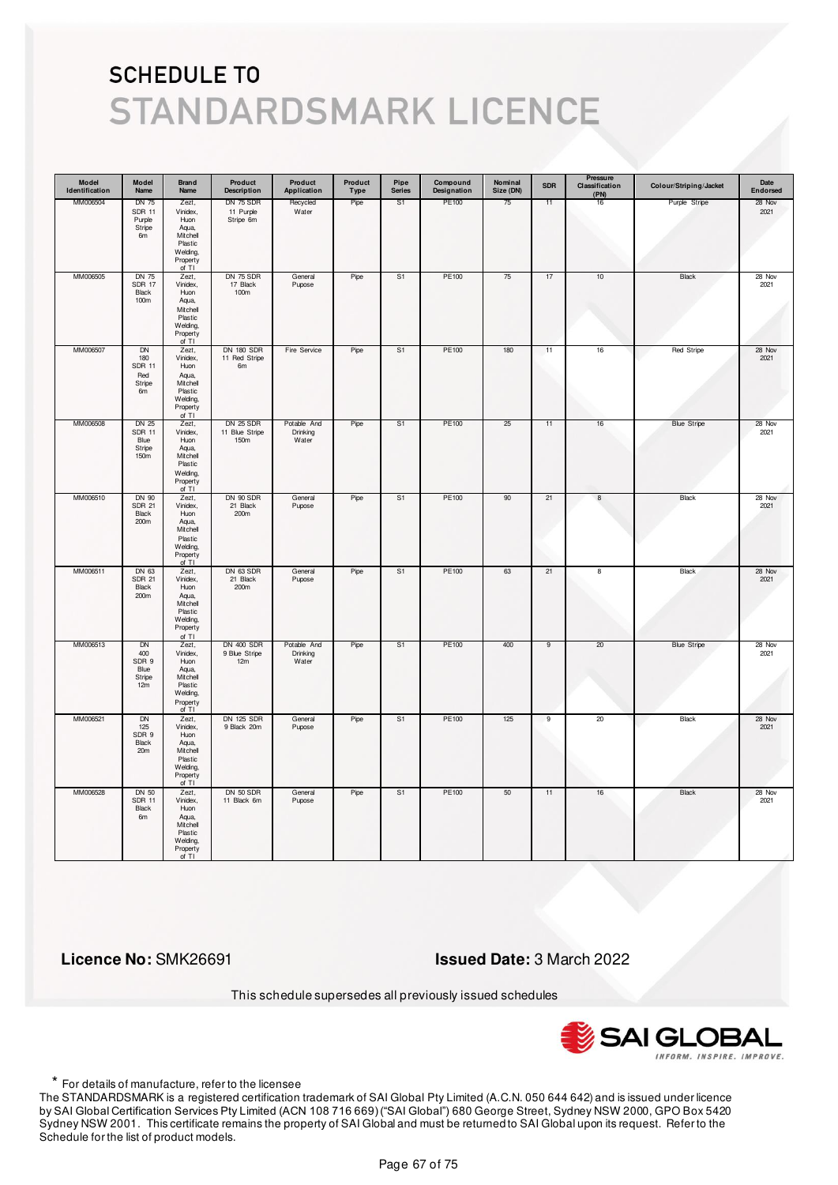# SCHEDULE TO
# STANDARDSMARK LICENCE

| Model Identification | Model Name | Brand Name | Product Description | Product Application | Product Type | Pipe Series | Compound Designation | Nominal Size (DN) | SDR | Pressure Classification (PN) | Colour/Striping/Jacket | Date Endorsed |
|---|---|---|---|---|---|---|---|---|---|---|---|---|
| MM006504 | DN 75 SDR 11 Purple Stripe 6m | Zezt, Vinidex, Huon Aqua, Mitchell Plastic Welding, Property of TI | DN 75 SDR 11 Purple Stripe 6m | Recycled Water | Pipe | S1 | PE100 | 75 | 11 | 16 | Purple Stripe | 28 Nov 2021 |
| MM006505 | DN 75 SDR 17 Black 100m | Zezt, Vinidex, Huon Aqua, Mitchell Plastic Welding, Property of TI | DN 75 SDR 17 Black 100m | General Pupose | Pipe | S1 | PE100 | 75 | 17 | 10 | Black | 28 Nov 2021 |
| MM006507 | DN 180 SDR 11 Red Stripe 6m | Zezt, Vinidex, Huon Aqua, Mitchell Plastic Welding, Property of TI | DN 180 SDR 11 Red Stripe 6m | Fire Service | Pipe | S1 | PE100 | 180 | 11 | 16 | Red Stripe | 28 Nov 2021 |
| MM006508 | DN 25 SDR 11 Blue Stripe 150m | Zezt, Vinidex, Huon Aqua, Mitchell Plastic Welding, Property of TI | DN 25 SDR 11 Blue Stripe 150m | Potable And Drinking Water | Pipe | S1 | PE100 | 25 | 11 | 16 | Blue Stripe | 28 Nov 2021 |
| MM006510 | DN 90 SDR 21 Black 200m | Zezt, Vinidex, Huon Aqua, Mitchell Plastic Welding, Property of TI | DN 90 SDR 21 Black 200m | General Pupose | Pipe | S1 | PE100 | 90 | 21 | 8 | Black | 28 Nov 2021 |
| MM006511 | DN 63 SDR 21 Black 200m | Zezt, Vinidex, Huon Aqua, Mitchell Plastic Welding, Property of TI | DN 63 SDR 21 Black 200m | General Pupose | Pipe | S1 | PE100 | 63 | 21 | 8 | Black | 28 Nov 2021 |
| MM006513 | DN 400 SDR 9 Blue Stripe 12m | Zezt, Vinidex, Huon Aqua, Mitchell Plastic Welding, Property of TI | DN 400 SDR 9 Blue Stripe 12m | Potable And Drinking Water | Pipe | S1 | PE100 | 400 | 9 | 20 | Blue Stripe | 28 Nov 2021 |
| MM006521 | DN 125 SDR 9 Black 20m | Zezt, Vinidex, Huon Aqua, Mitchell Plastic Welding, Property of TI | DN 125 SDR 9 Black 20m | General Pupose | Pipe | S1 | PE100 | 125 | 9 | 20 | Black | 28 Nov 2021 |
| MM006528 | DN 50 SDR 11 Black 6m | Zezt, Vinidex, Huon Aqua, Mitchell Plastic Welding, Property of TI | DN 50 SDR 11 Black 6m | General Pupose | Pipe | S1 | PE100 | 50 | 11 | 16 | Black | 28 Nov 2021 |

**Licence No:** SMK26691

**Issued Date:** 3 March 2022

This schedule supersedes all previously issued schedules

\* For details of manufacture, refer to the licensee

The STANDARDSMARK is a registered certification trademark of SAI Global Pty Limited (A.C.N. 050 644 642) and is issued under licence by SAI Global Certification Services Pty Limited (ACN 108 716 669) ("SAI Global") 680 George Street, Sydney NSW 2000, GPO Box 5420 Sydney NSW 2001. This certificate remains the property of SAI Global and must be returned to SAI Global upon its request. Refer to the Schedule for the list of product models.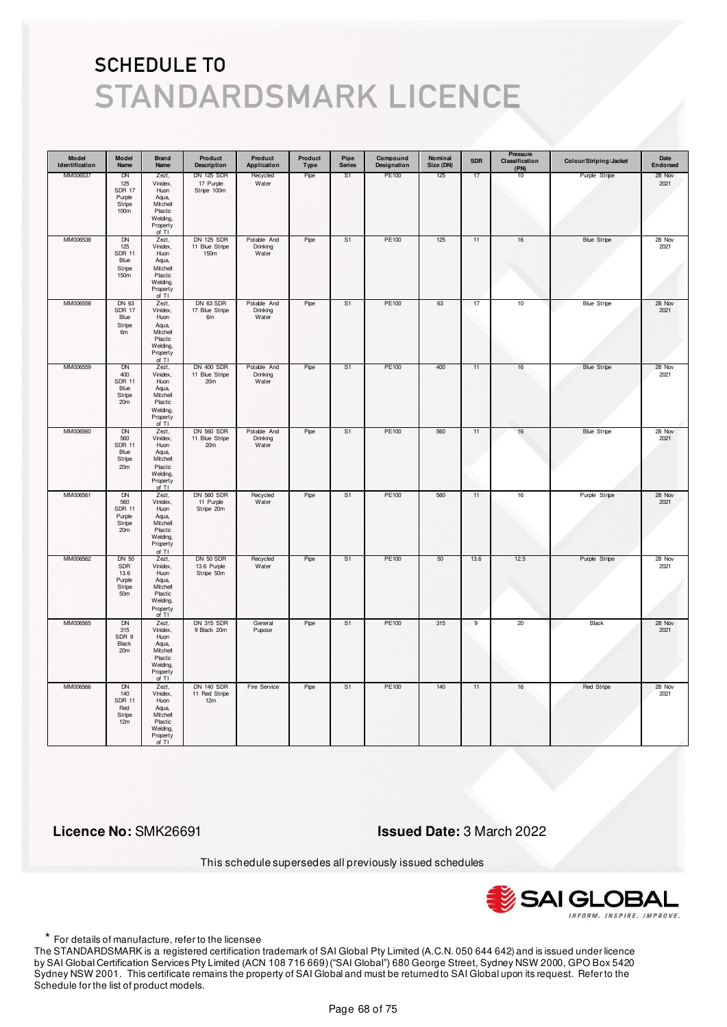# SCHEDULE TO
# STANDARDSMARK LICENCE

| Model Identification | Model Name | Brand Name | Product Description | Product Application | Product Type | Pipe Series | Compound Designation | Nominal Size (DN) | SDR | Pressure Classification (PN) | Colour/Striping/Jacket | Date Endorsed |
|---|---|---|---|---|---|---|---|---|---|---|---|---|
| MM006537 | DN 125 SDR 17 Purple Stripe 100m | Zezt, Vinidex, Huon Aqua, Mitchell Plastic Welding, Property of TI | DN 125 SDR 17 Purple Stripe 100m | Recycled Water | Pipe | S1 | PE100 | 125 | 17 | 10 | Purple Stripe | 28 Nov 2021 |
| MM006538 | DN 125 SDR 11 Blue Stripe 150m | Zezt, Vinidex, Huon Aqua, Mitchell Plastic Welding, Property of TI | DN 125 SDR 11 Blue Stripe 150m | Potable And Drinking Water | Pipe | S1 | PE100 | 125 | 11 | 16 | Blue Stripe | 28 Nov 2021 |
| MM006558 | DN 63 SDR 17 Blue Stripe 6m | Zezt, Vinidex, Huon Aqua, Mitchell Plastic Welding, Property of TI | DN 63 SDR 17 Blue Stripe 6m | Potable And Drinking Water | Pipe | S1 | PE100 | 63 | 17 | 10 | Blue Stripe | 28 Nov 2021 |
| MM006559 | DN 400 SDR 11 Blue Stripe 20m | Zezt, Vinidex, Huon Aqua, Mitchell Plastic Welding, Property of TI | DN 400 SDR 11 Blue Stripe 20m | Potable And Drinking Water | Pipe | S1 | PE100 | 400 | 11 | 16 | Blue Stripe | 28 Nov 2021 |
| MM006560 | DN 560 SDR 11 Blue Stripe 20m | Zezt, Vinidex, Huon Aqua, Mitchell Plastic Welding, Property of TI | DN 560 SDR 11 Blue Stripe 20m | Potable And Drinking Water | Pipe | S1 | PE100 | 560 | 11 | 16 | Blue Stripe | 28 Nov 2021 |
| MM006561 | DN 560 SDR 11 Purple Stripe 20m | Zezt, Vinidex, Huon Aqua, Mitchell Plastic Welding, Property of TI | DN 560 SDR 11 Purple Stripe 20m | Recycled Water | Pipe | S1 | PE100 | 560 | 11 | 16 | Purple Stripe | 28 Nov 2021 |
| MM006562 | DN 50 SDR 13.6 Purple Stripe 50m | Zezt, Vinidex, Huon Aqua, Mitchell Plastic Welding, Property of TI | DN 50 SDR 13.6 Purple Stripe 50m | Recycled Water | Pipe | S1 | PE100 | 50 | 13.6 | 12.5 | Purple Stripe | 28 Nov 2021 |
| MM006565 | DN 315 SDR 9 Black 20m | Zezt, Vinidex, Huon Aqua, Mitchell Plastic Welding, Property of TI | DN 315 SDR 9 Black 20m | General Pupose | Pipe | S1 | PE100 | 315 | 9 | 20 | Black | 28 Nov 2021 |
| MM006566 | DN 140 SDR 11 Red Stripe 12m | Zezt, Vinidex, Huon Aqua, Mitchell Plastic Welding, Property of TI | DN 140 SDR 11 Red Stripe 12m | Fire Service | Pipe | S1 | PE100 | 140 | 11 | 16 | Red Stripe | 28 Nov 2021 |

**Licence No:** SMK26691

**Issued Date:** 3 March 2022

This schedule supersedes all previously issued schedules

\* For details of manufacture, refer to the licensee

The STANDARDSMARK is a registered certification trademark of SAI Global Pty Limited (A.C.N. 050 644 642) and is issued under licence by SAI Global Certification Services Pty Limited (ACN 108 716 669) ("SAI Global") 680 George Street, Sydney NSW 2000, GPO Box 5420 Sydney NSW 2001. This certificate remains the property of SAI Global and must be returned to SAI Global upon its request. Refer to the Schedule for the list of product models.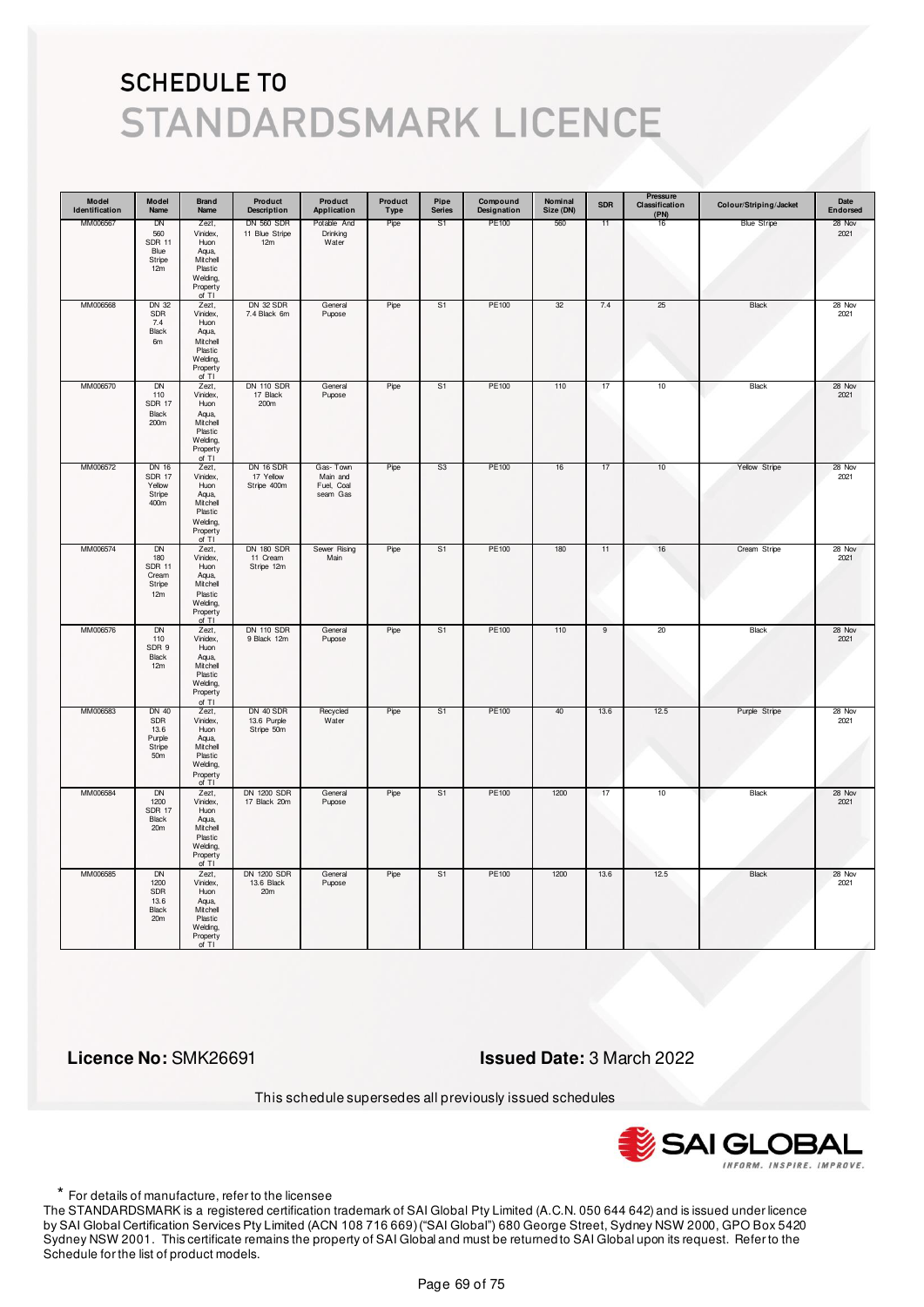# SCHEDULE TO

# STANDARDSMARK LICENCE

| Model Identification | Model Name | Brand Name | Product Description | Product Application | Product Type | Pipe Series | Compound Designation | Nominal Size (DN) | SDR | Pressure Classification (PN) | Colour/Striping/Jacket | Date Endorsed |
|---|---|---|---|---|---|---|---|---|---|---|---|---|
| MM006567 | DN 560 SDR 11 Blue Stripe 12m | Zezt, Vinidex, Huon Aqua, Mitchell Plastic Welding, Property of TI | DN 560 SDR 11 Blue Stripe 12m | Potable And Drinking Water | Pipe | S1 | PE100 | 560 | 11 | 16 | Blue Stripe | 28 Nov 2021 |
| MM006568 | DN 32 SDR 7.4 Black 6m | Zezt, Vinidex, Huon Aqua, Mitchell Plastic Welding, Property of TI | DN 32 SDR 7.4 Black 6m | General Pupose | Pipe | S1 | PE100 | 32 | 7.4 | 25 | Black | 28 Nov 2021 |
| MM006570 | DN 110 SDR 17 Black 200m | Zezt, Vinidex, Huon Aqua, Mitchell Plastic Welding, Property of TI | DN 110 SDR 17 Black 200m | General Pupose | Pipe | S1 | PE100 | 110 | 17 | 10 | Black | 28 Nov 2021 |
| MM006572 | DN 16 SDR 17 Yellow Stripe 400m | Zezt, Vinidex, Huon Aqua, Mitchell Plastic Welding, Property of TI | DN 16 SDR 17 Yellow Stripe 400m | Gas- Town Main and Fuel, Coal seam Gas | Pipe | S3 | PE100 | 16 | 17 | 10 | Yellow Stripe | 28 Nov 2021 |
| MM006574 | DN 180 SDR 11 Cream Stripe 12m | Zezt, Vinidex, Huon Aqua, Mitchell Plastic Welding, Property of TI | DN 180 SDR 11 Cream Stripe 12m | Sewer Rising Main | Pipe | S1 | PE100 | 180 | 11 | 16 | Cream Stripe | 28 Nov 2021 |
| MM006576 | DN 110 SDR 9 Black 12m | Zezt, Vinidex, Huon Aqua, Mitchell Plastic Welding, Property of TI | DN 110 SDR 9 Black 12m | General Pupose | Pipe | S1 | PE100 | 110 | 9 | 20 | Black | 28 Nov 2021 |
| MM006583 | DN 40 SDR 13.6 Purple Stripe 50m | Zezt, Vinidex, Huon Aqua, Mitchell Plastic Welding, Property of TI | DN 40 SDR 13.6 Purple Stripe 50m | Recycled Water | Pipe | S1 | PE100 | 40 | 13.6 | 12.5 | Purple Stripe | 28 Nov 2021 |
| MM006584 | DN 1200 SDR 17 Black 20m | Zezt, Vinidex, Huon Aqua, Mitchell Plastic Welding, Property of TI | DN 1200 SDR 17 Black 20m | General Pupose | Pipe | S1 | PE100 | 1200 | 17 | 10 | Black | 28 Nov 2021 |
| MM006585 | DN 1200 SDR 13.6 Black 20m | Zezt, Vinidex, Huon Aqua, Mitchell Plastic Welding, Property of TI | DN 1200 SDR 13.6 Black 20m | General Pupose | Pipe | S1 | PE100 | 1200 | 13.6 | 12.5 | Black | 28 Nov 2021 |

**Licence No:** SMK26691

**Issued Date:** 3 March 2022

This schedule supersedes all previously issued schedules

SAI GLOBAL
INFORM. INSPIRE. IMPROVE.

* For details of manufacture, refer to the licensee

The STANDARDSMARK is a registered certification trademark of SAI Global Pty Limited (A.C.N. 050 644 642) and is issued under licence by SAI Global Certification Services Pty Limited (ACN 108 716 669) ("SAI Global") 680 George Street, Sydney NSW 2000, GPO Box 5420 Sydney NSW 2001. This certificate remains the property of SAI Global and must be returned to SAI Global upon its request. Refer to the Schedule for the list of product models.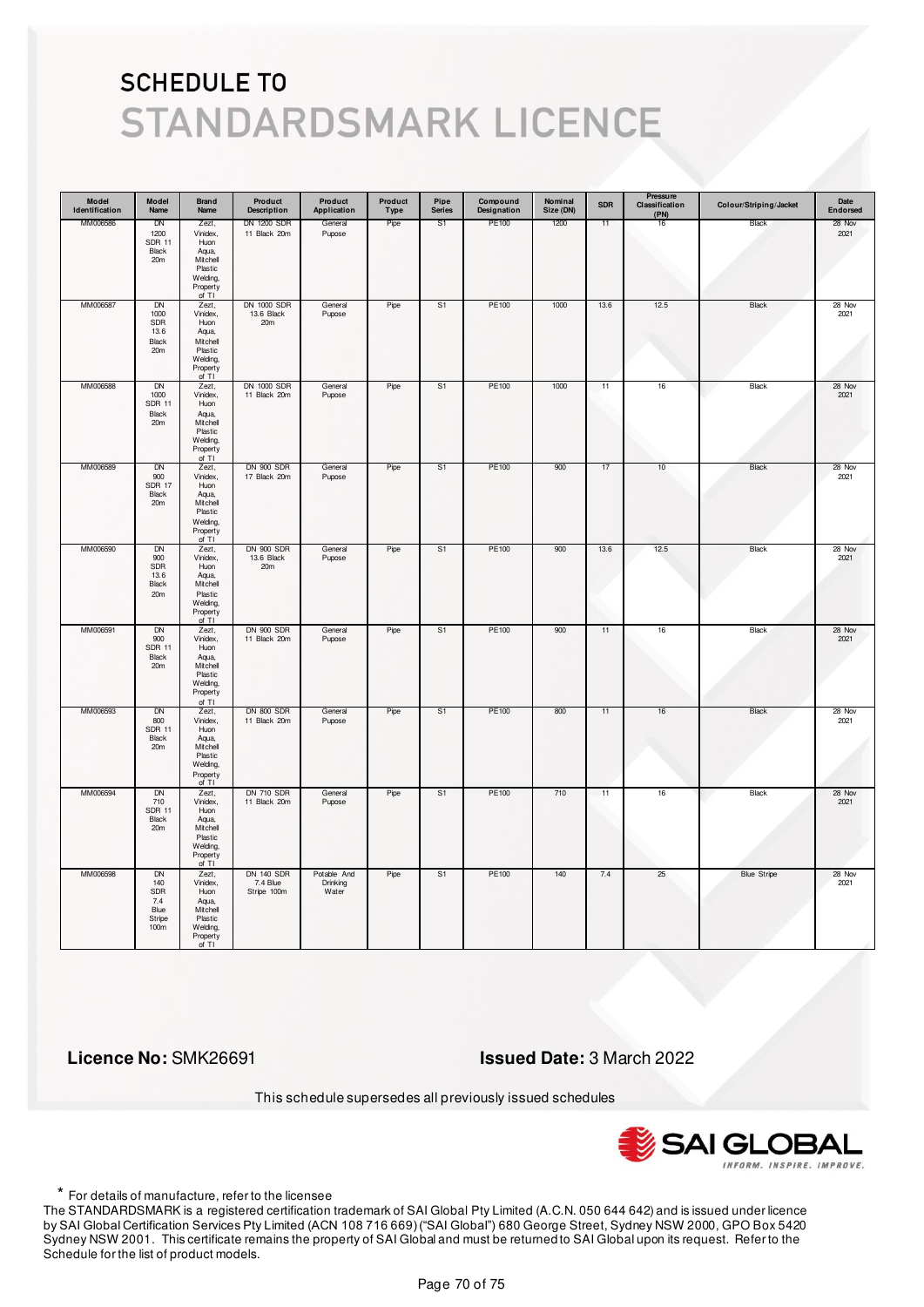# SCHEDULE TO

# STANDARDSMARK LICENCE

| Model Identification | Model Name | Brand Name | Product Description | Product Application | Product Type | Pipe Series | Compound Designation | Nominal Size (DN) | SDR | Pressure Classification (PN) | Colour/Striping/Jacket | Date Endorsed |
|---|---|---|---|---|---|---|---|---|---|---|---|---|
| MM006586 | DN 1200 SDR 11 Black 20m | Zezt, Vinidex, Huon Aqua, Mitchell Plastic Welding, Property of TI | DN 1200 SDR 11 Black 20m | General Pupose | Pipe | S1 | PE100 | 1200 | 11 | 16 | Black | 28 Nov 2021 |
| MM006587 | DN 1000 SDR 13.6 Black 20m | Zezt, Vinidex, Huon Aqua, Mitchell Plastic Welding, Property of TI | DN 1000 SDR 13.6 Black 20m | General Pupose | Pipe | S1 | PE100 | 1000 | 13.6 | 12.5 | Black | 28 Nov 2021 |
| MM006588 | DN 1000 SDR 11 Black 20m | Zezt, Vinidex, Huon Aqua, Mitchell Plastic Welding, Property of TI | DN 1000 SDR 11 Black 20m | General Pupose | Pipe | S1 | PE100 | 1000 | 11 | 16 | Black | 28 Nov 2021 |
| MM006589 | DN 900 SDR 17 Black 20m | Zezt, Vinidex, Huon Aqua, Mitchell Plastic Welding, Property of TI | DN 900 SDR 17 Black 20m | General Pupose | Pipe | S1 | PE100 | 900 | 17 | 10 | Black | 28 Nov 2021 |
| MM006590 | DN 900 SDR 13.6 Black 20m | Zezt, Vinidex, Huon Aqua, Mitchell Plastic Welding, Property of TI | DN 900 SDR 13.6 Black 20m | General Pupose | Pipe | S1 | PE100 | 900 | 13.6 | 12.5 | Black | 28 Nov 2021 |
| MM006591 | DN 900 SDR 11 Black 20m | Zezt, Vinidex, Huon Aqua, Mitchell Plastic Welding, Property of TI | DN 900 SDR 11 Black 20m | General Pupose | Pipe | S1 | PE100 | 900 | 11 | 16 | Black | 28 Nov 2021 |
| MM006593 | DN 800 SDR 11 Black 20m | Zezt, Vinidex, Huon Aqua, Mitchell Plastic Welding, Property of TI | DN 800 SDR 11 Black 20m | General Pupose | Pipe | S1 | PE100 | 800 | 11 | 16 | Black | 28 Nov 2021 |
| MM006594 | DN 710 SDR 11 Black 20m | Zezt, Vinidex, Huon Aqua, Mitchell Plastic Welding, Property of TI | DN 710 SDR 11 Black 20m | General Pupose | Pipe | S1 | PE100 | 710 | 11 | 16 | Black | 28 Nov 2021 |
| MM006598 | DN 140 SDR 7.4 Blue Stripe 100m | Zezt, Vinidex, Huon Aqua, Mitchell Plastic Welding, Property of TI | DN 140 SDR 7.4 Blue Stripe 100m | Potable And Drinking Water | Pipe | S1 | PE100 | 140 | 7.4 | 25 | Blue Stripe | 28 Nov 2021 |

**Licence No:** SMK26691

**Issued Date:** 3 March 2022

This schedule supersedes all previously issued schedules

\* For details of manufacture, refer to the licensee

The STANDARDSMARK is a registered certification trademark of SAI Global Pty Limited (A.C.N. 050 644 642) and is issued under licence by SAI Global Certification Services Pty Limited (ACN 108 716 669) ("SAI Global") 680 George Street, Sydney NSW 2000, GPO Box 5420 Sydney NSW 2001. This certificate remains the property of SAI Global and must be returned to SAI Global upon its request. Refer to the Schedule for the list of product models.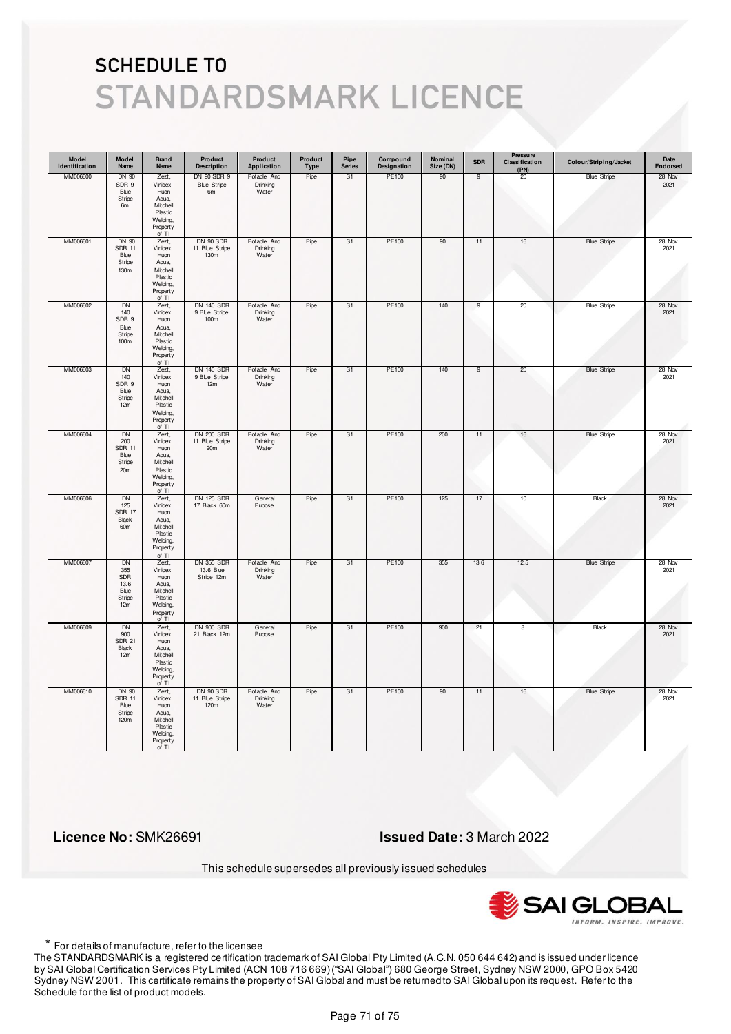# SCHEDULE TO
# STANDARDSMARK LICENCE

| Model Identification | Model Name | Brand Name | Product Description | Product Application | Product Type | Pipe Series | Compound Designation | Nominal Size (DN) | SDR | Pressure Classification (PN) | Colour/Striping/Jacket | Date Endorsed |
|---|---|---|---|---|---|---|---|---|---|---|---|---|
| MM006600 | DN 90 SDR 9 Blue Stripe 6m | Zezt, Vinidex, Huon Aqua, Mitchell Plastic Welding, Property of TI | DN 90 SDR 9 Blue Stripe 6m | Potable And Drinking Water | Pipe | S1 | PE100 | 90 | 9 | 20 | Blue Stripe | 28 Nov 2021 |
| MM006601 | DN 90 SDR 11 Blue Stripe 130m | Zezt, Vinidex, Huon Aqua, Mitchell Plastic Welding, Property of TI | DN 90 SDR 11 Blue Stripe 130m | Potable And Drinking Water | Pipe | S1 | PE100 | 90 | 11 | 16 | Blue Stripe | 28 Nov 2021 |
| MM006602 | DN 140 SDR 9 Blue Stripe 100m | Zezt, Vinidex, Huon Aqua, Mitchell Plastic Welding, Property of TI | DN 140 SDR 9 Blue Stripe 100m | Potable And Drinking Water | Pipe | S1 | PE100 | 140 | 9 | 20 | Blue Stripe | 28 Nov 2021 |
| MM006603 | DN 140 SDR 9 Blue Stripe 12m | Zezt, Vinidex, Huon Aqua, Mitchell Plastic Welding, Property of TI | DN 140 SDR 9 Blue Stripe 12m | Potable And Drinking Water | Pipe | S1 | PE100 | 140 | 9 | 20 | Blue Stripe | 28 Nov 2021 |
| MM006604 | DN 200 SDR 11 Blue Stripe 20m | Zezt, Vinidex, Huon Aqua, Mitchell Plastic Welding, Property of TI | DN 200 SDR 11 Blue Stripe 20m | Potable And Drinking Water | Pipe | S1 | PE100 | 200 | 11 | 16 | Blue Stripe | 28 Nov 2021 |
| MM006606 | DN 125 SDR 17 Black 60m | Zezt, Vinidex, Huon Aqua, Mitchell Plastic Welding, Property of TI | DN 125 SDR 17 Black 60m | General Pupose | Pipe | S1 | PE100 | 125 | 17 | 10 | Black | 28 Nov 2021 |
| MM006607 | DN 355 SDR 13.6 Blue Stripe 12m | Zezt, Vinidex, Huon Aqua, Mitchell Plastic Welding, Property of TI | DN 355 SDR 13.6 Blue Stripe 12m | Potable And Drinking Water | Pipe | S1 | PE100 | 355 | 13.6 | 12.5 | Blue Stripe | 28 Nov 2021 |
| MM006609 | DN 900 SDR 21 Black 12m | Zezt, Vinidex, Huon Aqua, Mitchell Plastic Welding, Property of TI | DN 900 SDR 21 Black 12m | General Pupose | Pipe | S1 | PE100 | 900 | 21 | 8 | Black | 28 Nov 2021 |
| MM006610 | DN 90 SDR 11 Blue Stripe 120m | Zezt, Vinidex, Huon Aqua, Mitchell Plastic Welding, Property of TI | DN 90 SDR 11 Blue Stripe 120m | Potable And Drinking Water | Pipe | S1 | PE100 | 90 | 11 | 16 | Blue Stripe | 28 Nov 2021 |

**Licence No:** SMK26691

**Issued Date:** 3 March 2022

This schedule supersedes all previously issued schedules

SAI GLOBAL
INFORM. INSPIRE. IMPROVE.

\* For details of manufacture, refer to the licensee

The STANDARDSMARK is a registered certification trademark of SAI Global Pty Limited (A.C.N. 050 644 642) and is issued under licence by SAI Global Certification Services Pty Limited (ACN 108 716 669) ("SAI Global") 680 George Street, Sydney NSW 2000, GPO Box 5420 Sydney NSW 2001. This certificate remains the property of SAI Global and must be returned to SAI Global upon its request. Refer to the Schedule for the list of product models.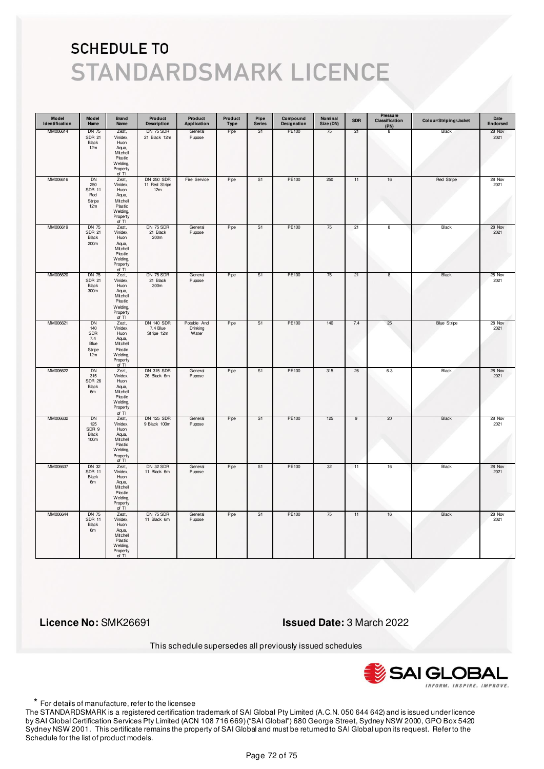# SCHEDULE TO
# STANDARDSMARK LICENCE

| Model Identification | Model Name | Brand Name | Product Description | Product Application | Product Type | Pipe Series | Compound Designation | Nominal Size (DN) | SDR | Pressure Classification (PN) | Colour/Striping/Jacket | Date Endorsed |
|---|---|---|---|---|---|---|---|---|---|---|---|---|
| MM006614 | DN 75 SDR 21 Black 12m | Zezt, Vinidex, Huon Aqua, Mitchell Plastic Welding, Property of TI | DN 75 SDR 21 Black 12m | General Pupose | Pipe | S1 | PE100 | 75 | 21 | 8 | Black | 28 Nov 2021 |
| MM006616 | DN 250 SDR 11 Red Stripe 12m | Zezt, Vinidex, Huon Aqua, Mitchell Plastic Welding, Property of TI | DN 250 SDR 11 Red Stripe 12m | Fire Service | Pipe | S1 | PE100 | 250 | 11 | 16 | Red Stripe | 28 Nov 2021 |
| MM006619 | DN 75 SDR 21 Black 200m | Zezt, Vinidex, Huon Aqua, Mitchell Plastic Welding, Property of TI | DN 75 SDR 21 Black 200m | General Pupose | Pipe | S1 | PE100 | 75 | 21 | 8 | Black | 28 Nov 2021 |
| MM006620 | DN 75 SDR 21 Black 300m | Zezt, Vinidex, Huon Aqua, Mitchell Plastic Welding, Property of TI | DN 75 SDR 21 Black 300m | General Pupose | Pipe | S1 | PE100 | 75 | 21 | 8 | Black | 28 Nov 2021 |
| MM006621 | DN 140 SDR 7.4 Blue Stripe 12m | Zezt, Vinidex, Huon Aqua, Mitchell Plastic Welding, Property of TI | DN 140 SDR 7.4 Blue Stripe 12m | Potable And Drinking Water | Pipe | S1 | PE100 | 140 | 7.4 | 25 | Blue Stripe | 28 Nov 2021 |
| MM006622 | DN 315 SDR 26 Black 6m | Zezt, Vinidex, Huon Aqua, Mitchell Plastic Welding, Property of TI | DN 315 SDR 26 Black 6m | General Pupose | Pipe | S1 | PE100 | 315 | 26 | 6.3 | Black | 28 Nov 2021 |
| MM006632 | DN 125 SDR 9 Black 100m | Zezt, Vinidex, Huon Aqua, Mitchell Plastic Welding, Property of TI | DN 125 SDR 9 Black 100m | General Pupose | Pipe | S1 | PE100 | 125 | 9 | 20 | Black | 28 Nov 2021 |
| MM006637 | DN 32 SDR 11 Black 6m | Zezt, Vinidex, Huon Aqua, Mitchell Plastic Welding, Property of TI | DN 32 SDR 11 Black 6m | General Pupose | Pipe | S1 | PE100 | 32 | 11 | 16 | Black | 28 Nov 2021 |
| MM006644 | DN 75 SDR 11 Black 6m | Zezt, Vinidex, Huon Aqua, Mitchell Plastic Welding, Property of TI | DN 75 SDR 11 Black 6m | General Pupose | Pipe | S1 | PE100 | 75 | 11 | 16 | Black | 28 Nov 2021 |

**Licence No:** SMK26691

**Issued Date:** 3 March 2022

This schedule supersedes all previously issued schedules

SAI GLOBAL
INFORM. INSPIRE. IMPROVE.

\* For details of manufacture, refer to the licensee

The STANDARDSMARK is a registered certification trademark of SAI Global Pty Limited (A.C.N. 050 644 642) and is issued under licence by SAI Global Certification Services Pty Limited (ACN 108 716 669) ("SAI Global") 680 George Street, Sydney NSW 2000, GPO Box 5420 Sydney NSW 2001. This certificate remains the property of SAI Global and must be returned to SAI Global upon its request. Refer to the Schedule for the list of product models.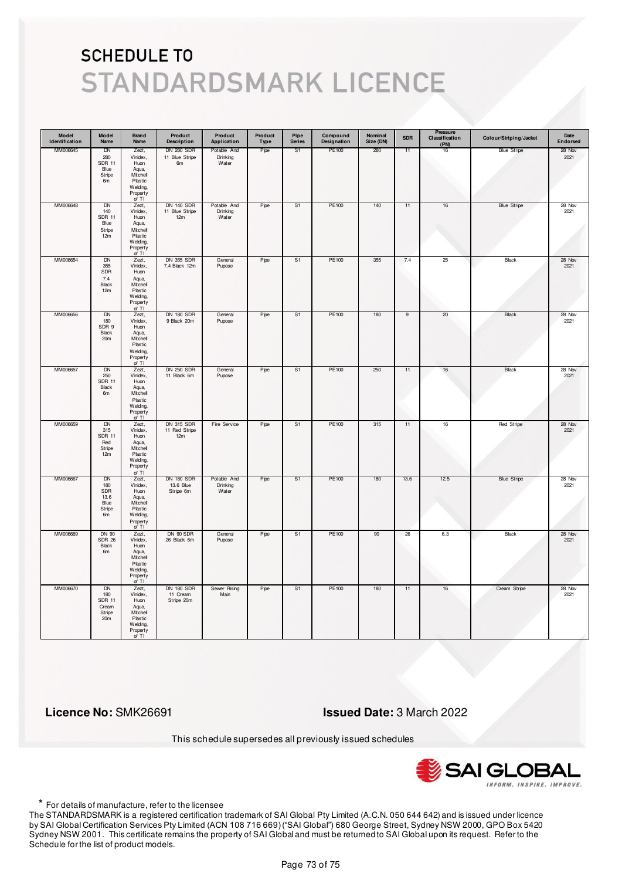# SCHEDULE TO
# STANDARDSMARK LICENCE

| Model Identification | Model Name | Brand Name | Product Description | Product Application | Product Type | Pipe Series | Compound Designation | Nominal Size (DN) | SDR | Pressure Classification (PN) | Colour/Striping/Jacket | Date Endorsed |
|---|---|---|---|---|---|---|---|---|---|---|---|---|
| MM006645 | DN 280 SDR 11 Blue Stripe 6m | Zezt, Vinidex, Huon Aqua, Mitchell Plastic Welding, Property of TI | DN 280 SDR 11 Blue Stripe 6m | Potable And Drinking Water | Pipe | S1 | PE100 | 280 | 11 | 16 | Blue Stripe | 28 Nov 2021 |
| MM006648 | DN 140 SDR 11 Blue Stripe 12m | Zezt, Vinidex, Huon Aqua, Mitchell Plastic Welding, Property of TI | DN 140 SDR 11 Blue Stripe 12m | Potable And Drinking Water | Pipe | S1 | PE100 | 140 | 11 | 16 | Blue Stripe | 28 Nov 2021 |
| MM006654 | DN 355 SDR 7.4 Black 12m | Zezt, Vinidex, Huon Aqua, Mitchell Plastic Welding, Property of TI | DN 355 SDR 7.4 Black 12m | General Pupose | Pipe | S1 | PE100 | 355 | 7.4 | 25 | Black | 28 Nov 2021 |
| MM006656 | DN 180 SDR 9 Black 20m | Zezt, Vinidex, Huon Aqua, Mitchell Plastic Welding, Property of TI | DN 180 SDR 9 Black 20m | General Pupose | Pipe | S1 | PE100 | 180 | 9 | 20 | Black | 28 Nov 2021 |
| MM006657 | DN 250 SDR 11 Black 6m | Zezt, Vinidex, Huon Aqua, Mitchell Plastic Welding, Property of TI | DN 250 SDR 11 Black 6m | General Pupose | Pipe | S1 | PE100 | 250 | 11 | 16 | Black | 28 Nov 2021 |
| MM006659 | DN 315 SDR 11 Red Stripe 12m | Zezt, Vinidex, Huon Aqua, Mitchell Plastic Welding, Property of TI | DN 315 SDR 11 Red Stripe 12m | Fire Service | Pipe | S1 | PE100 | 315 | 11 | 16 | Red Stripe | 28 Nov 2021 |
| MM006667 | DN 180 SDR 13.6 Blue Stripe 6m | Zezt, Vinidex, Huon Aqua, Mitchell Plastic Welding, Property of TI | DN 180 SDR 13.6 Blue Stripe 6m | Potable And Drinking Water | Pipe | S1 | PE100 | 180 | 13.6 | 12.5 | Blue Stripe | 28 Nov 2021 |
| MM006669 | DN 90 SDR 26 Black 6m | Zezt, Vinidex, Huon Aqua, Mitchell Plastic Welding, Property of TI | DN 90 SDR 26 Black 6m | General Pupose | Pipe | S1 | PE100 | 90 | 26 | 6.3 | Black | 28 Nov 2021 |
| MM006670 | DN 180 SDR 11 Cream Stripe 20m | Zezt, Vinidex, Huon Aqua, Mitchell Plastic Welding, Property of TI | DN 180 SDR 11 Cream Stripe 20m | Sewer Rising Main | Pipe | S1 | PE100 | 180 | 11 | 16 | Cream Stripe | 28 Nov 2021 |

**Licence No:** SMK26691

**Issued Date:** 3 March 2022

This schedule supersedes all previously issued schedules

\* For details of manufacture, refer to the licensee

The STANDARDSMARK is a registered certification trademark of SAI Global Pty Limited (A.C.N. 050 644 642) and is issued under licence by SAI Global Certification Services Pty Limited (ACN 108 716 669) ("SAI Global") 680 George Street, Sydney NSW 2000, GPO Box 5420 Sydney NSW 2001. This certificate remains the property of SAI Global and must be returned to SAI Global upon its request. Refer to the Schedule for the list of product models.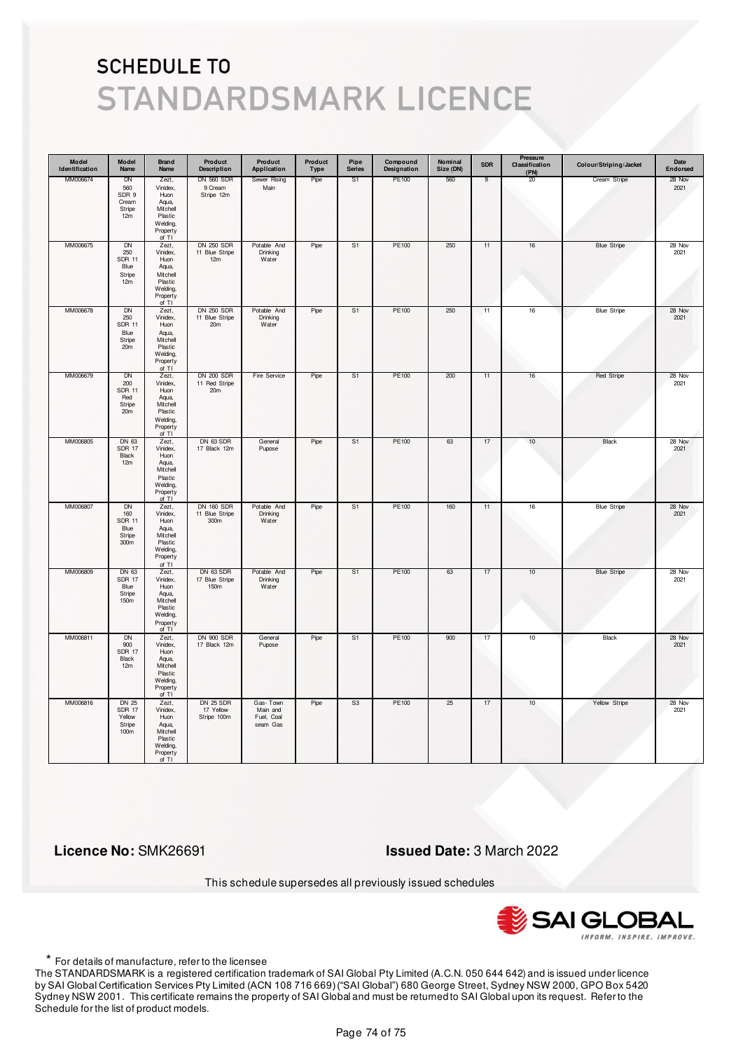# SCHEDULE TO
# STANDARDSMARK LICENCE

| Model Identification | Model Name | Brand Name | Product Description | Product Application | Product Type | Pipe Series | Compound Designation | Nominal Size (DN) | SDR | Pressure Classification (PN) | Colour/Striping/Jacket | Date Endorsed |
|---|---|---|---|---|---|---|---|---|---|---|---|---|
| MM006674 | DN 560 SDR 9 Cream Stripe 12m | Zezt, Vinidex, Huon Aqua, Mitchell Plastic Welding, Property of TI | DN 560 SDR 9 Cream Stripe 12m | Sewer Rising Main | Pipe | S1 | PE100 | 560 | 9 | 20 | Cream Stripe | 28 Nov 2021 |
| MM006675 | DN 250 SDR 11 Blue Stripe 12m | Zezt, Vinidex, Huon Aqua, Mitchell Plastic Welding, Property of TI | DN 250 SDR 11 Blue Stripe 12m | Potable And Drinking Water | Pipe | S1 | PE100 | 250 | 11 | 16 | Blue Stripe | 28 Nov 2021 |
| MM006678 | DN 250 SDR 11 Blue Stripe 20m | Zezt, Vinidex, Huon Aqua, Mitchell Plastic Welding, Property of TI | DN 250 SDR 11 Blue Stripe 20m | Potable And Drinking Water | Pipe | S1 | PE100 | 250 | 11 | 16 | Blue Stripe | 28 Nov 2021 |
| MM006679 | DN 200 SDR 11 Red Stripe 20m | Zezt, Vinidex, Huon Aqua, Mitchell Plastic Welding, Property of TI | DN 200 SDR 11 Red Stripe 20m | Fire Service | Pipe | S1 | PE100 | 200 | 11 | 16 | Red Stripe | 28 Nov 2021 |
| MM006805 | DN 63 SDR 17 Black 12m | Zezt, Vinidex, Huon Aqua, Mitchell Plastic Welding, Property of TI | DN 63 SDR 17 Black 12m | General Pupose | Pipe | S1 | PE100 | 63 | 17 | 10 | Black | 28 Nov 2021 |
| MM006807 | DN 160 SDR 11 Blue Stripe 300m | Zezt, Vinidex, Huon Aqua, Mitchell Plastic Welding, Property of TI | DN 160 SDR 11 Blue Stripe 300m | Potable And Drinking Water | Pipe | S1 | PE100 | 160 | 11 | 16 | Blue Stripe | 28 Nov 2021 |
| MM006809 | DN 63 SDR 17 Blue Stripe 150m | Zezt, Vinidex, Huon Aqua, Mitchell Plastic Welding, Property of TI | DN 63 SDR 17 Blue Stripe 150m | Potable And Drinking Water | Pipe | S1 | PE100 | 63 | 17 | 10 | Blue Stripe | 28 Nov 2021 |
| MM006811 | DN 900 SDR 17 Black 12m | Zezt, Vinidex, Huon Aqua, Mitchell Plastic Welding, Property of TI | DN 900 SDR 17 Black 12m | General Pupose | Pipe | S1 | PE100 | 900 | 17 | 10 | Black | 28 Nov 2021 |
| MM006816 | DN 25 SDR 17 Yellow Stripe 100m | Zezt, Vinidex, Huon Aqua, Mitchell Plastic Welding, Property of TI | DN 25 SDR 17 Yellow Stripe 100m | Gas- Town Main and Fuel, Coal seam Gas | Pipe | S3 | PE100 | 25 | 17 | 10 | Yellow Stripe | 28 Nov 2021 |

**Licence No:** SMK26691

**Issued Date:** 3 March 2022

This schedule supersedes all previously issued schedules

\* For details of manufacture, refer to the licensee

The STANDARDSMARK is a registered certification trademark of SAI Global Pty Limited (A.C.N. 050 644 642) and is issued under licence by SAI Global Certification Services Pty Limited (ACN 108 716 669) ("SAI Global") 680 George Street, Sydney NSW 2000, GPO Box 5420 Sydney NSW 2001. This certificate remains the property of SAI Global and must be returned to SAI Global upon its request. Refer to the Schedule for the list of product models.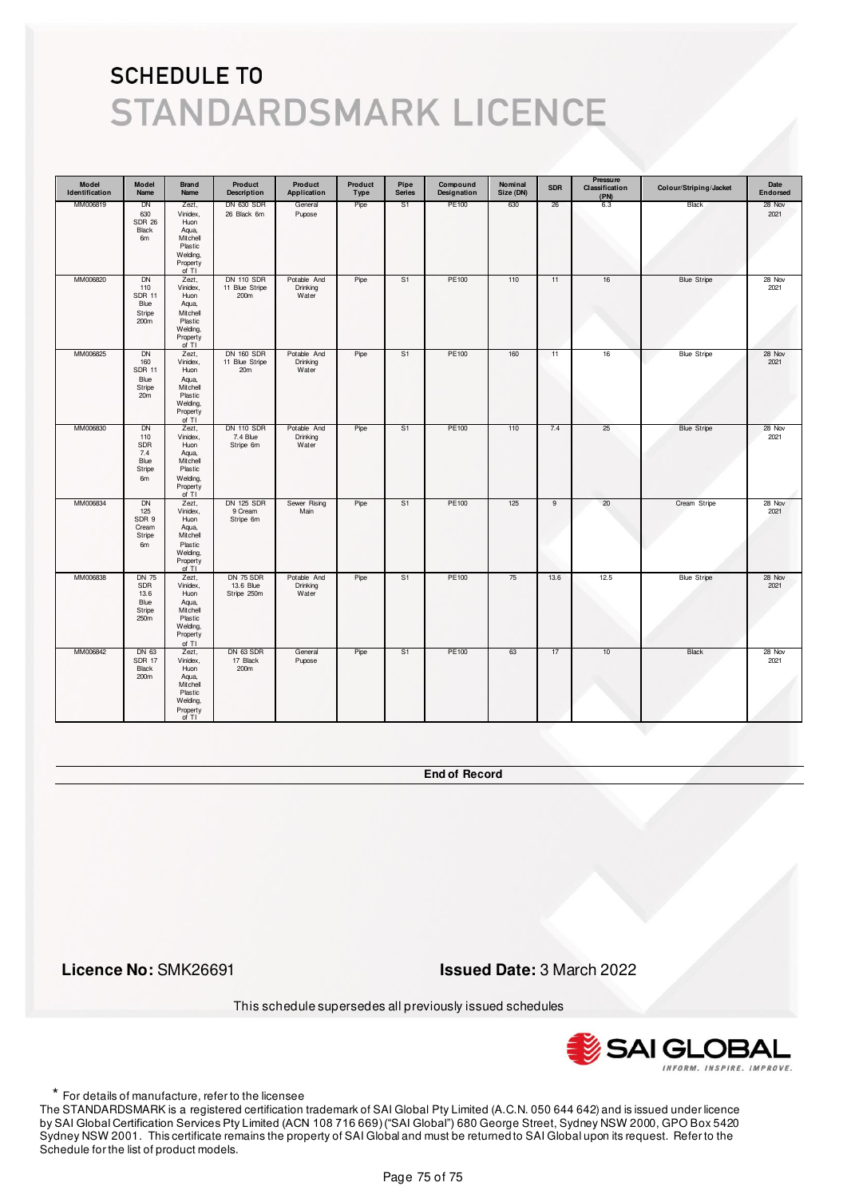# SCHEDULE TO
# STANDARDSMARK LICENCE

| Model Identification | Model Name | Brand Name | Product Description | Product Application | Product Type | Pipe Series | Compound Designation | Nominal Size (DN) | SDR | Pressure Classification (PN) | Colour/Striping/Jacket | Date Endorsed |
|---|---|---|---|---|---|---|---|---|---|---|---|---|
| MM006819 | DN 630 SDR 26 Black 6m | Zezt, Vinidex, Huon Aqua, Mitchell Plastic Welding, Property of TI | DN 630 SDR 26 Black 6m | General Pupose | Pipe | S1 | PE100 | 630 | 26 | 6.3 | Black | 28 Nov 2021 |
| MM006820 | DN 110 SDR 11 Blue Stripe 200m | Zezt, Vinidex, Huon Aqua, Mitchell Plastic Welding, Property of TI | DN 110 SDR 11 Blue Stripe 200m | Potable And Drinking Water | Pipe | S1 | PE100 | 110 | 11 | 16 | Blue Stripe | 28 Nov 2021 |
| MM006825 | DN 160 SDR 11 Blue Stripe 20m | Zezt, Vinidex, Huon Aqua, Mitchell Plastic Welding, Property of TI | DN 160 SDR 11 Blue Stripe 20m | Potable And Drinking Water | Pipe | S1 | PE100 | 160 | 11 | 16 | Blue Stripe | 28 Nov 2021 |
| MM006830 | DN 110 SDR 7.4 Blue Stripe 6m | Zezt, Vinidex, Huon Aqua, Mitchell Plastic Welding, Property of TI | DN 110 SDR 7.4 Blue Stripe 6m | Potable And Drinking Water | Pipe | S1 | PE100 | 110 | 7.4 | 25 | Blue Stripe | 28 Nov 2021 |
| MM006834 | DN 125 SDR 9 Cream Stripe 6m | Zezt, Vinidex, Huon Aqua, Mitchell Plastic Welding, Property of TI | DN 125 SDR 9 Cream Stripe 6m | Sewer Rising Main | Pipe | S1 | PE100 | 125 | 9 | 20 | Cream Stripe | 28 Nov 2021 |
| MM006838 | DN 75 SDR 13.6 Blue Stripe 250m | Zezt, Vinidex, Huon Aqua, Mitchell Plastic Welding, Property of TI | DN 75 SDR 13.6 Blue Stripe 250m | Potable And Drinking Water | Pipe | S1 | PE100 | 75 | 13.6 | 12.5 | Blue Stripe | 28 Nov 2021 |
| MM006842 | DN 63 SDR 17 Black 200m | Zezt, Vinidex, Huon Aqua, Mitchell Plastic Welding, Property of TI | DN 63 SDR 17 Black 200m | General Pupose | Pipe | S1 | PE100 | 63 | 17 | 10 | Black | 28 Nov 2021 |

**End of Record**

**Licence No:** SMK26691

**Issued Date:** 3 March 2022

This schedule supersedes all previously issued schedules

SAI GLOBAL
INFORM. INSPIRE. IMPROVE.

* For details of manufacture, refer to the licensee

The STANDARDSMARK is a registered certification trademark of SAI Global Pty Limited (A.C.N. 050 644 642) and is issued under licence by SAI Global Certification Services Pty Limited (ACN 108 716 669) ("SAI Global") 680 George Street, Sydney NSW 2000, GPO Box 5420 Sydney NSW 2001. This certificate remains the property of SAI Global and must be returned to SAI Global upon its request. Refer to the Schedule for the list of product models.